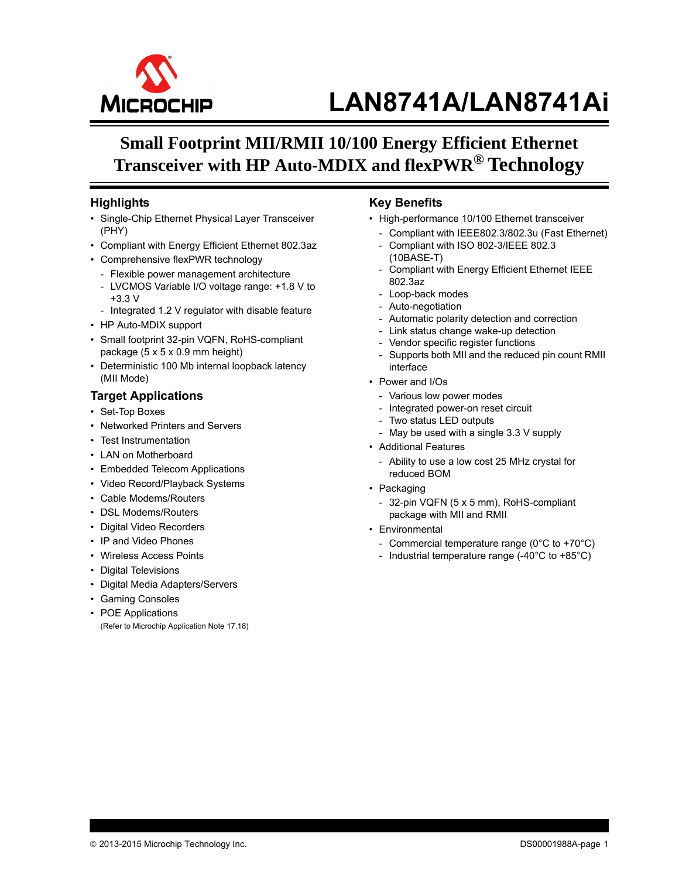# LAN8741A/LAN8741Ai

## Small Footprint MII/RMII 10/100 Energy Efficient Ethernet Transceiver with HP Auto-MDIX and flexPWR® Technology

### Highlights

- Single-Chip Ethernet Physical Layer Transceiver (PHY)
- Compliant with Energy Efficient Ethernet 802.3az
- Comprehensive flexPWR technology
  - Flexible power management architecture
  - LVCMOS Variable I/O voltage range: +1.8 V to +3.3 V
  - Integrated 1.2 V regulator with disable feature
- HP Auto-MDIX support
- Small footprint 32-pin VQFN, RoHS-compliant package (5 x 5 x 0.9 mm height)
- Deterministic 100 Mb internal loopback latency (MII Mode)

### Target Applications

- Set-Top Boxes
- Networked Printers and Servers
- Test Instrumentation
- LAN on Motherboard
- Embedded Telecom Applications
- Video Record/Playback Systems
- Cable Modems/Routers
- DSL Modems/Routers
- Digital Video Recorders
- IP and Video Phones
- Wireless Access Points
- Digital Televisions
- Digital Media Adapters/Servers
- Gaming Consoles
- POE Applications
  (Refer to Microchip Application Note 17.18)

### Key Benefits

- High-performance 10/100 Ethernet transceiver
  - Compliant with IEEE802.3/802.3u (Fast Ethernet)
  - Compliant with ISO 802-3/IEEE 802.3 (10BASE-T)
  - Compliant with Energy Efficient Ethernet IEEE 802.3az
  - Loop-back modes
  - Auto-negotiation
  - Automatic polarity detection and correction
  - Link status change wake-up detection
  - Vendor specific register functions
  - Supports both MII and the reduced pin count RMII interface
- Power and I/Os
  - Various low power modes
  - Integrated power-on reset circuit
  - Two status LED outputs
  - May be used with a single 3.3 V supply
- Additional Features
  - Ability to use a low cost 25 MHz crystal for reduced BOM
- Packaging
  - 32-pin VQFN (5 x 5 mm), RoHS-compliant package with MII and RMII
- Environmental
  - Commercial temperature range (0°C to +70°C)
  - Industrial temperature range (-40°C to +85°C)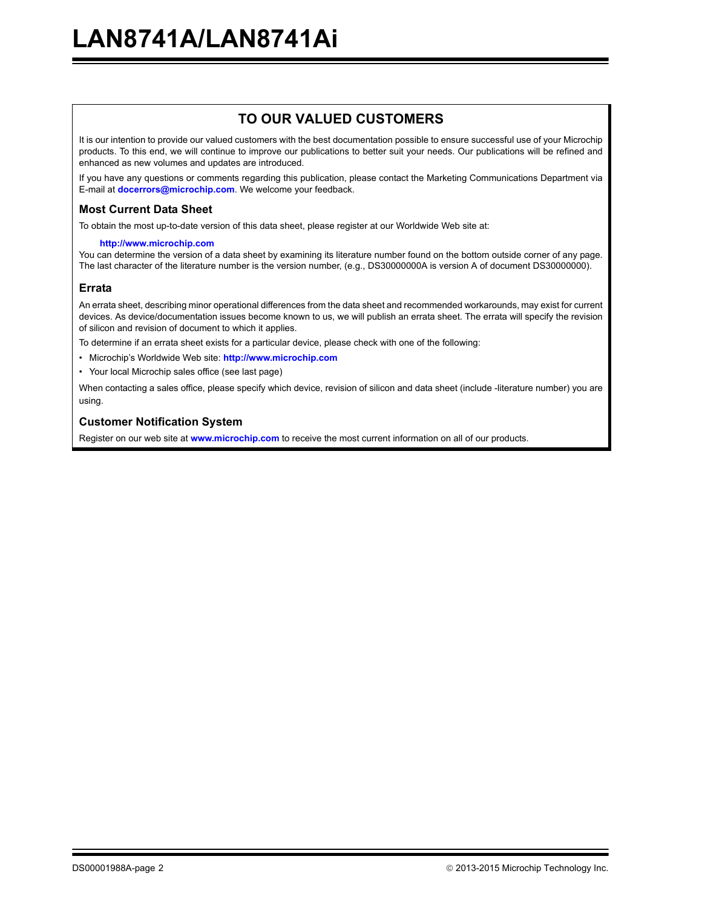## TO OUR VALUED CUSTOMERS

It is our intention to provide our valued customers with the best documentation possible to ensure successful use of your Microchip products. To this end, we will continue to improve our publications to better suit your needs. Our publications will be refined and enhanced as new volumes and updates are introduced.

If you have any questions or comments regarding this publication, please contact the Marketing Communications Department via E-mail at **docerrors@microchip.com**. We welcome your feedback.

### Most Current Data Sheet

To obtain the most up-to-date version of this data sheet, please register at our Worldwide Web site at:

**http://www.microchip.com**

You can determine the version of a data sheet by examining its literature number found on the bottom outside corner of any page. The last character of the literature number is the version number, (e.g., DS30000000A is version A of document DS30000000).

### Errata

An errata sheet, describing minor operational differences from the data sheet and recommended workarounds, may exist for current devices. As device/documentation issues become known to us, we will publish an errata sheet. The errata will specify the revision of silicon and revision of document to which it applies.

To determine if an errata sheet exists for a particular device, please check with one of the following:

- Microchip's Worldwide Web site: **http://www.microchip.com**
- Your local Microchip sales office (see last page)

When contacting a sales office, please specify which device, revision of silicon and data sheet (include -literature number) you are using.

### Customer Notification System

Register on our web site at **www.microchip.com** to receive the most current information on all of our products.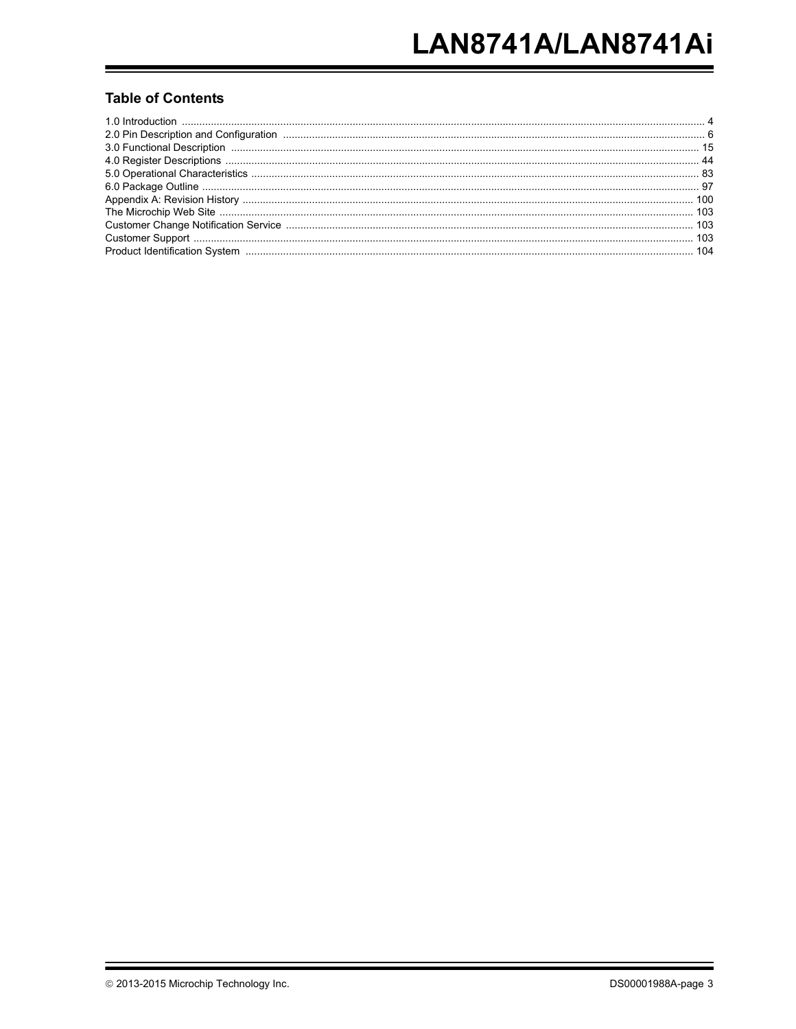## Table of Contents

1.0 Introduction ........ 4
2.0 Pin Description and Configuration ........ 6
3.0 Functional Description ........ 15
4.0 Register Descriptions ........ 44
5.0 Operational Characteristics ........ 83
6.0 Package Outline ........ 97
Appendix A: Revision History ........ 100
The Microchip Web Site ........ 103
Customer Change Notification Service ........ 103
Customer Support ........ 103
Product Identification System ........ 104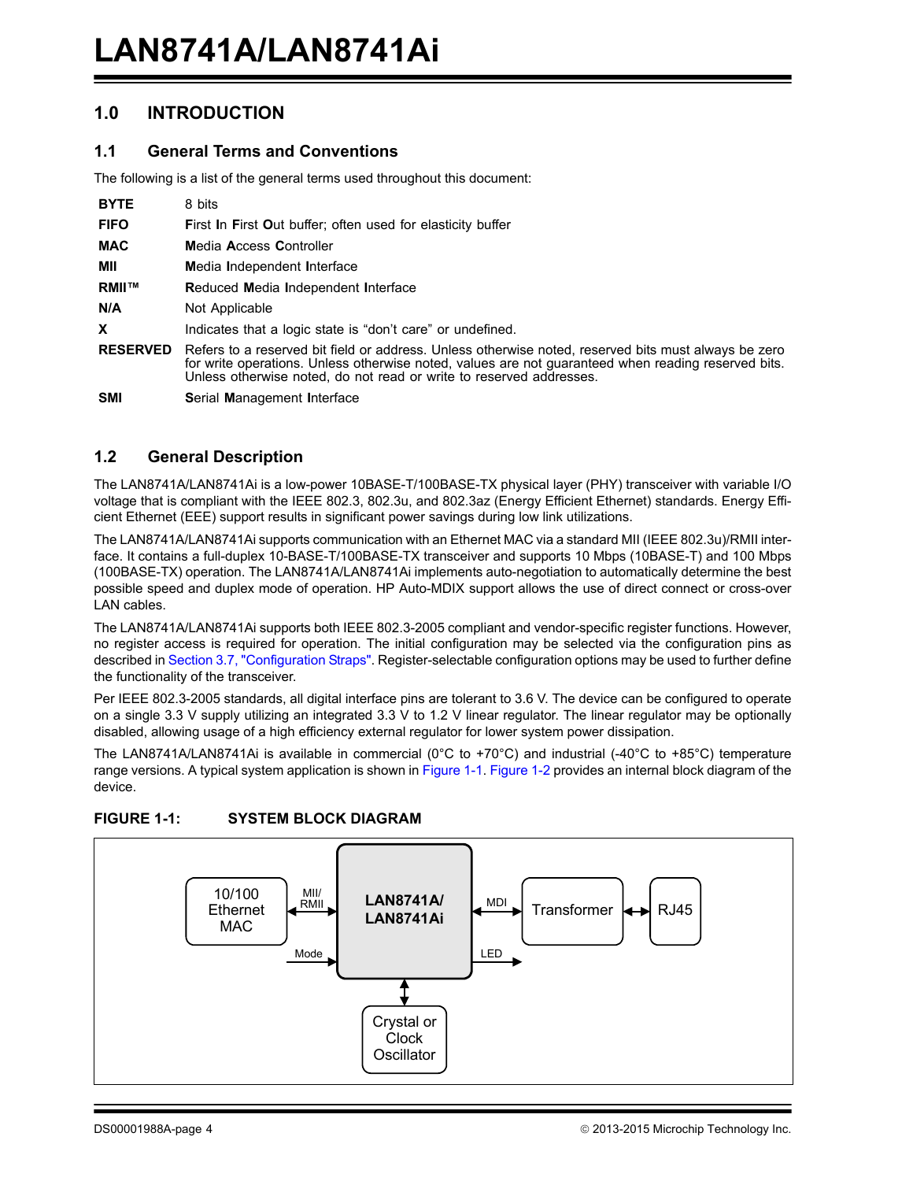## 1.0 INTRODUCTION

### 1.1 General Terms and Conventions

The following is a list of the general terms used throughout this document:

| | |
|---|---|
| **BYTE** | 8 bits |
| **FIFO** | **F**irst **I**n **F**irst **O**ut buffer; often used for elasticity buffer |
| **MAC** | **M**edia **A**ccess **C**ontroller |
| **MII** | **M**edia **I**ndependent **I**nterface |
| **RMII™** | **R**educed **M**edia **I**ndependent **I**nterface |
| **N/A** | Not Applicable |
| **X** | Indicates that a logic state is “don’t care” or undefined. |
| **RESERVED** | Refers to a reserved bit field or address. Unless otherwise noted, reserved bits must always be zero for write operations. Unless otherwise noted, values are not guaranteed when reading reserved bits. Unless otherwise noted, do not read or write to reserved addresses. |
| **SMI** | **S**erial **M**anagement **I**nterface |

### 1.2 General Description

The LAN8741A/LAN8741Ai is a low-power 10BASE-T/100BASE-TX physical layer (PHY) transceiver with variable I/O voltage that is compliant with the IEEE 802.3, 802.3u, and 802.3az (Energy Efficient Ethernet) standards. Energy Efficient Ethernet (EEE) support results in significant power savings during low link utilizations.

The LAN8741A/LAN8741Ai supports communication with an Ethernet MAC via a standard MII (IEEE 802.3u)/RMII interface. It contains a full-duplex 10-BASE-T/100BASE-TX transceiver and supports 10 Mbps (10BASE-T) and 100 Mbps (100BASE-TX) operation. The LAN8741A/LAN8741Ai implements auto-negotiation to automatically determine the best possible speed and duplex mode of operation. HP Auto-MDIX support allows the use of direct connect or cross-over LAN cables.

The LAN8741A/LAN8741Ai supports both IEEE 802.3-2005 compliant and vendor-specific register functions. However, no register access is required for operation. The initial configuration may be selected via the configuration pins as described in Section 3.7, "Configuration Straps". Register-selectable configuration options may be used to further define the functionality of the transceiver.

Per IEEE 802.3-2005 standards, all digital interface pins are tolerant to 3.6 V. The device can be configured to operate on a single 3.3 V supply utilizing an integrated 3.3 V to 1.2 V linear regulator. The linear regulator may be optionally disabled, allowing usage of a high efficiency external regulator for lower system power dissipation.

The LAN8741A/LAN8741Ai is available in commercial (0°C to +70°C) and industrial (-40°C to +85°C) temperature range versions. A typical system application is shown in Figure 1-1. Figure 1-2 provides an internal block diagram of the device.

**FIGURE 1-1: SYSTEM BLOCK DIAGRAM**

10/100 Ethernet MAC — MII/RMII — LAN8741A/LAN8741Ai — MDI — Transformer — RJ45

Mode → LAN8741A/LAN8741Ai → LED

Crystal or Clock Oscillator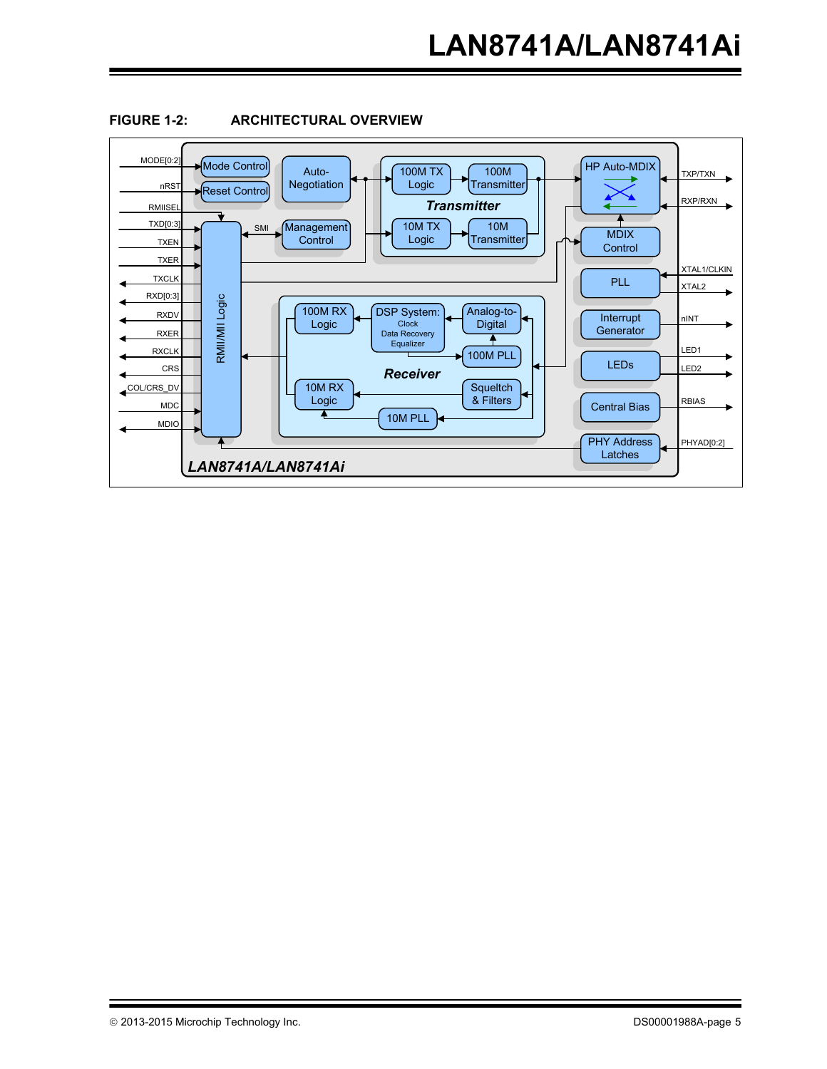**FIGURE 1-2: ARCHITECTURAL OVERVIEW**

MODE[0:2] | Mode Control | Auto-Negotiation | 100M TX Logic | 100M Transmitter | HP Auto-MDIX | TXP/TXN

nRST | Reset Control | RXP/RXN

RMIISEL | Transmitter

TXD[0:3] | SMI | Management Control | 10M TX Logic | 10M Transmitter | MDIX Control

TXEN

TXER | PLL | XTAL1/CLKIN

TXCLK | XTAL2

RXD[0:3] | RMII/MII Logic

RXDV | 100M RX Logic | DSP System: Clock Data Recovery Equalizer | Analog-to-Digital | Interrupt Generator | nINT

RXER | 100M PLL | LEDs | LED1

RXCLK | LED2

CRS | Receiver

COL/CRS_DV | 10M RX Logic | Squeltch & Filters | Central Bias | RBIAS

MDC | 10M PLL

MDIO | PHY Address Latches | PHYAD[0:2]

LAN8741A/LAN8741Ai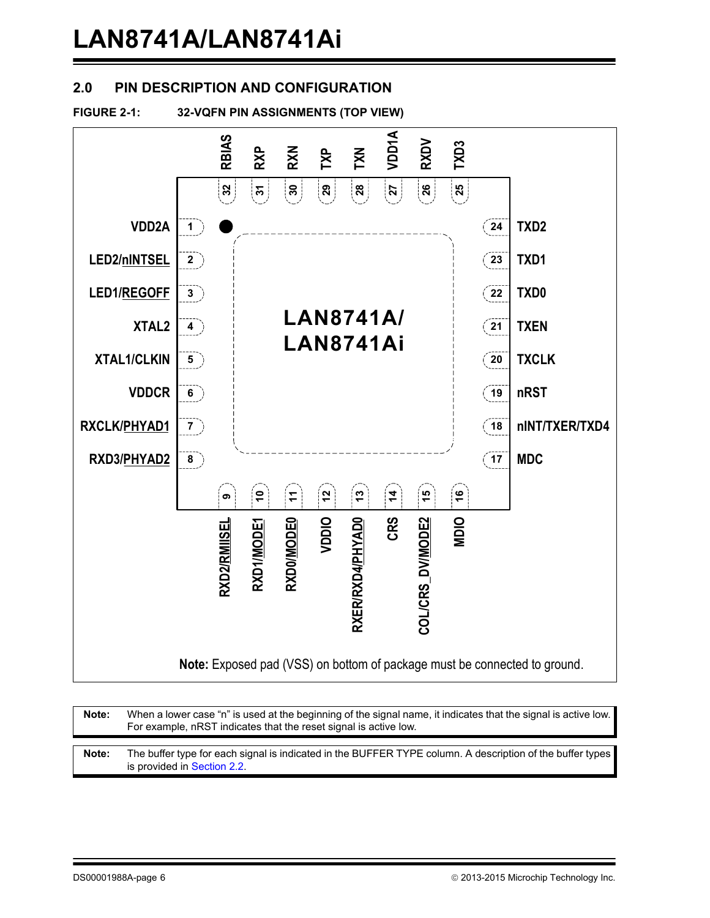## 2.0 PIN DESCRIPTION AND CONFIGURATION

**FIGURE 2-1: 32-VQFN PIN ASSIGNMENTS (TOP VIEW)**

| Pin | Name | Pin | Name |
|---|---|---|---|
| 1 | VDD2A | 17 | MDC |
| 2 | LED2/nINTSEL | 18 | nINT/TXER/TXD4 |
| 3 | LED1/REGOFF | 19 | nRST |
| 4 | XTAL2 | 20 | TXCLK |
| 5 | XTAL1/CLKIN | 21 | TXEN |
| 6 | VDDCR | 22 | TXD0 |
| 7 | RXCLK/PHYAD1 | 23 | TXD1 |
| 8 | RXD3/PHYAD2 | 24 | TXD2 |
| 9 | RXD2/RMIISEL | 25 | TXD3 |
| 10 | RXD1/MODE1 | 26 | RXDV |
| 11 | RXD0/MODE0 | 27 | VDD1A |
| 12 | VDDIO | 28 | TXN |
| 13 | RXER/RXD4/PHYAD0 | 29 | TXP |
| 14 | CRS | 30 | RXN |
| 15 | COL/CRS_DV/MODE2 | 31 | RXP |
| 16 | MDIO | 32 | RBIAS |

LAN8741A/ LAN8741Ai

**Note:** Exposed pad (VSS) on bottom of package must be connected to ground.

**Note:** When a lower case "n" is used at the beginning of the signal name, it indicates that the signal is active low. For example, nRST indicates that the reset signal is active low.

**Note:** The buffer type for each signal is indicated in the BUFFER TYPE column. A description of the buffer types is provided in Section 2.2.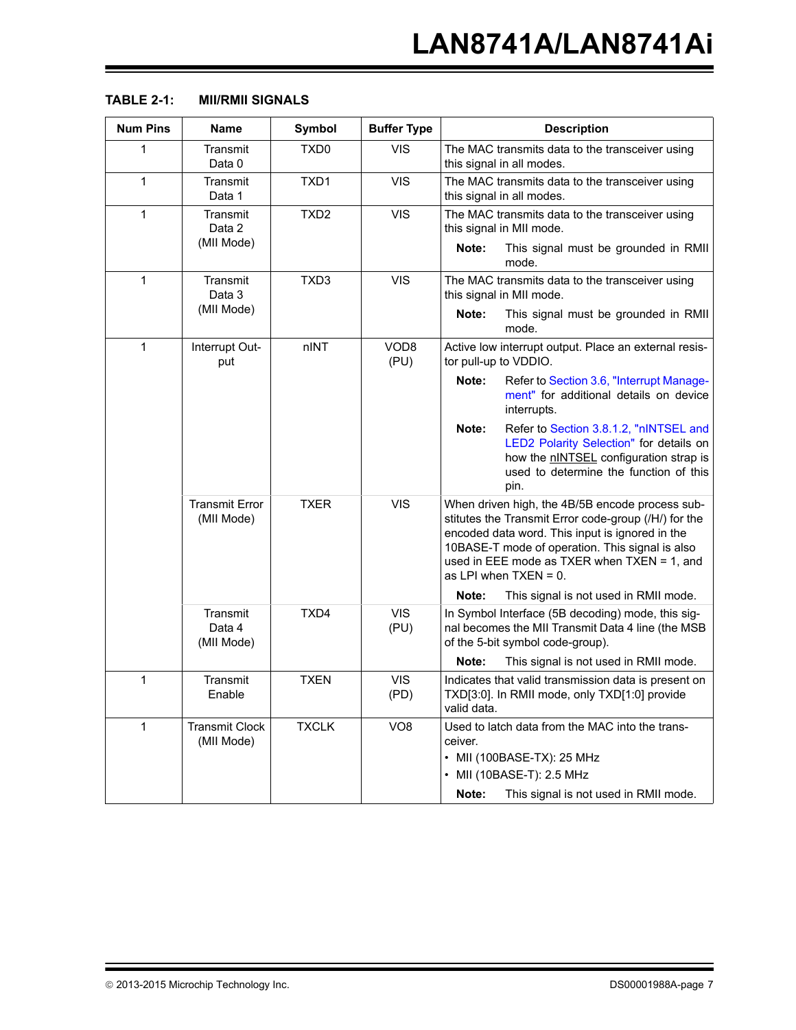**TABLE 2-1: MII/RMII SIGNALS**

| Num Pins | Name | Symbol | Buffer Type | Description |
|---|---|---|---|---|
| 1 | Transmit Data 0 | TXD0 | VIS | The MAC transmits data to the transceiver using this signal in all modes. |
| 1 | Transmit Data 1 | TXD1 | VIS | The MAC transmits data to the transceiver using this signal in all modes. |
| 1 | Transmit Data 2 (MII Mode) | TXD2 | VIS | The MAC transmits data to the transceiver using this signal in MII mode. **Note:** This signal must be grounded in RMII mode. |
| 1 | Transmit Data 3 (MII Mode) | TXD3 | VIS | The MAC transmits data to the transceiver using this signal in MII mode. **Note:** This signal must be grounded in RMII mode. |
| 1 | Interrupt Output | nINT | VOD8 (PU) | Active low interrupt output. Place an external resistor pull-up to VDDIO. **Note:** Refer to Section 3.6, "Interrupt Management" for additional details on device interrupts. **Note:** Refer to Section 3.8.1.2, "nINTSEL and LED2 Polarity Selection" for details on how the nINTSEL configuration strap is used to determine the function of this pin. |
| | Transmit Error (MII Mode) | TXER | VIS | When driven high, the 4B/5B encode process substitutes the Transmit Error code-group (/H/) for the encoded data word. This input is ignored in the 10BASE-T mode of operation. This signal is also used in EEE mode as TXER when TXEN = 1, and as LPI when TXEN = 0. **Note:** This signal is not used in RMII mode. |
| | Transmit Data 4 (MII Mode) | TXD4 | VIS (PU) | In Symbol Interface (5B decoding) mode, this signal becomes the MII Transmit Data 4 line (the MSB of the 5-bit symbol code-group). **Note:** This signal is not used in RMII mode. |
| 1 | Transmit Enable | TXEN | VIS (PD) | Indicates that valid transmission data is present on TXD[3:0]. In RMII mode, only TXD[1:0] provide valid data. |
| 1 | Transmit Clock (MII Mode) | TXCLK | VO8 | Used to latch data from the MAC into the transceiver. <br>• MII (100BASE-TX): 25 MHz <br>• MII (10BASE-T): 2.5 MHz <br>**Note:** This signal is not used in RMII mode. |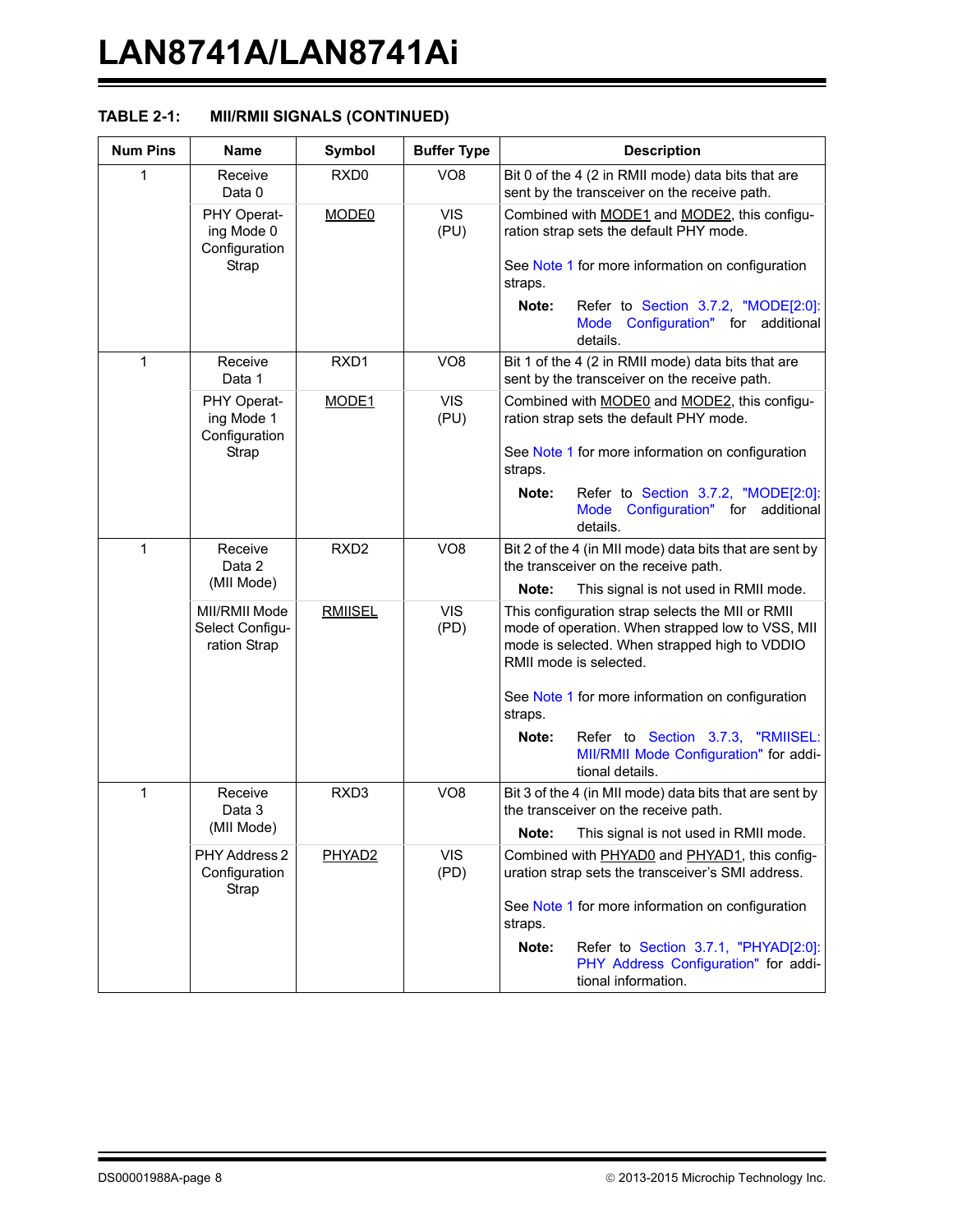**TABLE 2-1: MII/RMII SIGNALS (CONTINUED)**

| Num Pins | Name | Symbol | Buffer Type | Description |
|---|---|---|---|---|
| 1 | Receive Data 0 | RXD0 | VO8 | Bit 0 of the 4 (2 in RMII mode) data bits that are sent by the transceiver on the receive path. |
| | PHY Operating Mode 0 Configuration Strap | MODE0 | VIS (PU) | Combined with MODE1 and MODE2, this configuration strap sets the default PHY mode. See Note 1 for more information on configuration straps. **Note:** Refer to Section 3.7.2, "MODE[2:0]: Mode Configuration" for additional details. |
| 1 | Receive Data 1 | RXD1 | VO8 | Bit 1 of the 4 (2 in RMII mode) data bits that are sent by the transceiver on the receive path. |
| | PHY Operating Mode 1 Configuration Strap | MODE1 | VIS (PU) | Combined with MODE0 and MODE2, this configuration strap sets the default PHY mode. See Note 1 for more information on configuration straps. **Note:** Refer to Section 3.7.2, "MODE[2:0]: Mode Configuration" for additional details. |
| 1 | Receive Data 2 (MII Mode) | RXD2 | VO8 | Bit 2 of the 4 (in MII mode) data bits that are sent by the transceiver on the receive path. **Note:** This signal is not used in RMII mode. |
| | MII/RMII Mode Select Configuration Strap | RMIISEL | VIS (PD) | This configuration strap selects the MII or RMII mode of operation. When strapped low to VSS, MII mode is selected. When strapped high to VDDIO RMII mode is selected. See Note 1 for more information on configuration straps. **Note:** Refer to Section 3.7.3, "RMIISEL: MII/RMII Mode Configuration" for additional details. |
| 1 | Receive Data 3 (MII Mode) | RXD3 | VO8 | Bit 3 of the 4 (in MII mode) data bits that are sent by the transceiver on the receive path. **Note:** This signal is not used in RMII mode. |
| | PHY Address 2 Configuration Strap | PHYAD2 | VIS (PD) | Combined with PHYAD0 and PHYAD1, this configuration strap sets the transceiver's SMI address. See Note 1 for more information on configuration straps. **Note:** Refer to Section 3.7.1, "PHYAD[2:0]: PHY Address Configuration" for additional information. |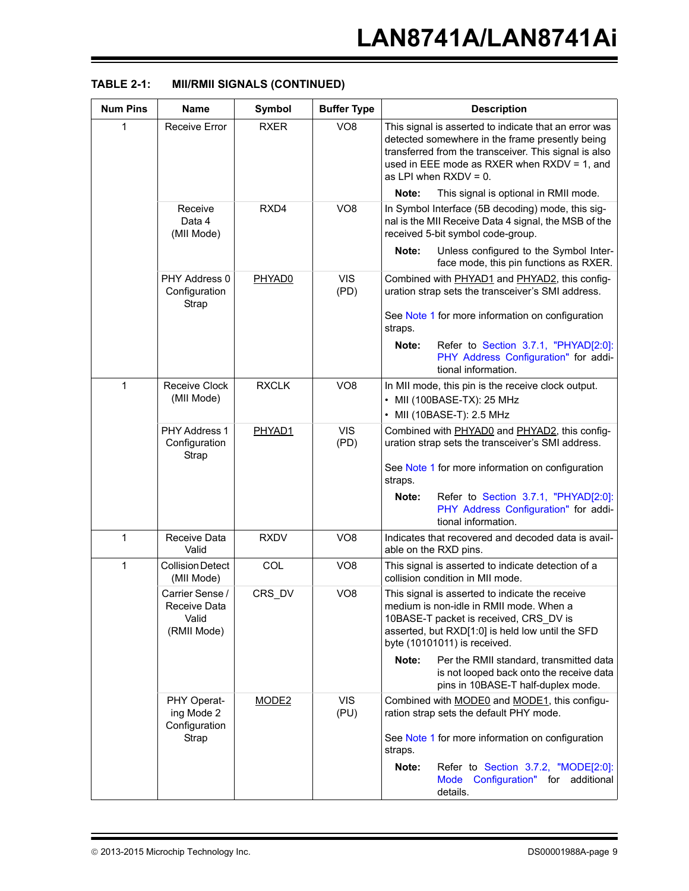**TABLE 2-1: MII/RMII SIGNALS (CONTINUED)**

| Num Pins | Name | Symbol | Buffer Type | Description |
|---|---|---|---|---|
| 1 | Receive Error | RXER | VO8 | This signal is asserted to indicate that an error was detected somewhere in the frame presently being transferred from the transceiver. This signal is also used in EEE mode as RXER when RXDV = 1, and as LPI when RXDV = 0. **Note:** This signal is optional in RMII mode. |
| | Receive Data 4 (MII Mode) | RXD4 | VO8 | In Symbol Interface (5B decoding) mode, this signal is the MII Receive Data 4 signal, the MSB of the received 5-bit symbol code-group. **Note:** Unless configured to the Symbol Interface mode, this pin functions as RXER. |
| | PHY Address 0 Configuration Strap | PHYAD0 | VIS (PD) | Combined with PHYAD1 and PHYAD2, this configuration strap sets the transceiver's SMI address. See Note 1 for more information on configuration straps. **Note:** Refer to Section 3.7.1, "PHYAD[2:0]: PHY Address Configuration" for additional information. |
| 1 | Receive Clock (MII Mode) | RXCLK | VO8 | In MII mode, this pin is the receive clock output. • MII (100BASE-TX): 25 MHz • MII (10BASE-T): 2.5 MHz |
| | PHY Address 1 Configuration Strap | PHYAD1 | VIS (PD) | Combined with PHYAD0 and PHYAD2, this configuration strap sets the transceiver's SMI address. See Note 1 for more information on configuration straps. **Note:** Refer to Section 3.7.1, "PHYAD[2:0]: PHY Address Configuration" for additional information. |
| 1 | Receive Data Valid | RXDV | VO8 | Indicates that recovered and decoded data is available on the RXD pins. |
| 1 | Collision Detect (MII Mode) | COL | VO8 | This signal is asserted to indicate detection of a collision condition in MII mode. |
| | Carrier Sense / Receive Data Valid (RMII Mode) | CRS_DV | VO8 | This signal is asserted to indicate the receive medium is non-idle in RMII mode. When a 10BASE-T packet is received, CRS_DV is asserted, but RXD[1:0] is held low until the SFD byte (10101011) is received. **Note:** Per the RMII standard, transmitted data is not looped back onto the receive data pins in 10BASE-T half-duplex mode. |
| | PHY Operating Mode 2 Configuration Strap | MODE2 | VIS (PU) | Combined with MODE0 and MODE1, this configuration strap sets the default PHY mode. See Note 1 for more information on configuration straps. **Note:** Refer to Section 3.7.2, "MODE[2:0]: Mode Configuration" for additional details. |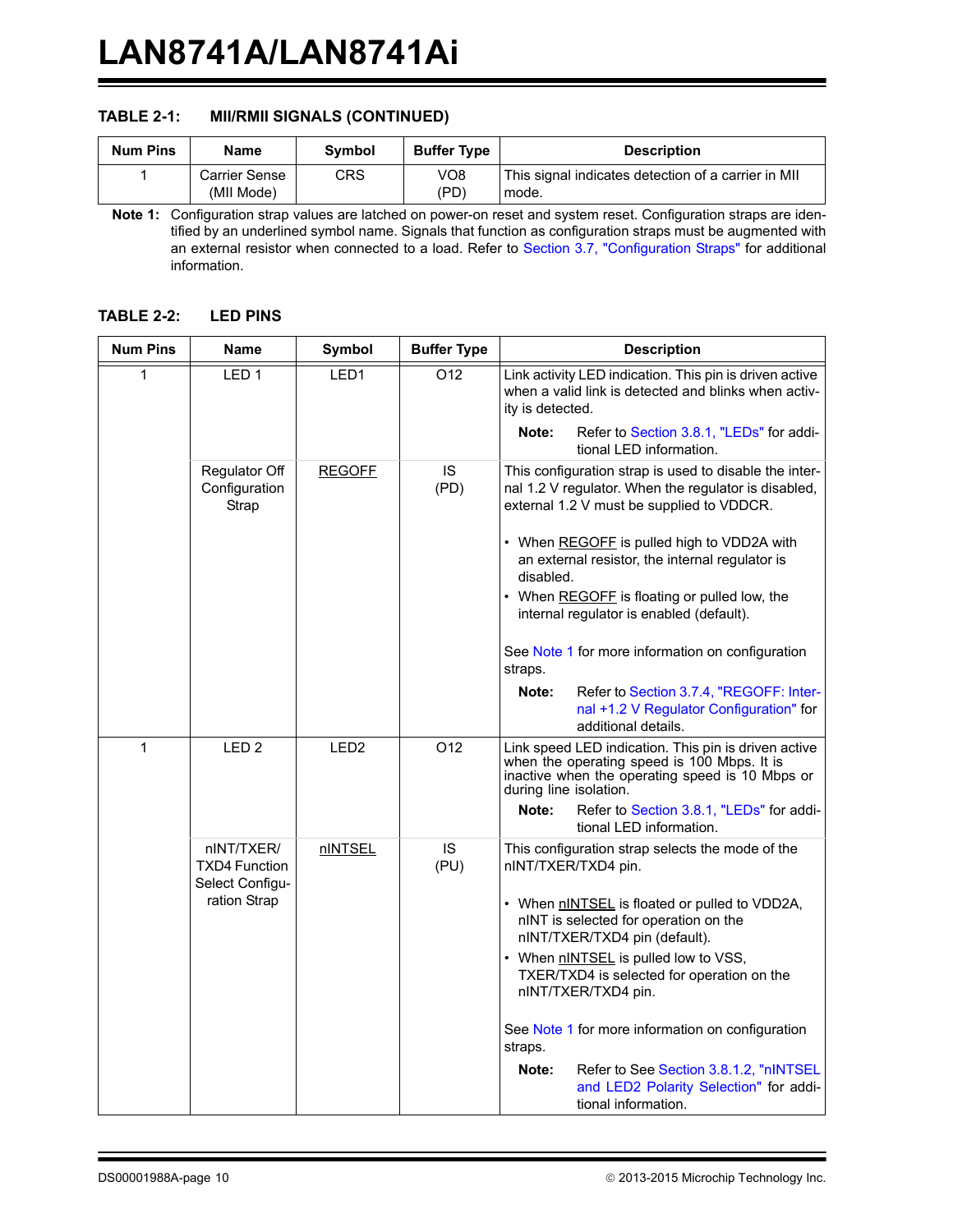**TABLE 2-1: MII/RMII SIGNALS (CONTINUED)**

| Num Pins | Name | Symbol | Buffer Type | Description |
|---|---|---|---|---|
| 1 | Carrier Sense (MII Mode) | CRS | VO8 (PD) | This signal indicates detection of a carrier in MII mode. |

**Note 1:** Configuration strap values are latched on power-on reset and system reset. Configuration straps are identified by an underlined symbol name. Signals that function as configuration straps must be augmented with an external resistor when connected to a load. Refer to Section 3.7, "Configuration Straps" for additional information.

**TABLE 2-2: LED PINS**

| Num Pins | Name | Symbol | Buffer Type | Description |
|---|---|---|---|---|
| 1 | LED 1 | LED1 | O12 | Link activity LED indication. This pin is driven active when a valid link is detected and blinks when activity is detected.<br><br>**Note:** Refer to Section 3.8.1, "LEDs" for additional LED information. |
| | Regulator Off Configuration Strap | <u>REGOFF</u> | IS (PD) | This configuration strap is used to disable the internal 1.2 V regulator. When the regulator is disabled, external 1.2 V must be supplied to VDDCR.<br><br>• When <u>REGOFF</u> is pulled high to VDD2A with an external resistor, the internal regulator is disabled.<br>• When <u>REGOFF</u> is floating or pulled low, the internal regulator is enabled (default).<br><br>See Note 1 for more information on configuration straps.<br><br>**Note:** Refer to Section 3.7.4, "REGOFF: Internal +1.2 V Regulator Configuration" for additional details. |
| 1 | LED 2 | LED2 | O12 | Link speed LED indication. This pin is driven active when the operating speed is 100 Mbps. It is inactive when the operating speed is 10 Mbps or during line isolation.<br><br>**Note:** Refer to Section 3.8.1, "LEDs" for additional LED information. |
| | nINT/TXER/ TXD4 Function Select Configuration Strap | <u>nINTSEL</u> | IS (PU) | This configuration strap selects the mode of the nINT/TXER/TXD4 pin.<br><br>• When <u>nINTSEL</u> is floated or pulled to VDD2A, nINT is selected for operation on the nINT/TXER/TXD4 pin (default).<br>• When <u>nINTSEL</u> is pulled low to VSS, TXER/TXD4 is selected for operation on the nINT/TXER/TXD4 pin.<br><br>See Note 1 for more information on configuration straps.<br><br>**Note:** Refer to See Section 3.8.1.2, "nINTSEL and LED2 Polarity Selection" for additional information. |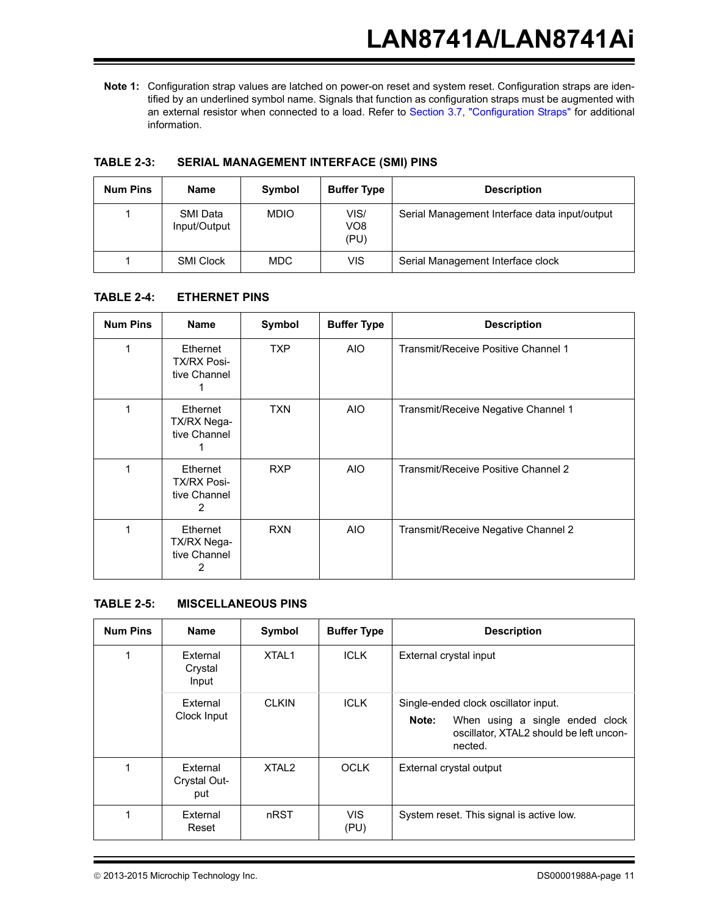**Note 1:** Configuration strap values are latched on power-on reset and system reset. Configuration straps are identified by an underlined symbol name. Signals that function as configuration straps must be augmented with an external resistor when connected to a load. Refer to Section 3.7, "Configuration Straps" for additional information.

**TABLE 2-3: SERIAL MANAGEMENT INTERFACE (SMI) PINS**

| Num Pins | Name | Symbol | Buffer Type | Description |
|---|---|---|---|---|
| 1 | SMI Data Input/Output | MDIO | VIS/ VO8 (PU) | Serial Management Interface data input/output |
| 1 | SMI Clock | MDC | VIS | Serial Management Interface clock |

**TABLE 2-4: ETHERNET PINS**

| Num Pins | Name | Symbol | Buffer Type | Description |
|---|---|---|---|---|
| 1 | Ethernet TX/RX Positive Channel 1 | TXP | AIO | Transmit/Receive Positive Channel 1 |
| 1 | Ethernet TX/RX Negative Channel 1 | TXN | AIO | Transmit/Receive Negative Channel 1 |
| 1 | Ethernet TX/RX Positive Channel 2 | RXP | AIO | Transmit/Receive Positive Channel 2 |
| 1 | Ethernet TX/RX Negative Channel 2 | RXN | AIO | Transmit/Receive Negative Channel 2 |

**TABLE 2-5: MISCELLANEOUS PINS**

| Num Pins | Name | Symbol | Buffer Type | Description |
|---|---|---|---|---|
| 1 | External Crystal Input | XTAL1 | ICLK | External crystal input |
| | External Clock Input | CLKIN | ICLK | Single-ended clock oscillator input. **Note:** When using a single ended clock oscillator, XTAL2 should be left unconnected. |
| 1 | External Crystal Output | XTAL2 | OCLK | External crystal output |
| 1 | External Reset | nRST | VIS (PU) | System reset. This signal is active low. |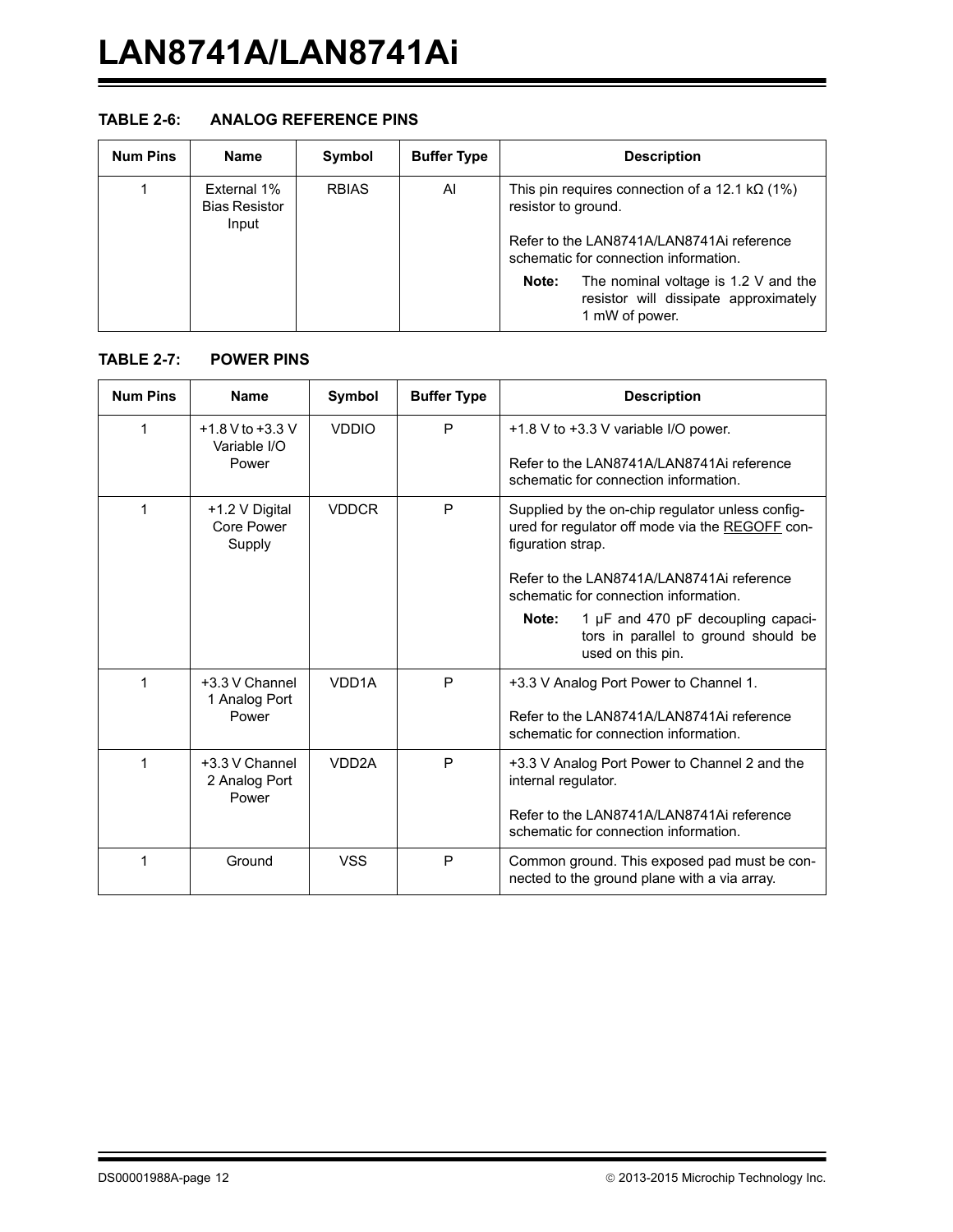**TABLE 2-6: ANALOG REFERENCE PINS**

| Num Pins | Name | Symbol | Buffer Type | Description |
|---|---|---|---|---|
| 1 | External 1% Bias Resistor Input | RBIAS | AI | This pin requires connection of a 12.1 kΩ (1%) resistor to ground.<br><br>Refer to the LAN8741A/LAN8741Ai reference schematic for connection information.<br><br>**Note:** The nominal voltage is 1.2 V and the resistor will dissipate approximately 1 mW of power. |

**TABLE 2-7: POWER PINS**

| Num Pins | Name | Symbol | Buffer Type | Description |
|---|---|---|---|---|
| 1 | +1.8 V to +3.3 V Variable I/O Power | VDDIO | P | +1.8 V to +3.3 V variable I/O power.<br><br>Refer to the LAN8741A/LAN8741Ai reference schematic for connection information. |
| 1 | +1.2 V Digital Core Power Supply | VDDCR | P | Supplied by the on-chip regulator unless configured for regulator off mode via the REGOFF configuration strap.<br><br>Refer to the LAN8741A/LAN8741Ai reference schematic for connection information.<br><br>**Note:** 1 µF and 470 pF decoupling capacitors in parallel to ground should be used on this pin. |
| 1 | +3.3 V Channel 1 Analog Port Power | VDD1A | P | +3.3 V Analog Port Power to Channel 1.<br><br>Refer to the LAN8741A/LAN8741Ai reference schematic for connection information. |
| 1 | +3.3 V Channel 2 Analog Port Power | VDD2A | P | +3.3 V Analog Port Power to Channel 2 and the internal regulator.<br><br>Refer to the LAN8741A/LAN8741Ai reference schematic for connection information. |
| 1 | Ground | VSS | P | Common ground. This exposed pad must be connected to the ground plane with a via array. |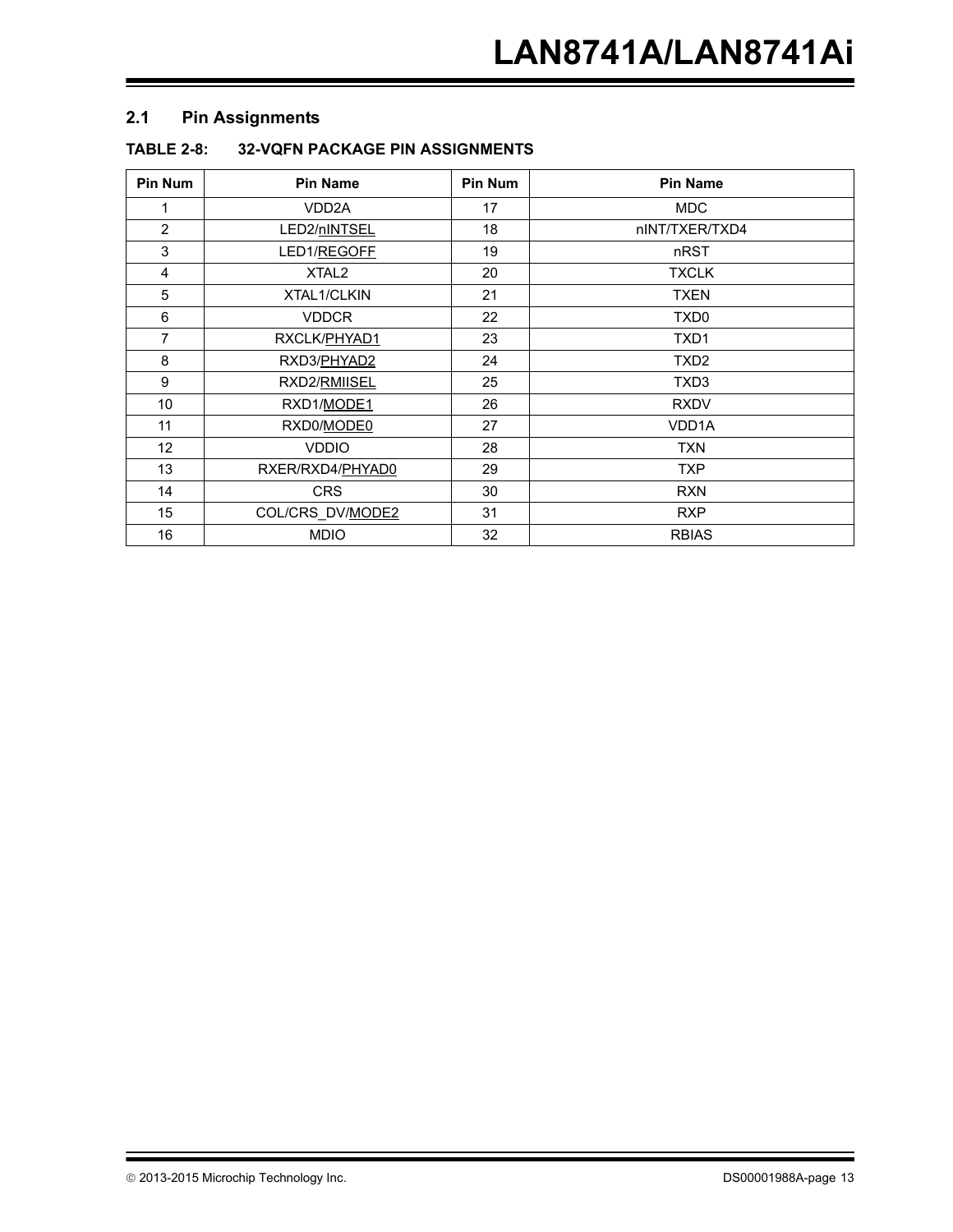## 2.1 Pin Assignments

**TABLE 2-8: 32-VQFN PACKAGE PIN ASSIGNMENTS**

| Pin Num | Pin Name | Pin Num | Pin Name |
|---|---|---|---|
| 1 | VDD2A | 17 | MDC |
| 2 | LED2/nINTSEL | 18 | nINT/TXER/TXD4 |
| 3 | LED1/REGOFF | 19 | nRST |
| 4 | XTAL2 | 20 | TXCLK |
| 5 | XTAL1/CLKIN | 21 | TXEN |
| 6 | VDDCR | 22 | TXD0 |
| 7 | RXCLK/PHYAD1 | 23 | TXD1 |
| 8 | RXD3/PHYAD2 | 24 | TXD2 |
| 9 | RXD2/RMIISEL | 25 | TXD3 |
| 10 | RXD1/MODE1 | 26 | RXDV |
| 11 | RXD0/MODE0 | 27 | VDD1A |
| 12 | VDDIO | 28 | TXN |
| 13 | RXER/RXD4/PHYAD0 | 29 | TXP |
| 14 | CRS | 30 | RXN |
| 15 | COL/CRS_DV/MODE2 | 31 | RXP |
| 16 | MDIO | 32 | RBIAS |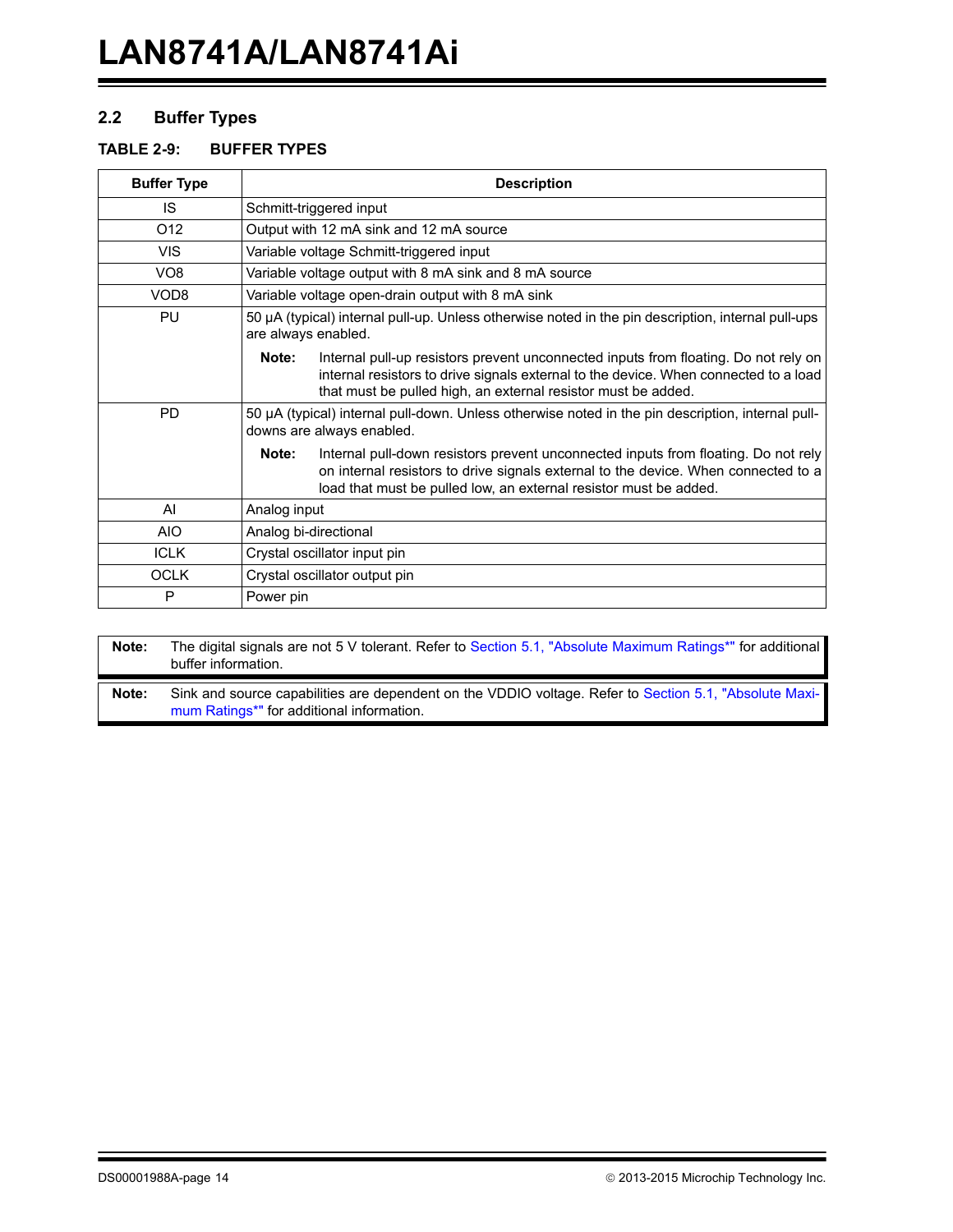## 2.2 Buffer Types

**TABLE 2-9: BUFFER TYPES**

| Buffer Type | Description |
|---|---|
| IS | Schmitt-triggered input |
| O12 | Output with 12 mA sink and 12 mA source |
| VIS | Variable voltage Schmitt-triggered input |
| VO8 | Variable voltage output with 8 mA sink and 8 mA source |
| VOD8 | Variable voltage open-drain output with 8 mA sink |
| PU | 50 µA (typical) internal pull-up. Unless otherwise noted in the pin description, internal pull-ups are always enabled. **Note:** Internal pull-up resistors prevent unconnected inputs from floating. Do not rely on internal resistors to drive signals external to the device. When connected to a load that must be pulled high, an external resistor must be added. |
| PD | 50 µA (typical) internal pull-down. Unless otherwise noted in the pin description, internal pull-downs are always enabled. **Note:** Internal pull-down resistors prevent unconnected inputs from floating. Do not rely on internal resistors to drive signals external to the device. When connected to a load that must be pulled low, an external resistor must be added. |
| AI | Analog input |
| AIO | Analog bi-directional |
| ICLK | Crystal oscillator input pin |
| OCLK | Crystal oscillator output pin |
| P | Power pin |

**Note:** The digital signals are not 5 V tolerant. Refer to Section 5.1, "Absolute Maximum Ratings*" for additional buffer information.

**Note:** Sink and source capabilities are dependent on the VDDIO voltage. Refer to Section 5.1, "Absolute Maximum Ratings*" for additional information.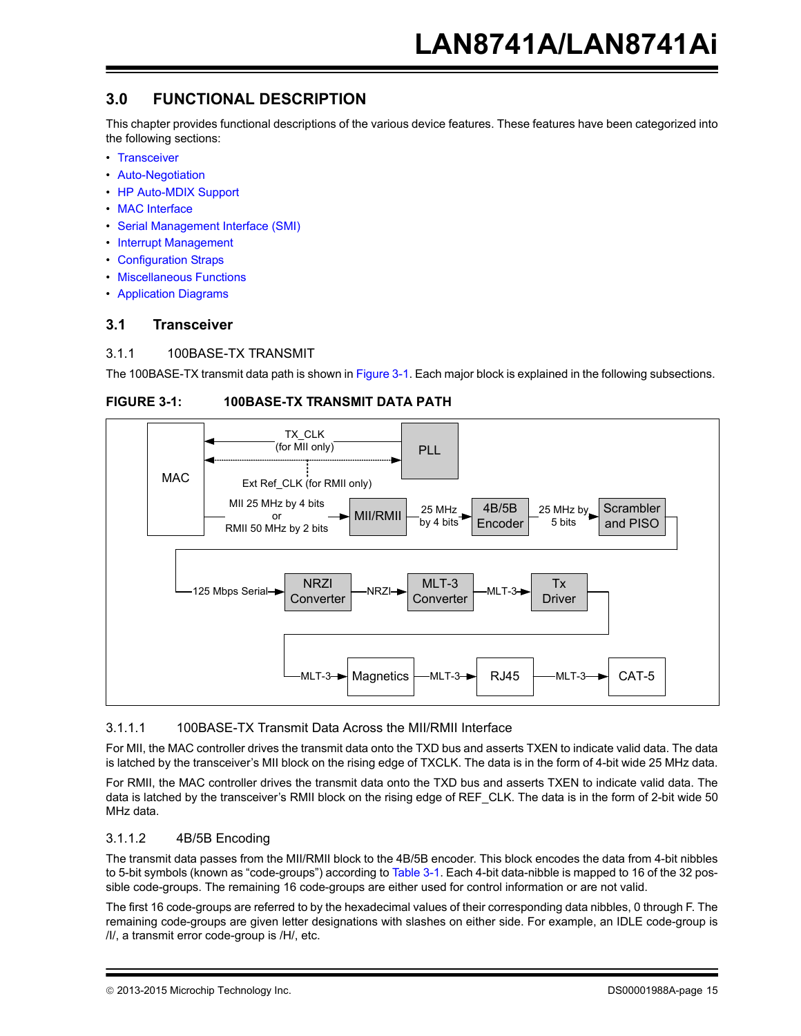## 3.0 FUNCTIONAL DESCRIPTION

This chapter provides functional descriptions of the various device features. These features have been categorized into the following sections:

- Transceiver
- Auto-Negotiation
- HP Auto-MDIX Support
- MAC Interface
- Serial Management Interface (SMI)
- Interrupt Management
- Configuration Straps
- Miscellaneous Functions
- Application Diagrams

### 3.1 Transceiver

#### 3.1.1 100BASE-TX TRANSMIT

The 100BASE-TX transmit data path is shown in Figure 3-1. Each major block is explained in the following subsections.

**FIGURE 3-1: 100BASE-TX TRANSMIT DATA PATH**

MAC ← TX_CLK (for MII only) ← PLL; MAC ↔ Ext Ref_CLK (for RMII only) ↔ PLL

MAC → MII 25 MHz by 4 bits or RMII 50 MHz by 2 bits → MII/RMII → 25 MHz by 4 bits → 4B/5B Encoder → 25 MHz by 5 bits → Scrambler and PISO

→ 125 Mbps Serial → NRZI Converter → NRZI → MLT-3 Converter → MLT-3 → Tx Driver

→ MLT-3 → Magnetics → MLT-3 → RJ45 → MLT-3 → CAT-5

##### 3.1.1.1 100BASE-TX Transmit Data Across the MII/RMII Interface

For MII, the MAC controller drives the transmit data onto the TXD bus and asserts TXEN to indicate valid data. The data is latched by the transceiver's MII block on the rising edge of TXCLK. The data is in the form of 4-bit wide 25 MHz data.

For RMII, the MAC controller drives the transmit data onto the TXD bus and asserts TXEN to indicate valid data. The data is latched by the transceiver's RMII block on the rising edge of REF_CLK. The data is in the form of 2-bit wide 50 MHz data.

##### 3.1.1.2 4B/5B Encoding

The transmit data passes from the MII/RMII block to the 4B/5B encoder. This block encodes the data from 4-bit nibbles to 5-bit symbols (known as "code-groups") according to Table 3-1. Each 4-bit data-nibble is mapped to 16 of the 32 possible code-groups. The remaining 16 code-groups are either used for control information or are not valid.

The first 16 code-groups are referred to by the hexadecimal values of their corresponding data nibbles, 0 through F. The remaining code-groups are given letter designations with slashes on either side. For example, an IDLE code-group is /I/, a transmit error code-group is /H/, etc.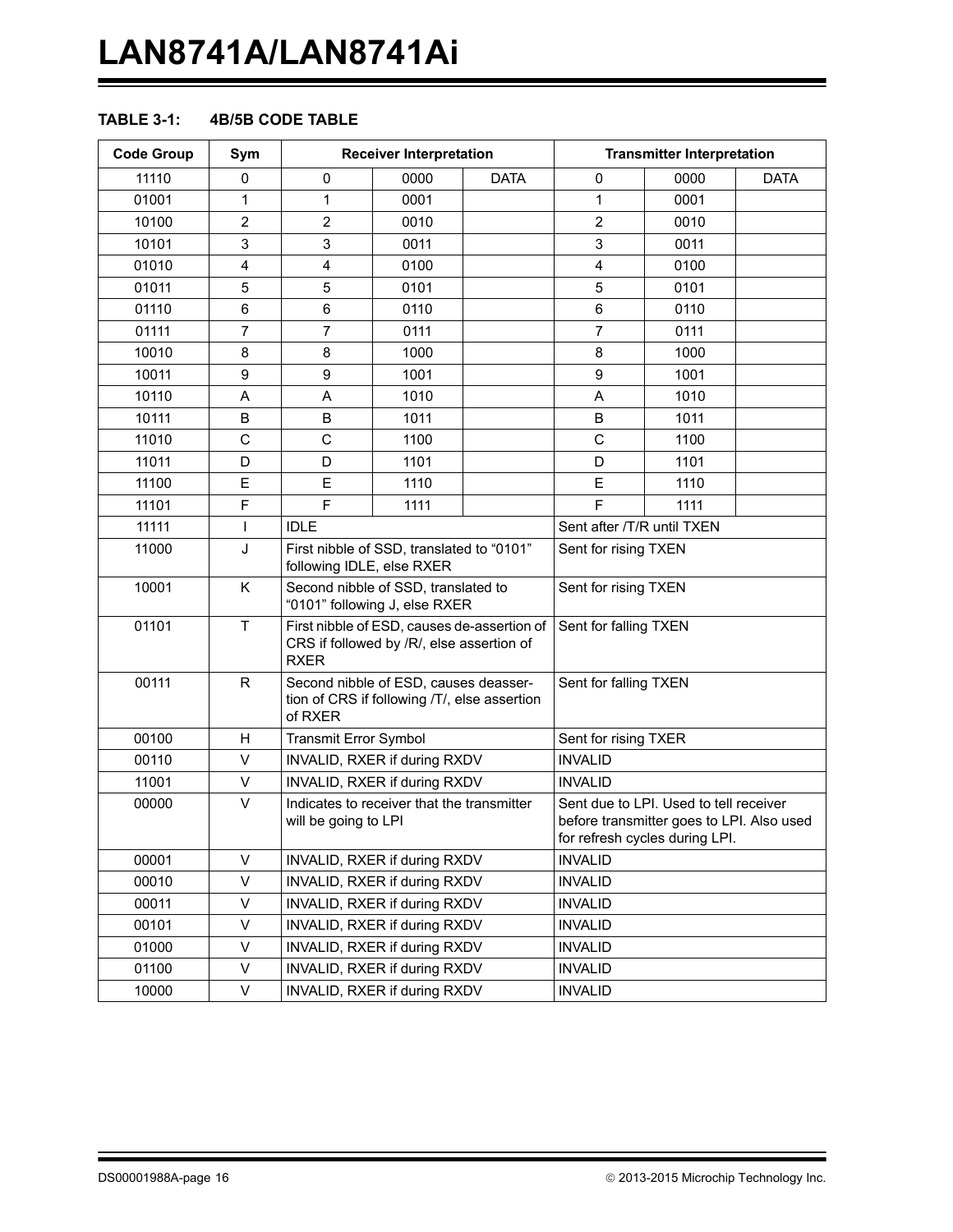**TABLE 3-1: 4B/5B CODE TABLE**

| Code Group | Sym | Receiver Interpretation | | | Transmitter Interpretation | | |
|---|---|---|---|---|---|---|---|
| 11110 | 0 | 0 | 0000 | DATA | 0 | 0000 | DATA |
| 01001 | 1 | 1 | 0001 | | 1 | 0001 | |
| 10100 | 2 | 2 | 0010 | | 2 | 0010 | |
| 10101 | 3 | 3 | 0011 | | 3 | 0011 | |
| 01010 | 4 | 4 | 0100 | | 4 | 0100 | |
| 01011 | 5 | 5 | 0101 | | 5 | 0101 | |
| 01110 | 6 | 6 | 0110 | | 6 | 0110 | |
| 01111 | 7 | 7 | 0111 | | 7 | 0111 | |
| 10010 | 8 | 8 | 1000 | | 8 | 1000 | |
| 10011 | 9 | 9 | 1001 | | 9 | 1001 | |
| 10110 | A | A | 1010 | | A | 1010 | |
| 10111 | B | B | 1011 | | B | 1011 | |
| 11010 | C | C | 1100 | | C | 1100 | |
| 11011 | D | D | 1101 | | D | 1101 | |
| 11100 | E | E | 1110 | | E | 1110 | |
| 11101 | F | F | 1111 | | F | 1111 | |
| 11111 | I | IDLE | | | Sent after /T/R until TXEN | | |
| 11000 | J | First nibble of SSD, translated to “0101” following IDLE, else RXER | | | Sent for rising TXEN | | |
| 10001 | K | Second nibble of SSD, translated to “0101” following J, else RXER | | | Sent for rising TXEN | | |
| 01101 | T | First nibble of ESD, causes de-assertion of CRS if followed by /R/, else assertion of RXER | | | Sent for falling TXEN | | |
| 00111 | R | Second nibble of ESD, causes deassertion of CRS if following /T/, else assertion of RXER | | | Sent for falling TXEN | | |
| 00100 | H | Transmit Error Symbol | | | Sent for rising TXER | | |
| 00110 | V | INVALID, RXER if during RXDV | | | INVALID | | |
| 11001 | V | INVALID, RXER if during RXDV | | | INVALID | | |
| 00000 | V | Indicates to receiver that the transmitter will be going to LPI | | | Sent due to LPI. Used to tell receiver before transmitter goes to LPI. Also used for refresh cycles during LPI. | | |
| 00001 | V | INVALID, RXER if during RXDV | | | INVALID | | |
| 00010 | V | INVALID, RXER if during RXDV | | | INVALID | | |
| 00011 | V | INVALID, RXER if during RXDV | | | INVALID | | |
| 00101 | V | INVALID, RXER if during RXDV | | | INVALID | | |
| 01000 | V | INVALID, RXER if during RXDV | | | INVALID | | |
| 01100 | V | INVALID, RXER if during RXDV | | | INVALID | | |
| 10000 | V | INVALID, RXER if during RXDV | | | INVALID | | |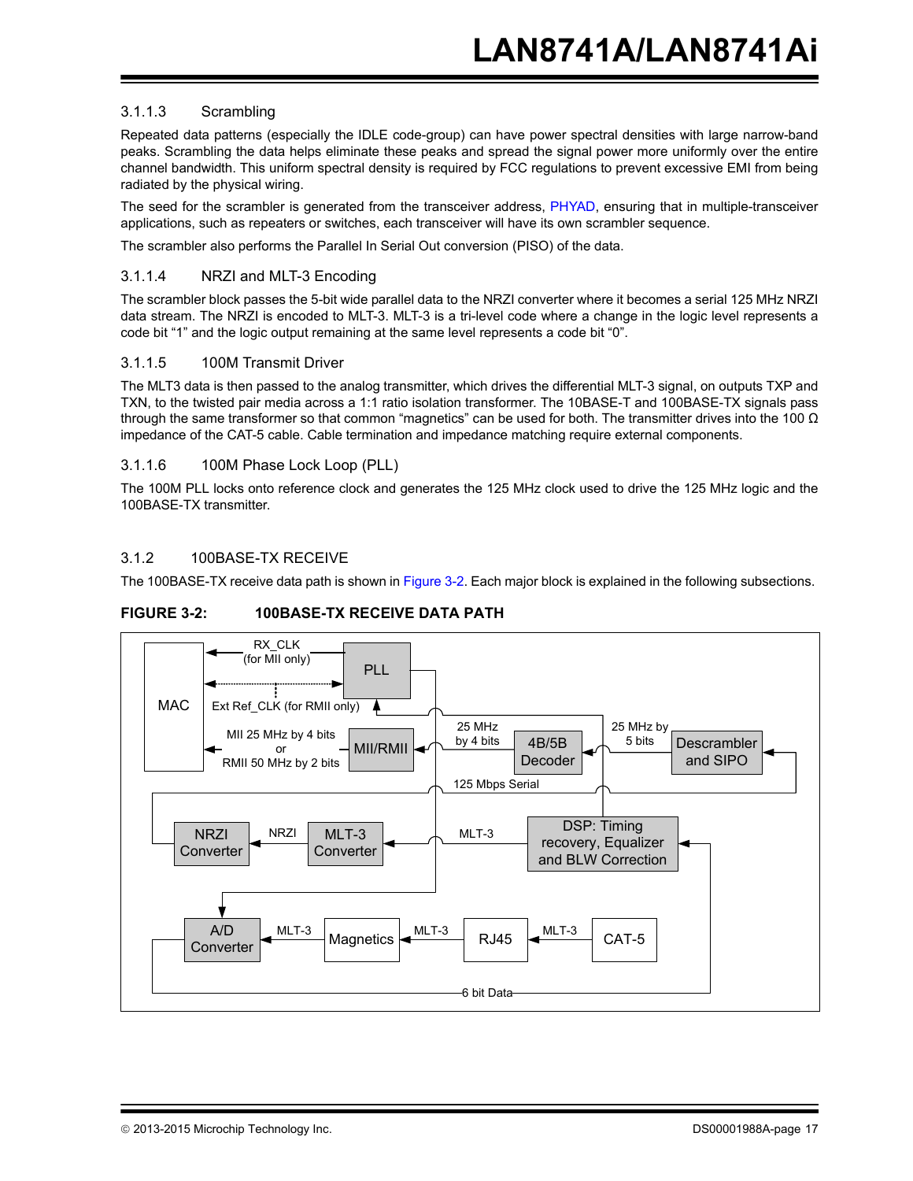#### 3.1.1.3 Scrambling

Repeated data patterns (especially the IDLE code-group) can have power spectral densities with large narrow-band peaks. Scrambling the data helps eliminate these peaks and spread the signal power more uniformly over the entire channel bandwidth. This uniform spectral density is required by FCC regulations to prevent excessive EMI from being radiated by the physical wiring.

The seed for the scrambler is generated from the transceiver address, PHYAD, ensuring that in multiple-transceiver applications, such as repeaters or switches, each transceiver will have its own scrambler sequence.

The scrambler also performs the Parallel In Serial Out conversion (PISO) of the data.

#### 3.1.1.4 NRZI and MLT-3 Encoding

The scrambler block passes the 5-bit wide parallel data to the NRZI converter where it becomes a serial 125 MHz NRZI data stream. The NRZI is encoded to MLT-3. MLT-3 is a tri-level code where a change in the logic level represents a code bit “1” and the logic output remaining at the same level represents a code bit “0”.

#### 3.1.1.5 100M Transmit Driver

The MLT3 data is then passed to the analog transmitter, which drives the differential MLT-3 signal, on outputs TXP and TXN, to the twisted pair media across a 1:1 ratio isolation transformer. The 10BASE-T and 100BASE-TX signals pass through the same transformer so that common “magnetics” can be used for both. The transmitter drives into the 100 Ω impedance of the CAT-5 cable. Cable termination and impedance matching require external components.

#### 3.1.1.6 100M Phase Lock Loop (PLL)

The 100M PLL locks onto reference clock and generates the 125 MHz clock used to drive the 125 MHz logic and the 100BASE-TX transmitter.

### 3.1.2 100BASE-TX RECEIVE

The 100BASE-TX receive data path is shown in Figure 3-2. Each major block is explained in the following subsections.

**FIGURE 3-2: 100BASE-TX RECEIVE DATA PATH**

MAC, PLL, RX_CLK (for MII only), Ext Ref_CLK (for RMII only), MII 25 MHz by 4 bits or RMII 50 MHz by 2 bits, MII/RMII, 25 MHz by 4 bits, 4B/5B Decoder, 25 MHz by 5 bits, Descrambler and SIPO, 125 Mbps Serial, NRZI Converter, NRZI, MLT-3 Converter, MLT-3, DSP: Timing recovery, Equalizer and BLW Correction, A/D Converter, MLT-3, Magnetics, MLT-3, RJ45, MLT-3, CAT-5, 6 bit Data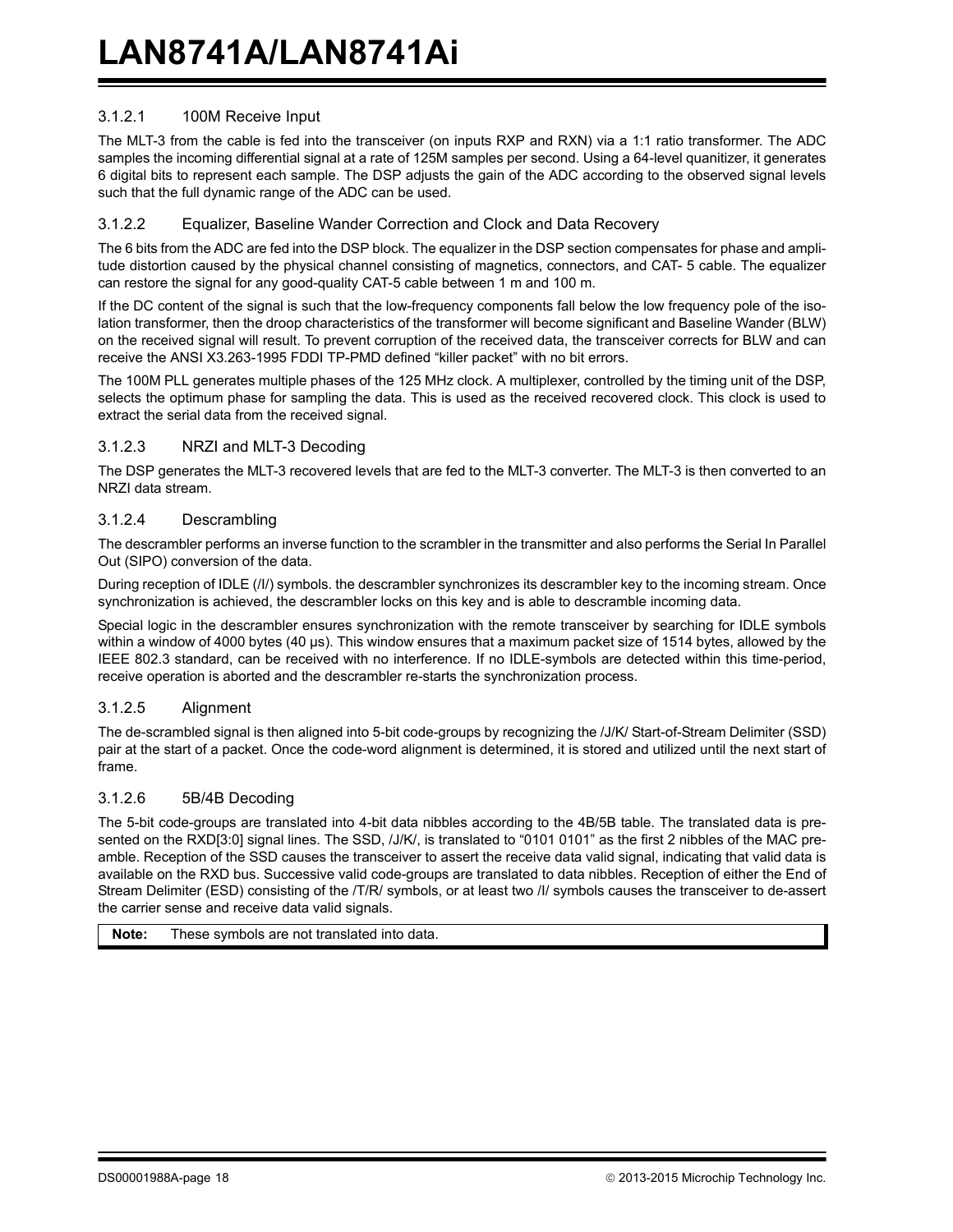#### 3.1.2.1 100M Receive Input

The MLT-3 from the cable is fed into the transceiver (on inputs RXP and RXN) via a 1:1 ratio transformer. The ADC samples the incoming differential signal at a rate of 125M samples per second. Using a 64-level quanitizer, it generates 6 digital bits to represent each sample. The DSP adjusts the gain of the ADC according to the observed signal levels such that the full dynamic range of the ADC can be used.

#### 3.1.2.2 Equalizer, Baseline Wander Correction and Clock and Data Recovery

The 6 bits from the ADC are fed into the DSP block. The equalizer in the DSP section compensates for phase and amplitude distortion caused by the physical channel consisting of magnetics, connectors, and CAT- 5 cable. The equalizer can restore the signal for any good-quality CAT-5 cable between 1 m and 100 m.

If the DC content of the signal is such that the low-frequency components fall below the low frequency pole of the isolation transformer, then the droop characteristics of the transformer will become significant and Baseline Wander (BLW) on the received signal will result. To prevent corruption of the received data, the transceiver corrects for BLW and can receive the ANSI X3.263-1995 FDDI TP-PMD defined “killer packet” with no bit errors.

The 100M PLL generates multiple phases of the 125 MHz clock. A multiplexer, controlled by the timing unit of the DSP, selects the optimum phase for sampling the data. This is used as the received recovered clock. This clock is used to extract the serial data from the received signal.

#### 3.1.2.3 NRZI and MLT-3 Decoding

The DSP generates the MLT-3 recovered levels that are fed to the MLT-3 converter. The MLT-3 is then converted to an NRZI data stream.

#### 3.1.2.4 Descrambling

The descrambler performs an inverse function to the scrambler in the transmitter and also performs the Serial In Parallel Out (SIPO) conversion of the data.

During reception of IDLE (/I/) symbols. the descrambler synchronizes its descrambler key to the incoming stream. Once synchronization is achieved, the descrambler locks on this key and is able to descramble incoming data.

Special logic in the descrambler ensures synchronization with the remote transceiver by searching for IDLE symbols within a window of 4000 bytes (40 µs). This window ensures that a maximum packet size of 1514 bytes, allowed by the IEEE 802.3 standard, can be received with no interference. If no IDLE-symbols are detected within this time-period, receive operation is aborted and the descrambler re-starts the synchronization process.

#### 3.1.2.5 Alignment

The de-scrambled signal is then aligned into 5-bit code-groups by recognizing the /J/K/ Start-of-Stream Delimiter (SSD) pair at the start of a packet. Once the code-word alignment is determined, it is stored and utilized until the next start of frame.

#### 3.1.2.6 5B/4B Decoding

The 5-bit code-groups are translated into 4-bit data nibbles according to the 4B/5B table. The translated data is presented on the RXD[3:0] signal lines. The SSD, /J/K/, is translated to “0101 0101” as the first 2 nibbles of the MAC preamble. Reception of the SSD causes the transceiver to assert the receive data valid signal, indicating that valid data is available on the RXD bus. Successive valid code-groups are translated to data nibbles. Reception of either the End of Stream Delimiter (ESD) consisting of the /T/R/ symbols, or at least two /I/ symbols causes the transceiver to de-assert the carrier sense and receive data valid signals.

**Note:** These symbols are not translated into data.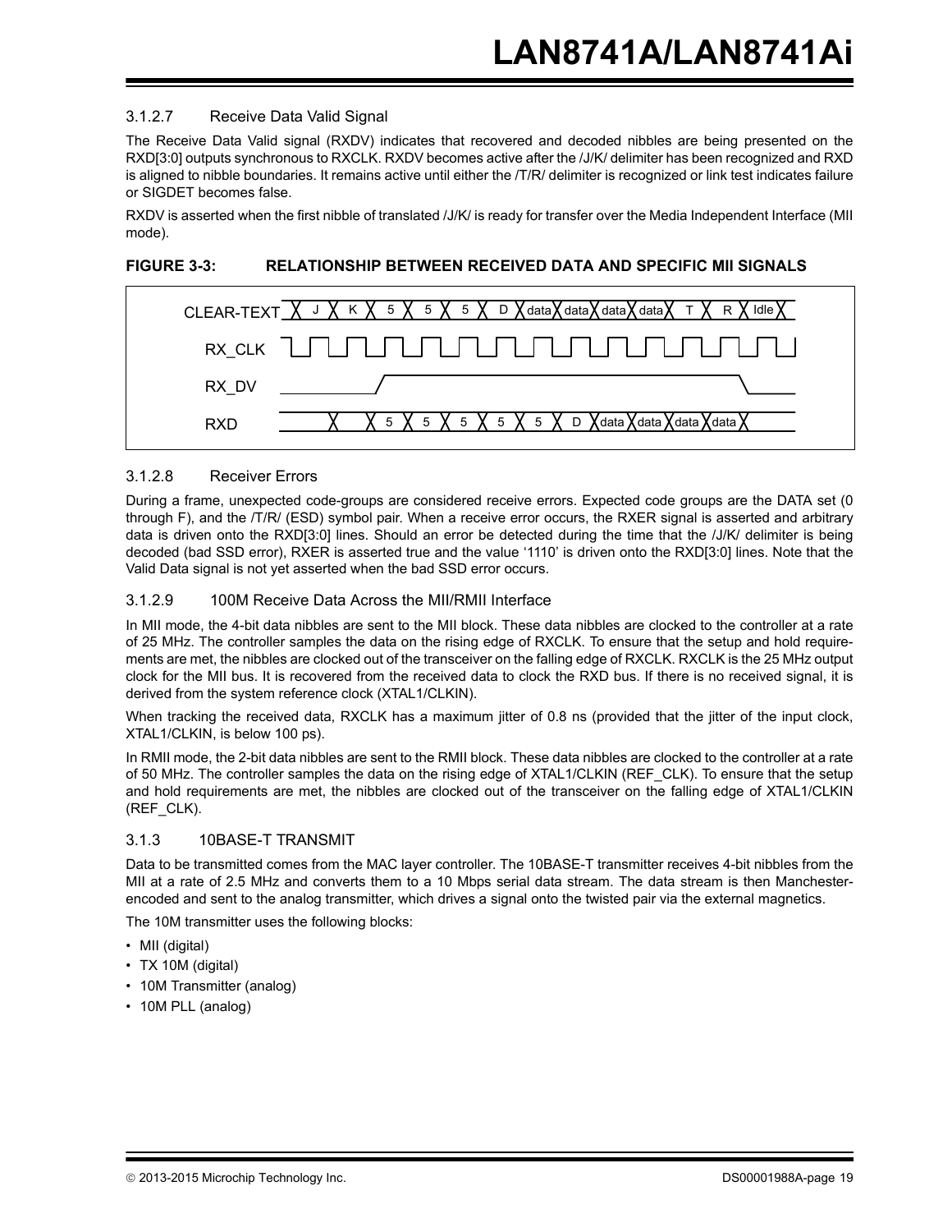### 3.1.2.7 Receive Data Valid Signal

The Receive Data Valid signal (RXDV) indicates that recovered and decoded nibbles are being presented on the RXD[3:0] outputs synchronous to RXCLK. RXDV becomes active after the /J/K/ delimiter has been recognized and RXD is aligned to nibble boundaries. It remains active until either the /T/R/ delimiter is recognized or link test indicates failure or SIGDET becomes false.

RXDV is asserted when the first nibble of translated /J/K/ is ready for transfer over the Media Independent Interface (MII mode).

**FIGURE 3-3: RELATIONSHIP BETWEEN RECEIVED DATA AND SPECIFIC MII SIGNALS**

CLEAR-TEXT: J K 5 5 5 D data data data data T R Idle

RX_CLK

RX_DV

RXD: 5 5 5 5 5 D data data data data

### 3.1.2.8 Receiver Errors

During a frame, unexpected code-groups are considered receive errors. Expected code groups are the DATA set (0 through F), and the /T/R/ (ESD) symbol pair. When a receive error occurs, the RXER signal is asserted and arbitrary data is driven onto the RXD[3:0] lines. Should an error be detected during the time that the /J/K/ delimiter is being decoded (bad SSD error), RXER is asserted true and the value '1110' is driven onto the RXD[3:0] lines. Note that the Valid Data signal is not yet asserted when the bad SSD error occurs.

### 3.1.2.9 100M Receive Data Across the MII/RMII Interface

In MII mode, the 4-bit data nibbles are sent to the MII block. These data nibbles are clocked to the controller at a rate of 25 MHz. The controller samples the data on the rising edge of RXCLK. To ensure that the setup and hold requirements are met, the nibbles are clocked out of the transceiver on the falling edge of RXCLK. RXCLK is the 25 MHz output clock for the MII bus. It is recovered from the received data to clock the RXD bus. If there is no received signal, it is derived from the system reference clock (XTAL1/CLKIN).

When tracking the received data, RXCLK has a maximum jitter of 0.8 ns (provided that the jitter of the input clock, XTAL1/CLKIN, is below 100 ps).

In RMII mode, the 2-bit data nibbles are sent to the RMII block. These data nibbles are clocked to the controller at a rate of 50 MHz. The controller samples the data on the rising edge of XTAL1/CLKIN (REF_CLK). To ensure that the setup and hold requirements are met, the nibbles are clocked out of the transceiver on the falling edge of XTAL1/CLKIN (REF_CLK).

## 3.1.3 10BASE-T TRANSMIT

Data to be transmitted comes from the MAC layer controller. The 10BASE-T transmitter receives 4-bit nibbles from the MII at a rate of 2.5 MHz and converts them to a 10 Mbps serial data stream. The data stream is then Manchester-encoded and sent to the analog transmitter, which drives a signal onto the twisted pair via the external magnetics.

The 10M transmitter uses the following blocks:

- MII (digital)
- TX 10M (digital)
- 10M Transmitter (analog)
- 10M PLL (analog)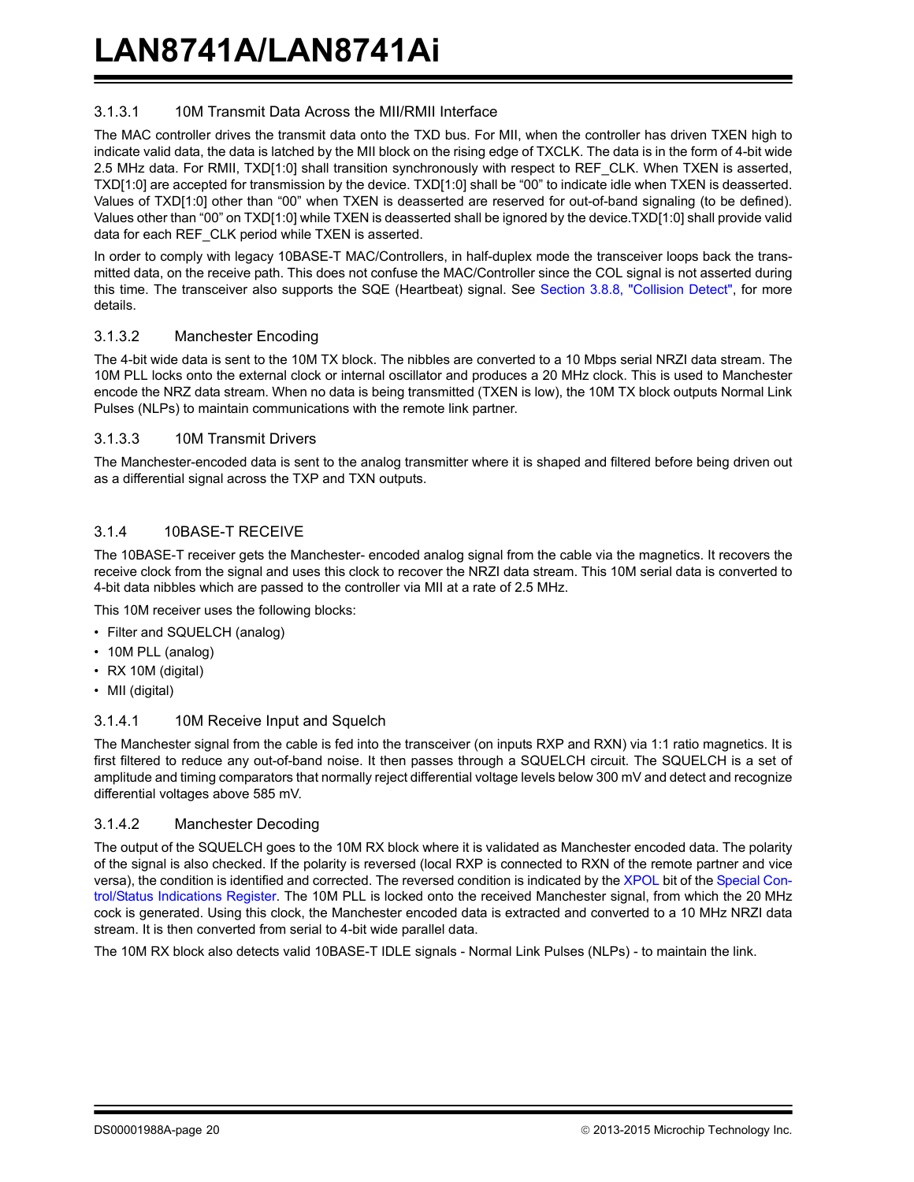#### 3.1.3.1 10M Transmit Data Across the MII/RMII Interface

The MAC controller drives the transmit data onto the TXD bus. For MII, when the controller has driven TXEN high to indicate valid data, the data is latched by the MII block on the rising edge of TXCLK. The data is in the form of 4-bit wide 2.5 MHz data. For RMII, TXD[1:0] shall transition synchronously with respect to REF_CLK. When TXEN is asserted, TXD[1:0] are accepted for transmission by the device. TXD[1:0] shall be “00” to indicate idle when TXEN is deasserted. Values of TXD[1:0] other than “00” when TXEN is deasserted are reserved for out-of-band signaling (to be defined). Values other than “00” on TXD[1:0] while TXEN is deasserted shall be ignored by the device.TXD[1:0] shall provide valid data for each REF_CLK period while TXEN is asserted.

In order to comply with legacy 10BASE-T MAC/Controllers, in half-duplex mode the transceiver loops back the transmitted data, on the receive path. This does not confuse the MAC/Controller since the COL signal is not asserted during this time. The transceiver also supports the SQE (Heartbeat) signal. See Section 3.8.8, "Collision Detect", for more details.

#### 3.1.3.2 Manchester Encoding

The 4-bit wide data is sent to the 10M TX block. The nibbles are converted to a 10 Mbps serial NRZI data stream. The 10M PLL locks onto the external clock or internal oscillator and produces a 20 MHz clock. This is used to Manchester encode the NRZ data stream. When no data is being transmitted (TXEN is low), the 10M TX block outputs Normal Link Pulses (NLPs) to maintain communications with the remote link partner.

#### 3.1.3.3 10M Transmit Drivers

The Manchester-encoded data is sent to the analog transmitter where it is shaped and filtered before being driven out as a differential signal across the TXP and TXN outputs.

### 3.1.4 10BASE-T RECEIVE

The 10BASE-T receiver gets the Manchester- encoded analog signal from the cable via the magnetics. It recovers the receive clock from the signal and uses this clock to recover the NRZI data stream. This 10M serial data is converted to 4-bit data nibbles which are passed to the controller via MII at a rate of 2.5 MHz.

This 10M receiver uses the following blocks:

- Filter and SQUELCH (analog)
- 10M PLL (analog)
- RX 10M (digital)
- MII (digital)

#### 3.1.4.1 10M Receive Input and Squelch

The Manchester signal from the cable is fed into the transceiver (on inputs RXP and RXN) via 1:1 ratio magnetics. It is first filtered to reduce any out-of-band noise. It then passes through a SQUELCH circuit. The SQUELCH is a set of amplitude and timing comparators that normally reject differential voltage levels below 300 mV and detect and recognize differential voltages above 585 mV.

#### 3.1.4.2 Manchester Decoding

The output of the SQUELCH goes to the 10M RX block where it is validated as Manchester encoded data. The polarity of the signal is also checked. If the polarity is reversed (local RXP is connected to RXN of the remote partner and vice versa), the condition is identified and corrected. The reversed condition is indicated by the XPOL bit of the Special Control/Status Indications Register. The 10M PLL is locked onto the received Manchester signal, from which the 20 MHz cock is generated. Using this clock, the Manchester encoded data is extracted and converted to a 10 MHz NRZI data stream. It is then converted from serial to 4-bit wide parallel data.

The 10M RX block also detects valid 10BASE-T IDLE signals - Normal Link Pulses (NLPs) - to maintain the link.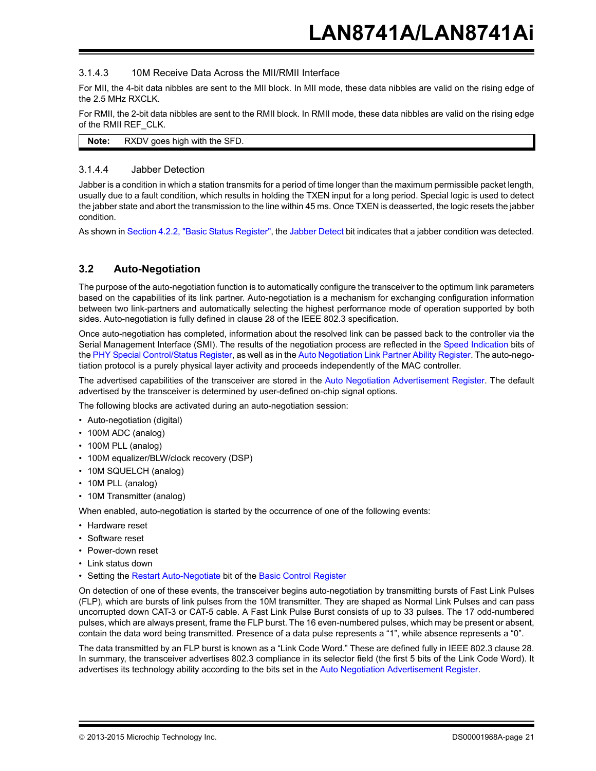#### 3.1.4.3 10M Receive Data Across the MII/RMII Interface

For MII, the 4-bit data nibbles are sent to the MII block. In MII mode, these data nibbles are valid on the rising edge of the 2.5 MHz RXCLK.

For RMII, the 2-bit data nibbles are sent to the RMII block. In RMII mode, these data nibbles are valid on the rising edge of the RMII REF_CLK.

| **Note:** | RXDV goes high with the SFD. |
|---|---|

#### 3.1.4.4 Jabber Detection

Jabber is a condition in which a station transmits for a period of time longer than the maximum permissible packet length, usually due to a fault condition, which results in holding the TXEN input for a long period. Special logic is used to detect the jabber state and abort the transmission to the line within 45 ms. Once TXEN is deasserted, the logic resets the jabber condition.

As shown in Section 4.2.2, "Basic Status Register", the Jabber Detect bit indicates that a jabber condition was detected.

## 3.2 Auto-Negotiation

The purpose of the auto-negotiation function is to automatically configure the transceiver to the optimum link parameters based on the capabilities of its link partner. Auto-negotiation is a mechanism for exchanging configuration information between two link-partners and automatically selecting the highest performance mode of operation supported by both sides. Auto-negotiation is fully defined in clause 28 of the IEEE 802.3 specification.

Once auto-negotiation has completed, information about the resolved link can be passed back to the controller via the Serial Management Interface (SMI). The results of the negotiation process are reflected in the Speed Indication bits of the PHY Special Control/Status Register, as well as in the Auto Negotiation Link Partner Ability Register. The auto-negotiation protocol is a purely physical layer activity and proceeds independently of the MAC controller.

The advertised capabilities of the transceiver are stored in the Auto Negotiation Advertisement Register. The default advertised by the transceiver is determined by user-defined on-chip signal options.

The following blocks are activated during an auto-negotiation session:

- Auto-negotiation (digital)
- 100M ADC (analog)
- 100M PLL (analog)
- 100M equalizer/BLW/clock recovery (DSP)
- 10M SQUELCH (analog)
- 10M PLL (analog)
- 10M Transmitter (analog)

When enabled, auto-negotiation is started by the occurrence of one of the following events:

- Hardware reset
- Software reset
- Power-down reset
- Link status down
- Setting the Restart Auto-Negotiate bit of the Basic Control Register

On detection of one of these events, the transceiver begins auto-negotiation by transmitting bursts of Fast Link Pulses (FLP), which are bursts of link pulses from the 10M transmitter. They are shaped as Normal Link Pulses and can pass uncorrupted down CAT-3 or CAT-5 cable. A Fast Link Pulse Burst consists of up to 33 pulses. The 17 odd-numbered pulses, which are always present, frame the FLP burst. The 16 even-numbered pulses, which may be present or absent, contain the data word being transmitted. Presence of a data pulse represents a "1", while absence represents a "0".

The data transmitted by an FLP burst is known as a "Link Code Word." These are defined fully in IEEE 802.3 clause 28. In summary, the transceiver advertises 802.3 compliance in its selector field (the first 5 bits of the Link Code Word). It advertises its technology ability according to the bits set in the Auto Negotiation Advertisement Register.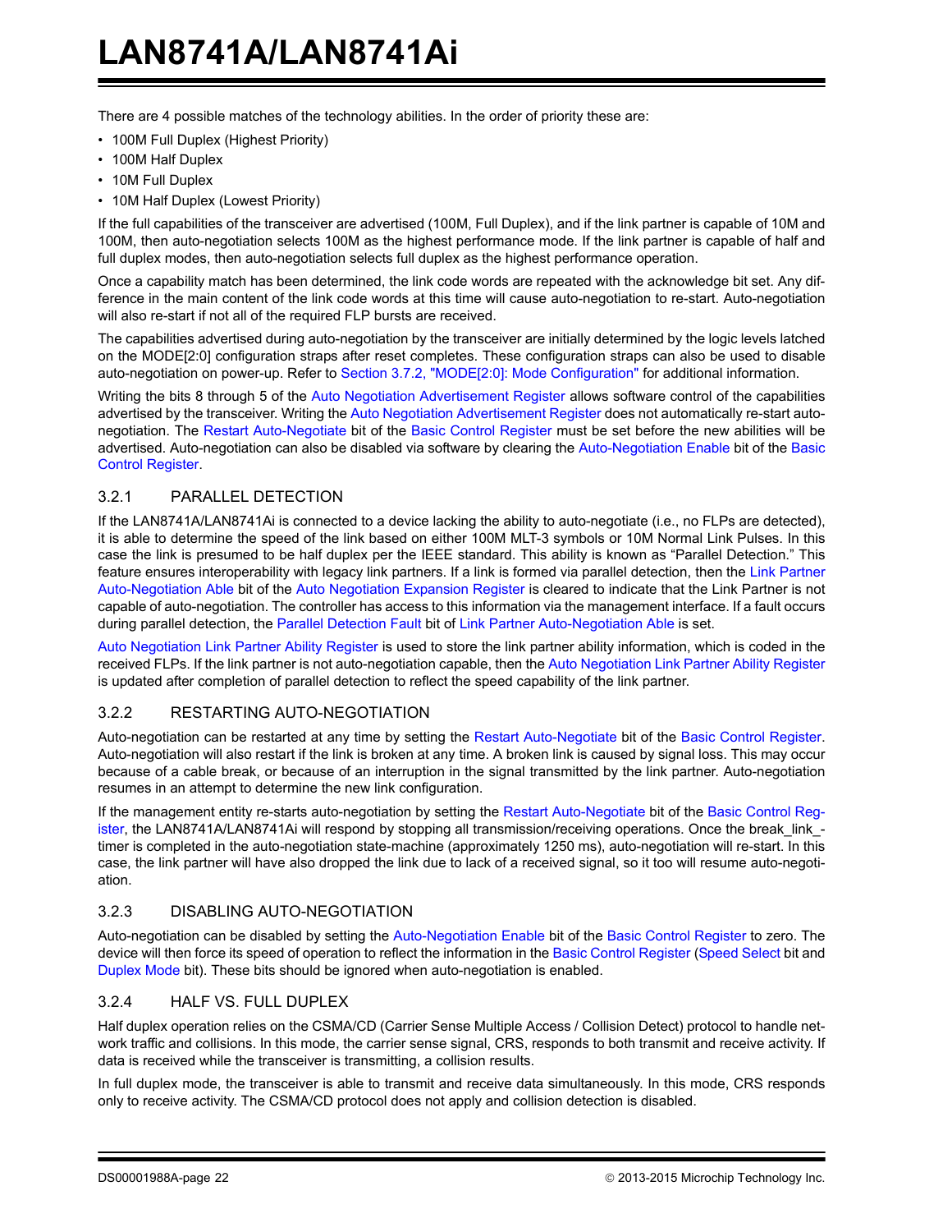There are 4 possible matches of the technology abilities. In the order of priority these are:

- 100M Full Duplex (Highest Priority)
- 100M Half Duplex
- 10M Full Duplex
- 10M Half Duplex (Lowest Priority)

If the full capabilities of the transceiver are advertised (100M, Full Duplex), and if the link partner is capable of 10M and 100M, then auto-negotiation selects 100M as the highest performance mode. If the link partner is capable of half and full duplex modes, then auto-negotiation selects full duplex as the highest performance operation.

Once a capability match has been determined, the link code words are repeated with the acknowledge bit set. Any difference in the main content of the link code words at this time will cause auto-negotiation to re-start. Auto-negotiation will also re-start if not all of the required FLP bursts are received.

The capabilities advertised during auto-negotiation by the transceiver are initially determined by the logic levels latched on the MODE[2:0] configuration straps after reset completes. These configuration straps can also be used to disable auto-negotiation on power-up. Refer to Section 3.7.2, "MODE[2:0]: Mode Configuration" for additional information.

Writing the bits 8 through 5 of the Auto Negotiation Advertisement Register allows software control of the capabilities advertised by the transceiver. Writing the Auto Negotiation Advertisement Register does not automatically re-start auto-negotiation. The Restart Auto-Negotiate bit of the Basic Control Register must be set before the new abilities will be advertised. Auto-negotiation can also be disabled via software by clearing the Auto-Negotiation Enable bit of the Basic Control Register.

### 3.2.1 PARALLEL DETECTION

If the LAN8741A/LAN8741Ai is connected to a device lacking the ability to auto-negotiate (i.e., no FLPs are detected), it is able to determine the speed of the link based on either 100M MLT-3 symbols or 10M Normal Link Pulses. In this case the link is presumed to be half duplex per the IEEE standard. This ability is known as "Parallel Detection." This feature ensures interoperability with legacy link partners. If a link is formed via parallel detection, then the Link Partner Auto-Negotiation Able bit of the Auto Negotiation Expansion Register is cleared to indicate that the Link Partner is not capable of auto-negotiation. The controller has access to this information via the management interface. If a fault occurs during parallel detection, the Parallel Detection Fault bit of Link Partner Auto-Negotiation Able is set.

Auto Negotiation Link Partner Ability Register is used to store the link partner ability information, which is coded in the received FLPs. If the link partner is not auto-negotiation capable, then the Auto Negotiation Link Partner Ability Register is updated after completion of parallel detection to reflect the speed capability of the link partner.

### 3.2.2 RESTARTING AUTO-NEGOTIATION

Auto-negotiation can be restarted at any time by setting the Restart Auto-Negotiate bit of the Basic Control Register. Auto-negotiation will also restart if the link is broken at any time. A broken link is caused by signal loss. This may occur because of a cable break, or because of an interruption in the signal transmitted by the link partner. Auto-negotiation resumes in an attempt to determine the new link configuration.

If the management entity re-starts auto-negotiation by setting the Restart Auto-Negotiate bit of the Basic Control Register, the LAN8741A/LAN8741Ai will respond by stopping all transmission/receiving operations. Once the break_link_timer is completed in the auto-negotiation state-machine (approximately 1250 ms), auto-negotiation will re-start. In this case, the link partner will have also dropped the link due to lack of a received signal, so it too will resume auto-negotiation.

### 3.2.3 DISABLING AUTO-NEGOTIATION

Auto-negotiation can be disabled by setting the Auto-Negotiation Enable bit of the Basic Control Register to zero. The device will then force its speed of operation to reflect the information in the Basic Control Register (Speed Select bit and Duplex Mode bit). These bits should be ignored when auto-negotiation is enabled.

### 3.2.4 HALF VS. FULL DUPLEX

Half duplex operation relies on the CSMA/CD (Carrier Sense Multiple Access / Collision Detect) protocol to handle network traffic and collisions. In this mode, the carrier sense signal, CRS, responds to both transmit and receive activity. If data is received while the transceiver is transmitting, a collision results.

In full duplex mode, the transceiver is able to transmit and receive data simultaneously. In this mode, CRS responds only to receive activity. The CSMA/CD protocol does not apply and collision detection is disabled.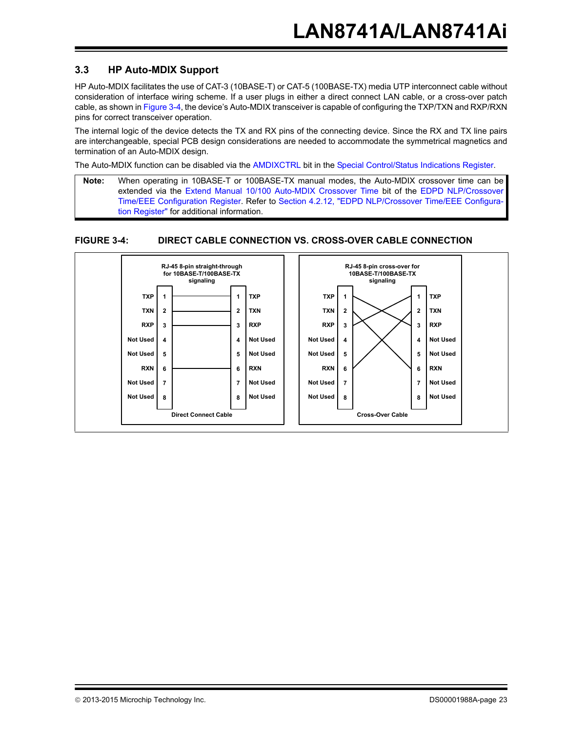## 3.3 HP Auto-MDIX Support

HP Auto-MDIX facilitates the use of CAT-3 (10BASE-T) or CAT-5 (100BASE-TX) media UTP interconnect cable without consideration of interface wiring scheme. If a user plugs in either a direct connect LAN cable, or a cross-over patch cable, as shown in Figure 3-4, the device's Auto-MDIX transceiver is capable of configuring the TXP/TXN and RXP/RXN pins for correct transceiver operation.

The internal logic of the device detects the TX and RX pins of the connecting device. Since the RX and TX line pairs are interchangeable, special PCB design considerations are needed to accommodate the symmetrical magnetics and termination of an Auto-MDIX design.

The Auto-MDIX function can be disabled via the AMDIXCTRL bit in the Special Control/Status Indications Register.

**Note:** When operating in 10BASE-T or 100BASE-TX manual modes, the Auto-MDIX crossover time can be extended via the Extend Manual 10/100 Auto-MDIX Crossover Time bit of the EDPD NLP/Crossover Time/EEE Configuration Register. Refer to Section 4.2.12, "EDPD NLP/Crossover Time/EEE Configuration Register" for additional information.

**FIGURE 3-4: DIRECT CABLE CONNECTION VS. CROSS-OVER CABLE CONNECTION**

RJ-45 8-pin straight-through for 10BASE-T/100BASE-TX signaling

| Signal | Pin | | Pin | Signal |
|---|---|---|---|---|
| TXP | 1 | — | 1 | TXP |
| TXN | 2 | — | 2 | TXN |
| RXP | 3 | — | 3 | RXP |
| Not Used | 4 | | 4 | Not Used |
| Not Used | 5 | | 5 | Not Used |
| RXN | 6 | — | 6 | RXN |
| Not Used | 7 | | 7 | Not Used |
| Not Used | 8 | | 8 | Not Used |

Direct Connect Cable

RJ-45 8-pin cross-over for 10BASE-T/100BASE-TX signaling

| Signal | Pin | | Pin | Signal |
|---|---|---|---|---|
| TXP | 1 | → 3 | 1 | TXP |
| TXN | 2 | → 6 | 2 | TXN |
| RXP | 3 | → 1 | 3 | RXP |
| Not Used | 4 | | 4 | Not Used |
| Not Used | 5 | | 5 | Not Used |
| RXN | 6 | → 2 | 6 | RXN |
| Not Used | 7 | | 7 | Not Used |
| Not Used | 8 | | 8 | Not Used |

Cross-Over Cable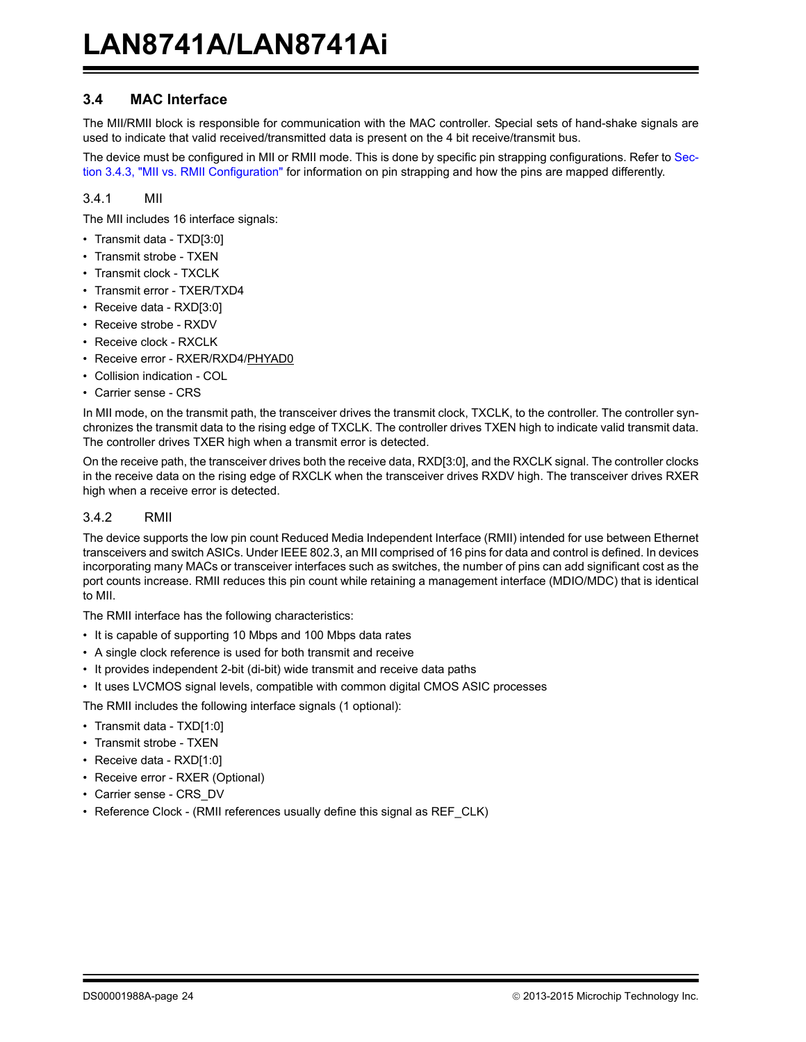## 3.4 MAC Interface

The MII/RMII block is responsible for communication with the MAC controller. Special sets of hand-shake signals are used to indicate that valid received/transmitted data is present on the 4 bit receive/transmit bus.

The device must be configured in MII or RMII mode. This is done by specific pin strapping configurations. Refer to Section 3.4.3, "MII vs. RMII Configuration" for information on pin strapping and how the pins are mapped differently.

### 3.4.1 MII

The MII includes 16 interface signals:

- Transmit data - TXD[3:0]
- Transmit strobe - TXEN
- Transmit clock - TXCLK
- Transmit error - TXER/TXD4
- Receive data - RXD[3:0]
- Receive strobe - RXDV
- Receive clock - RXCLK
- Receive error - RXER/RXD4/PHYAD0
- Collision indication - COL
- Carrier sense - CRS

In MII mode, on the transmit path, the transceiver drives the transmit clock, TXCLK, to the controller. The controller synchronizes the transmit data to the rising edge of TXCLK. The controller drives TXEN high to indicate valid transmit data. The controller drives TXER high when a transmit error is detected.

On the receive path, the transceiver drives both the receive data, RXD[3:0], and the RXCLK signal. The controller clocks in the receive data on the rising edge of RXCLK when the transceiver drives RXDV high. The transceiver drives RXER high when a receive error is detected.

### 3.4.2 RMII

The device supports the low pin count Reduced Media Independent Interface (RMII) intended for use between Ethernet transceivers and switch ASICs. Under IEEE 802.3, an MII comprised of 16 pins for data and control is defined. In devices incorporating many MACs or transceiver interfaces such as switches, the number of pins can add significant cost as the port counts increase. RMII reduces this pin count while retaining a management interface (MDIO/MDC) that is identical to MII.

The RMII interface has the following characteristics:

- It is capable of supporting 10 Mbps and 100 Mbps data rates
- A single clock reference is used for both transmit and receive
- It provides independent 2-bit (di-bit) wide transmit and receive data paths
- It uses LVCMOS signal levels, compatible with common digital CMOS ASIC processes

The RMII includes the following interface signals (1 optional):

- Transmit data - TXD[1:0]
- Transmit strobe - TXEN
- Receive data - RXD[1:0]
- Receive error - RXER (Optional)
- Carrier sense - CRS_DV
- Reference Clock - (RMII references usually define this signal as REF_CLK)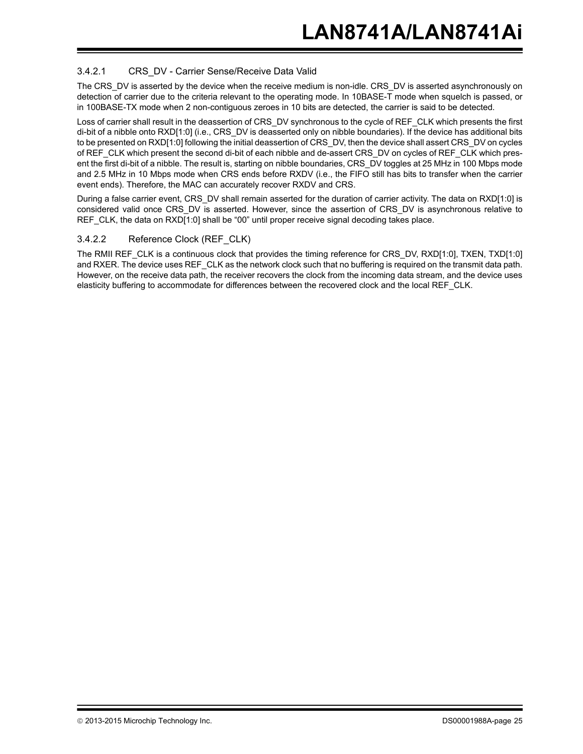#### 3.4.2.1 CRS_DV - Carrier Sense/Receive Data Valid

The CRS_DV is asserted by the device when the receive medium is non-idle. CRS_DV is asserted asynchronously on detection of carrier due to the criteria relevant to the operating mode. In 10BASE-T mode when squelch is passed, or in 100BASE-TX mode when 2 non-contiguous zeroes in 10 bits are detected, the carrier is said to be detected.

Loss of carrier shall result in the deassertion of CRS_DV synchronous to the cycle of REF_CLK which presents the first di-bit of a nibble onto RXD[1:0] (i.e., CRS_DV is deasserted only on nibble boundaries). If the device has additional bits to be presented on RXD[1:0] following the initial deassertion of CRS_DV, then the device shall assert CRS_DV on cycles of REF_CLK which present the second di-bit of each nibble and de-assert CRS_DV on cycles of REF_CLK which present the first di-bit of a nibble. The result is, starting on nibble boundaries, CRS_DV toggles at 25 MHz in 100 Mbps mode and 2.5 MHz in 10 Mbps mode when CRS ends before RXDV (i.e., the FIFO still has bits to transfer when the carrier event ends). Therefore, the MAC can accurately recover RXDV and CRS.

During a false carrier event, CRS_DV shall remain asserted for the duration of carrier activity. The data on RXD[1:0] is considered valid once CRS_DV is asserted. However, since the assertion of CRS_DV is asynchronous relative to REF_CLK, the data on RXD[1:0] shall be “00” until proper receive signal decoding takes place.

#### 3.4.2.2 Reference Clock (REF_CLK)

The RMII REF_CLK is a continuous clock that provides the timing reference for CRS_DV, RXD[1:0], TXEN, TXD[1:0] and RXER. The device uses REF_CLK as the network clock such that no buffering is required on the transmit data path. However, on the receive data path, the receiver recovers the clock from the incoming data stream, and the device uses elasticity buffering to accommodate for differences between the recovered clock and the local REF_CLK.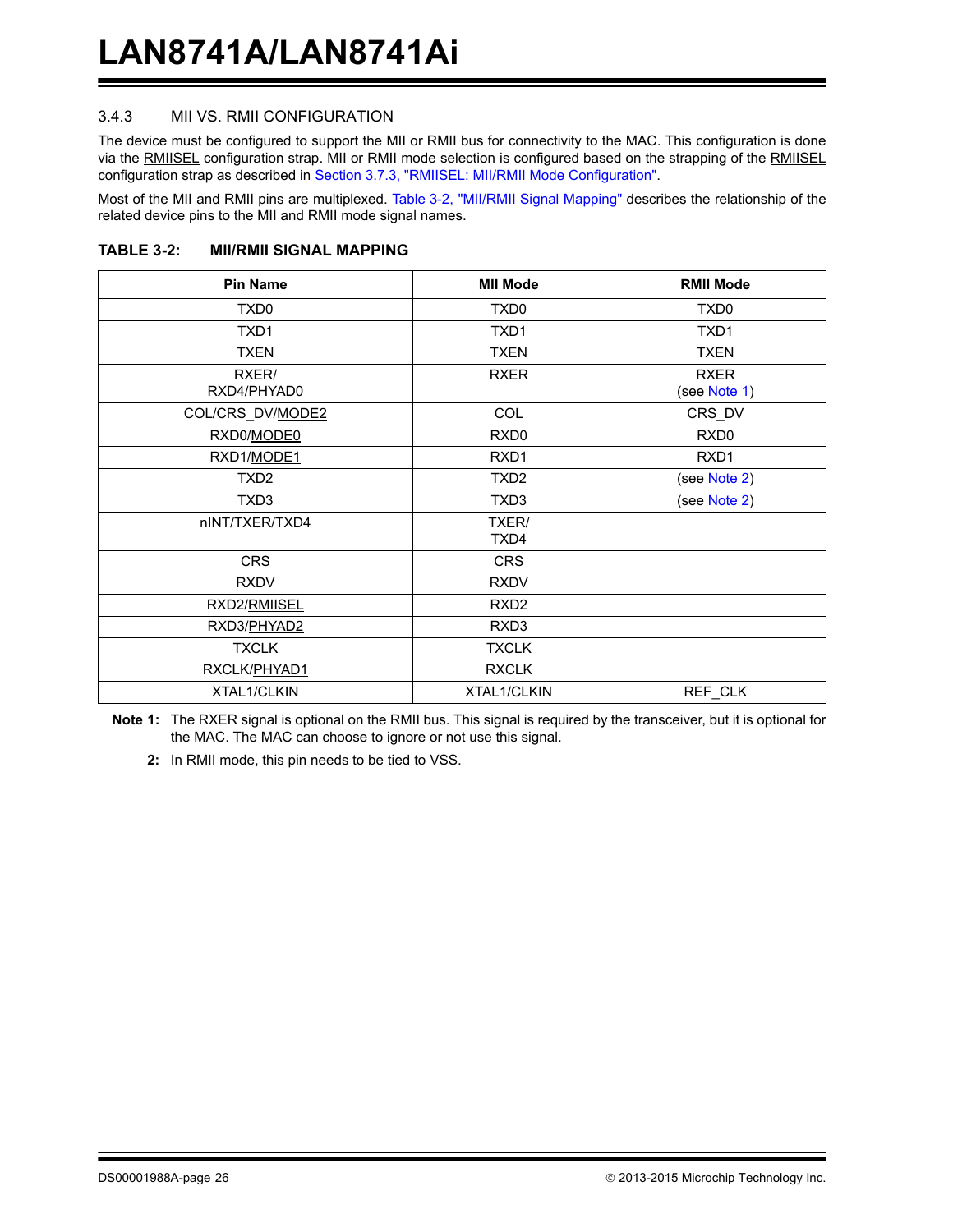### 3.4.3 MII VS. RMII CONFIGURATION

The device must be configured to support the MII or RMII bus for connectivity to the MAC. This configuration is done via the RMIISEL configuration strap. MII or RMII mode selection is configured based on the strapping of the RMIISEL configuration strap as described in Section 3.7.3, "RMIISEL: MII/RMII Mode Configuration".

Most of the MII and RMII pins are multiplexed. Table 3-2, "MII/RMII Signal Mapping" describes the relationship of the related device pins to the MII and RMII mode signal names.

**TABLE 3-2: MII/RMII SIGNAL MAPPING**

| Pin Name | MII Mode | RMII Mode |
|---|---|---|
| TXD0 | TXD0 | TXD0 |
| TXD1 | TXD1 | TXD1 |
| TXEN | TXEN | TXEN |
| RXER/ RXD4/PHYAD0 | RXER | RXER (see Note 1) |
| COL/CRS_DV/MODE2 | COL | CRS_DV |
| RXD0/MODE0 | RXD0 | RXD0 |
| RXD1/MODE1 | RXD1 | RXD1 |
| TXD2 | TXD2 | (see Note 2) |
| TXD3 | TXD3 | (see Note 2) |
| nINT/TXER/TXD4 | TXER/ TXD4 | |
| CRS | CRS | |
| RXDV | RXDV | |
| RXD2/RMIISEL | RXD2 | |
| RXD3/PHYAD2 | RXD3 | |
| TXCLK | TXCLK | |
| RXCLK/PHYAD1 | RXCLK | |
| XTAL1/CLKIN | XTAL1/CLKIN | REF_CLK |

**Note 1:** The RXER signal is optional on the RMII bus. This signal is required by the transceiver, but it is optional for the MAC. The MAC can choose to ignore or not use this signal.

**2:** In RMII mode, this pin needs to be tied to VSS.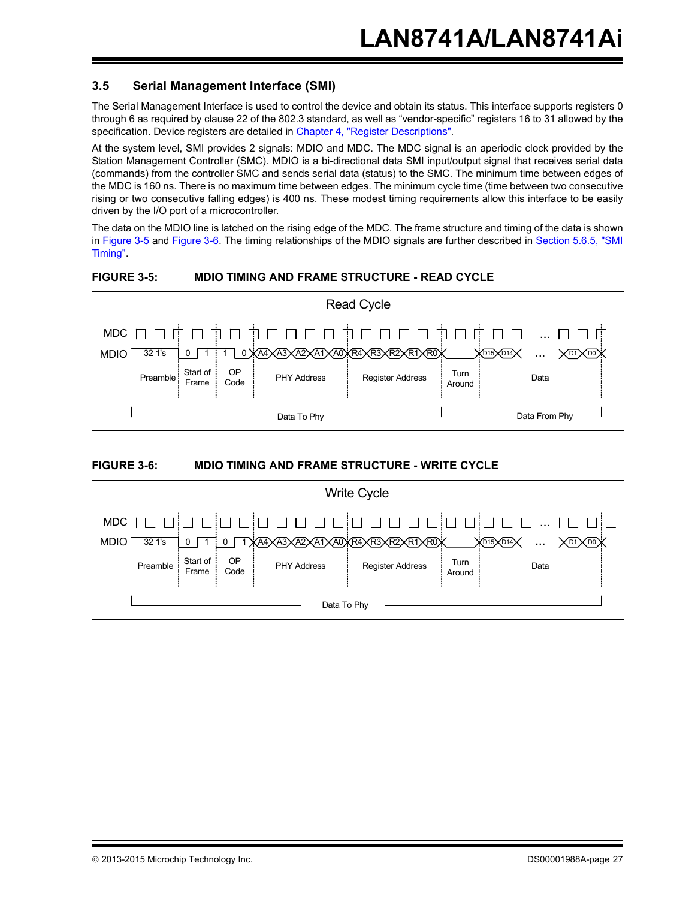## 3.5 Serial Management Interface (SMI)

The Serial Management Interface is used to control the device and obtain its status. This interface supports registers 0 through 6 as required by clause 22 of the 802.3 standard, as well as "vendor-specific" registers 16 to 31 allowed by the specification. Device registers are detailed in Chapter 4, "Register Descriptions".

At the system level, SMI provides 2 signals: MDIO and MDC. The MDC signal is an aperiodic clock provided by the Station Management Controller (SMC). MDIO is a bi-directional data SMI input/output signal that receives serial data (commands) from the controller SMC and sends serial data (status) to the SMC. The minimum time between edges of the MDC is 160 ns. There is no maximum time between edges. The minimum cycle time (time between two consecutive rising or two consecutive falling edges) is 400 ns. These modest timing requirements allow this interface to be easily driven by the I/O port of a microcontroller.

The data on the MDIO line is latched on the rising edge of the MDC. The frame structure and timing of the data is shown in Figure 3-5 and Figure 3-6. The timing relationships of the MDIO signals are further described in Section 5.6.5, "SMI Timing".

**FIGURE 3-5: MDIO TIMING AND FRAME STRUCTURE - READ CYCLE**

Read Cycle

MDC

MDIO: 32 1's | 0 1 | 1 0 | A4 A3 A2 A1 A0 | R4 R3 R2 R1 R0 | | D15 D14 ... D1 D0

Preamble | Start of Frame | OP Code | PHY Address | Register Address | Turn Around | Data

Data To Phy | Data From Phy

**FIGURE 3-6: MDIO TIMING AND FRAME STRUCTURE - WRITE CYCLE**

Write Cycle

MDC

MDIO: 32 1's | 0 1 | 0 1 | A4 A3 A2 A1 A0 | R4 R3 R2 R1 R0 | | D15 D14 ... D1 D0

Preamble | Start of Frame | OP Code | PHY Address | Register Address | Turn Around | Data

Data To Phy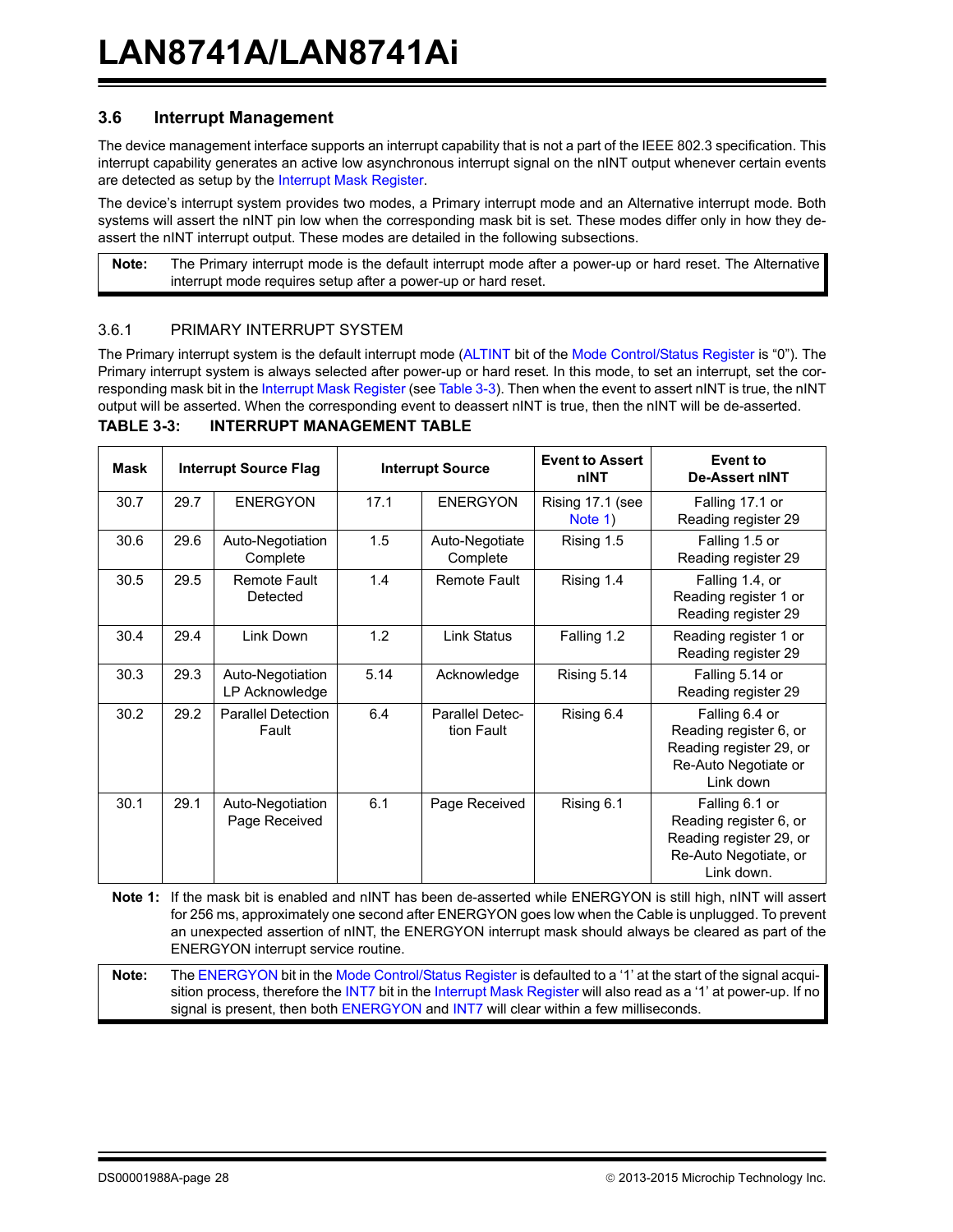## 3.6 Interrupt Management

The device management interface supports an interrupt capability that is not a part of the IEEE 802.3 specification. This interrupt capability generates an active low asynchronous interrupt signal on the nINT output whenever certain events are detected as setup by the Interrupt Mask Register.

The device's interrupt system provides two modes, a Primary interrupt mode and an Alternative interrupt mode. Both systems will assert the nINT pin low when the corresponding mask bit is set. These modes differ only in how they de-assert the nINT interrupt output. These modes are detailed in the following subsections.

> **Note:** The Primary interrupt mode is the default interrupt mode after a power-up or hard reset. The Alternative interrupt mode requires setup after a power-up or hard reset.

### 3.6.1 PRIMARY INTERRUPT SYSTEM

The Primary interrupt system is the default interrupt mode (ALTINT bit of the Mode Control/Status Register is "0"). The Primary interrupt system is always selected after power-up or hard reset. In this mode, to set an interrupt, set the corresponding mask bit in the Interrupt Mask Register (see Table 3-3). Then when the event to assert nINT is true, the nINT output will be asserted. When the corresponding event to deassert nINT is true, then the nINT will be de-asserted.

**TABLE 3-3: INTERRUPT MANAGEMENT TABLE**

| Mask | Interrupt Source Flag | | Interrupt Source | | Event to Assert nINT | Event to De-Assert nINT |
|---|---|---|---|---|---|---|
| 30.7 | 29.7 | ENERGYON | 17.1 | ENERGYON | Rising 17.1 (see Note 1) | Falling 17.1 or Reading register 29 |
| 30.6 | 29.6 | Auto-Negotiation Complete | 1.5 | Auto-Negotiate Complete | Rising 1.5 | Falling 1.5 or Reading register 29 |
| 30.5 | 29.5 | Remote Fault Detected | 1.4 | Remote Fault | Rising 1.4 | Falling 1.4, or Reading register 1 or Reading register 29 |
| 30.4 | 29.4 | Link Down | 1.2 | Link Status | Falling 1.2 | Reading register 1 or Reading register 29 |
| 30.3 | 29.3 | Auto-Negotiation LP Acknowledge | 5.14 | Acknowledge | Rising 5.14 | Falling 5.14 or Reading register 29 |
| 30.2 | 29.2 | Parallel Detection Fault | 6.4 | Parallel Detection Fault | Rising 6.4 | Falling 6.4 or Reading register 6, or Reading register 29, or Re-Auto Negotiate or Link down |
| 30.1 | 29.1 | Auto-Negotiation Page Received | 6.1 | Page Received | Rising 6.1 | Falling 6.1 or Reading register 6, or Reading register 29, or Re-Auto Negotiate, or Link down. |

**Note 1:** If the mask bit is enabled and nINT has been de-asserted while ENERGYON is still high, nINT will assert for 256 ms, approximately one second after ENERGYON goes low when the Cable is unplugged. To prevent an unexpected assertion of nINT, the ENERGYON interrupt mask should always be cleared as part of the ENERGYON interrupt service routine.

> **Note:** The ENERGYON bit in the Mode Control/Status Register is defaulted to a '1' at the start of the signal acquisition process, therefore the INT7 bit in the Interrupt Mask Register will also read as a '1' at power-up. If no signal is present, then both ENERGYON and INT7 will clear within a few milliseconds.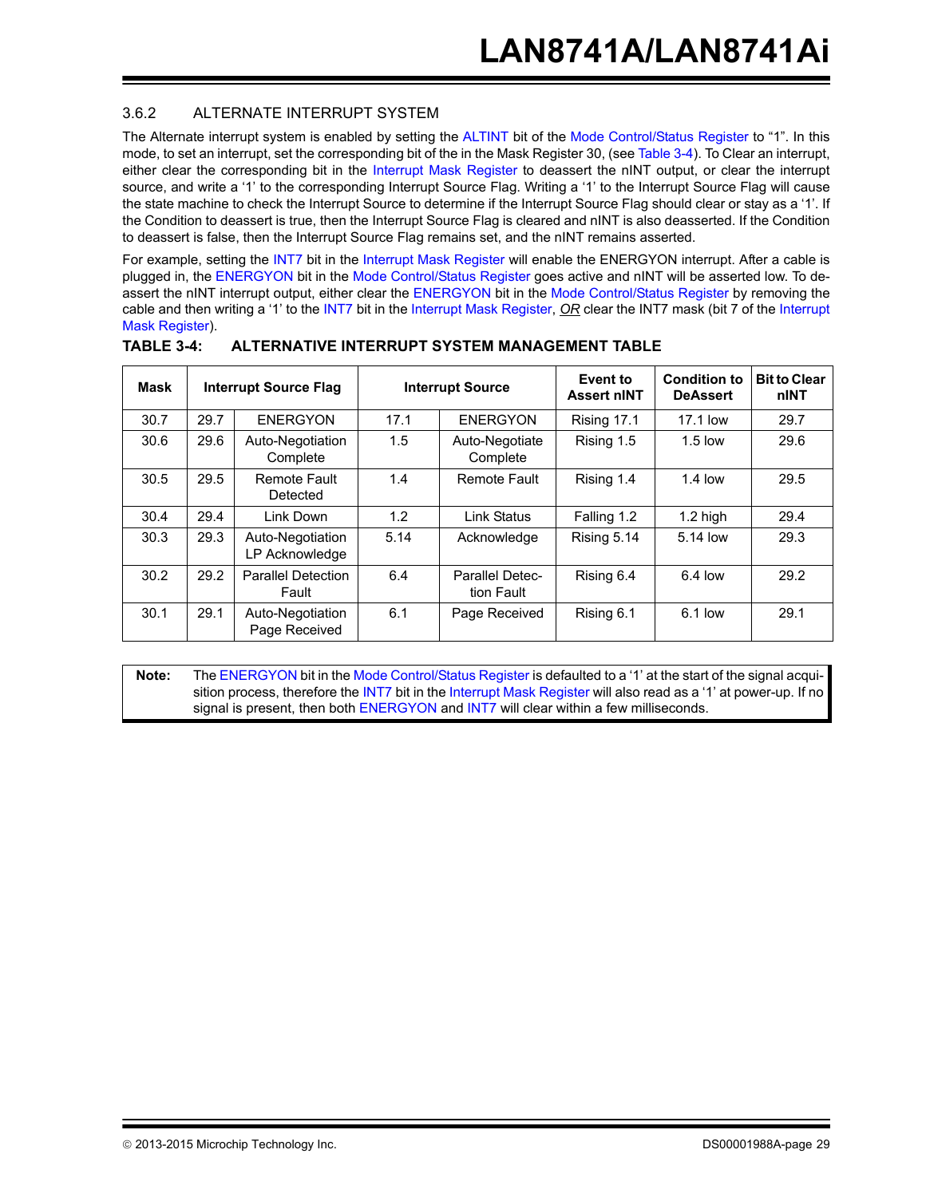### 3.6.2 ALTERNATE INTERRUPT SYSTEM

The Alternate interrupt system is enabled by setting the ALTINT bit of the Mode Control/Status Register to “1”. In this mode, to set an interrupt, set the corresponding bit of the in the Mask Register 30, (see Table 3-4). To Clear an interrupt, either clear the corresponding bit in the Interrupt Mask Register to deassert the nINT output, or clear the interrupt source, and write a ‘1’ to the corresponding Interrupt Source Flag. Writing a ‘1’ to the Interrupt Source Flag will cause the state machine to check the Interrupt Source to determine if the Interrupt Source Flag should clear or stay as a ‘1’. If the Condition to deassert is true, then the Interrupt Source Flag is cleared and nINT is also deasserted. If the Condition to deassert is false, then the Interrupt Source Flag remains set, and the nINT remains asserted.

For example, setting the INT7 bit in the Interrupt Mask Register will enable the ENERGYON interrupt. After a cable is plugged in, the ENERGYON bit in the Mode Control/Status Register goes active and nINT will be asserted low. To deassert the nINT interrupt output, either clear the ENERGYON bit in the Mode Control/Status Register by removing the cable and then writing a ‘1’ to the INT7 bit in the Interrupt Mask Register, _OR_ clear the INT7 mask (bit 7 of the Interrupt Mask Register).

**TABLE 3-4: ALTERNATIVE INTERRUPT SYSTEM MANAGEMENT TABLE**

| Mask | Interrupt Source Flag | | Interrupt Source | | Event to Assert nINT | Condition to DeAssert | Bit to Clear nINT |
|---|---|---|---|---|---|---|---|
| 30.7 | 29.7 | ENERGYON | 17.1 | ENERGYON | Rising 17.1 | 17.1 low | 29.7 |
| 30.6 | 29.6 | Auto-Negotiation Complete | 1.5 | Auto-Negotiate Complete | Rising 1.5 | 1.5 low | 29.6 |
| 30.5 | 29.5 | Remote Fault Detected | 1.4 | Remote Fault | Rising 1.4 | 1.4 low | 29.5 |
| 30.4 | 29.4 | Link Down | 1.2 | Link Status | Falling 1.2 | 1.2 high | 29.4 |
| 30.3 | 29.3 | Auto-Negotiation LP Acknowledge | 5.14 | Acknowledge | Rising 5.14 | 5.14 low | 29.3 |
| 30.2 | 29.2 | Parallel Detection Fault | 6.4 | Parallel Detection Fault | Rising 6.4 | 6.4 low | 29.2 |
| 30.1 | 29.1 | Auto-Negotiation Page Received | 6.1 | Page Received | Rising 6.1 | 6.1 low | 29.1 |

**Note:** The ENERGYON bit in the Mode Control/Status Register is defaulted to a ‘1’ at the start of the signal acquisition process, therefore the INT7 bit in the Interrupt Mask Register will also read as a ‘1’ at power-up. If no signal is present, then both ENERGYON and INT7 will clear within a few milliseconds.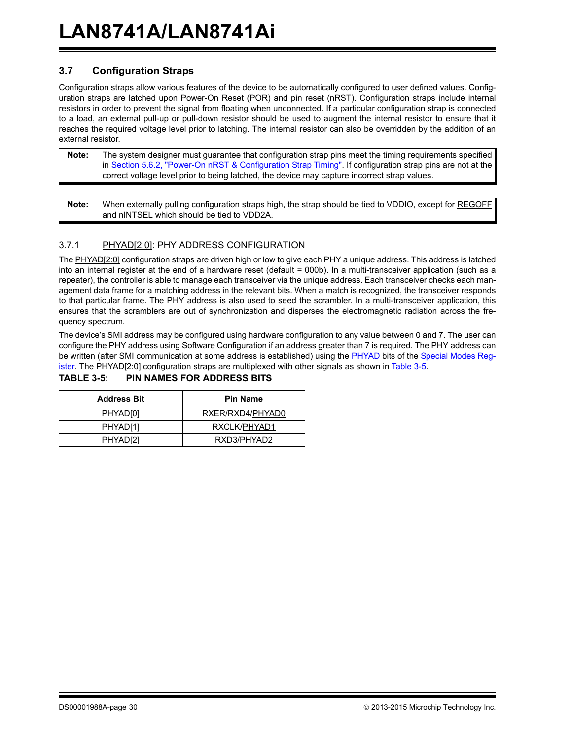## 3.7 Configuration Straps

Configuration straps allow various features of the device to be automatically configured to user defined values. Configuration straps are latched upon Power-On Reset (POR) and pin reset (nRST). Configuration straps include internal resistors in order to prevent the signal from floating when unconnected. If a particular configuration strap is connected to a load, an external pull-up or pull-down resistor should be used to augment the internal resistor to ensure that it reaches the required voltage level prior to latching. The internal resistor can also be overridden by the addition of an external resistor.

> **Note:** The system designer must guarantee that configuration strap pins meet the timing requirements specified in Section 5.6.2, "Power-On nRST & Configuration Strap Timing". If configuration strap pins are not at the correct voltage level prior to being latched, the device may capture incorrect strap values.

> **Note:** When externally pulling configuration straps high, the strap should be tied to VDDIO, except for REGOFF and nINTSEL which should be tied to VDD2A.

### 3.7.1 PHYAD[2:0]: PHY ADDRESS CONFIGURATION

The PHYAD[2:0] configuration straps are driven high or low to give each PHY a unique address. This address is latched into an internal register at the end of a hardware reset (default = 000b). In a multi-transceiver application (such as a repeater), the controller is able to manage each transceiver via the unique address. Each transceiver checks each management data frame for a matching address in the relevant bits. When a match is recognized, the transceiver responds to that particular frame. The PHY address is also used to seed the scrambler. In a multi-transceiver application, this ensures that the scramblers are out of synchronization and disperses the electromagnetic radiation across the frequency spectrum.

The device's SMI address may be configured using hardware configuration to any value between 0 and 7. The user can configure the PHY address using Software Configuration if an address greater than 7 is required. The PHY address can be written (after SMI communication at some address is established) using the PHYAD bits of the Special Modes Register. The PHYAD[2:0] configuration straps are multiplexed with other signals as shown in Table 3-5.

**TABLE 3-5: PIN NAMES FOR ADDRESS BITS**

| Address Bit | Pin Name |
|---|---|
| PHYAD[0] | RXER/RXD4/PHYAD0 |
| PHYAD[1] | RXCLK/PHYAD1 |
| PHYAD[2] | RXD3/PHYAD2 |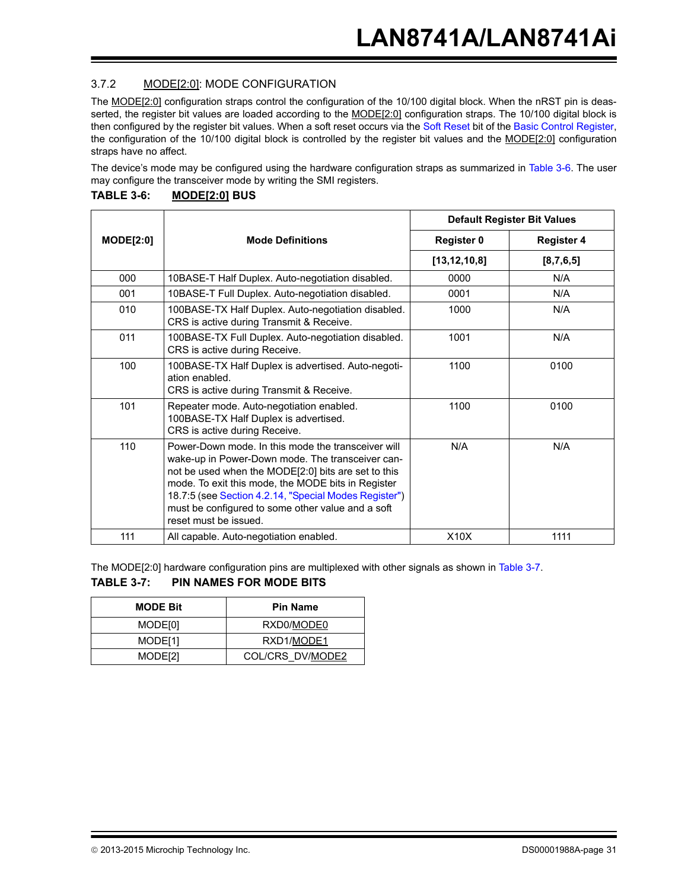### 3.7.2 MODE[2:0]: MODE CONFIGURATION

The MODE[2:0] configuration straps control the configuration of the 10/100 digital block. When the nRST pin is deasserted, the register bit values are loaded according to the MODE[2:0] configuration straps. The 10/100 digital block is then configured by the register bit values. When a soft reset occurs via the Soft Reset bit of the Basic Control Register, the configuration of the 10/100 digital block is controlled by the register bit values and the MODE[2:0] configuration straps have no affect.

The device's mode may be configured using the hardware configuration straps as summarized in Table 3-6. The user may configure the transceiver mode by writing the SMI registers.

**TABLE 3-6: MODE[2:0] BUS**

| MODE[2:0] | Mode Definitions | Default Register Bit Values | |
|---|---|---|---|
| | | Register 0 | Register 4 |
| | | [13,12,10,8] | [8,7,6,5] |
| 000 | 10BASE-T Half Duplex. Auto-negotiation disabled. | 0000 | N/A |
| 001 | 10BASE-T Full Duplex. Auto-negotiation disabled. | 0001 | N/A |
| 010 | 100BASE-TX Half Duplex. Auto-negotiation disabled. CRS is active during Transmit & Receive. | 1000 | N/A |
| 011 | 100BASE-TX Full Duplex. Auto-negotiation disabled. CRS is active during Receive. | 1001 | N/A |
| 100 | 100BASE-TX Half Duplex is advertised. Auto-negotiation enabled. CRS is active during Transmit & Receive. | 1100 | 0100 |
| 101 | Repeater mode. Auto-negotiation enabled. 100BASE-TX Half Duplex is advertised. CRS is active during Receive. | 1100 | 0100 |
| 110 | Power-Down mode. In this mode the transceiver will wake-up in Power-Down mode. The transceiver cannot be used when the MODE[2:0] bits are set to this mode. To exit this mode, the MODE bits in Register 18.7:5 (see Section 4.2.14, "Special Modes Register") must be configured to some other value and a soft reset must be issued. | N/A | N/A |
| 111 | All capable. Auto-negotiation enabled. | X10X | 1111 |

The MODE[2:0] hardware configuration pins are multiplexed with other signals as shown in Table 3-7.

**TABLE 3-7: PIN NAMES FOR MODE BITS**

| MODE Bit | Pin Name |
|---|---|
| MODE[0] | RXD0/MODE0 |
| MODE[1] | RXD1/MODE1 |
| MODE[2] | COL/CRS_DV/MODE2 |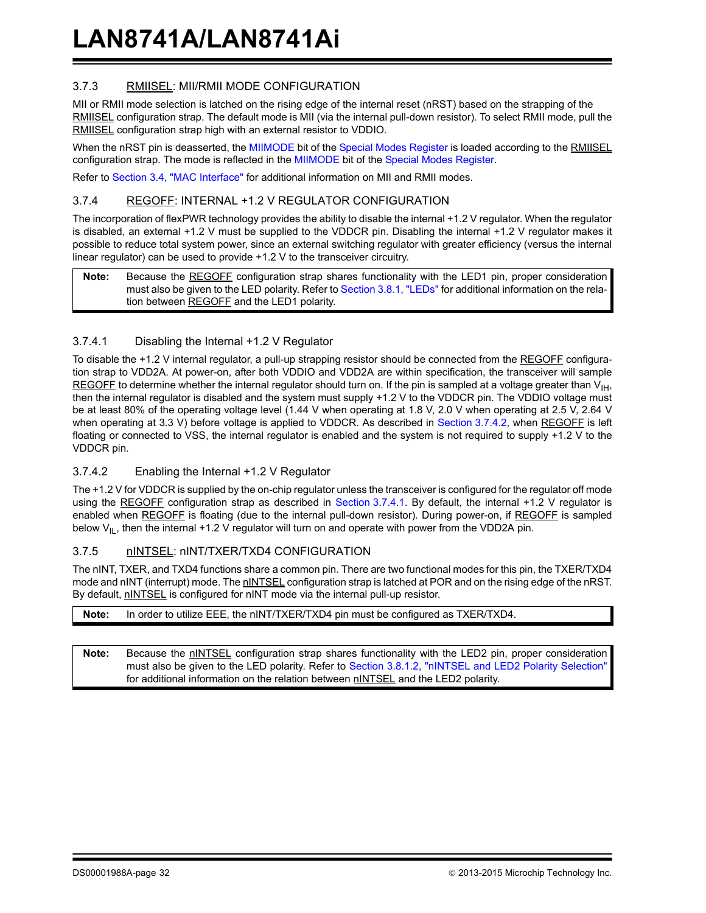### 3.7.3 RMIISEL: MII/RMII MODE CONFIGURATION

MII or RMII mode selection is latched on the rising edge of the internal reset (nRST) based on the strapping of the RMIISEL configuration strap. The default mode is MII (via the internal pull-down resistor). To select RMII mode, pull the RMIISEL configuration strap high with an external resistor to VDDIO.

When the nRST pin is deasserted, the MIIMODE bit of the Special Modes Register is loaded according to the RMIISEL configuration strap. The mode is reflected in the MIIMODE bit of the Special Modes Register.

Refer to Section 3.4, "MAC Interface" for additional information on MII and RMII modes.

### 3.7.4 REGOFF: INTERNAL +1.2 V REGULATOR CONFIGURATION

The incorporation of flexPWR technology provides the ability to disable the internal +1.2 V regulator. When the regulator is disabled, an external +1.2 V must be supplied to the VDDCR pin. Disabling the internal +1.2 V regulator makes it possible to reduce total system power, since an external switching regulator with greater efficiency (versus the internal linear regulator) can be used to provide +1.2 V to the transceiver circuitry.

| **Note:** | Because the REGOFF configuration strap shares functionality with the LED1 pin, proper consideration must also be given to the LED polarity. Refer to Section 3.8.1, "LEDs" for additional information on the relation between REGOFF and the LED1 polarity. |
|---|---|

#### 3.7.4.1 Disabling the Internal +1.2 V Regulator

To disable the +1.2 V internal regulator, a pull-up strapping resistor should be connected from the REGOFF configuration strap to VDD2A. At power-on, after both VDDIO and VDD2A are within specification, the transceiver will sample REGOFF to determine whether the internal regulator should turn on. If the pin is sampled at a voltage greater than $V_{IH}$, then the internal regulator is disabled and the system must supply +1.2 V to the VDDCR pin. The VDDIO voltage must be at least 80% of the operating voltage level (1.44 V when operating at 1.8 V, 2.0 V when operating at 2.5 V, 2.64 V when operating at 3.3 V) before voltage is applied to VDDCR. As described in Section 3.7.4.2, when REGOFF is left floating or connected to VSS, the internal regulator is enabled and the system is not required to supply +1.2 V to the VDDCR pin.

#### 3.7.4.2 Enabling the Internal +1.2 V Regulator

The +1.2 V for VDDCR is supplied by the on-chip regulator unless the transceiver is configured for the regulator off mode using the REGOFF configuration strap as described in Section 3.7.4.1. By default, the internal +1.2 V regulator is enabled when REGOFF is floating (due to the internal pull-down resistor). During power-on, if REGOFF is sampled below $V_{IL}$, then the internal +1.2 V regulator will turn on and operate with power from the VDD2A pin.

### 3.7.5 nINTSEL: nINT/TXER/TXD4 CONFIGURATION

The nINT, TXER, and TXD4 functions share a common pin. There are two functional modes for this pin, the TXER/TXD4 mode and nINT (interrupt) mode. The nINTSEL configuration strap is latched at POR and on the rising edge of the nRST. By default, nINTSEL is configured for nINT mode via the internal pull-up resistor.

| **Note:** | In order to utilize EEE, the nINT/TXER/TXD4 pin must be configured as TXER/TXD4. |
|---|---|

| **Note:** | Because the nINTSEL configuration strap shares functionality with the LED2 pin, proper consideration must also be given to the LED polarity. Refer to Section 3.8.1.2, "nINTSEL and LED2 Polarity Selection" for additional information on the relation between nINTSEL and the LED2 polarity. |
|---|---|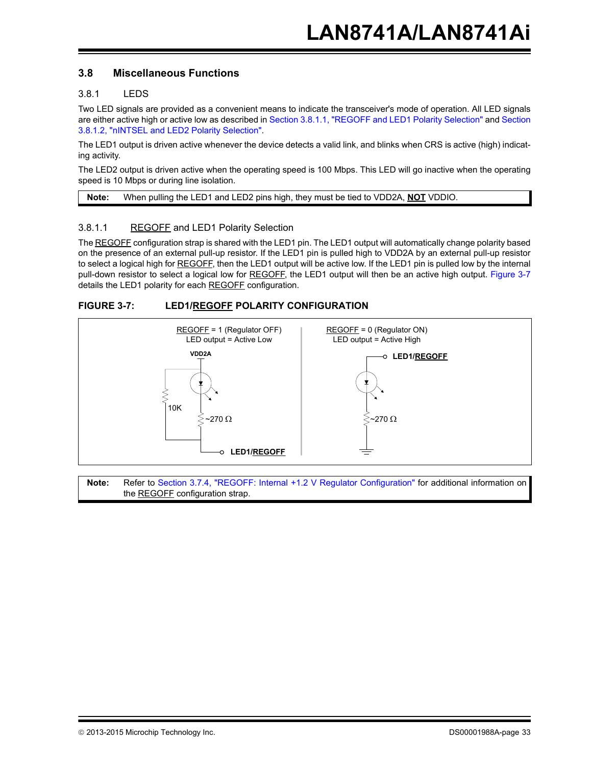## 3.8 Miscellaneous Functions

### 3.8.1 LEDS

Two LED signals are provided as a convenient means to indicate the transceiver's mode of operation. All LED signals are either active high or active low as described in Section 3.8.1.1, "REGOFF and LED1 Polarity Selection" and Section 3.8.1.2, "nINTSEL and LED2 Polarity Selection".

The LED1 output is driven active whenever the device detects a valid link, and blinks when CRS is active (high) indicating activity.

The LED2 output is driven active when the operating speed is 100 Mbps. This LED will go inactive when the operating speed is 10 Mbps or during line isolation.

| **Note:** | When pulling the LED1 and LED2 pins high, they must be tied to VDD2A, **NOT** VDDIO. |
|---|---|

#### 3.8.1.1 REGOFF and LED1 Polarity Selection

The REGOFF configuration strap is shared with the LED1 pin. The LED1 output will automatically change polarity based on the presence of an external pull-up resistor. If the LED1 pin is pulled high to VDD2A by an external pull-up resistor to select a logical high for REGOFF, then the LED1 output will be active low. If the LED1 pin is pulled low by the internal pull-down resistor to select a logical low for REGOFF, the LED1 output will then be an active high output. Figure 3-7 details the LED1 polarity for each REGOFF configuration.

**FIGURE 3-7: LED1/REGOFF POLARITY CONFIGURATION**

REGOFF = 1 (Regulator OFF)
LED output = Active Low

VDD2A
10K
~270 Ω
LED1/REGOFF

REGOFF = 0 (Regulator ON)
LED output = Active High

LED1/REGOFF
~270 Ω

| **Note:** | Refer to Section 3.7.4, "REGOFF: Internal +1.2 V Regulator Configuration" for additional information on the REGOFF configuration strap. |
|---|---|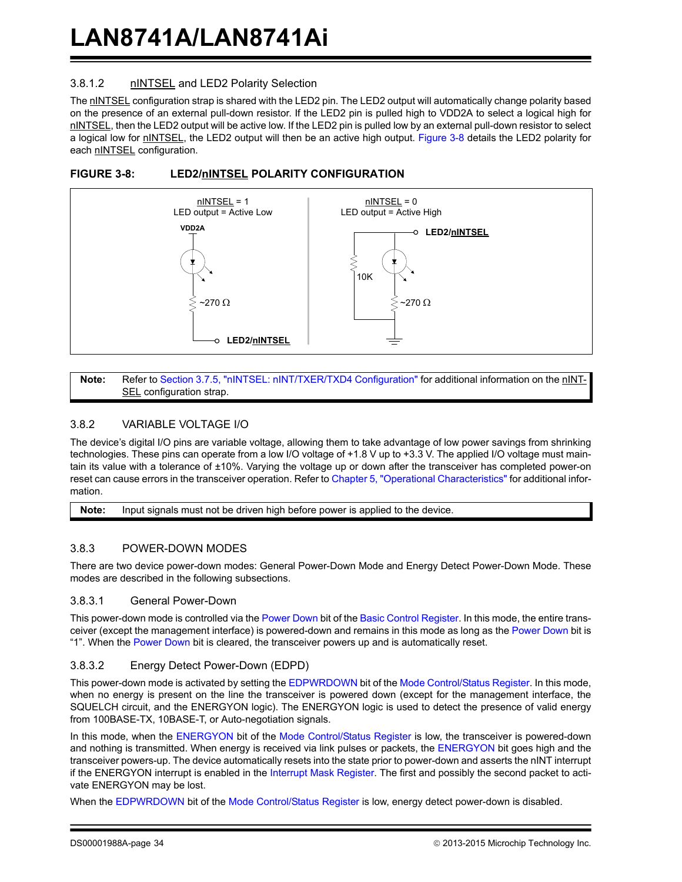#### 3.8.1.2 nINTSEL and LED2 Polarity Selection

The nINTSEL configuration strap is shared with the LED2 pin. The LED2 output will automatically change polarity based on the presence of an external pull-down resistor. If the LED2 pin is pulled high to VDD2A to select a logical high for nINTSEL, then the LED2 output will be active low. If the LED2 pin is pulled low by an external pull-down resistor to select a logical low for nINTSEL, the LED2 output will then be an active high output. Figure 3-8 details the LED2 polarity for each nINTSEL configuration.

**FIGURE 3-8: LED2/nINTSEL POLARITY CONFIGURATION**

nINTSEL = 1
LED output = Active Low
VDD2A
~270 Ω
LED2/nINTSEL

nINTSEL = 0
LED output = Active High
LED2/nINTSEL
10K
~270 Ω

| **Note:** | Refer to Section 3.7.5, "nINTSEL: nINT/TXER/TXD4 Configuration" for additional information on the nINTSEL configuration strap. |
|---|---|

### 3.8.2 VARIABLE VOLTAGE I/O

The device's digital I/O pins are variable voltage, allowing them to take advantage of low power savings from shrinking technologies. These pins can operate from a low I/O voltage of +1.8 V up to +3.3 V. The applied I/O voltage must maintain its value with a tolerance of ±10%. Varying the voltage up or down after the transceiver has completed power-on reset can cause errors in the transceiver operation. Refer to Chapter 5, "Operational Characteristics" for additional information.

| **Note:** | Input signals must not be driven high before power is applied to the device. |
|---|---|

### 3.8.3 POWER-DOWN MODES

There are two device power-down modes: General Power-Down Mode and Energy Detect Power-Down Mode. These modes are described in the following subsections.

#### 3.8.3.1 General Power-Down

This power-down mode is controlled via the Power Down bit of the Basic Control Register. In this mode, the entire transceiver (except the management interface) is powered-down and remains in this mode as long as the Power Down bit is "1". When the Power Down bit is cleared, the transceiver powers up and is automatically reset.

#### 3.8.3.2 Energy Detect Power-Down (EDPD)

This power-down mode is activated by setting the EDPWRDOWN bit of the Mode Control/Status Register. In this mode, when no energy is present on the line the transceiver is powered down (except for the management interface, the SQUELCH circuit, and the ENERGYON logic). The ENERGYON logic is used to detect the presence of valid energy from 100BASE-TX, 10BASE-T, or Auto-negotiation signals.

In this mode, when the ENERGYON bit of the Mode Control/Status Register is low, the transceiver is powered-down and nothing is transmitted. When energy is received via link pulses or packets, the ENERGYON bit goes high and the transceiver powers-up. The device automatically resets into the state prior to power-down and asserts the nINT interrupt if the ENERGYON interrupt is enabled in the Interrupt Mask Register. The first and possibly the second packet to activate ENERGYON may be lost.

When the EDPWRDOWN bit of the Mode Control/Status Register is low, energy detect power-down is disabled.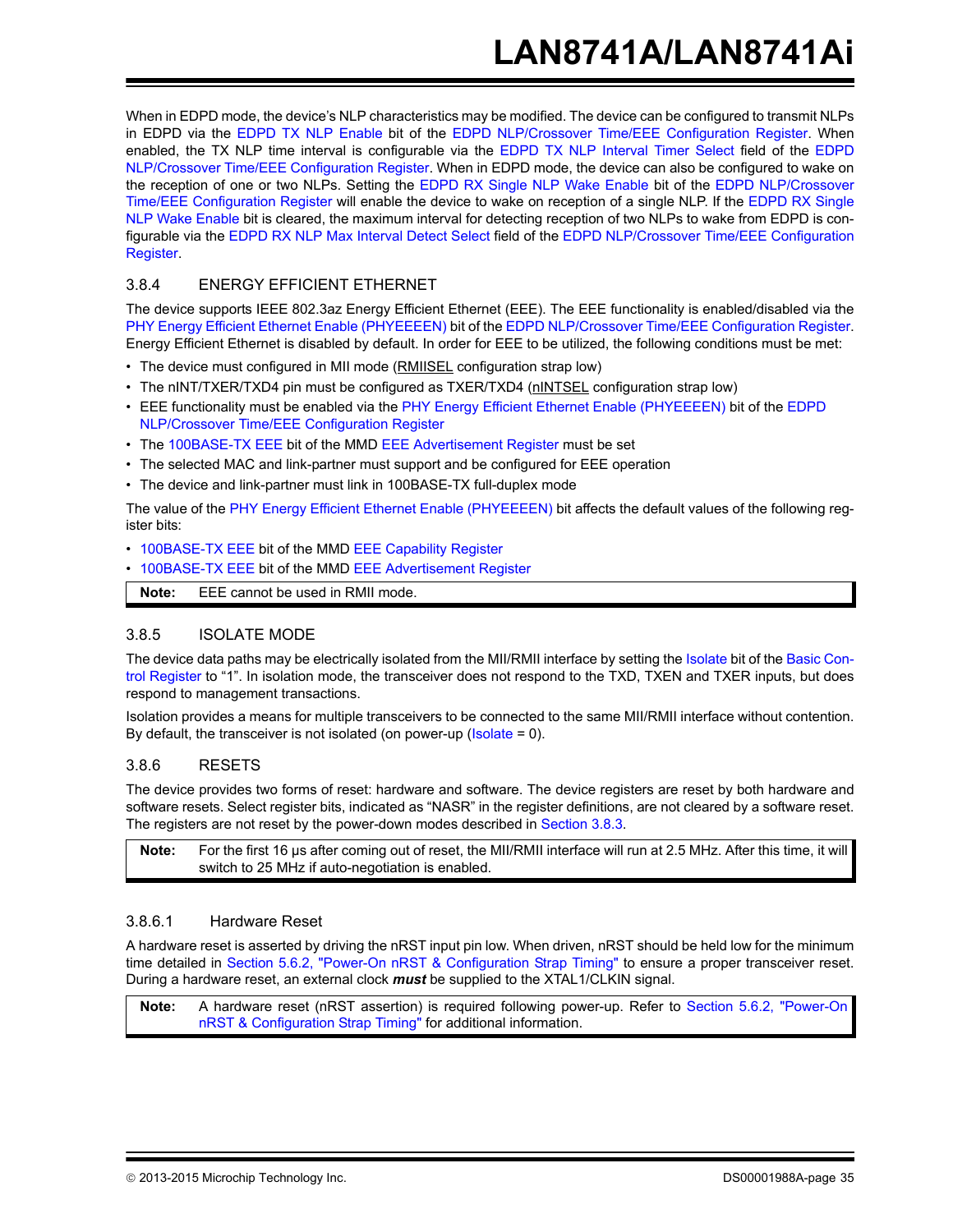When in EDPD mode, the device's NLP characteristics may be modified. The device can be configured to transmit NLPs in EDPD via the EDPD TX NLP Enable bit of the EDPD NLP/Crossover Time/EEE Configuration Register. When enabled, the TX NLP time interval is configurable via the EDPD TX NLP Interval Timer Select field of the EDPD NLP/Crossover Time/EEE Configuration Register. When in EDPD mode, the device can also be configured to wake on the reception of one or two NLPs. Setting the EDPD RX Single NLP Wake Enable bit of the EDPD NLP/Crossover Time/EEE Configuration Register will enable the device to wake on reception of a single NLP. If the EDPD RX Single NLP Wake Enable bit is cleared, the maximum interval for detecting reception of two NLPs to wake from EDPD is configurable via the EDPD RX NLP Max Interval Detect Select field of the EDPD NLP/Crossover Time/EEE Configuration Register.

### 3.8.4 ENERGY EFFICIENT ETHERNET

The device supports IEEE 802.3az Energy Efficient Ethernet (EEE). The EEE functionality is enabled/disabled via the PHY Energy Efficient Ethernet Enable (PHYEEEN) bit of the EDPD NLP/Crossover Time/EEE Configuration Register. Energy Efficient Ethernet is disabled by default. In order for EEE to be utilized, the following conditions must be met:

- The device must configured in MII mode (<u>RMIISEL</u> configuration strap low)
- The nINT/TXER/TXD4 pin must be configured as TXER/TXD4 (<u>nINTSEL</u> configuration strap low)
- EEE functionality must be enabled via the PHY Energy Efficient Ethernet Enable (PHYEEEN) bit of the EDPD NLP/Crossover Time/EEE Configuration Register
- The 100BASE-TX EEE bit of the MMD EEE Advertisement Register must be set
- The selected MAC and link-partner must support and be configured for EEE operation
- The device and link-partner must link in 100BASE-TX full-duplex mode

The value of the PHY Energy Efficient Ethernet Enable (PHYEEEN) bit affects the default values of the following register bits:

- 100BASE-TX EEE bit of the MMD EEE Capability Register
- 100BASE-TX EEE bit of the MMD EEE Advertisement Register

> **Note:** EEE cannot be used in RMII mode.

### 3.8.5 ISOLATE MODE

The device data paths may be electrically isolated from the MII/RMII interface by setting the Isolate bit of the Basic Control Register to "1". In isolation mode, the transceiver does not respond to the TXD, TXEN and TXER inputs, but does respond to management transactions.

Isolation provides a means for multiple transceivers to be connected to the same MII/RMII interface without contention. By default, the transceiver is not isolated (on power-up (Isolate = 0).

### 3.8.6 RESETS

The device provides two forms of reset: hardware and software. The device registers are reset by both hardware and software resets. Select register bits, indicated as "NASR" in the register definitions, are not cleared by a software reset. The registers are not reset by the power-down modes described in Section 3.8.3.

> **Note:** For the first 16 µs after coming out of reset, the MII/RMII interface will run at 2.5 MHz. After this time, it will switch to 25 MHz if auto-negotiation is enabled.

#### 3.8.6.1 Hardware Reset

A hardware reset is asserted by driving the nRST input pin low. When driven, nRST should be held low for the minimum time detailed in Section 5.6.2, "Power-On nRST & Configuration Strap Timing" to ensure a proper transceiver reset. During a hardware reset, an external clock ***must*** be supplied to the XTAL1/CLKIN signal.

> **Note:** A hardware reset (nRST assertion) is required following power-up. Refer to Section 5.6.2, "Power-On nRST & Configuration Strap Timing" for additional information.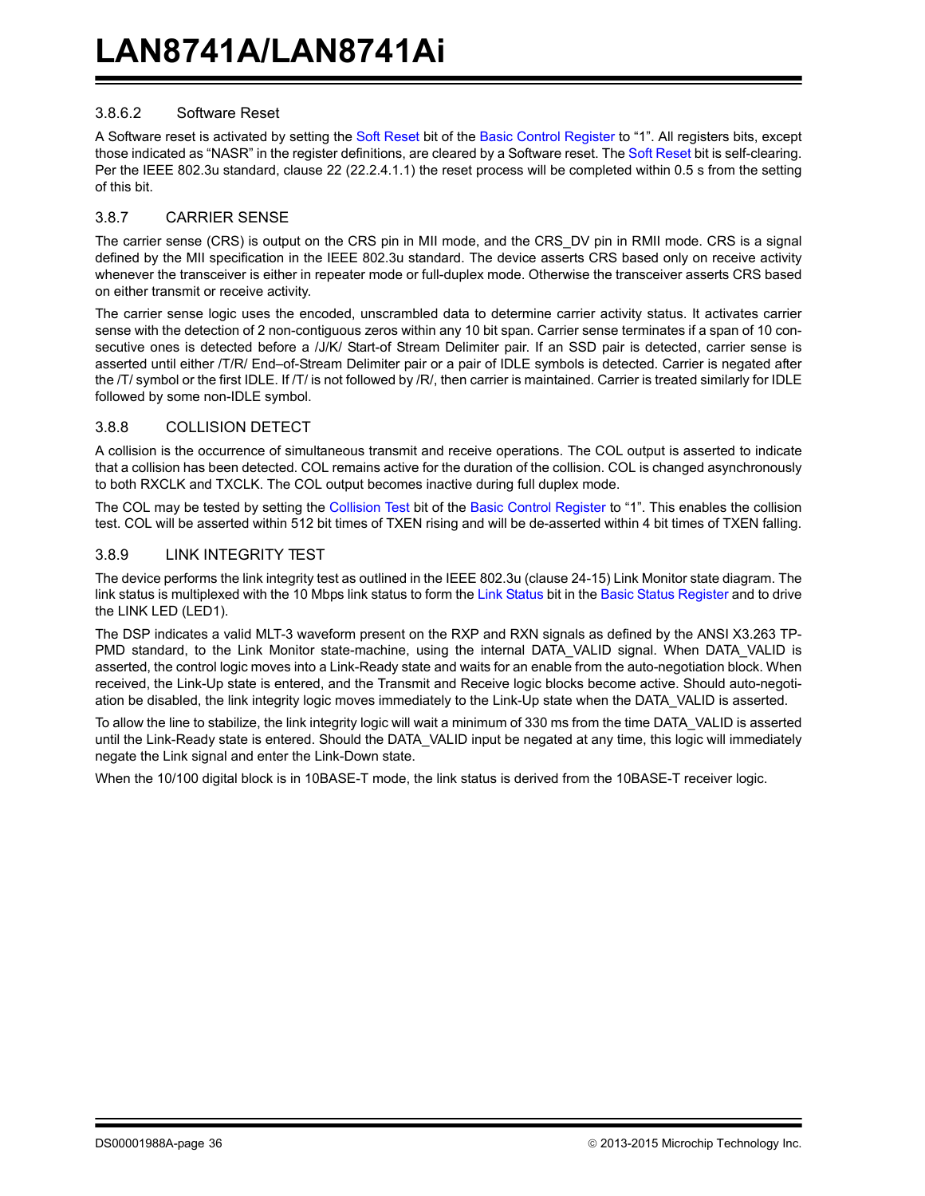#### 3.8.6.2 Software Reset

A Software reset is activated by setting the Soft Reset bit of the Basic Control Register to “1”. All registers bits, except those indicated as “NASR” in the register definitions, are cleared by a Software reset. The Soft Reset bit is self-clearing. Per the IEEE 802.3u standard, clause 22 (22.2.4.1.1) the reset process will be completed within 0.5 s from the setting of this bit.

### 3.8.7 CARRIER SENSE

The carrier sense (CRS) is output on the CRS pin in MII mode, and the CRS_DV pin in RMII mode. CRS is a signal defined by the MII specification in the IEEE 802.3u standard. The device asserts CRS based only on receive activity whenever the transceiver is either in repeater mode or full-duplex mode. Otherwise the transceiver asserts CRS based on either transmit or receive activity.

The carrier sense logic uses the encoded, unscrambled data to determine carrier activity status. It activates carrier sense with the detection of 2 non-contiguous zeros within any 10 bit span. Carrier sense terminates if a span of 10 consecutive ones is detected before a /J/K/ Start-of Stream Delimiter pair. If an SSD pair is detected, carrier sense is asserted until either /T/R/ End–of-Stream Delimiter pair or a pair of IDLE symbols is detected. Carrier is negated after the /T/ symbol or the first IDLE. If /T/ is not followed by /R/, then carrier is maintained. Carrier is treated similarly for IDLE followed by some non-IDLE symbol.

### 3.8.8 COLLISION DETECT

A collision is the occurrence of simultaneous transmit and receive operations. The COL output is asserted to indicate that a collision has been detected. COL remains active for the duration of the collision. COL is changed asynchronously to both RXCLK and TXCLK. The COL output becomes inactive during full duplex mode.

The COL may be tested by setting the Collision Test bit of the Basic Control Register to “1”. This enables the collision test. COL will be asserted within 512 bit times of TXEN rising and will be de-asserted within 4 bit times of TXEN falling.

### 3.8.9 LINK INTEGRITY TEST

The device performs the link integrity test as outlined in the IEEE 802.3u (clause 24-15) Link Monitor state diagram. The link status is multiplexed with the 10 Mbps link status to form the Link Status bit in the Basic Status Register and to drive the LINK LED (LED1).

The DSP indicates a valid MLT-3 waveform present on the RXP and RXN signals as defined by the ANSI X3.263 TP-PMD standard, to the Link Monitor state-machine, using the internal DATA_VALID signal. When DATA_VALID is asserted, the control logic moves into a Link-Ready state and waits for an enable from the auto-negotiation block. When received, the Link-Up state is entered, and the Transmit and Receive logic blocks become active. Should auto-negotiation be disabled, the link integrity logic moves immediately to the Link-Up state when the DATA_VALID is asserted.

To allow the line to stabilize, the link integrity logic will wait a minimum of 330 ms from the time DATA_VALID is asserted until the Link-Ready state is entered. Should the DATA_VALID input be negated at any time, this logic will immediately negate the Link signal and enter the Link-Down state.

When the 10/100 digital block is in 10BASE-T mode, the link status is derived from the 10BASE-T receiver logic.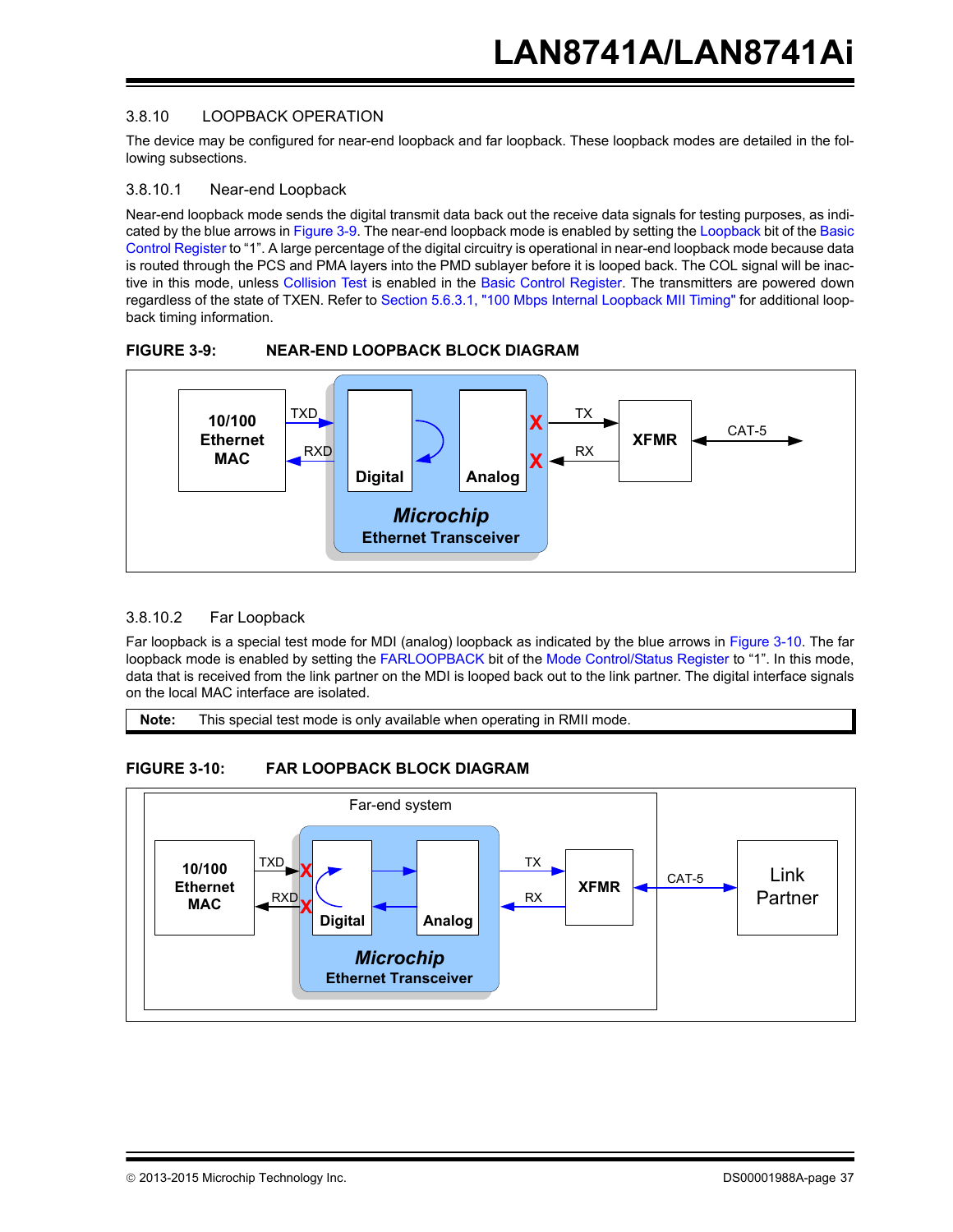### 3.8.10 LOOPBACK OPERATION

The device may be configured for near-end loopback and far loopback. These loopback modes are detailed in the following subsections.

#### 3.8.10.1 Near-end Loopback

Near-end loopback mode sends the digital transmit data back out the receive data signals for testing purposes, as indicated by the blue arrows in Figure 3-9. The near-end loopback mode is enabled by setting the Loopback bit of the Basic Control Register to “1”. A large percentage of the digital circuitry is operational in near-end loopback mode because data is routed through the PCS and PMA layers into the PMD sublayer before it is looped back. The COL signal will be inactive in this mode, unless Collision Test is enabled in the Basic Control Register. The transmitters are powered down regardless of the state of TXEN. Refer to Section 5.6.3.1, "100 Mbps Internal Loopback MII Timing" for additional loopback timing information.

**FIGURE 3-9: NEAR-END LOOPBACK BLOCK DIAGRAM**

10/100 Ethernet MAC — TXD / RXD — Digital — Analog — X TX / X RX — XFMR — CAT-5

*Microchip* Ethernet Transceiver

#### 3.8.10.2 Far Loopback

Far loopback is a special test mode for MDI (analog) loopback as indicated by the blue arrows in Figure 3-10. The far loopback mode is enabled by setting the FARLOOPBACK bit of the Mode Control/Status Register to “1”. In this mode, data that is received from the link partner on the MDI is looped back out to the link partner. The digital interface signals on the local MAC interface are isolated.

**Note:** This special test mode is only available when operating in RMII mode.

**FIGURE 3-10: FAR LOOPBACK BLOCK DIAGRAM**

Far-end system

10/100 Ethernet MAC — TXD X / RXD X — Digital — Analog — TX / RX — XFMR — CAT-5 — Link Partner

*Microchip* Ethernet Transceiver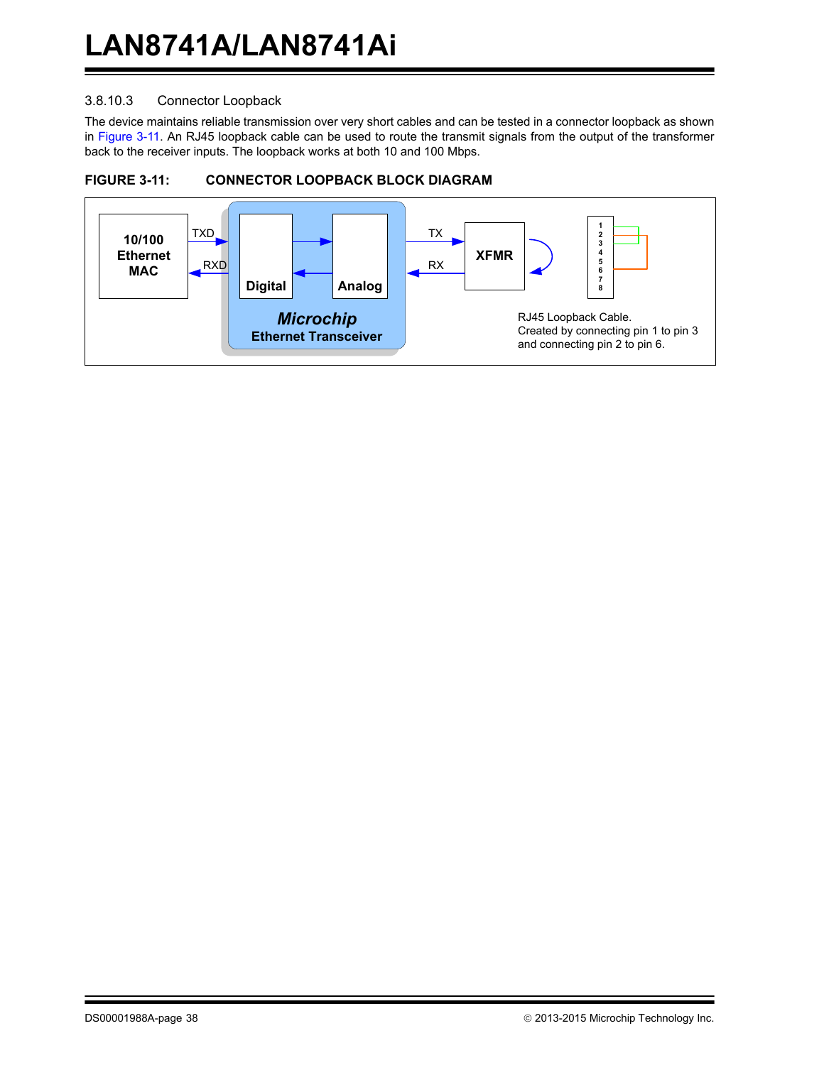#### 3.8.10.3 Connector Loopback

The device maintains reliable transmission over very short cables and can be tested in a connector loopback as shown in Figure 3-11. An RJ45 loopback cable can be used to route the transmit signals from the output of the transformer back to the receiver inputs. The loopback works at both 10 and 100 Mbps.

**FIGURE 3-11: CONNECTOR LOOPBACK BLOCK DIAGRAM**

10/100 Ethernet MAC | TXD | RXD | Digital | Analog | *Microchip* Ethernet Transceiver | TX | RX | XFMR | 1 2 3 4 5 6 7 8

RJ45 Loopback Cable. Created by connecting pin 1 to pin 3 and connecting pin 2 to pin 6.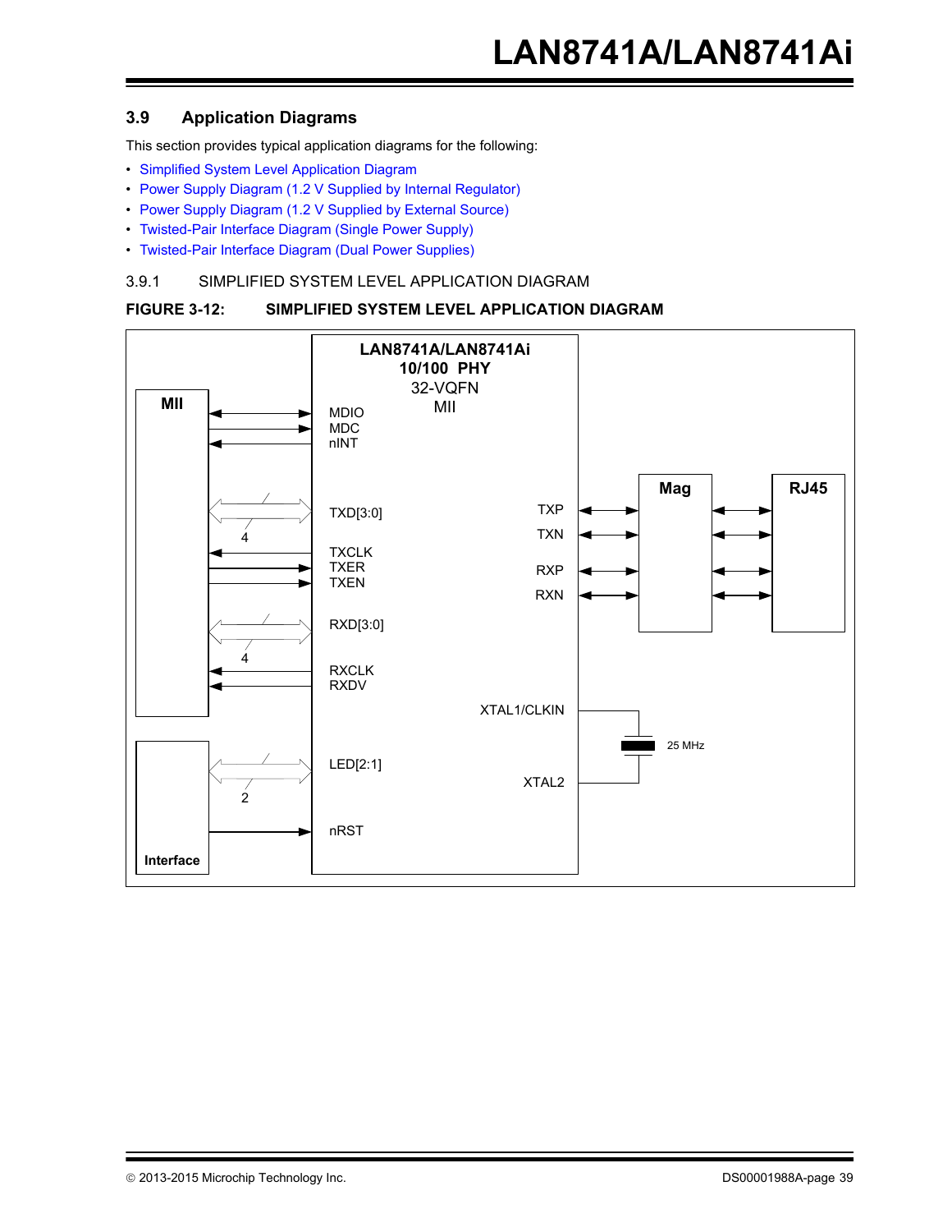## 3.9 Application Diagrams

This section provides typical application diagrams for the following:

- Simplified System Level Application Diagram
- Power Supply Diagram (1.2 V Supplied by Internal Regulator)
- Power Supply Diagram (1.2 V Supplied by External Source)
- Twisted-Pair Interface Diagram (Single Power Supply)
- Twisted-Pair Interface Diagram (Dual Power Supplies)

### 3.9.1 SIMPLIFIED SYSTEM LEVEL APPLICATION DIAGRAM

**FIGURE 3-12: SIMPLIFIED SYSTEM LEVEL APPLICATION DIAGRAM**

LAN8741A/LAN8741Ai
10/100 PHY
32-VQFN
MII

MII: MDIO, MDC, nINT, TXD[3:0] (4), TXCLK, TXER, TXEN, RXD[3:0] (4), RXCLK, RXDV

Interface: LED[2:1] (2), nRST

TXP, TXN, RXP, RXN — Mag — RJ45

XTAL1/CLKIN, XTAL2 — 25 MHz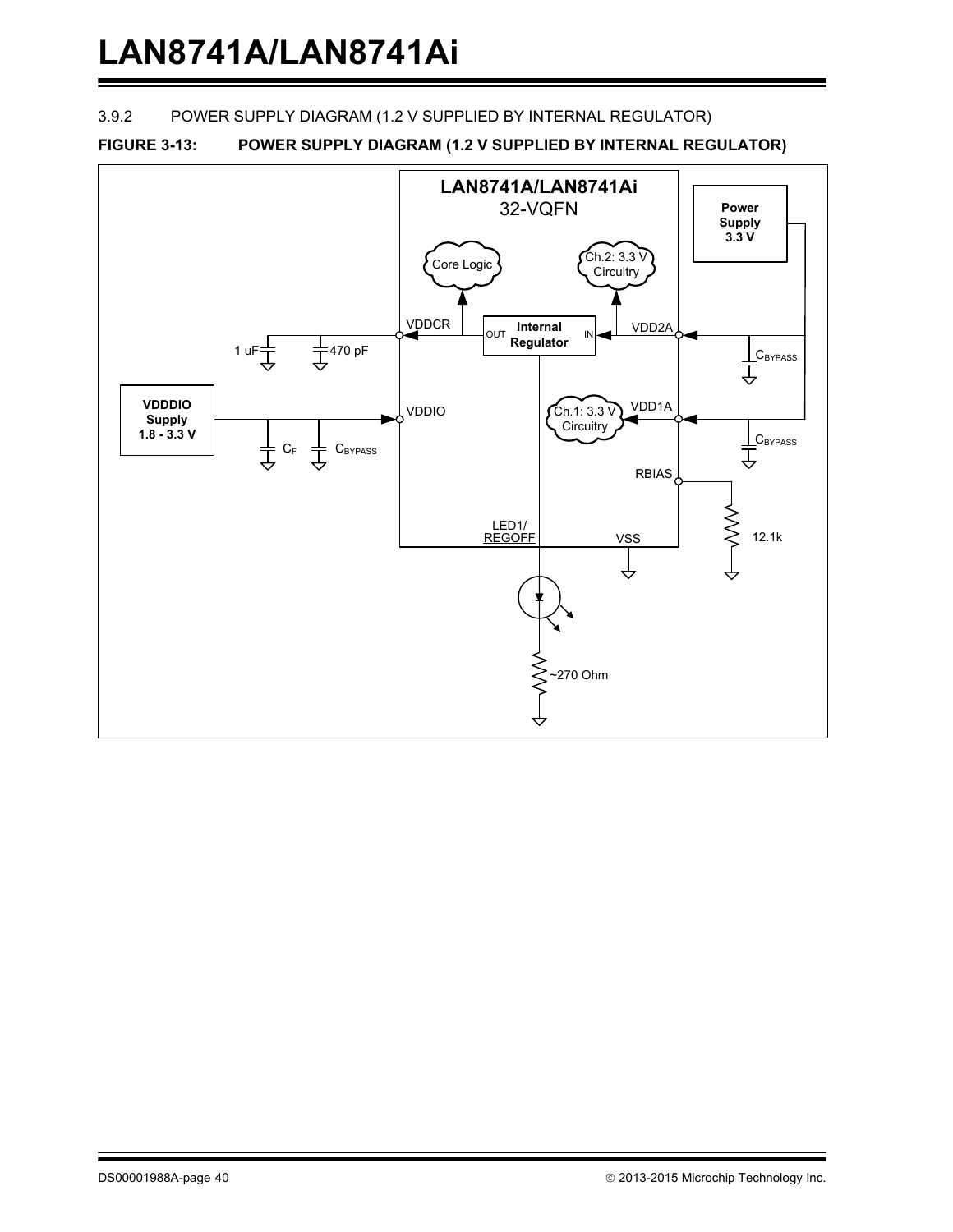### 3.9.2 POWER SUPPLY DIAGRAM (1.2 V SUPPLIED BY INTERNAL REGULATOR)

**FIGURE 3-13: POWER SUPPLY DIAGRAM (1.2 V SUPPLIED BY INTERNAL REGULATOR)**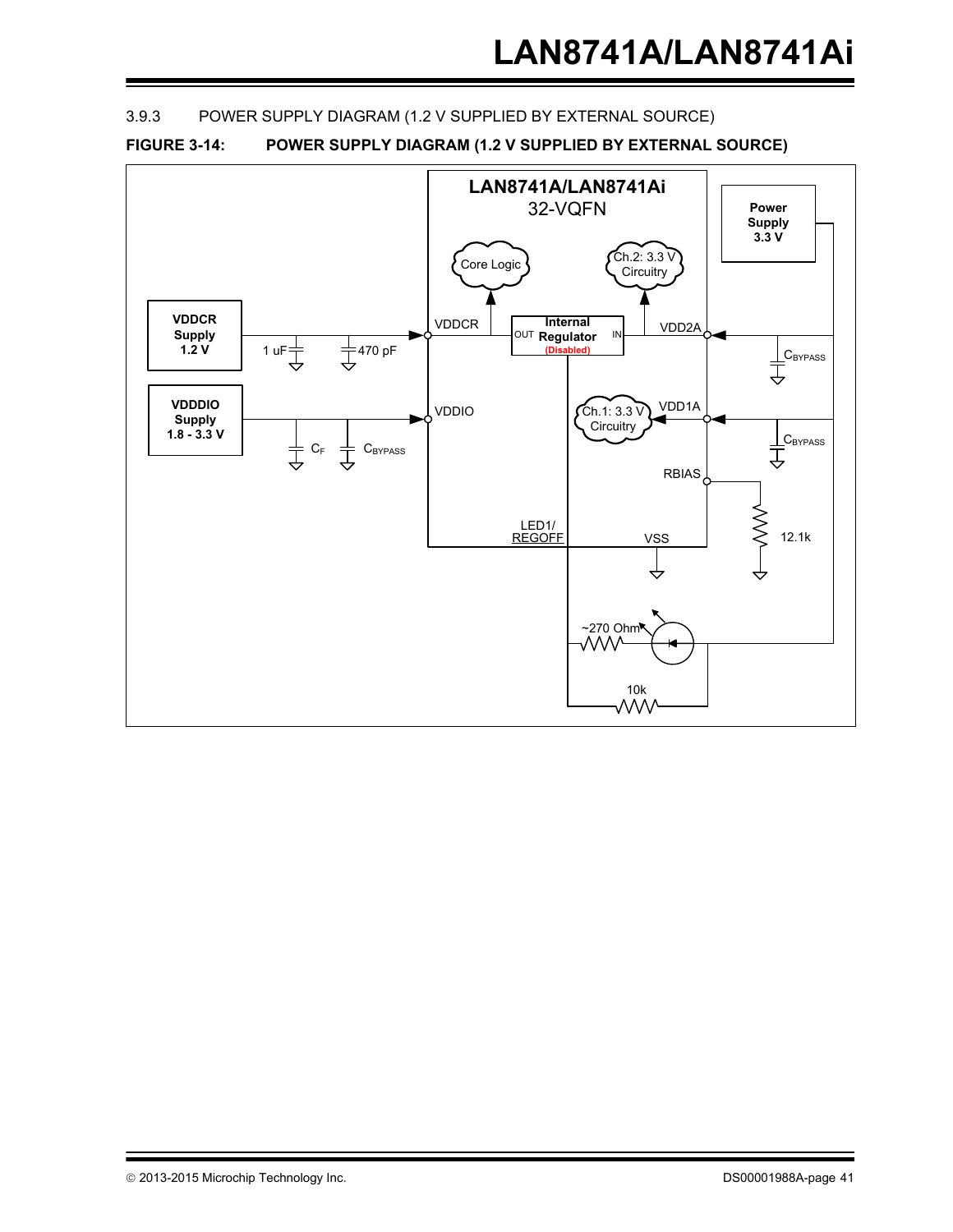### 3.9.3 POWER SUPPLY DIAGRAM (1.2 V SUPPLIED BY EXTERNAL SOURCE)

**FIGURE 3-14: POWER SUPPLY DIAGRAM (1.2 V SUPPLIED BY EXTERNAL SOURCE)**

LAN8741A/LAN8741Ai
32-VQFN

Power Supply 3.3 V

Core Logic

Ch.2: 3.3 V Circuitry

VDDCR Supply 1.2 V

1 uF

470 pF

VDDCR

Internal Regulator (Disabled)

OUT

IN

VDD2A

$C_{BYPASS}$

VDDIO Supply 1.8 - 3.3 V

$C_F$

$C_{BYPASS}$

VDDIO

Ch.1: 3.3 V Circuitry

VDD1A

$C_{BYPASS}$

RBIAS

12.1k

LED1/REGOFF

VSS

~270 Ohm

10k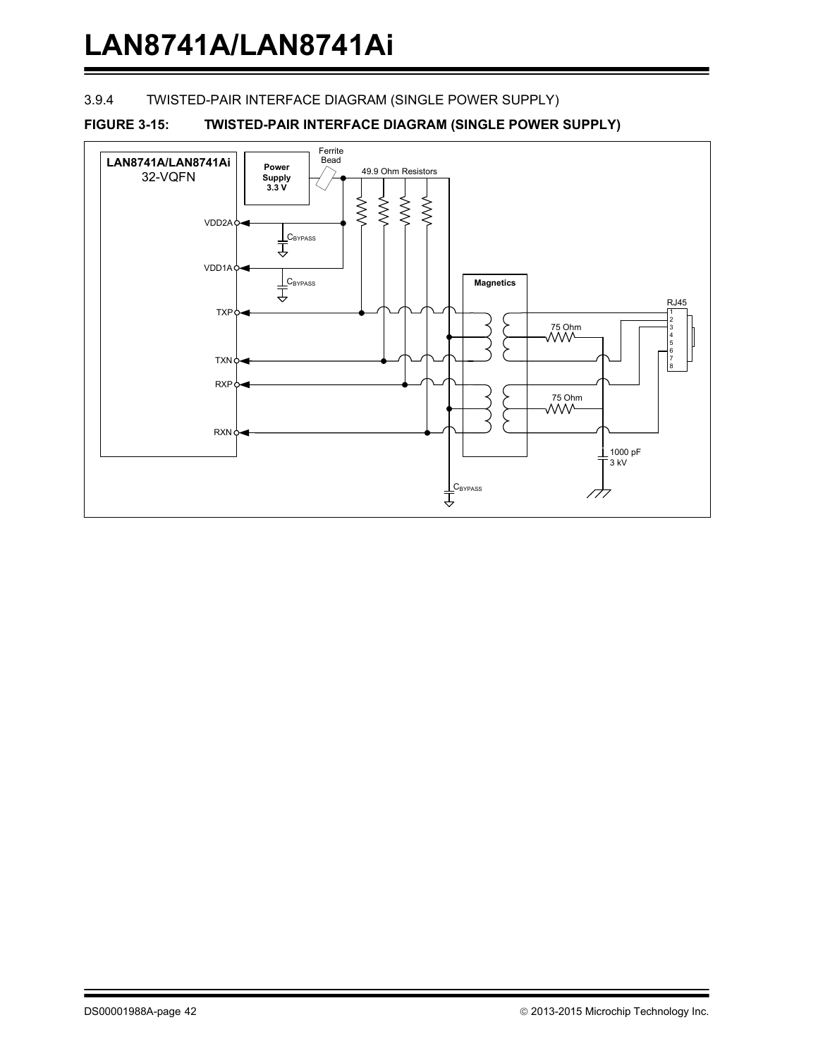### 3.9.4 TWISTED-PAIR INTERFACE DIAGRAM (SINGLE POWER SUPPLY)

**FIGURE 3-15: TWISTED-PAIR INTERFACE DIAGRAM (SINGLE POWER SUPPLY)**

LAN8741A/LAN8741Ai
32-VQFN

Power Supply 3.3 V

Ferrite Bead

49.9 Ohm Resistors

VDD2A

$C_{BYPASS}$

VDD1A

$C_{BYPASS}$

Magnetics

RJ45

1 2 3 4 5 6 7 8

TXP

TXN

RXP

RXN

75 Ohm

75 Ohm

1000 pF 3 kV

$C_{BYPASS}$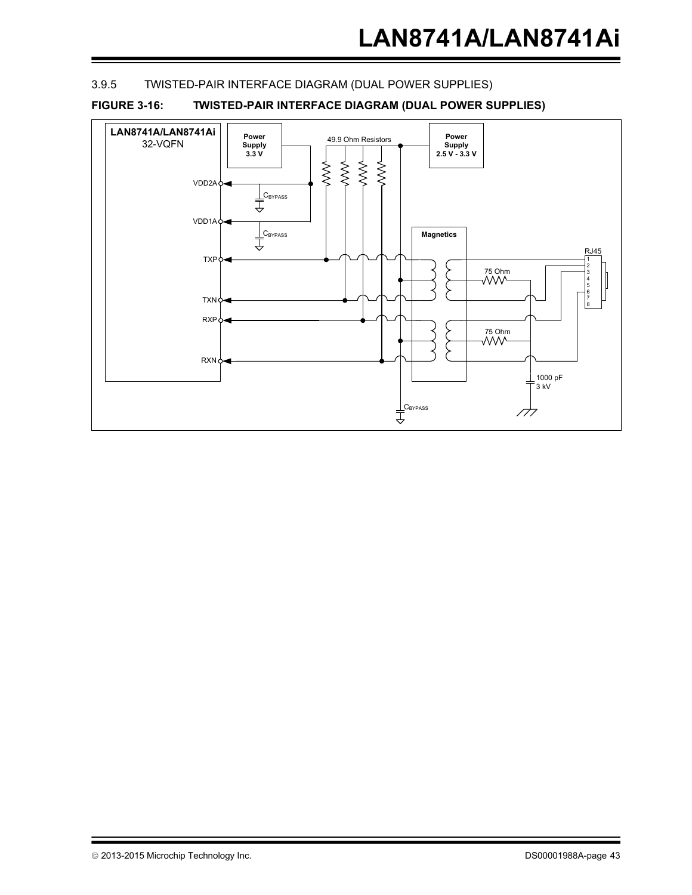### 3.9.5 TWISTED-PAIR INTERFACE DIAGRAM (DUAL POWER SUPPLIES)

**FIGURE 3-16: TWISTED-PAIR INTERFACE DIAGRAM (DUAL POWER SUPPLIES)**

LAN8741A/LAN8741Ai 32-VQFN

Power Supply 3.3 V

49.9 Ohm Resistors

Power Supply 2.5 V - 3.3 V

VDD2A

$C_{BYPASS}$

VDD1A

$C_{BYPASS}$

Magnetics

RJ45

1 2 3 4 5 6 7 8

TXP

75 Ohm

TXN

RXP

75 Ohm

RXN

1000 pF 3 kV

$C_{BYPASS}$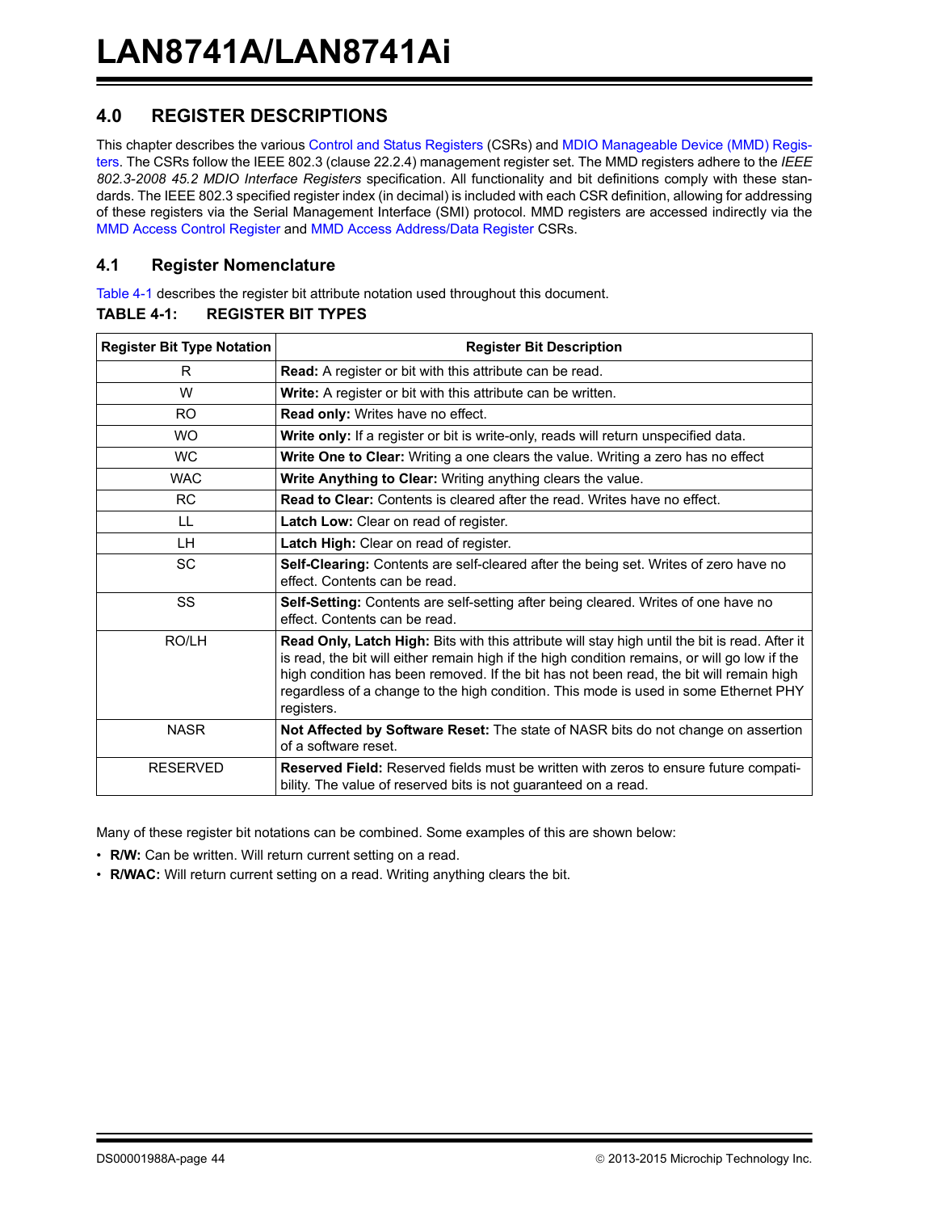## 4.0 REGISTER DESCRIPTIONS

This chapter describes the various Control and Status Registers (CSRs) and MDIO Manageable Device (MMD) Registers. The CSRs follow the IEEE 802.3 (clause 22.2.4) management register set. The MMD registers adhere to the *IEEE 802.3-2008 45.2 MDIO Interface Registers* specification. All functionality and bit definitions comply with these standards. The IEEE 802.3 specified register index (in decimal) is included with each CSR definition, allowing for addressing of these registers via the Serial Management Interface (SMI) protocol. MMD registers are accessed indirectly via the MMD Access Control Register and MMD Access Address/Data Register CSRs.

### 4.1 Register Nomenclature

Table 4-1 describes the register bit attribute notation used throughout this document.

**TABLE 4-1: REGISTER BIT TYPES**

| Register Bit Type Notation | Register Bit Description |
|---|---|
| R | **Read:** A register or bit with this attribute can be read. |
| W | **Write:** A register or bit with this attribute can be written. |
| RO | **Read only:** Writes have no effect. |
| WO | **Write only:** If a register or bit is write-only, reads will return unspecified data. |
| WC | **Write One to Clear:** Writing a one clears the value. Writing a zero has no effect |
| WAC | **Write Anything to Clear:** Writing anything clears the value. |
| RC | **Read to Clear:** Contents is cleared after the read. Writes have no effect. |
| LL | **Latch Low:** Clear on read of register. |
| LH | **Latch High:** Clear on read of register. |
| SC | **Self-Clearing:** Contents are self-cleared after the being set. Writes of zero have no effect. Contents can be read. |
| SS | **Self-Setting:** Contents are self-setting after being cleared. Writes of one have no effect. Contents can be read. |
| RO/LH | **Read Only, Latch High:** Bits with this attribute will stay high until the bit is read. After it is read, the bit will either remain high if the high condition remains, or will go low if the high condition has been removed. If the bit has not been read, the bit will remain high regardless of a change to the high condition. This mode is used in some Ethernet PHY registers. |
| NASR | **Not Affected by Software Reset:** The state of NASR bits do not change on assertion of a software reset. |
| RESERVED | **Reserved Field:** Reserved fields must be written with zeros to ensure future compatibility. The value of reserved bits is not guaranteed on a read. |

Many of these register bit notations can be combined. Some examples of this are shown below:

- **R/W:** Can be written. Will return current setting on a read.
- **R/WAC:** Will return current setting on a read. Writing anything clears the bit.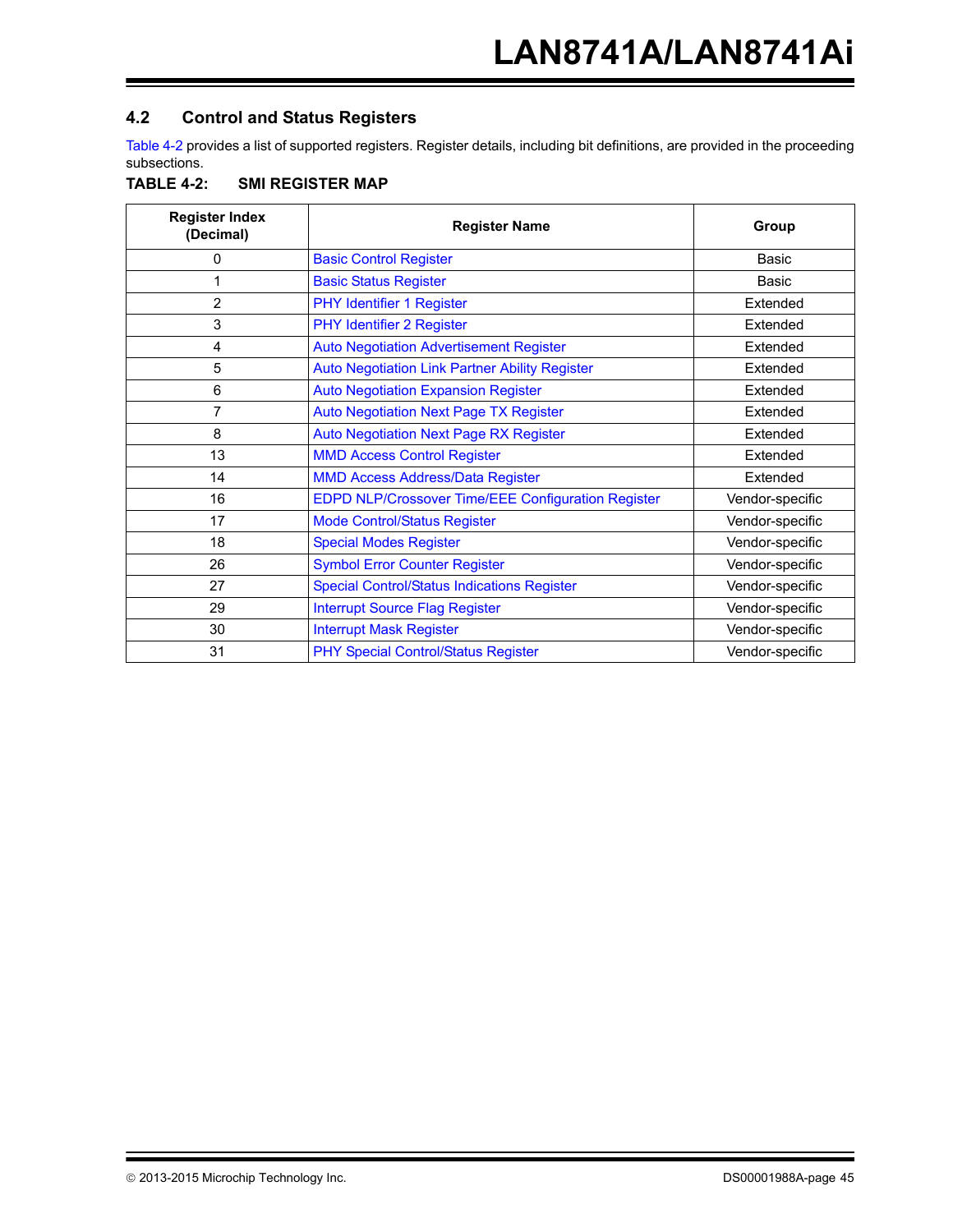## 4.2 Control and Status Registers

Table 4-2 provides a list of supported registers. Register details, including bit definitions, are provided in the proceeding subsections.

**TABLE 4-2: SMI REGISTER MAP**

| Register Index (Decimal) | Register Name | Group |
|---|---|---|
| 0 | Basic Control Register | Basic |
| 1 | Basic Status Register | Basic |
| 2 | PHY Identifier 1 Register | Extended |
| 3 | PHY Identifier 2 Register | Extended |
| 4 | Auto Negotiation Advertisement Register | Extended |
| 5 | Auto Negotiation Link Partner Ability Register | Extended |
| 6 | Auto Negotiation Expansion Register | Extended |
| 7 | Auto Negotiation Next Page TX Register | Extended |
| 8 | Auto Negotiation Next Page RX Register | Extended |
| 13 | MMD Access Control Register | Extended |
| 14 | MMD Access Address/Data Register | Extended |
| 16 | EDPD NLP/Crossover Time/EEE Configuration Register | Vendor-specific |
| 17 | Mode Control/Status Register | Vendor-specific |
| 18 | Special Modes Register | Vendor-specific |
| 26 | Symbol Error Counter Register | Vendor-specific |
| 27 | Special Control/Status Indications Register | Vendor-specific |
| 29 | Interrupt Source Flag Register | Vendor-specific |
| 30 | Interrupt Mask Register | Vendor-specific |
| 31 | PHY Special Control/Status Register | Vendor-specific |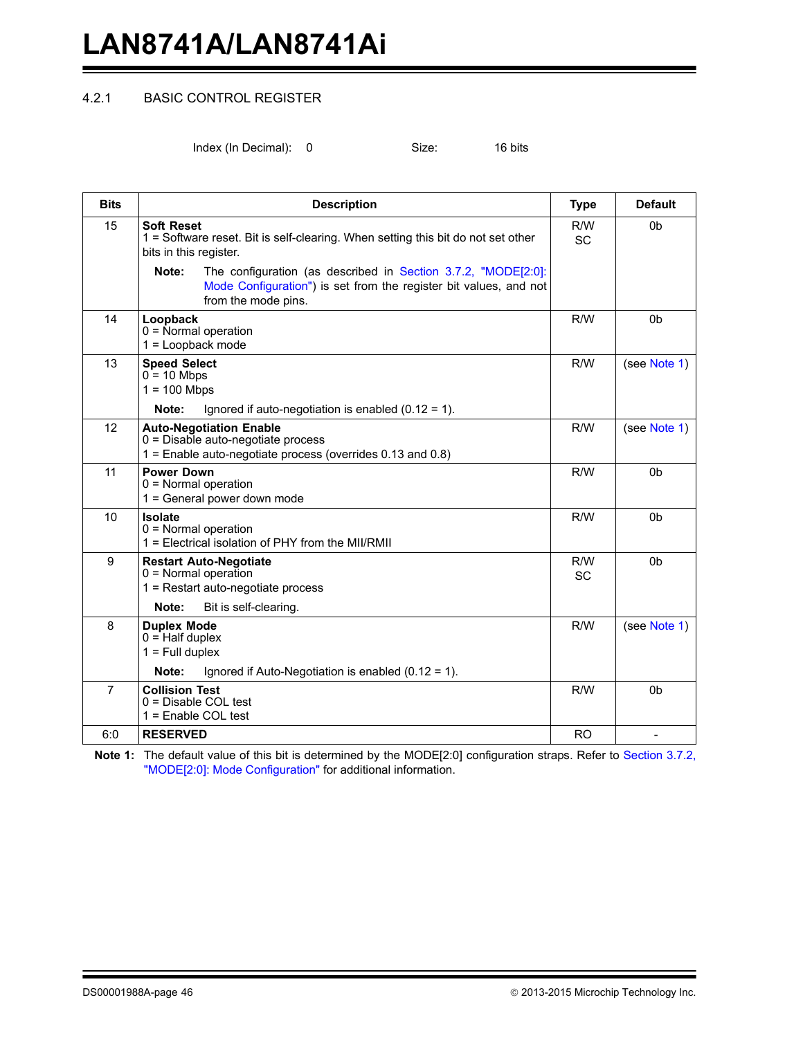### 4.2.1 BASIC CONTROL REGISTER

Index (In Decimal): 0 Size: 16 bits

| Bits | Description | Type | Default |
|---|---|---|---|
| 15 | **Soft Reset**<br>1 = Software reset. Bit is self-clearing. When setting this bit do not set other bits in this register.<br>**Note:** The configuration (as described in Section 3.7.2, "MODE[2:0]: Mode Configuration") is set from the register bit values, and not from the mode pins. | R/W<br>SC | 0b |
| 14 | **Loopback**<br>0 = Normal operation<br>1 = Loopback mode | R/W | 0b |
| 13 | **Speed Select**<br>0 = 10 Mbps<br>1 = 100 Mbps<br>**Note:** Ignored if auto-negotiation is enabled (0.12 = 1). | R/W | (see Note 1) |
| 12 | **Auto-Negotiation Enable**<br>0 = Disable auto-negotiate process<br>1 = Enable auto-negotiate process (overrides 0.13 and 0.8) | R/W | (see Note 1) |
| 11 | **Power Down**<br>0 = Normal operation<br>1 = General power down mode | R/W | 0b |
| 10 | **Isolate**<br>0 = Normal operation<br>1 = Electrical isolation of PHY from the MII/RMII | R/W | 0b |
| 9 | **Restart Auto-Negotiate**<br>0 = Normal operation<br>1 = Restart auto-negotiate process<br>**Note:** Bit is self-clearing. | R/W<br>SC | 0b |
| 8 | **Duplex Mode**<br>0 = Half duplex<br>1 = Full duplex<br>**Note:** Ignored if Auto-Negotiation is enabled (0.12 = 1). | R/W | (see Note 1) |
| 7 | **Collision Test**<br>0 = Disable COL test<br>1 = Enable COL test | R/W | 0b |
| 6:0 | **RESERVED** | RO | - |

**Note 1:** The default value of this bit is determined by the MODE[2:0] configuration straps. Refer to Section 3.7.2, "MODE[2:0]: Mode Configuration" for additional information.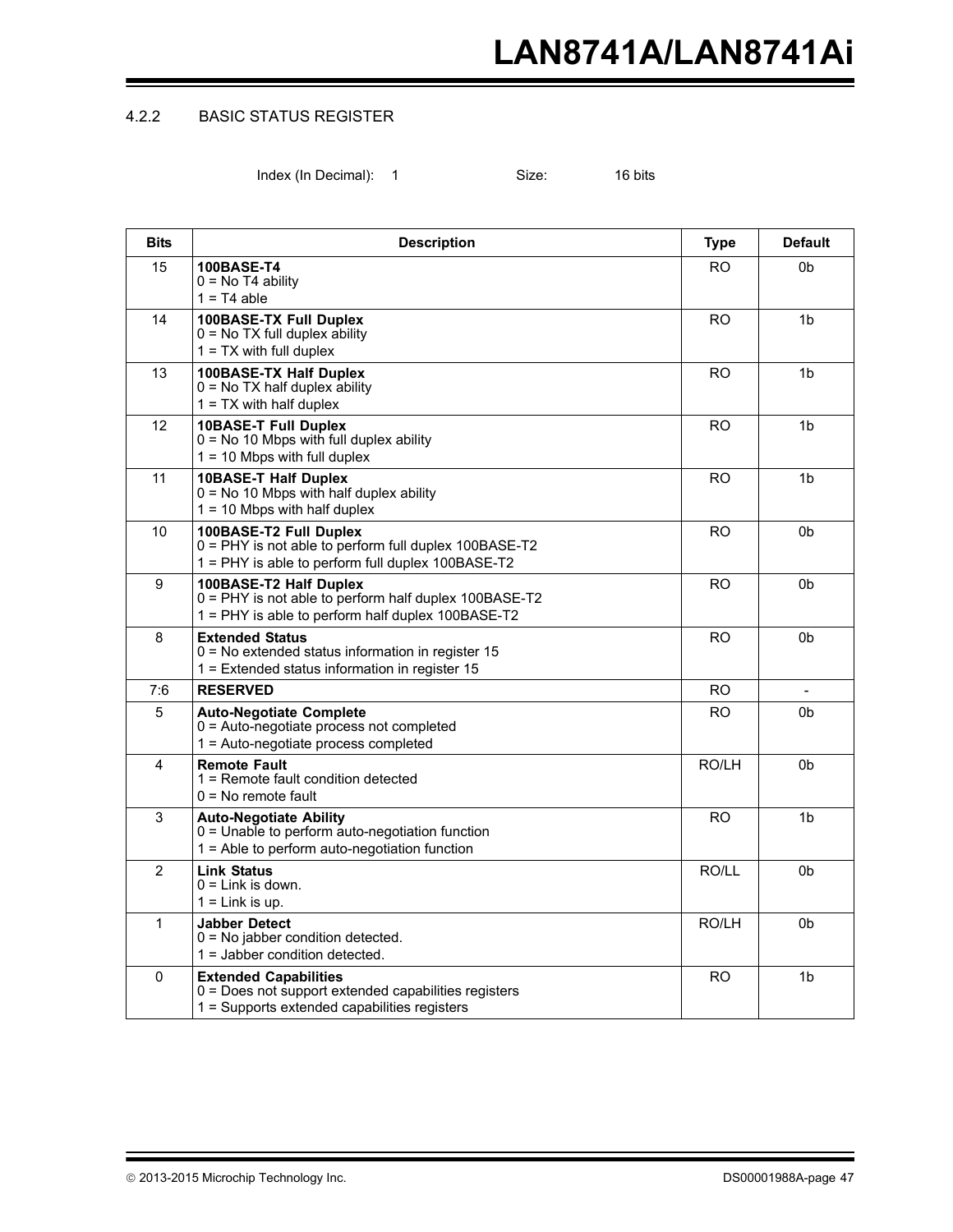### 4.2.2 BASIC STATUS REGISTER

Index (In Decimal): 1 Size: 16 bits

| Bits | Description | Type | Default |
|---|---|---|---|
| 15 | **100BASE-T4**<br>0 = No T4 ability<br>1 = T4 able | RO | 0b |
| 14 | **100BASE-TX Full Duplex**<br>0 = No TX full duplex ability<br>1 = TX with full duplex | RO | 1b |
| 13 | **100BASE-TX Half Duplex**<br>0 = No TX half duplex ability<br>1 = TX with half duplex | RO | 1b |
| 12 | **10BASE-T Full Duplex**<br>0 = No 10 Mbps with full duplex ability<br>1 = 10 Mbps with full duplex | RO | 1b |
| 11 | **10BASE-T Half Duplex**<br>0 = No 10 Mbps with half duplex ability<br>1 = 10 Mbps with half duplex | RO | 1b |
| 10 | **100BASE-T2 Full Duplex**<br>0 = PHY is not able to perform full duplex 100BASE-T2<br>1 = PHY is able to perform full duplex 100BASE-T2 | RO | 0b |
| 9 | **100BASE-T2 Half Duplex**<br>0 = PHY is not able to perform half duplex 100BASE-T2<br>1 = PHY is able to perform half duplex 100BASE-T2 | RO | 0b |
| 8 | **Extended Status**<br>0 = No extended status information in register 15<br>1 = Extended status information in register 15 | RO | 0b |
| 7:6 | **RESERVED** | RO | - |
| 5 | **Auto-Negotiate Complete**<br>0 = Auto-negotiate process not completed<br>1 = Auto-negotiate process completed | RO | 0b |
| 4 | **Remote Fault**<br>1 = Remote fault condition detected<br>0 = No remote fault | RO/LH | 0b |
| 3 | **Auto-Negotiate Ability**<br>0 = Unable to perform auto-negotiation function<br>1 = Able to perform auto-negotiation function | RO | 1b |
| 2 | **Link Status**<br>0 = Link is down.<br>1 = Link is up. | RO/LL | 0b |
| 1 | **Jabber Detect**<br>0 = No jabber condition detected.<br>1 = Jabber condition detected. | RO/LH | 0b |
| 0 | **Extended Capabilities**<br>0 = Does not support extended capabilities registers<br>1 = Supports extended capabilities registers | RO | 1b |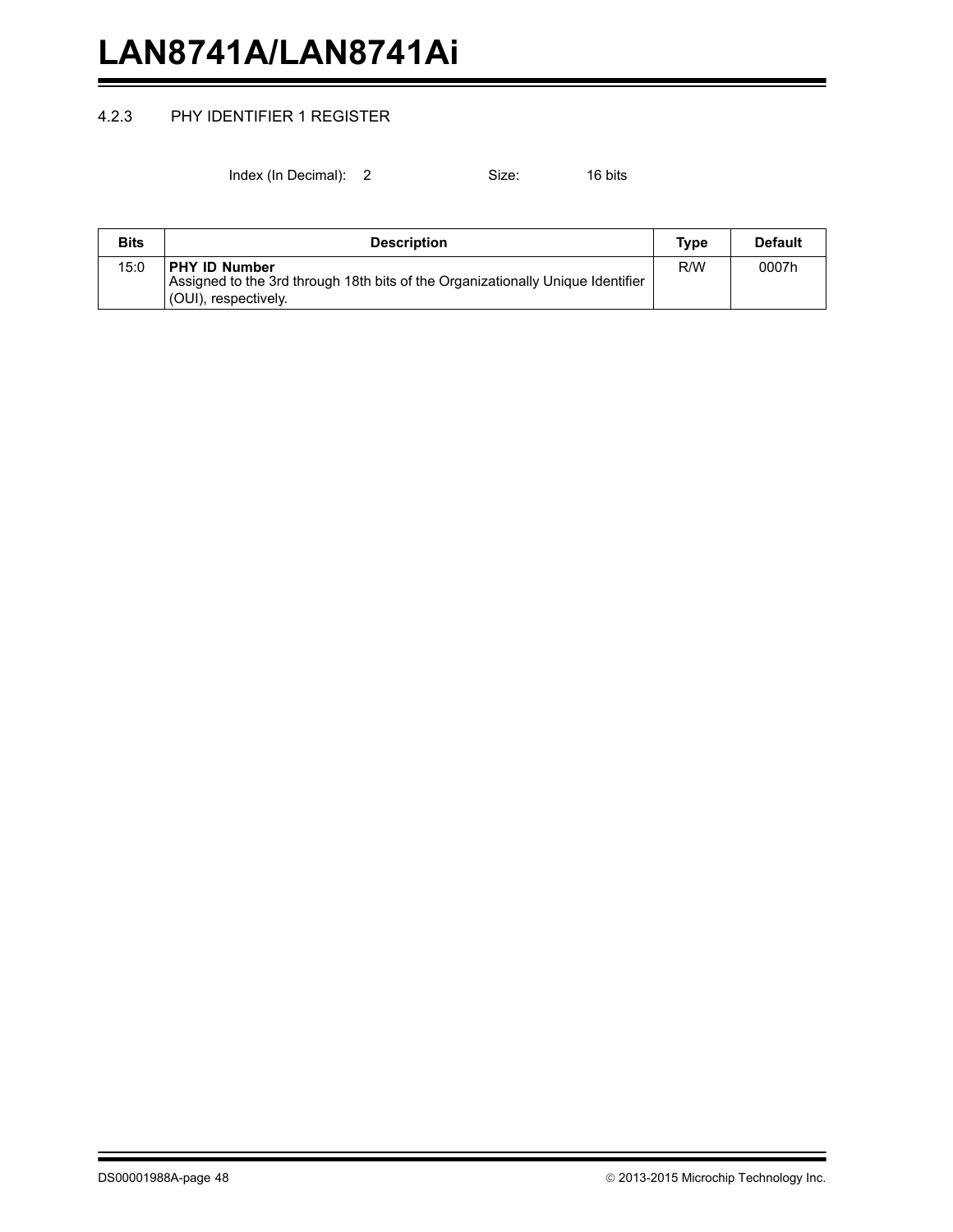### 4.2.3 PHY IDENTIFIER 1 REGISTER

Index (In Decimal): 2 Size: 16 bits

| Bits | Description | Type | Default |
|---|---|---|---|
| 15:0 | **PHY ID Number**<br>Assigned to the 3rd through 18th bits of the Organizationally Unique Identifier (OUI), respectively. | R/W | 0007h |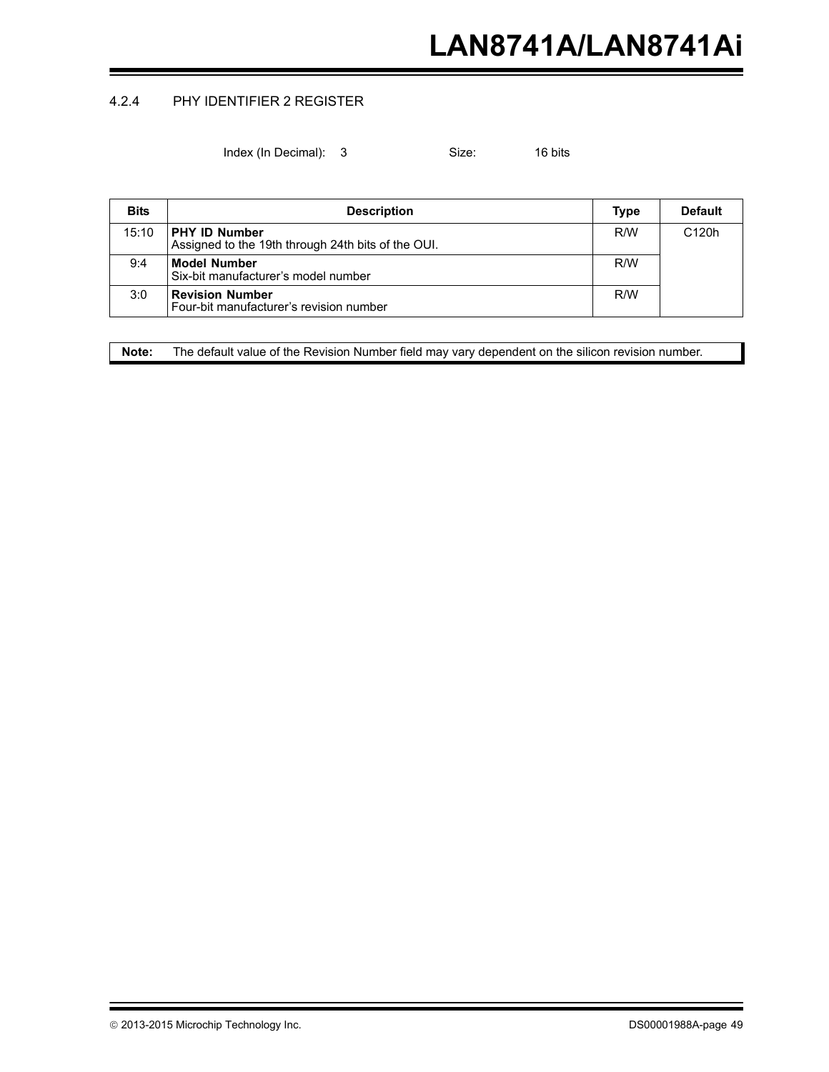### 4.2.4 PHY IDENTIFIER 2 REGISTER

Index (In Decimal): 3 Size: 16 bits

| Bits | Description | Type | Default |
|---|---|---|---|
| 15:10 | **PHY ID Number**<br>Assigned to the 19th through 24th bits of the OUI. | R/W | C120h |
| 9:4 | **Model Number**<br>Six-bit manufacturer's model number | R/W | |
| 3:0 | **Revision Number**<br>Four-bit manufacturer's revision number | R/W | |

**Note:** The default value of the Revision Number field may vary dependent on the silicon revision number.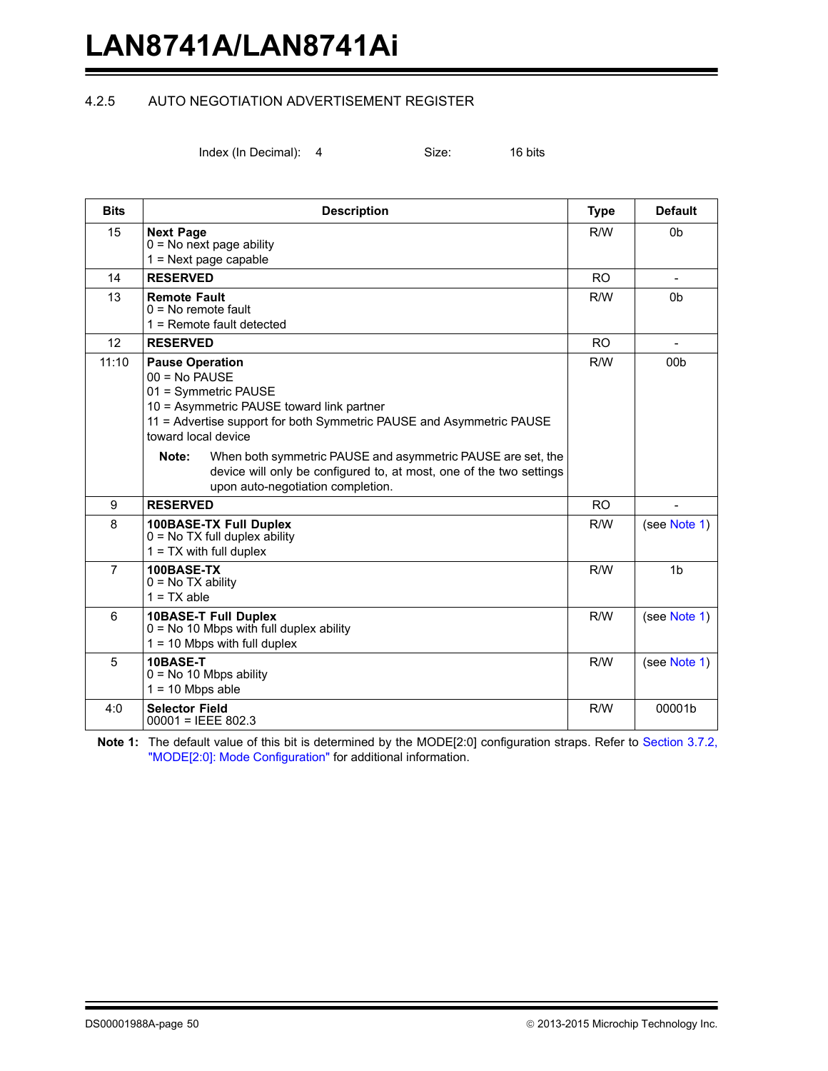### 4.2.5 AUTO NEGOTIATION ADVERTISEMENT REGISTER

Index (In Decimal): 4 Size: 16 bits

| Bits | Description | Type | Default |
|---|---|---|---|
| 15 | **Next Page**<br>0 = No next page ability<br>1 = Next page capable | R/W | 0b |
| 14 | **RESERVED** | RO | - |
| 13 | **Remote Fault**<br>0 = No remote fault<br>1 = Remote fault detected | R/W | 0b |
| 12 | **RESERVED** | RO | - |
| 11:10 | **Pause Operation**<br>00 = No PAUSE<br>01 = Symmetric PAUSE<br>10 = Asymmetric PAUSE toward link partner<br>11 = Advertise support for both Symmetric PAUSE and Asymmetric PAUSE toward local device<br><br>**Note:** When both symmetric PAUSE and asymmetric PAUSE are set, the device will only be configured to, at most, one of the two settings upon auto-negotiation completion. | R/W | 00b |
| 9 | **RESERVED** | RO | - |
| 8 | **100BASE-TX Full Duplex**<br>0 = No TX full duplex ability<br>1 = TX with full duplex | R/W | (see Note 1) |
| 7 | **100BASE-TX**<br>0 = No TX ability<br>1 = TX able | R/W | 1b |
| 6 | **10BASE-T Full Duplex**<br>0 = No 10 Mbps with full duplex ability<br>1 = 10 Mbps with full duplex | R/W | (see Note 1) |
| 5 | **10BASE-T**<br>0 = No 10 Mbps ability<br>1 = 10 Mbps able | R/W | (see Note 1) |
| 4:0 | **Selector Field**<br>00001 = IEEE 802.3 | R/W | 00001b |

**Note 1:** The default value of this bit is determined by the MODE[2:0] configuration straps. Refer to Section 3.7.2, "MODE[2:0]: Mode Configuration" for additional information.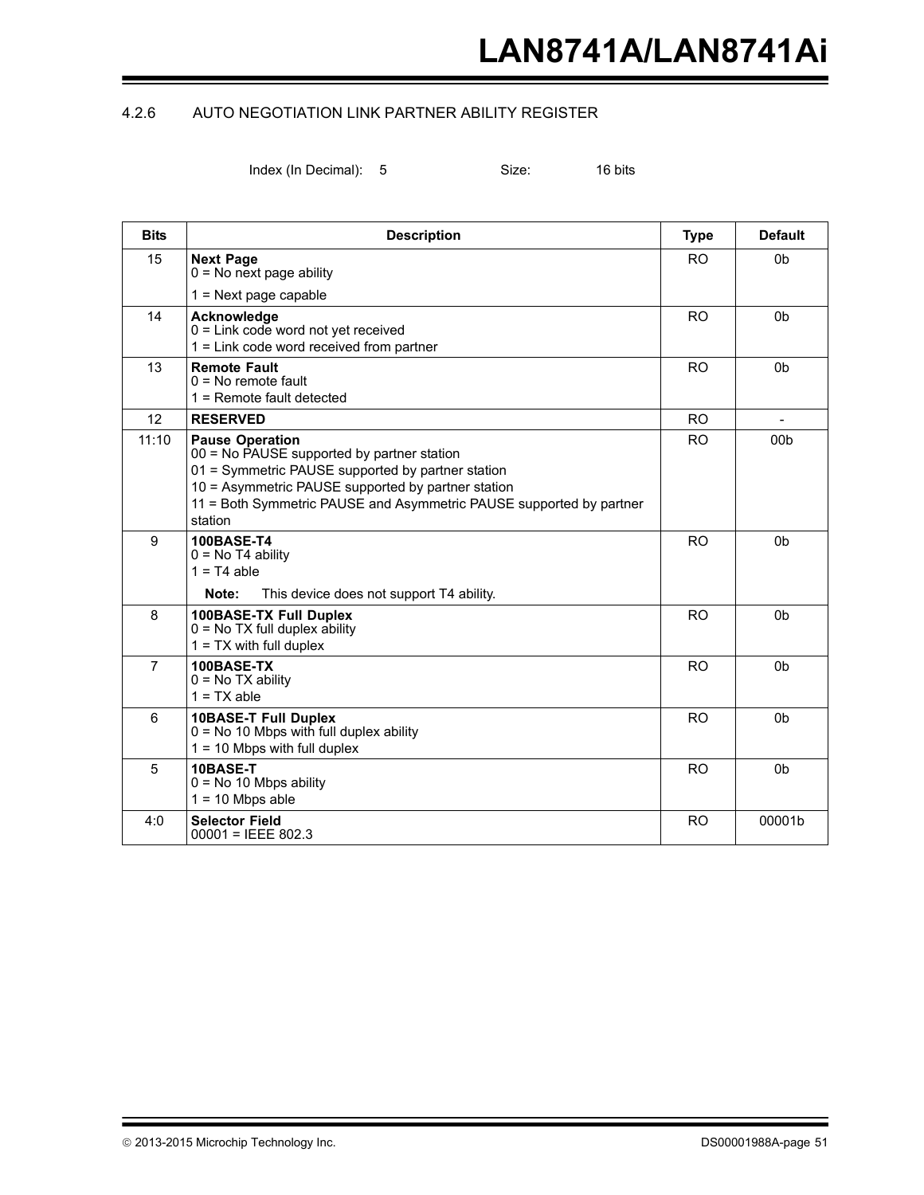### 4.2.6 AUTO NEGOTIATION LINK PARTNER ABILITY REGISTER

Index (In Decimal): 5 Size: 16 bits

| Bits | Description | Type | Default |
|---|---|---|---|
| 15 | **Next Page**<br>0 = No next page ability<br>1 = Next page capable | RO | 0b |
| 14 | **Acknowledge**<br>0 = Link code word not yet received<br>1 = Link code word received from partner | RO | 0b |
| 13 | **Remote Fault**<br>0 = No remote fault<br>1 = Remote fault detected | RO | 0b |
| 12 | **RESERVED** | RO | - |
| 11:10 | **Pause Operation**<br>00 = No PAUSE supported by partner station<br>01 = Symmetric PAUSE supported by partner station<br>10 = Asymmetric PAUSE supported by partner station<br>11 = Both Symmetric PAUSE and Asymmetric PAUSE supported by partner station | RO | 00b |
| 9 | **100BASE-T4**<br>0 = No T4 ability<br>1 = T4 able<br>**Note:** This device does not support T4 ability. | RO | 0b |
| 8 | **100BASE-TX Full Duplex**<br>0 = No TX full duplex ability<br>1 = TX with full duplex | RO | 0b |
| 7 | **100BASE-TX**<br>0 = No TX ability<br>1 = TX able | RO | 0b |
| 6 | **10BASE-T Full Duplex**<br>0 = No 10 Mbps with full duplex ability<br>1 = 10 Mbps with full duplex | RO | 0b |
| 5 | **10BASE-T**<br>0 = No 10 Mbps ability<br>1 = 10 Mbps able | RO | 0b |
| 4:0 | **Selector Field**<br>00001 = IEEE 802.3 | RO | 00001b |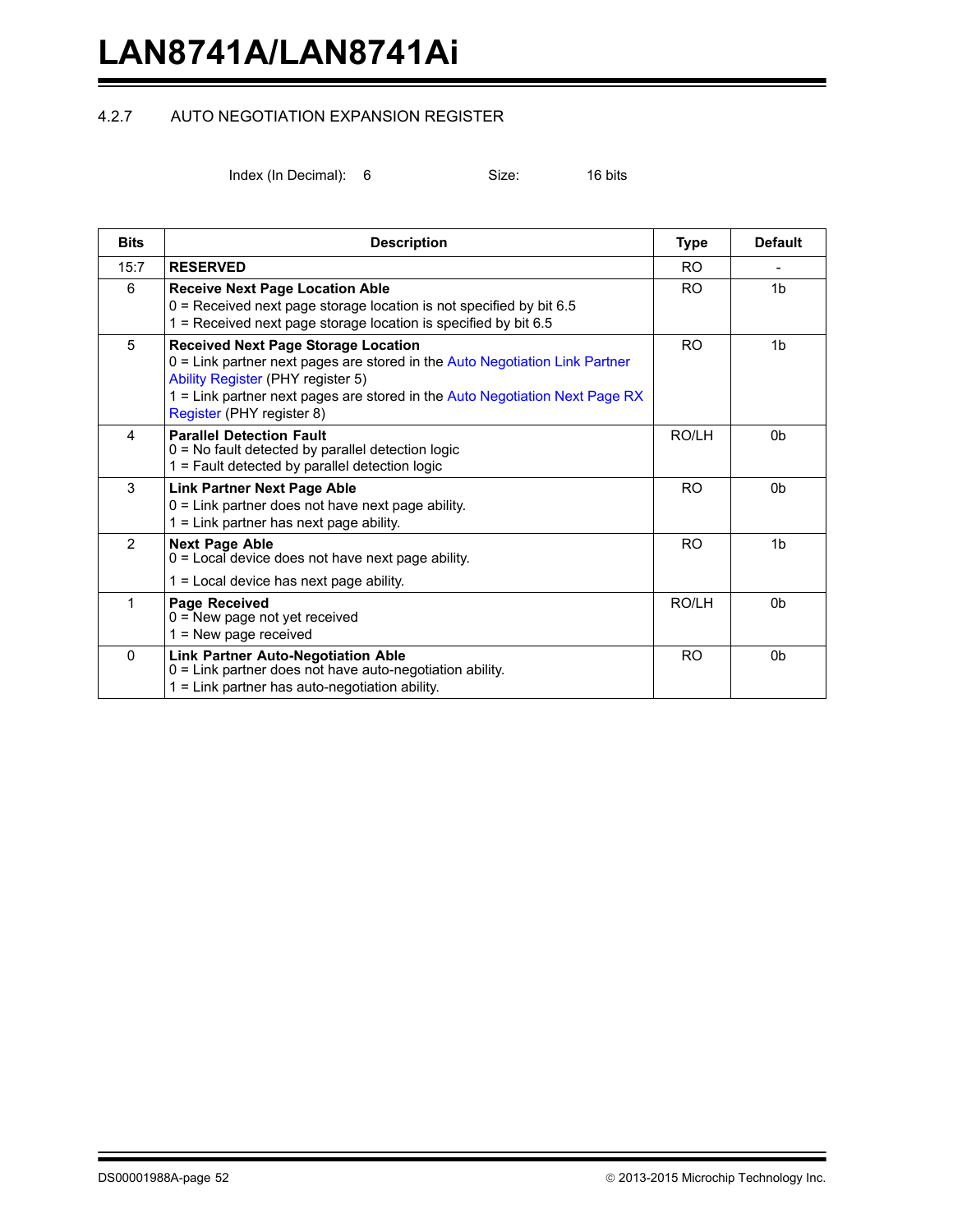### 4.2.7 AUTO NEGOTIATION EXPANSION REGISTER

Index (In Decimal): 6 Size: 16 bits

| Bits | Description | Type | Default |
|---|---|---|---|
| 15:7 | **RESERVED** | RO | - |
| 6 | **Receive Next Page Location Able**<br>0 = Received next page storage location is not specified by bit 6.5<br>1 = Received next page storage location is specified by bit 6.5 | RO | 1b |
| 5 | **Received Next Page Storage Location**<br>0 = Link partner next pages are stored in the Auto Negotiation Link Partner Ability Register (PHY register 5)<br>1 = Link partner next pages are stored in the Auto Negotiation Next Page RX Register (PHY register 8) | RO | 1b |
| 4 | **Parallel Detection Fault**<br>0 = No fault detected by parallel detection logic<br>1 = Fault detected by parallel detection logic | RO/LH | 0b |
| 3 | **Link Partner Next Page Able**<br>0 = Link partner does not have next page ability.<br>1 = Link partner has next page ability. | RO | 0b |
| 2 | **Next Page Able**<br>0 = Local device does not have next page ability.<br>1 = Local device has next page ability. | RO | 1b |
| 1 | **Page Received**<br>0 = New page not yet received<br>1 = New page received | RO/LH | 0b |
| 0 | **Link Partner Auto-Negotiation Able**<br>0 = Link partner does not have auto-negotiation ability.<br>1 = Link partner has auto-negotiation ability. | RO | 0b |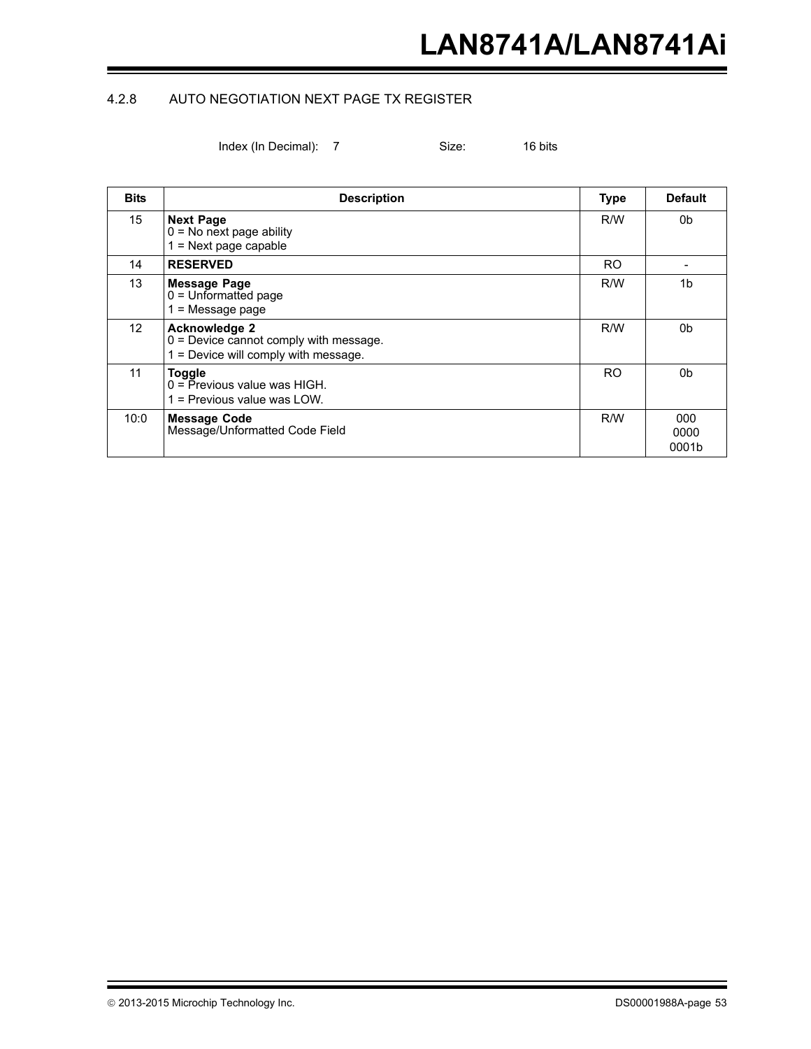### 4.2.8 AUTO NEGOTIATION NEXT PAGE TX REGISTER

Index (In Decimal): 7 Size: 16 bits

| Bits | Description | Type | Default |
|---|---|---|---|
| 15 | **Next Page**<br>0 = No next page ability<br>1 = Next page capable | R/W | 0b |
| 14 | **RESERVED** | RO | - |
| 13 | **Message Page**<br>0 = Unformatted page<br>1 = Message page | R/W | 1b |
| 12 | **Acknowledge 2**<br>0 = Device cannot comply with message.<br>1 = Device will comply with message. | R/W | 0b |
| 11 | **Toggle**<br>0 = Previous value was HIGH.<br>1 = Previous value was LOW. | RO | 0b |
| 10:0 | **Message Code**<br>Message/Unformatted Code Field | R/W | 000<br>0000<br>0001b |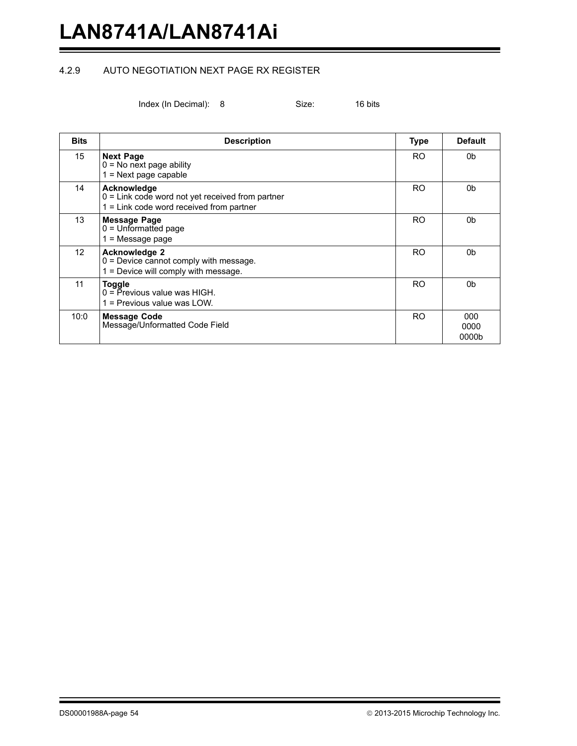#### 4.2.9 AUTO NEGOTIATION NEXT PAGE RX REGISTER

Index (In Decimal): 8 Size: 16 bits

| Bits | Description | Type | Default |
|---|---|---|---|
| 15 | **Next Page**<br>0 = No next page ability<br>1 = Next page capable | RO | 0b |
| 14 | **Acknowledge**<br>0 = Link code word not yet received from partner<br>1 = Link code word received from partner | RO | 0b |
| 13 | **Message Page**<br>0 = Unformatted page<br>1 = Message page | RO | 0b |
| 12 | **Acknowledge 2**<br>0 = Device cannot comply with message.<br>1 = Device will comply with message. | RO | 0b |
| 11 | **Toggle**<br>0 = Previous value was HIGH.<br>1 = Previous value was LOW. | RO | 0b |
| 10:0 | **Message Code**<br>Message/Unformatted Code Field | RO | 000 0000 0000b |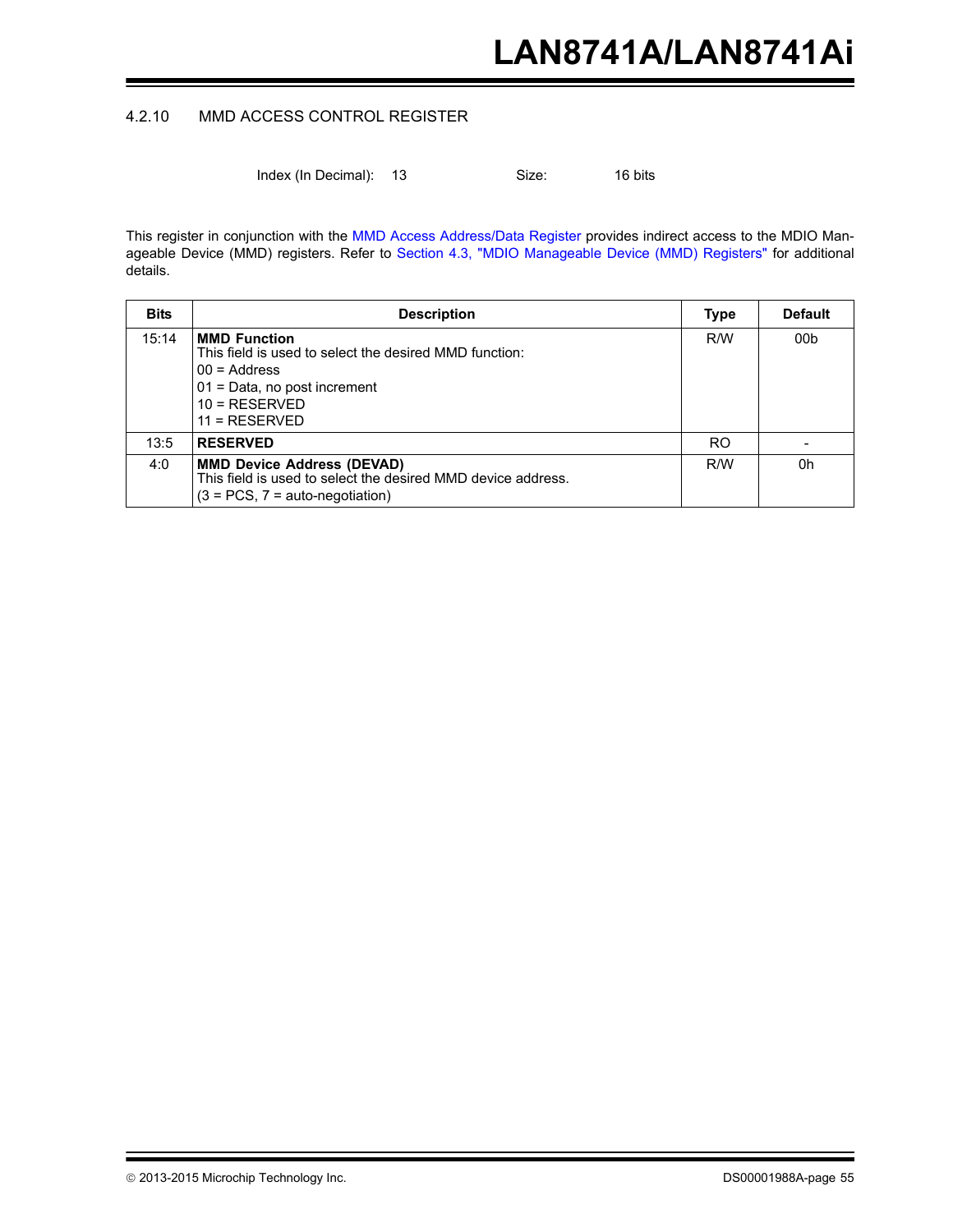### 4.2.10 MMD ACCESS CONTROL REGISTER

Index (In Decimal): 13 Size: 16 bits

This register in conjunction with the MMD Access Address/Data Register provides indirect access to the MDIO Manageable Device (MMD) registers. Refer to Section 4.3, "MDIO Manageable Device (MMD) Registers" for additional details.

| Bits | Description | Type | Default |
|---|---|---|---|
| 15:14 | **MMD Function**<br>This field is used to select the desired MMD function:<br>00 = Address<br>01 = Data, no post increment<br>10 = RESERVED<br>11 = RESERVED | R/W | 00b |
| 13:5 | **RESERVED** | RO | - |
| 4:0 | **MMD Device Address (DEVAD)**<br>This field is used to select the desired MMD device address.<br>(3 = PCS, 7 = auto-negotiation) | R/W | 0h |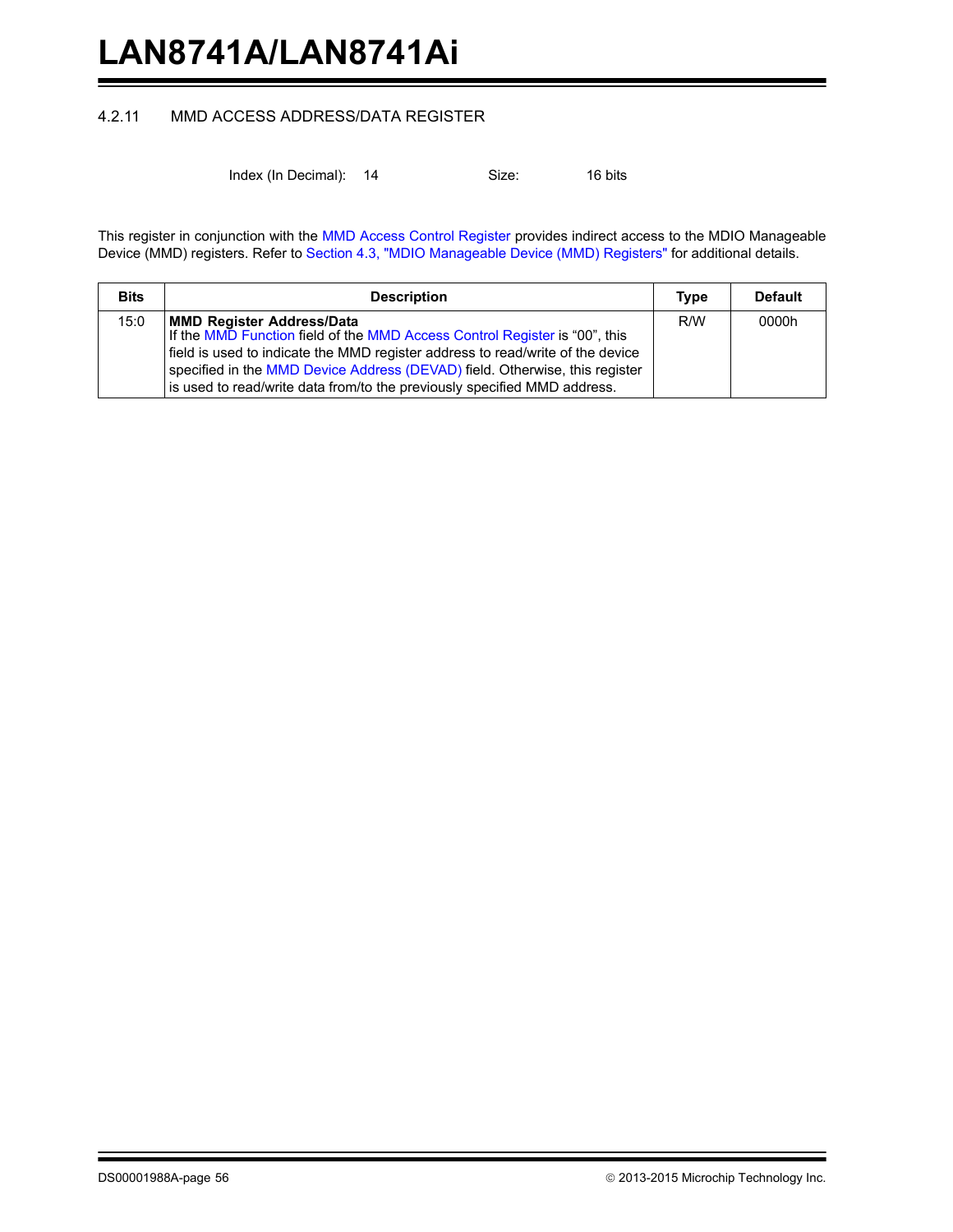### 4.2.11 MMD ACCESS ADDRESS/DATA REGISTER

Index (In Decimal): 14 Size: 16 bits

This register in conjunction with the MMD Access Control Register provides indirect access to the MDIO Manageable Device (MMD) registers. Refer to Section 4.3, "MDIO Manageable Device (MMD) Registers" for additional details.

| Bits | Description | Type | Default |
|---|---|---|---|
| 15:0 | **MMD Register Address/Data**<br>If the MMD Function field of the MMD Access Control Register is “00”, this field is used to indicate the MMD register address to read/write of the device specified in the MMD Device Address (DEVAD) field. Otherwise, this register is used to read/write data from/to the previously specified MMD address. | R/W | 0000h |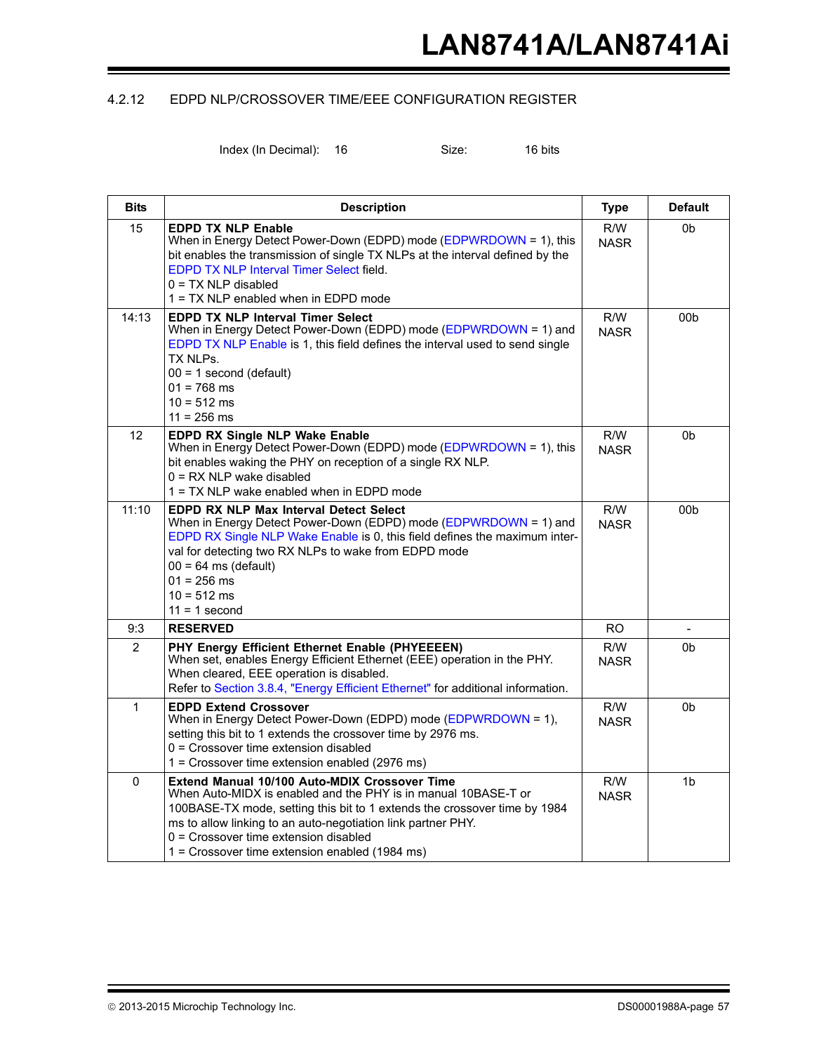### 4.2.12 EDPD NLP/CROSSOVER TIME/EEE CONFIGURATION REGISTER

Index (In Decimal): 16 Size: 16 bits

| Bits | Description | Type | Default |
|---|---|---|---|
| 15 | **EDPD TX NLP Enable**<br>When in Energy Detect Power-Down (EDPD) mode (EDPWRDOWN = 1), this bit enables the transmission of single TX NLPs at the interval defined by the EDPD TX NLP Interval Timer Select field.<br>0 = TX NLP disabled<br>1 = TX NLP enabled when in EDPD mode | R/W NASR | 0b |
| 14:13 | **EDPD TX NLP Interval Timer Select**<br>When in Energy Detect Power-Down (EDPD) mode (EDPWRDOWN = 1) and EDPD TX NLP Enable is 1, this field defines the interval used to send single TX NLPs.<br>00 = 1 second (default)<br>01 = 768 ms<br>10 = 512 ms<br>11 = 256 ms | R/W NASR | 00b |
| 12 | **EDPD RX Single NLP Wake Enable**<br>When in Energy Detect Power-Down (EDPD) mode (EDPWRDOWN = 1), this bit enables waking the PHY on reception of a single RX NLP.<br>0 = RX NLP wake disabled<br>1 = TX NLP wake enabled when in EDPD mode | R/W NASR | 0b |
| 11:10 | **EDPD RX NLP Max Interval Detect Select**<br>When in Energy Detect Power-Down (EDPD) mode (EDPWRDOWN = 1) and EDPD RX Single NLP Wake Enable is 0, this field defines the maximum interval for detecting two RX NLPs to wake from EDPD mode<br>00 = 64 ms (default)<br>01 = 256 ms<br>10 = 512 ms<br>11 = 1 second | R/W NASR | 00b |
| 9:3 | **RESERVED** | RO | - |
| 2 | **PHY Energy Efficient Ethernet Enable (PHYEEEEN)**<br>When set, enables Energy Efficient Ethernet (EEE) operation in the PHY. When cleared, EEE operation is disabled.<br>Refer to Section 3.8.4, "Energy Efficient Ethernet" for additional information. | R/W NASR | 0b |
| 1 | **EDPD Extend Crossover**<br>When in Energy Detect Power-Down (EDPD) mode (EDPWRDOWN = 1), setting this bit to 1 extends the crossover time by 2976 ms.<br>0 = Crossover time extension disabled<br>1 = Crossover time extension enabled (2976 ms) | R/W NASR | 0b |
| 0 | **Extend Manual 10/100 Auto-MDIX Crossover Time**<br>When Auto-MIDX is enabled and the PHY is in manual 10BASE-T or 100BASE-TX mode, setting this bit to 1 extends the crossover time by 1984 ms to allow linking to an auto-negotiation link partner PHY.<br>0 = Crossover time extension disabled<br>1 = Crossover time extension enabled (1984 ms) | R/W NASR | 1b |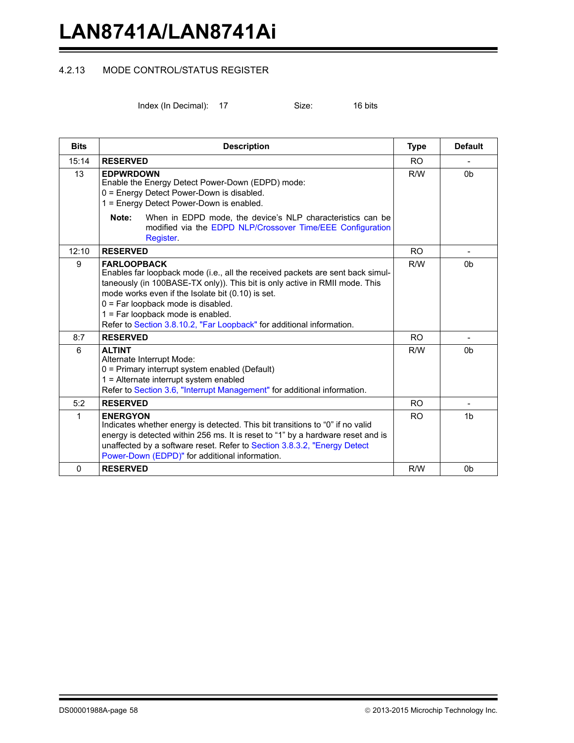### 4.2.13 MODE CONTROL/STATUS REGISTER

Index (In Decimal): 17 Size: 16 bits

| Bits | Description | Type | Default |
|---|---|---|---|
| 15:14 | **RESERVED** | RO | - |
| 13 | **EDPWRDOWN**<br>Enable the Energy Detect Power-Down (EDPD) mode:<br>0 = Energy Detect Power-Down is disabled.<br>1 = Energy Detect Power-Down is enabled.<br>**Note:** When in EDPD mode, the device's NLP characteristics can be modified via the EDPD NLP/Crossover Time/EEE Configuration Register. | R/W | 0b |
| 12:10 | **RESERVED** | RO | - |
| 9 | **FARLOOPBACK**<br>Enables far loopback mode (i.e., all the received packets are sent back simultaneously (in 100BASE-TX only)). This bit is only active in RMII mode. This mode works even if the Isolate bit (0.10) is set.<br>0 = Far loopback mode is disabled.<br>1 = Far loopback mode is enabled.<br>Refer to Section 3.8.10.2, "Far Loopback" for additional information. | R/W | 0b |
| 8:7 | **RESERVED** | RO | - |
| 6 | **ALTINT**<br>Alternate Interrupt Mode:<br>0 = Primary interrupt system enabled (Default)<br>1 = Alternate interrupt system enabled<br>Refer to Section 3.6, "Interrupt Management" for additional information. | R/W | 0b |
| 5:2 | **RESERVED** | RO | - |
| 1 | **ENERGYON**<br>Indicates whether energy is detected. This bit transitions to "0" if no valid energy is detected within 256 ms. It is reset to "1" by a hardware reset and is unaffected by a software reset. Refer to Section 3.8.3.2, "Energy Detect Power-Down (EDPD)" for additional information. | RO | 1b |
| 0 | **RESERVED** | R/W | 0b |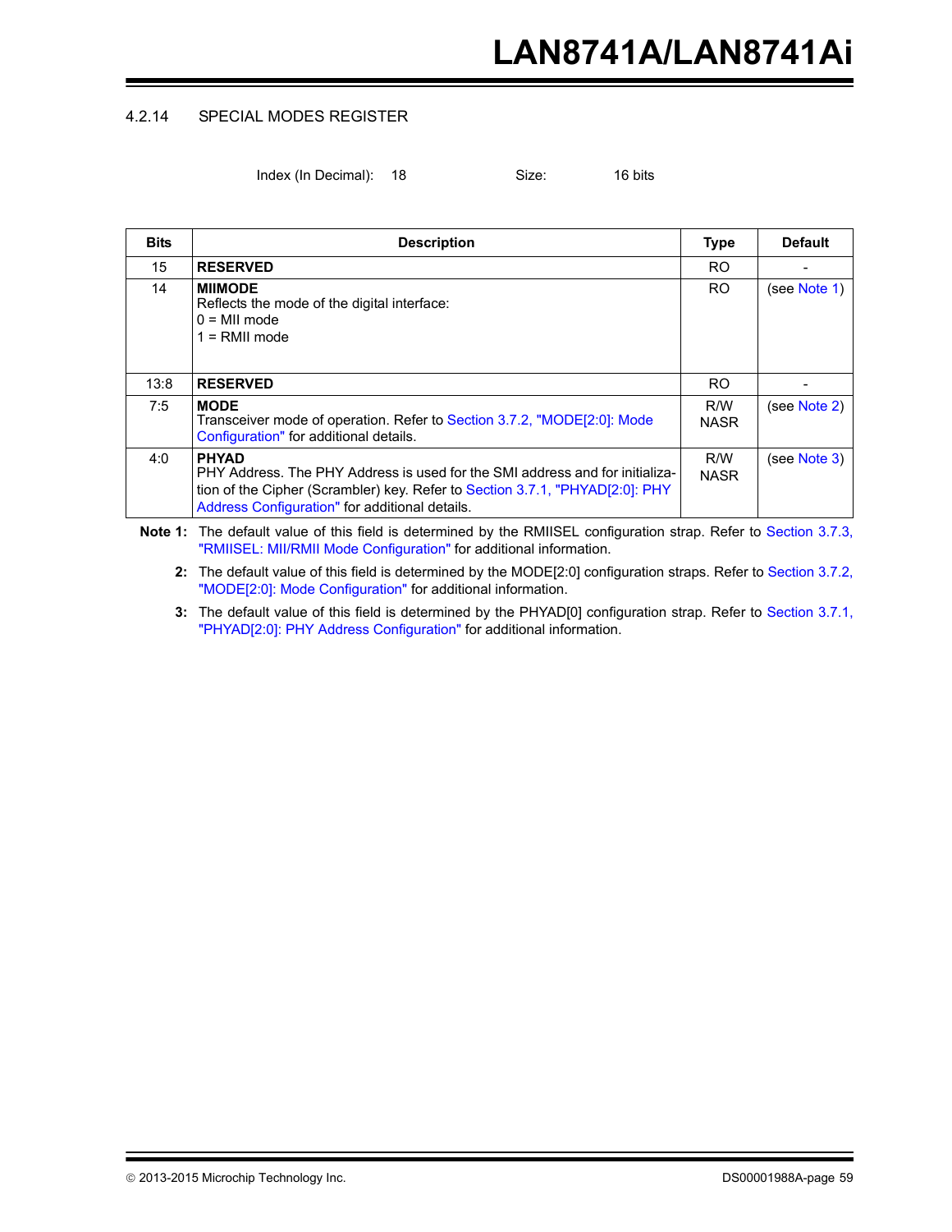### 4.2.14 SPECIAL MODES REGISTER

Index (In Decimal): 18 Size: 16 bits

| Bits | Description | Type | Default |
|---|---|---|---|
| 15 | **RESERVED** | RO | - |
| 14 | **MIIMODE**<br>Reflects the mode of the digital interface:<br>0 = MII mode<br>1 = RMII mode | RO | (see Note 1) |
| 13:8 | **RESERVED** | RO | - |
| 7:5 | **MODE**<br>Transceiver mode of operation. Refer to Section 3.7.2, "MODE[2:0]: Mode Configuration" for additional details. | R/W<br>NASR | (see Note 2) |
| 4:0 | **PHYAD**<br>PHY Address. The PHY Address is used for the SMI address and for initialization of the Cipher (Scrambler) key. Refer to Section 3.7.1, "PHYAD[2:0]: PHY Address Configuration" for additional details. | R/W<br>NASR | (see Note 3) |

**Note 1:** The default value of this field is determined by the RMIISEL configuration strap. Refer to Section 3.7.3, "RMIISEL: MII/RMII Mode Configuration" for additional information.

**2:** The default value of this field is determined by the MODE[2:0] configuration straps. Refer to Section 3.7.2, "MODE[2:0]: Mode Configuration" for additional information.

**3:** The default value of this field is determined by the PHYAD[0] configuration strap. Refer to Section 3.7.1, "PHYAD[2:0]: PHY Address Configuration" for additional information.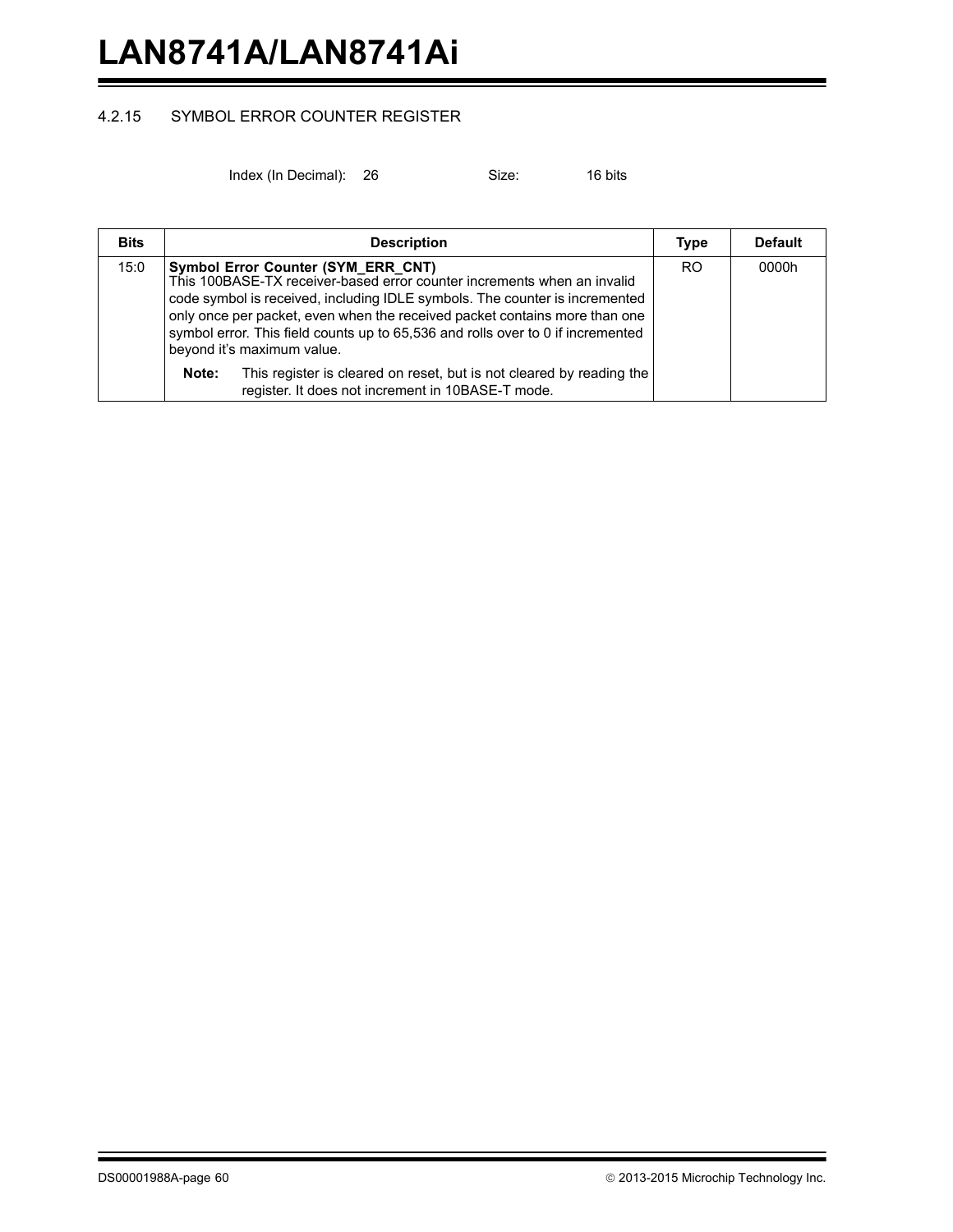#### 4.2.15 SYMBOL ERROR COUNTER REGISTER

Index (In Decimal): 26 Size: 16 bits

| Bits | Description | Type | Default |
|---|---|---|---|
| 15:0 | **Symbol Error Counter (SYM_ERR_CNT)**<br>This 100BASE-TX receiver-based error counter increments when an invalid code symbol is received, including IDLE symbols. The counter is incremented only once per packet, even when the received packet contains more than one symbol error. This field counts up to 65,536 and rolls over to 0 if incremented beyond it's maximum value.<br>**Note:** This register is cleared on reset, but is not cleared by reading the register. It does not increment in 10BASE-T mode. | RO | 0000h |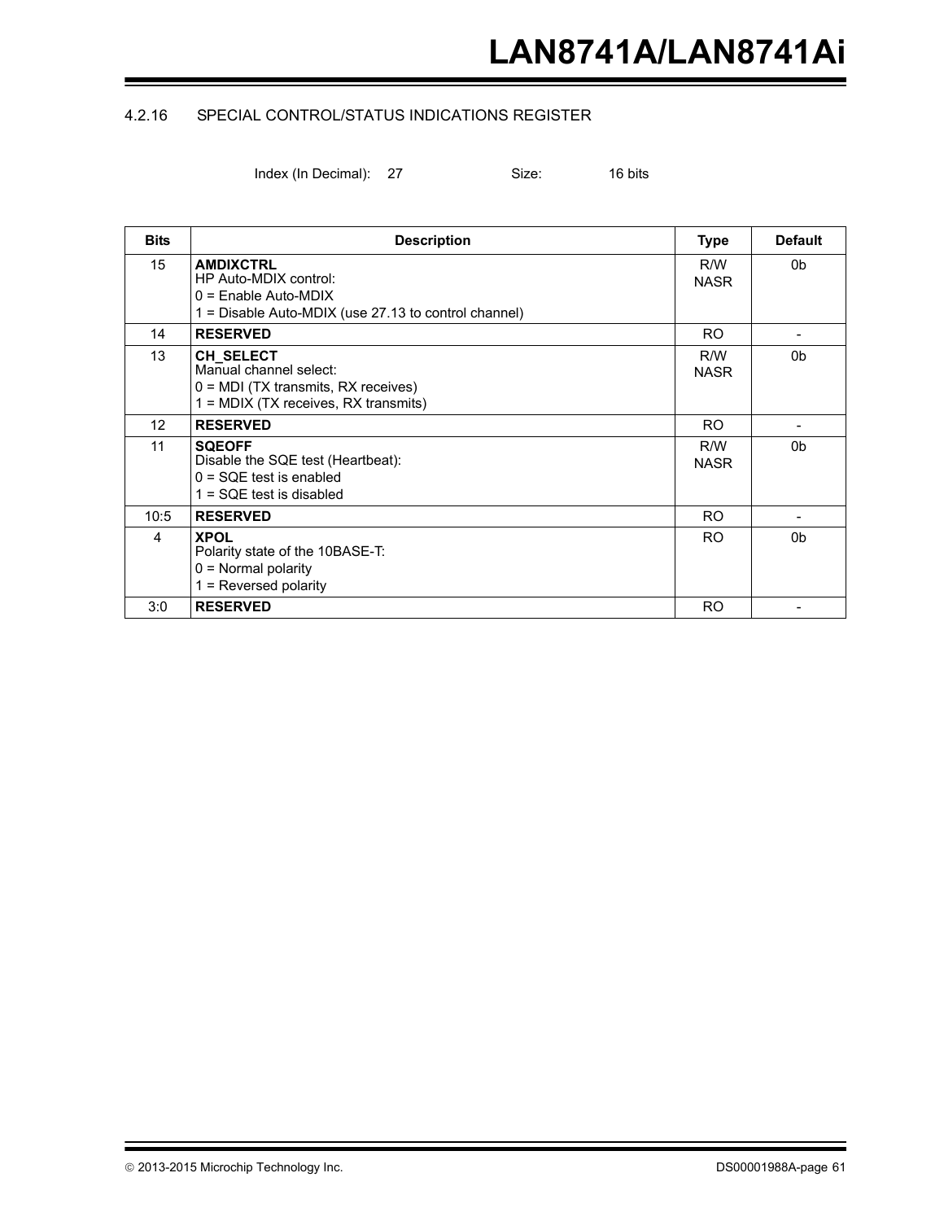### 4.2.16 SPECIAL CONTROL/STATUS INDICATIONS REGISTER

Index (In Decimal): 27 Size: 16 bits

| Bits | Description | Type | Default |
|---|---|---|---|
| 15 | **AMDIXCTRL**<br>HP Auto-MDIX control:<br>0 = Enable Auto-MDIX<br>1 = Disable Auto-MDIX (use 27.13 to control channel) | R/W<br>NASR | 0b |
| 14 | **RESERVED** | RO | - |
| 13 | **CH_SELECT**<br>Manual channel select:<br>0 = MDI (TX transmits, RX receives)<br>1 = MDIX (TX receives, RX transmits) | R/W<br>NASR | 0b |
| 12 | **RESERVED** | RO | - |
| 11 | **SQEOFF**<br>Disable the SQE test (Heartbeat):<br>0 = SQE test is enabled<br>1 = SQE test is disabled | R/W<br>NASR | 0b |
| 10:5 | **RESERVED** | RO | - |
| 4 | **XPOL**<br>Polarity state of the 10BASE-T:<br>0 = Normal polarity<br>1 = Reversed polarity | RO | 0b |
| 3:0 | **RESERVED** | RO | - |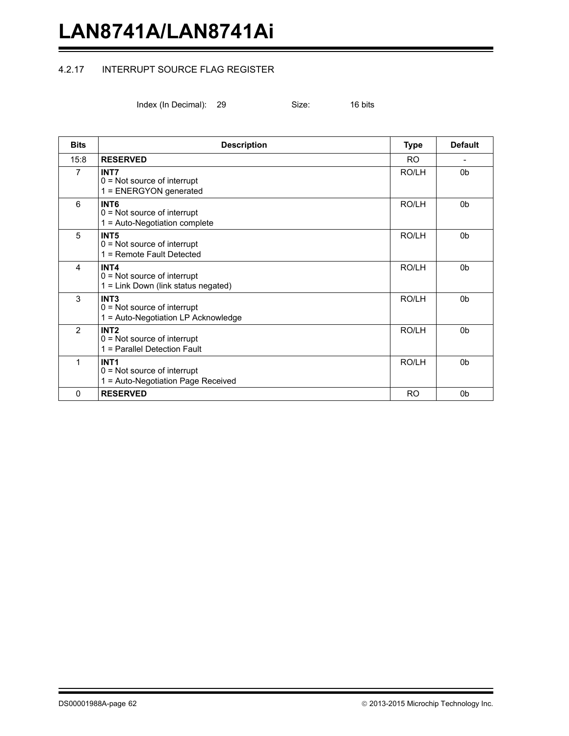### 4.2.17 INTERRUPT SOURCE FLAG REGISTER

Index (In Decimal): 29 Size: 16 bits

| Bits | Description | Type | Default |
|---|---|---|---|
| 15:8 | **RESERVED** | RO | - |
| 7 | **INT7**<br>0 = Not source of interrupt<br>1 = ENERGYON generated | RO/LH | 0b |
| 6 | **INT6**<br>0 = Not source of interrupt<br>1 = Auto-Negotiation complete | RO/LH | 0b |
| 5 | **INT5**<br>0 = Not source of interrupt<br>1 = Remote Fault Detected | RO/LH | 0b |
| 4 | **INT4**<br>0 = Not source of interrupt<br>1 = Link Down (link status negated) | RO/LH | 0b |
| 3 | **INT3**<br>0 = Not source of interrupt<br>1 = Auto-Negotiation LP Acknowledge | RO/LH | 0b |
| 2 | **INT2**<br>0 = Not source of interrupt<br>1 = Parallel Detection Fault | RO/LH | 0b |
| 1 | **INT1**<br>0 = Not source of interrupt<br>1 = Auto-Negotiation Page Received | RO/LH | 0b |
| 0 | **RESERVED** | RO | 0b |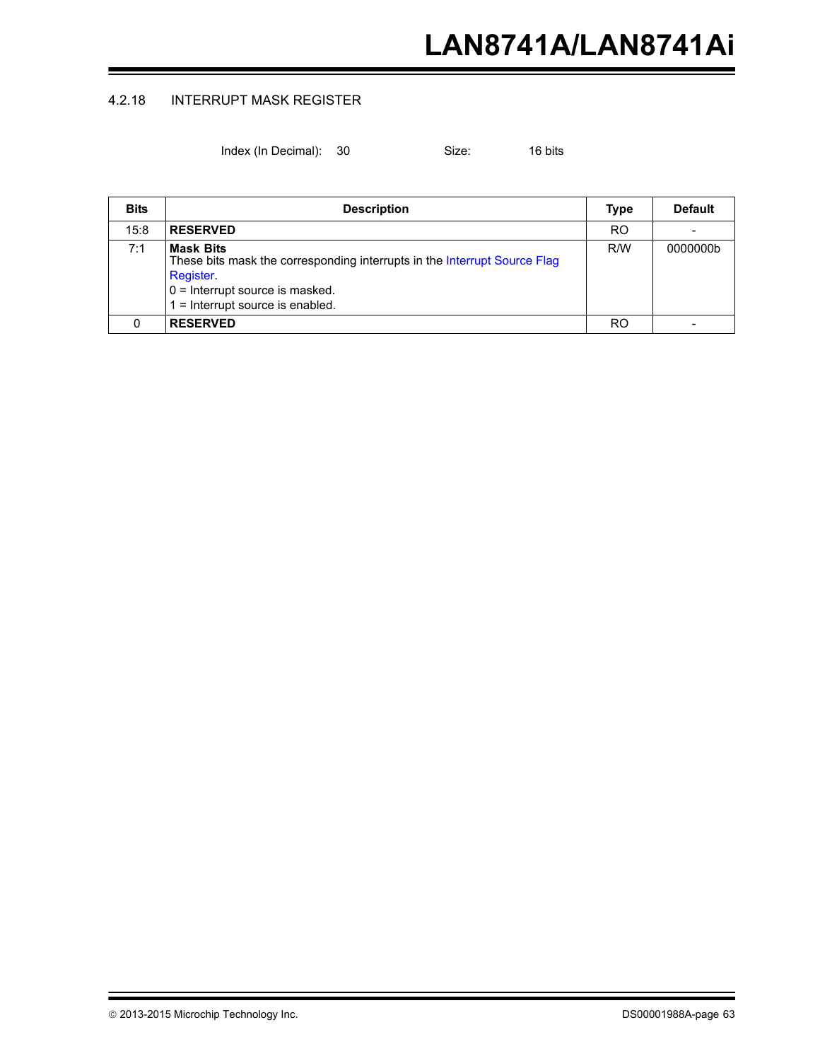#### 4.2.18 INTERRUPT MASK REGISTER

Index (In Decimal): 30 Size: 16 bits

| Bits | Description | Type | Default |
|---|---|---|---|
| 15:8 | **RESERVED** | RO | - |
| 7:1 | **Mask Bits**<br>These bits mask the corresponding interrupts in the Interrupt Source Flag Register.<br>0 = Interrupt source is masked.<br>1 = Interrupt source is enabled. | R/W | 0000000b |
| 0 | **RESERVED** | RO | - |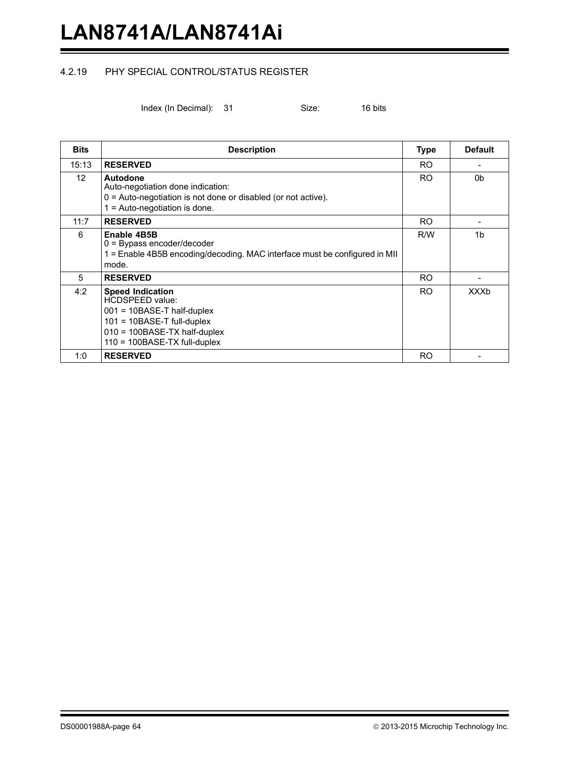### 4.2.19 PHY SPECIAL CONTROL/STATUS REGISTER

Index (In Decimal): 31 Size: 16 bits

| Bits | Description | Type | Default |
|---|---|---|---|
| 15:13 | **RESERVED** | RO | - |
| 12 | **Autodone**<br>Auto-negotiation done indication:<br>0 = Auto-negotiation is not done or disabled (or not active).<br>1 = Auto-negotiation is done. | RO | 0b |
| 11:7 | **RESERVED** | RO | - |
| 6 | **Enable 4B5B**<br>0 = Bypass encoder/decoder<br>1 = Enable 4B5B encoding/decoding. MAC interface must be configured in MII mode. | R/W | 1b |
| 5 | **RESERVED** | RO | - |
| 4:2 | **Speed Indication**<br>HCDSPEED value:<br>001 = 10BASE-T half-duplex<br>101 = 10BASE-T full-duplex<br>010 = 100BASE-TX half-duplex<br>110 = 100BASE-TX full-duplex | RO | XXXb |
| 1:0 | **RESERVED** | RO | - |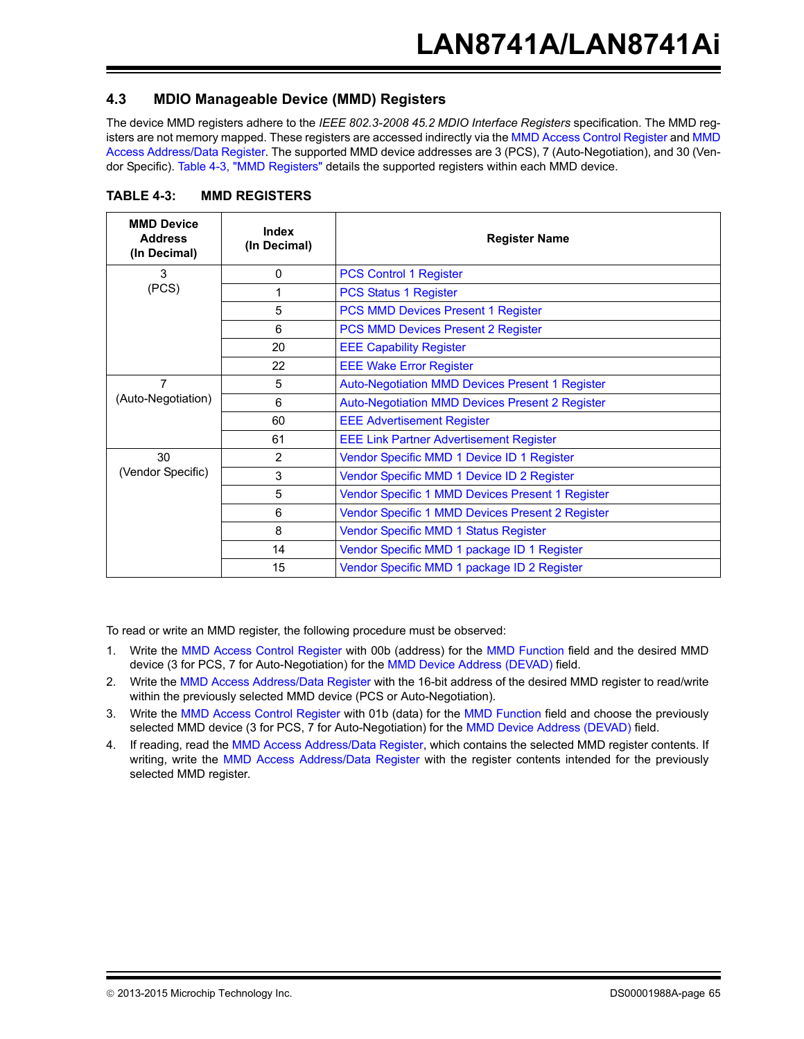## 4.3 MDIO Manageable Device (MMD) Registers

The device MMD registers adhere to the *IEEE 802.3-2008 45.2 MDIO Interface Registers* specification. The MMD registers are not memory mapped. These registers are accessed indirectly via the MMD Access Control Register and MMD Access Address/Data Register. The supported MMD device addresses are 3 (PCS), 7 (Auto-Negotiation), and 30 (Vendor Specific). Table 4-3, "MMD Registers" details the supported registers within each MMD device.

**TABLE 4-3: MMD REGISTERS**

| MMD Device Address (In Decimal) | Index (In Decimal) | Register Name |
|---|---|---|
| 3 (PCS) | 0 | PCS Control 1 Register |
| | 1 | PCS Status 1 Register |
| | 5 | PCS MMD Devices Present 1 Register |
| | 6 | PCS MMD Devices Present 2 Register |
| | 20 | EEE Capability Register |
| | 22 | EEE Wake Error Register |
| 7 (Auto-Negotiation) | 5 | Auto-Negotiation MMD Devices Present 1 Register |
| | 6 | Auto-Negotiation MMD Devices Present 2 Register |
| | 60 | EEE Advertisement Register |
| | 61 | EEE Link Partner Advertisement Register |
| 30 (Vendor Specific) | 2 | Vendor Specific MMD 1 Device ID 1 Register |
| | 3 | Vendor Specific MMD 1 Device ID 2 Register |
| | 5 | Vendor Specific 1 MMD Devices Present 1 Register |
| | 6 | Vendor Specific 1 MMD Devices Present 2 Register |
| | 8 | Vendor Specific MMD 1 Status Register |
| | 14 | Vendor Specific MMD 1 package ID 1 Register |
| | 15 | Vendor Specific MMD 1 package ID 2 Register |

To read or write an MMD register, the following procedure must be observed:

1. Write the MMD Access Control Register with 00b (address) for the MMD Function field and the desired MMD device (3 for PCS, 7 for Auto-Negotiation) for the MMD Device Address (DEVAD) field.
2. Write the MMD Access Address/Data Register with the 16-bit address of the desired MMD register to read/write within the previously selected MMD device (PCS or Auto-Negotiation).
3. Write the MMD Access Control Register with 01b (data) for the MMD Function field and choose the previously selected MMD device (3 for PCS, 7 for Auto-Negotiation) for the MMD Device Address (DEVAD) field.
4. If reading, read the MMD Access Address/Data Register, which contains the selected MMD register contents. If writing, write the MMD Access Address/Data Register with the register contents intended for the previously selected MMD register.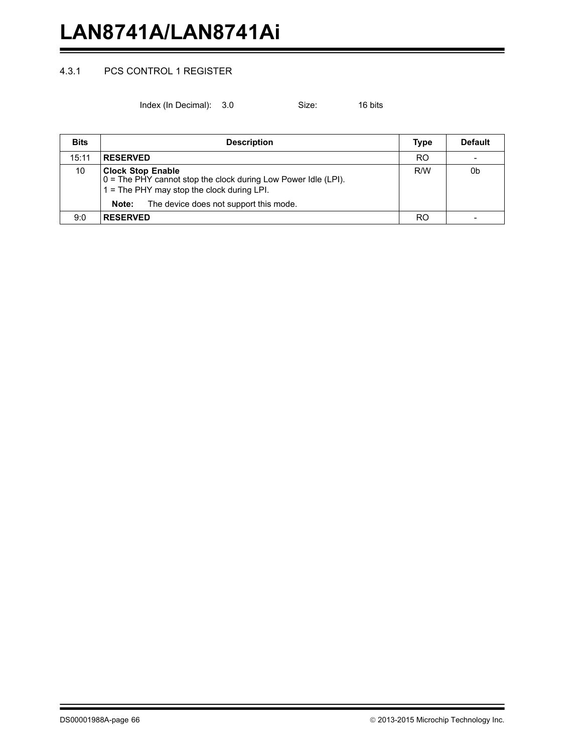### 4.3.1 PCS CONTROL 1 REGISTER

Index (In Decimal): 3.0 Size: 16 bits

| Bits | Description | Type | Default |
|---|---|---|---|
| 15:11 | **RESERVED** | RO | - |
| 10 | **Clock Stop Enable**<br>0 = The PHY cannot stop the clock during Low Power Idle (LPI).<br>1 = The PHY may stop the clock during LPI.<br>**Note:** The device does not support this mode. | R/W | 0b |
| 9:0 | **RESERVED** | RO | - |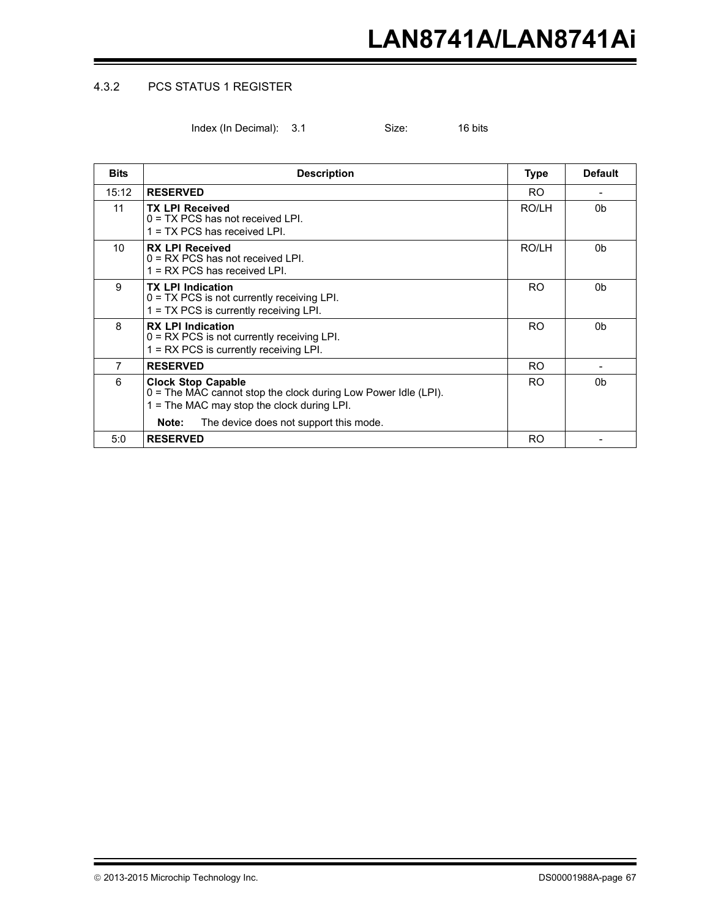### 4.3.2 PCS STATUS 1 REGISTER

Index (In Decimal): 3.1 Size: 16 bits

| Bits | Description | Type | Default |
|---|---|---|---|
| 15:12 | **RESERVED** | RO | - |
| 11 | **TX LPI Received**<br>0 = TX PCS has not received LPI.<br>1 = TX PCS has received LPI. | RO/LH | 0b |
| 10 | **RX LPI Received**<br>0 = RX PCS has not received LPI.<br>1 = RX PCS has received LPI. | RO/LH | 0b |
| 9 | **TX LPI Indication**<br>0 = TX PCS is not currently receiving LPI.<br>1 = TX PCS is currently receiving LPI. | RO | 0b |
| 8 | **RX LPI Indication**<br>0 = RX PCS is not currently receiving LPI.<br>1 = RX PCS is currently receiving LPI. | RO | 0b |
| 7 | **RESERVED** | RO | - |
| 6 | **Clock Stop Capable**<br>0 = The MAC cannot stop the clock during Low Power Idle (LPI).<br>1 = The MAC may stop the clock during LPI.<br>**Note:** The device does not support this mode. | RO | 0b |
| 5:0 | **RESERVED** | RO | - |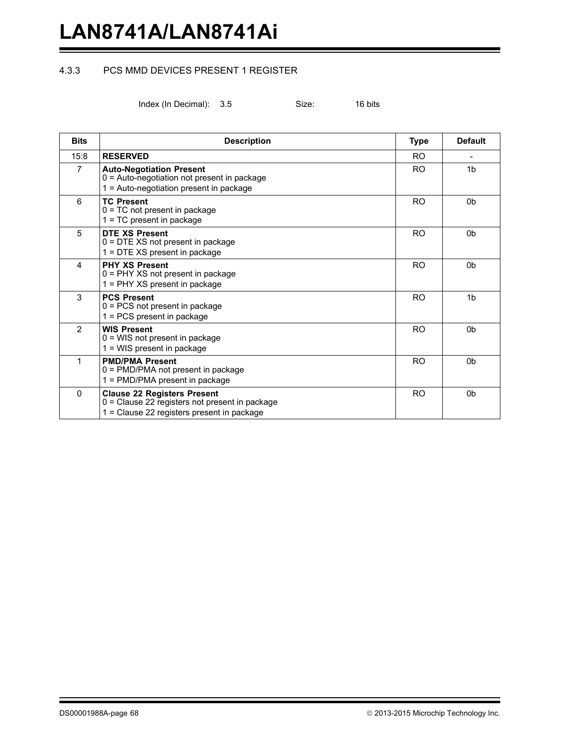### 4.3.3 PCS MMD DEVICES PRESENT 1 REGISTER

Index (In Decimal): 3.5 Size: 16 bits

| Bits | Description | Type | Default |
|---|---|---|---|
| 15:8 | **RESERVED** | RO | - |
| 7 | **Auto-Negotiation Present**<br>0 = Auto-negotiation not present in package<br>1 = Auto-negotiation present in package | RO | 1b |
| 6 | **TC Present**<br>0 = TC not present in package<br>1 = TC present in package | RO | 0b |
| 5 | **DTE XS Present**<br>0 = DTE XS not present in package<br>1 = DTE XS present in package | RO | 0b |
| 4 | **PHY XS Present**<br>0 = PHY XS not present in package<br>1 = PHY XS present in package | RO | 0b |
| 3 | **PCS Present**<br>0 = PCS not present in package<br>1 = PCS present in package | RO | 1b |
| 2 | **WIS Present**<br>0 = WIS not present in package<br>1 = WIS present in package | RO | 0b |
| 1 | **PMD/PMA Present**<br>0 = PMD/PMA not present in package<br>1 = PMD/PMA present in package | RO | 0b |
| 0 | **Clause 22 Registers Present**<br>0 = Clause 22 registers not present in package<br>1 = Clause 22 registers present in package | RO | 0b |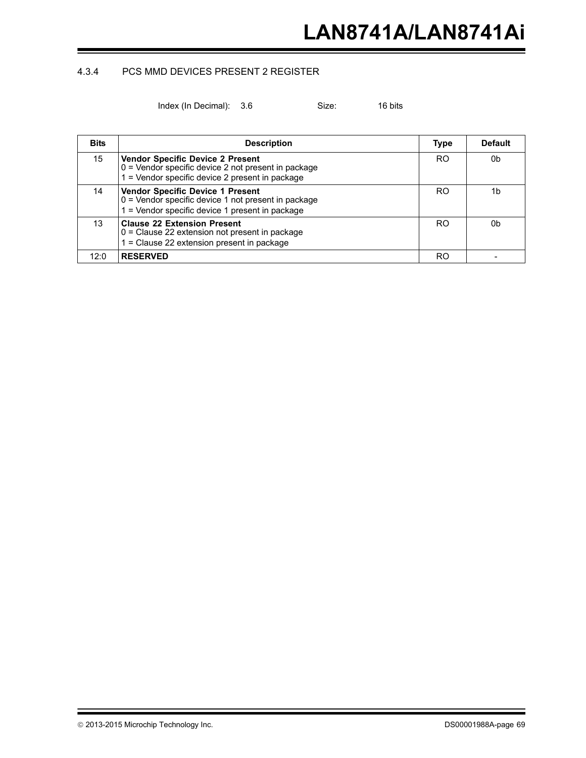### 4.3.4 PCS MMD DEVICES PRESENT 2 REGISTER

Index (In Decimal): 3.6 Size: 16 bits

| Bits | Description | Type | Default |
|---|---|---|---|
| 15 | **Vendor Specific Device 2 Present**<br>0 = Vendor specific device 2 not present in package<br>1 = Vendor specific device 2 present in package | RO | 0b |
| 14 | **Vendor Specific Device 1 Present**<br>0 = Vendor specific device 1 not present in package<br>1 = Vendor specific device 1 present in package | RO | 1b |
| 13 | **Clause 22 Extension Present**<br>0 = Clause 22 extension not present in package<br>1 = Clause 22 extension present in package | RO | 0b |
| 12:0 | **RESERVED** | RO | - |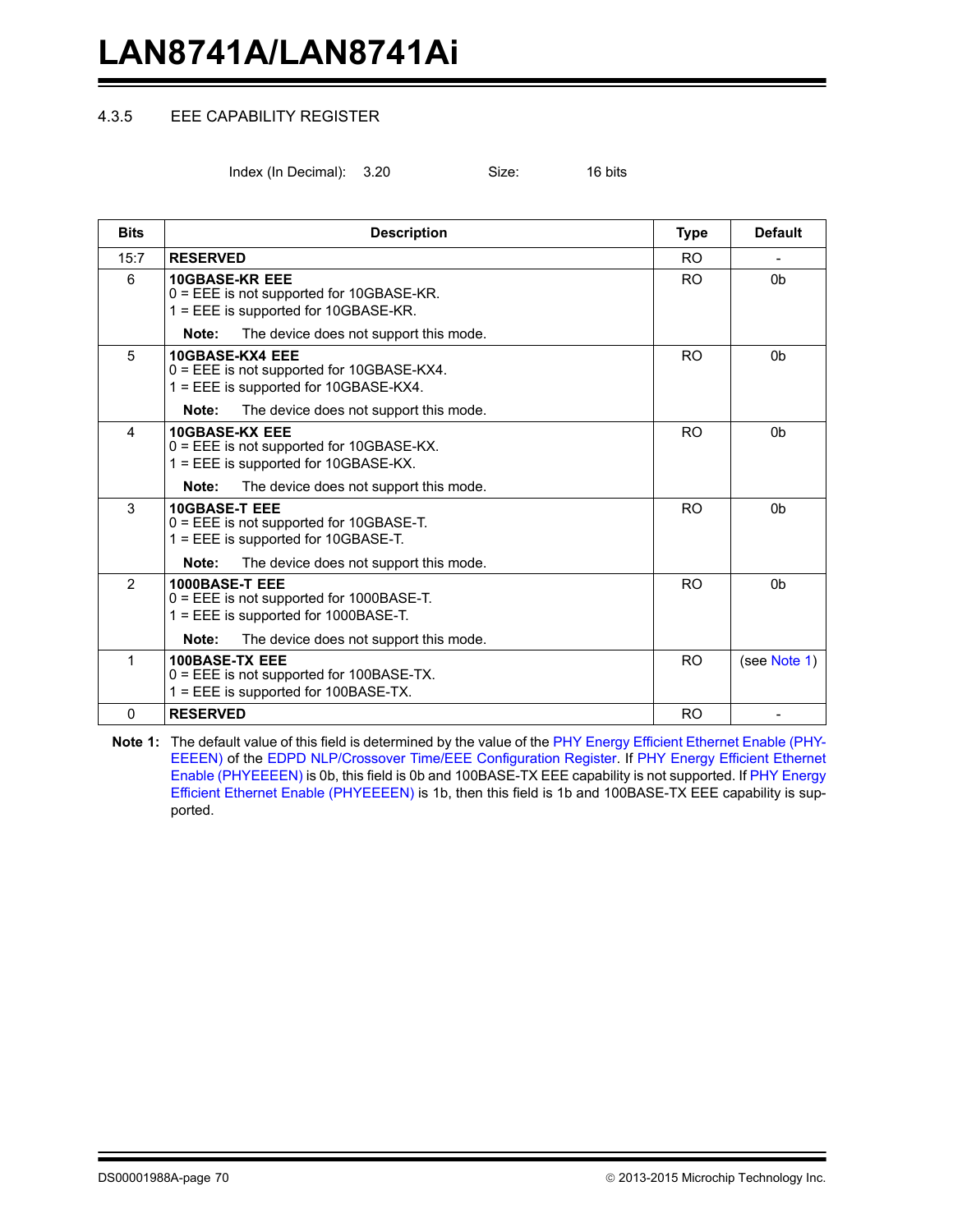### 4.3.5 EEE CAPABILITY REGISTER

Index (In Decimal): 3.20 Size: 16 bits

| Bits | Description | Type | Default |
|---|---|---|---|
| 15:7 | **RESERVED** | RO | - |
| 6 | **10GBASE-KR EEE**<br>0 = EEE is not supported for 10GBASE-KR.<br>1 = EEE is supported for 10GBASE-KR.<br>**Note:** The device does not support this mode. | RO | 0b |
| 5 | **10GBASE-KX4 EEE**<br>0 = EEE is not supported for 10GBASE-KX4.<br>1 = EEE is supported for 10GBASE-KX4.<br>**Note:** The device does not support this mode. | RO | 0b |
| 4 | **10GBASE-KX EEE**<br>0 = EEE is not supported for 10GBASE-KX.<br>1 = EEE is supported for 10GBASE-KX.<br>**Note:** The device does not support this mode. | RO | 0b |
| 3 | **10GBASE-T EEE**<br>0 = EEE is not supported for 10GBASE-T.<br>1 = EEE is supported for 10GBASE-T.<br>**Note:** The device does not support this mode. | RO | 0b |
| 2 | **1000BASE-T EEE**<br>0 = EEE is not supported for 1000BASE-T.<br>1 = EEE is supported for 1000BASE-T.<br>**Note:** The device does not support this mode. | RO | 0b |
| 1 | **100BASE-TX EEE**<br>0 = EEE is not supported for 100BASE-TX.<br>1 = EEE is supported for 100BASE-TX. | RO | (see Note 1) |
| 0 | **RESERVED** | RO | - |

**Note 1:** The default value of this field is determined by the value of the PHY Energy Efficient Ethernet Enable (PHYEEEN) of the EDPD NLP/Crossover Time/EEE Configuration Register. If PHY Energy Efficient Ethernet Enable (PHYEEEN) is 0b, this field is 0b and 100BASE-TX EEE capability is not supported. If PHY Energy Efficient Ethernet Enable (PHYEEEN) is 1b, then this field is 1b and 100BASE-TX EEE capability is supported.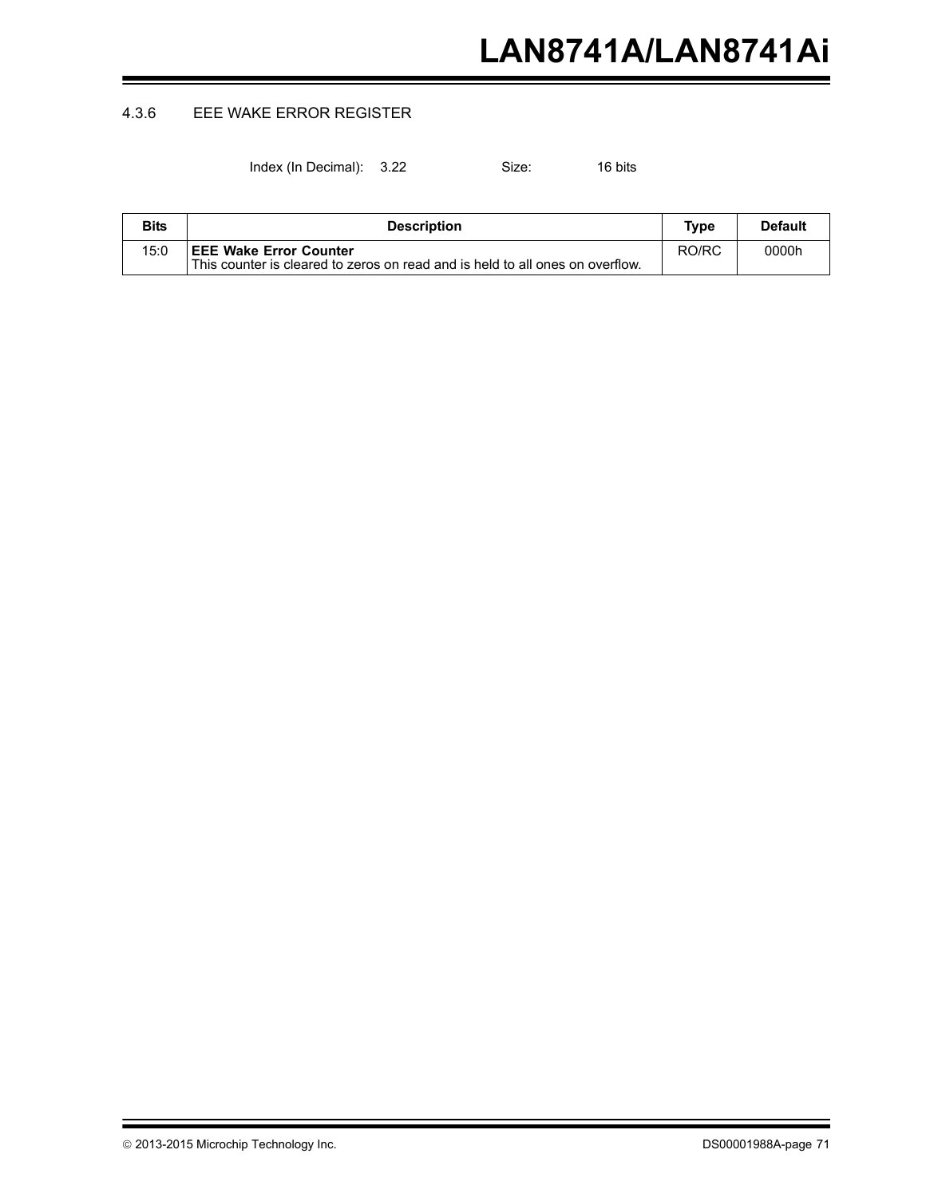### 4.3.6 EEE WAKE ERROR REGISTER

Index (In Decimal): 3.22 Size: 16 bits

| Bits | Description | Type | Default |
|---|---|---|---|
| 15:0 | **EEE Wake Error Counter**<br>This counter is cleared to zeros on read and is held to all ones on overflow. | RO/RC | 0000h |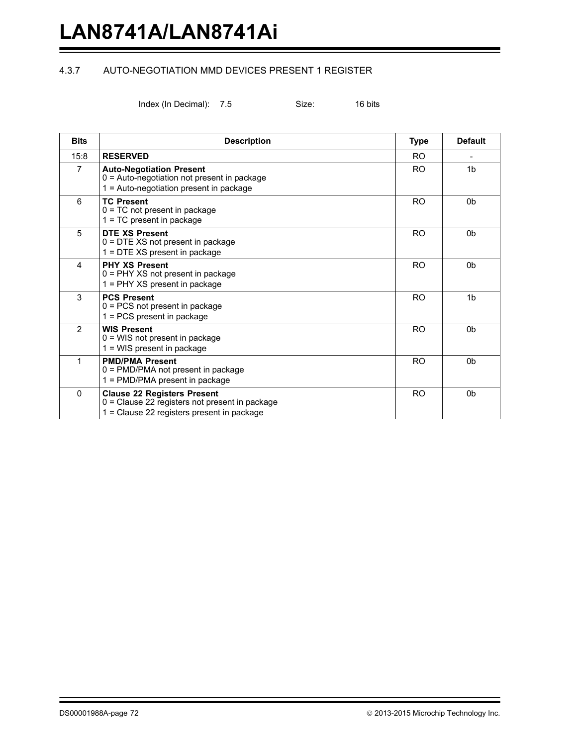### 4.3.7 AUTO-NEGOTIATION MMD DEVICES PRESENT 1 REGISTER

Index (In Decimal): 7.5 Size: 16 bits

| Bits | Description | Type | Default |
|---|---|---|---|
| 15:8 | **RESERVED** | RO | - |
| 7 | **Auto-Negotiation Present**<br>0 = Auto-negotiation not present in package<br>1 = Auto-negotiation present in package | RO | 1b |
| 6 | **TC Present**<br>0 = TC not present in package<br>1 = TC present in package | RO | 0b |
| 5 | **DTE XS Present**<br>0 = DTE XS not present in package<br>1 = DTE XS present in package | RO | 0b |
| 4 | **PHY XS Present**<br>0 = PHY XS not present in package<br>1 = PHY XS present in package | RO | 0b |
| 3 | **PCS Present**<br>0 = PCS not present in package<br>1 = PCS present in package | RO | 1b |
| 2 | **WIS Present**<br>0 = WIS not present in package<br>1 = WIS present in package | RO | 0b |
| 1 | **PMD/PMA Present**<br>0 = PMD/PMA not present in package<br>1 = PMD/PMA present in package | RO | 0b |
| 0 | **Clause 22 Registers Present**<br>0 = Clause 22 registers not present in package<br>1 = Clause 22 registers present in package | RO | 0b |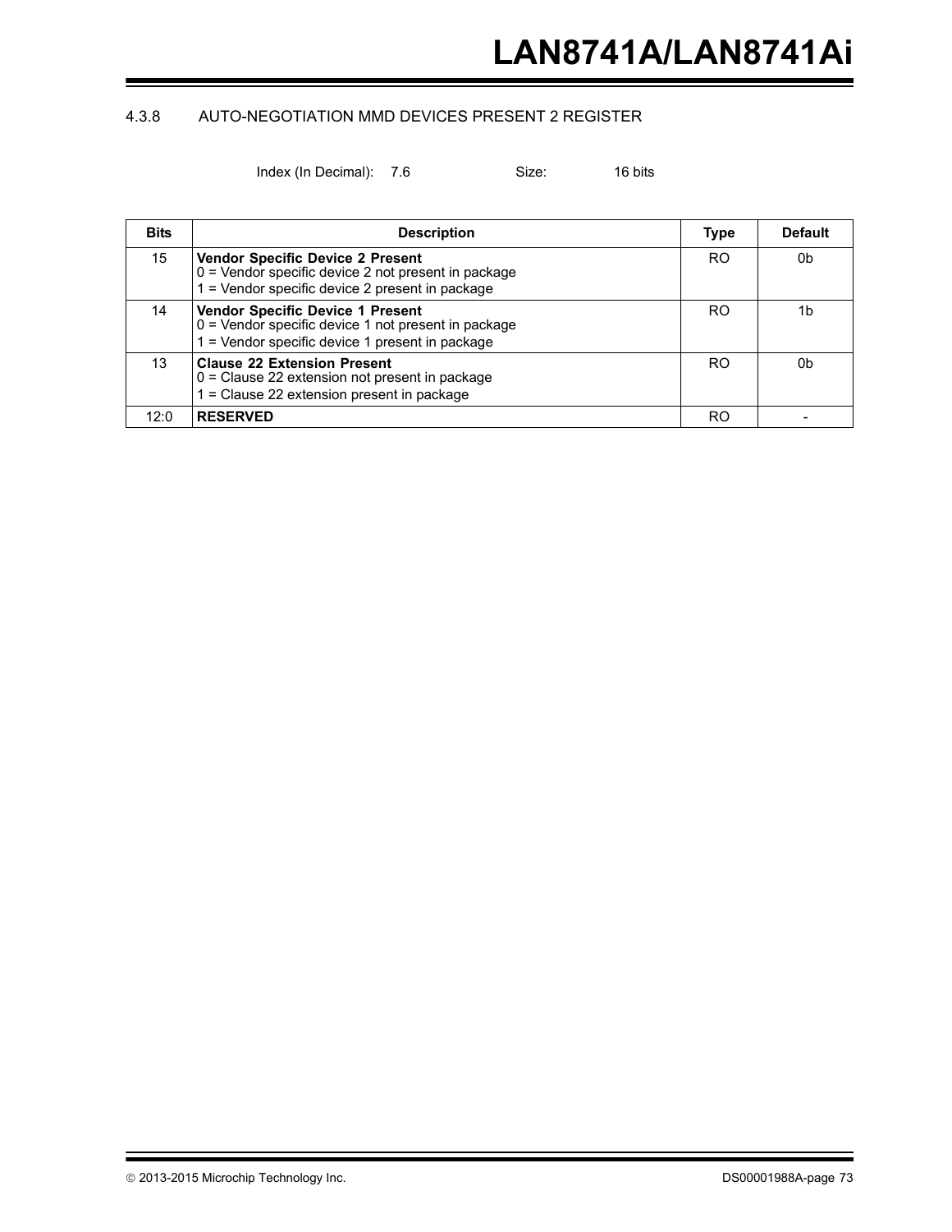### 4.3.8 AUTO-NEGOTIATION MMD DEVICES PRESENT 2 REGISTER

Index (In Decimal): 7.6 Size: 16 bits

| Bits | Description | Type | Default |
|---|---|---|---|
| 15 | **Vendor Specific Device 2 Present**<br>0 = Vendor specific device 2 not present in package<br>1 = Vendor specific device 2 present in package | RO | 0b |
| 14 | **Vendor Specific Device 1 Present**<br>0 = Vendor specific device 1 not present in package<br>1 = Vendor specific device 1 present in package | RO | 1b |
| 13 | **Clause 22 Extension Present**<br>0 = Clause 22 extension not present in package<br>1 = Clause 22 extension present in package | RO | 0b |
| 12:0 | **RESERVED** | RO | - |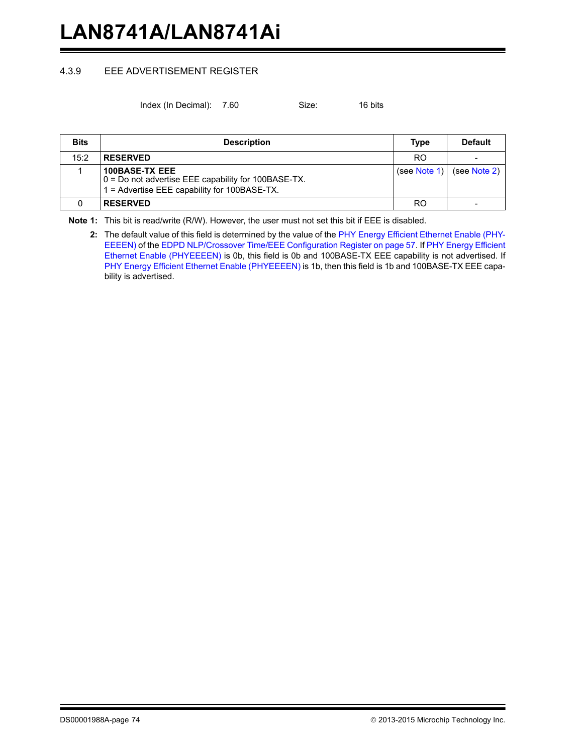### 4.3.9 EEE ADVERTISEMENT REGISTER

Index (In Decimal): 7.60 Size: 16 bits

| Bits | Description | Type | Default |
|---|---|---|---|
| 15:2 | **RESERVED** | RO | - |
| 1 | **100BASE-TX EEE**<br>0 = Do not advertise EEE capability for 100BASE-TX.<br>1 = Advertise EEE capability for 100BASE-TX. | (see Note 1) | (see Note 2) |
| 0 | **RESERVED** | RO | - |

**Note 1:** This bit is read/write (R/W). However, the user must not set this bit if EEE is disabled.

**2:** The default value of this field is determined by the value of the PHY Energy Efficient Ethernet Enable (PHYEEEN) of the EDPD NLP/Crossover Time/EEE Configuration Register on page 57. If PHY Energy Efficient Ethernet Enable (PHYEEEN) is 0b, this field is 0b and 100BASE-TX EEE capability is not advertised. If PHY Energy Efficient Ethernet Enable (PHYEEEN) is 1b, then this field is 1b and 100BASE-TX EEE capability is advertised.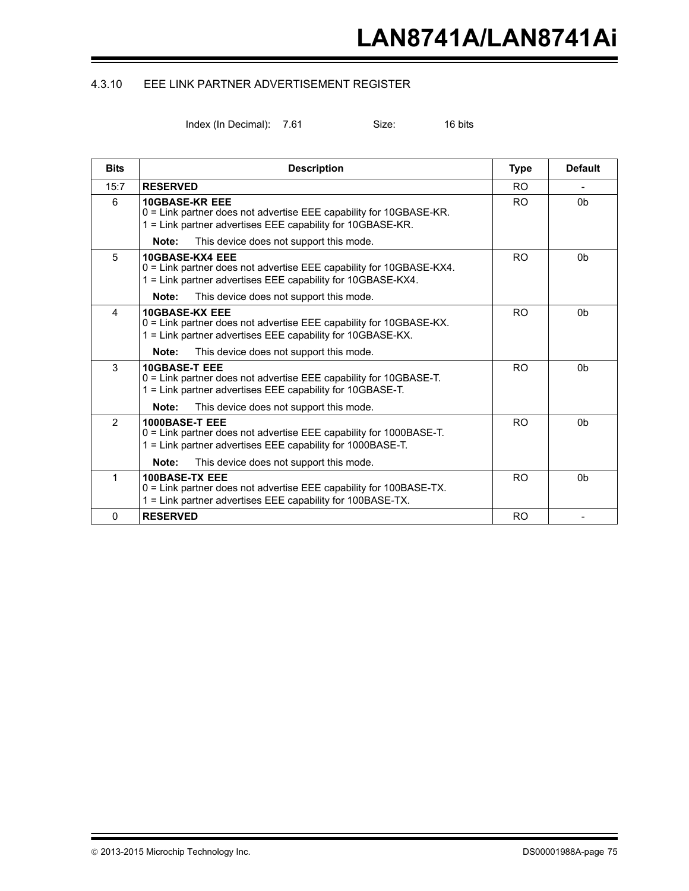### 4.3.10 EEE LINK PARTNER ADVERTISEMENT REGISTER

Index (In Decimal): 7.61 Size: 16 bits

| Bits | Description | Type | Default |
|---|---|---|---|
| 15:7 | **RESERVED** | RO | - |
| 6 | **10GBASE-KR EEE**<br>0 = Link partner does not advertise EEE capability for 10GBASE-KR.<br>1 = Link partner advertises EEE capability for 10GBASE-KR.<br>**Note:** This device does not support this mode. | RO | 0b |
| 5 | **10GBASE-KX4 EEE**<br>0 = Link partner does not advertise EEE capability for 10GBASE-KX4.<br>1 = Link partner advertises EEE capability for 10GBASE-KX4.<br>**Note:** This device does not support this mode. | RO | 0b |
| 4 | **10GBASE-KX EEE**<br>0 = Link partner does not advertise EEE capability for 10GBASE-KX.<br>1 = Link partner advertises EEE capability for 10GBASE-KX.<br>**Note:** This device does not support this mode. | RO | 0b |
| 3 | **10GBASE-T EEE**<br>0 = Link partner does not advertise EEE capability for 10GBASE-T.<br>1 = Link partner advertises EEE capability for 10GBASE-T.<br>**Note:** This device does not support this mode. | RO | 0b |
| 2 | **1000BASE-T EEE**<br>0 = Link partner does not advertise EEE capability for 1000BASE-T.<br>1 = Link partner advertises EEE capability for 1000BASE-T.<br>**Note:** This device does not support this mode. | RO | 0b |
| 1 | **100BASE-TX EEE**<br>0 = Link partner does not advertise EEE capability for 100BASE-TX.<br>1 = Link partner advertises EEE capability for 100BASE-TX. | RO | 0b |
| 0 | **RESERVED** | RO | - |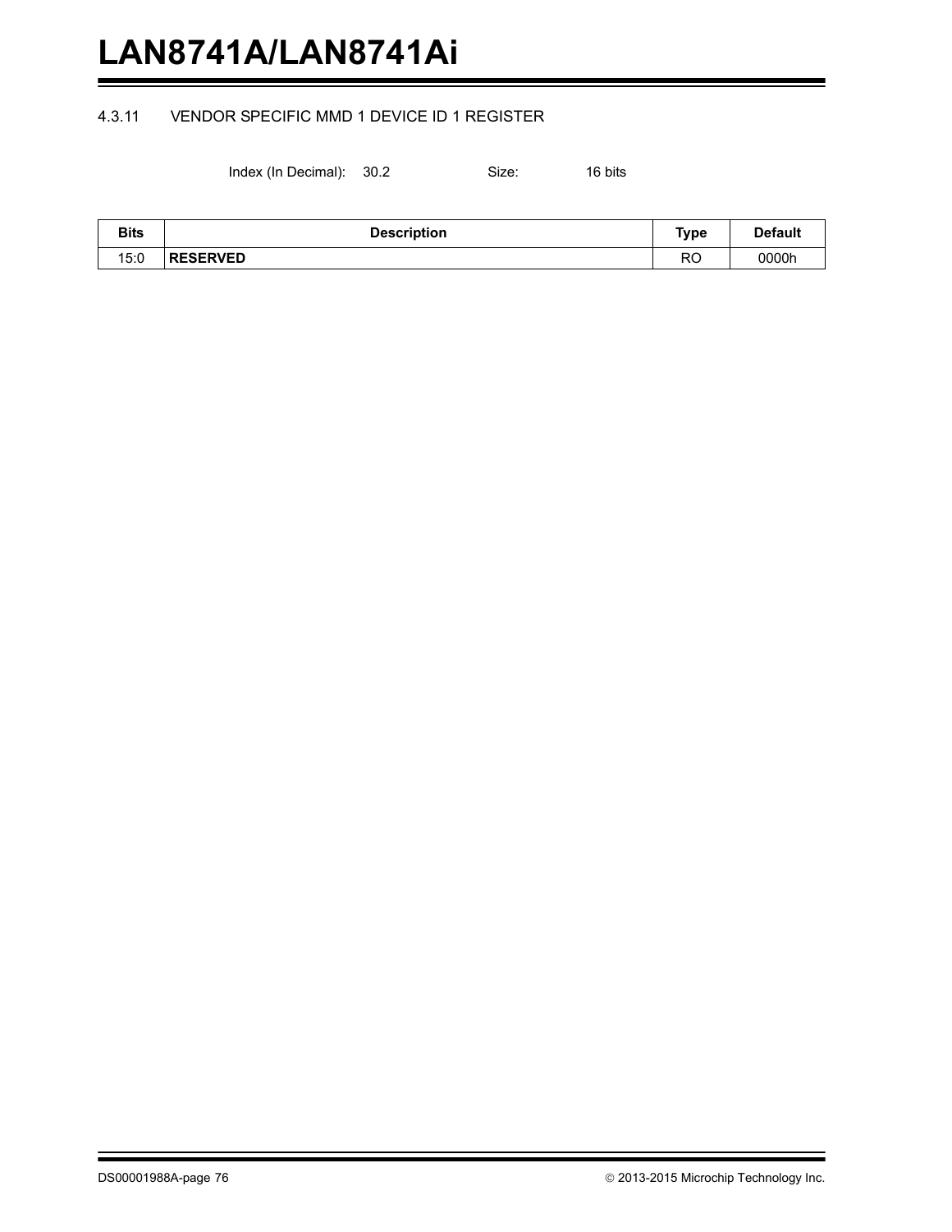### 4.3.11 VENDOR SPECIFIC MMD 1 DEVICE ID 1 REGISTER

Index (In Decimal): 30.2 Size: 16 bits

| Bits | Description | Type | Default |
|---|---|---|---|
| 15:0 | **RESERVED** | RO | 0000h |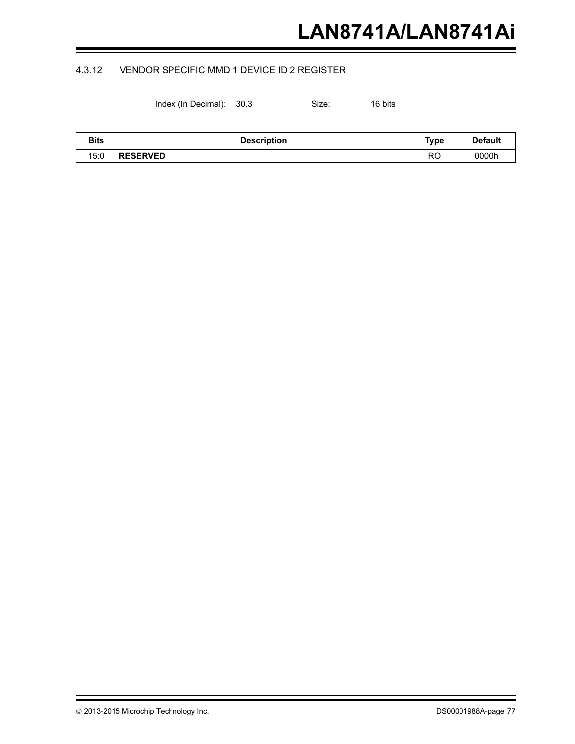### 4.3.12 VENDOR SPECIFIC MMD 1 DEVICE ID 2 REGISTER

Index (In Decimal): 30.3 Size: 16 bits

| Bits | Description | Type | Default |
|---|---|---|---|
| 15:0 | **RESERVED** | RO | 0000h |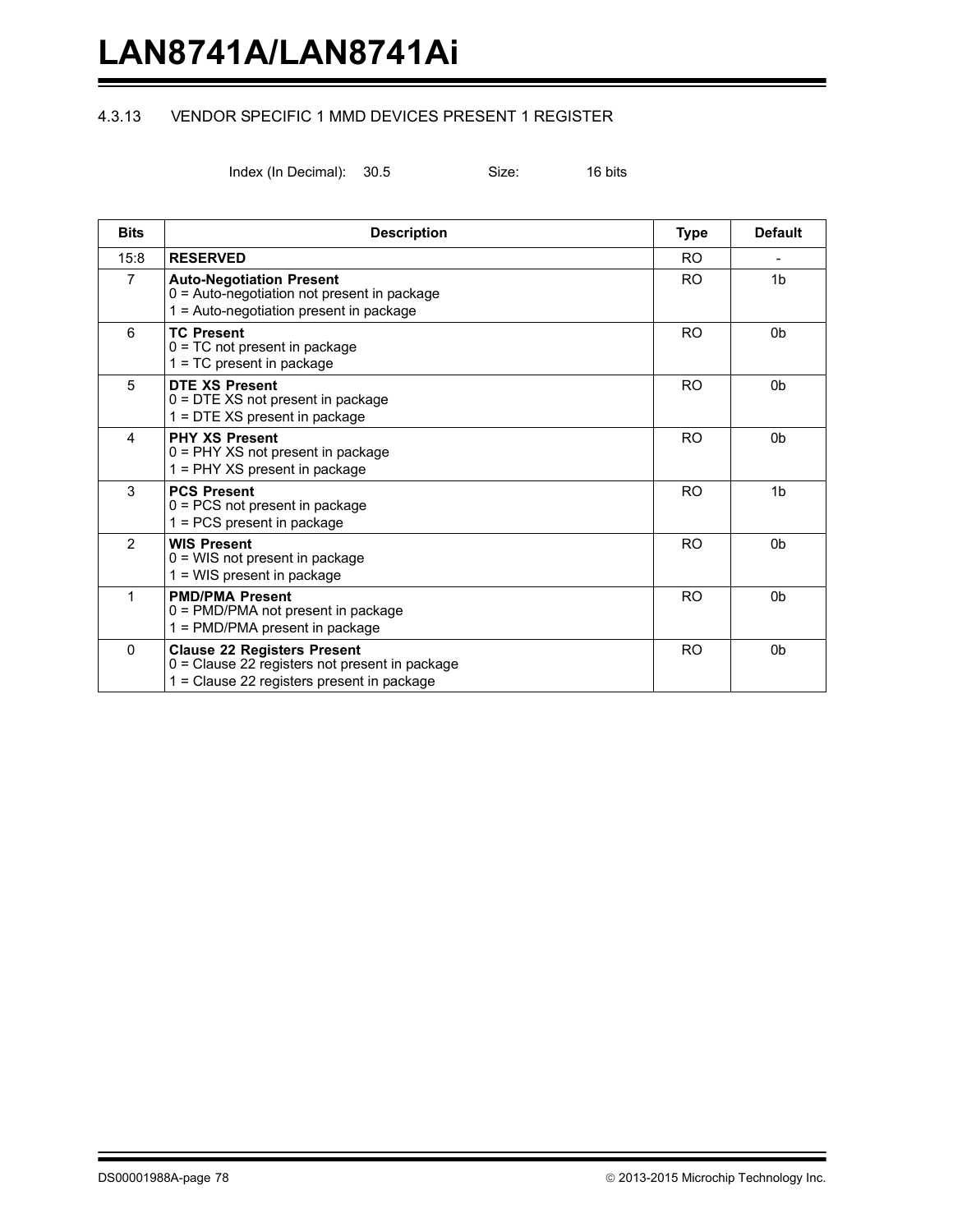### 4.3.13 VENDOR SPECIFIC 1 MMD DEVICES PRESENT 1 REGISTER

Index (In Decimal): 30.5 Size: 16 bits

| Bits | Description | Type | Default |
|---|---|---|---|
| 15:8 | **RESERVED** | RO | - |
| 7 | **Auto-Negotiation Present**<br>0 = Auto-negotiation not present in package<br>1 = Auto-negotiation present in package | RO | 1b |
| 6 | **TC Present**<br>0 = TC not present in package<br>1 = TC present in package | RO | 0b |
| 5 | **DTE XS Present**<br>0 = DTE XS not present in package<br>1 = DTE XS present in package | RO | 0b |
| 4 | **PHY XS Present**<br>0 = PHY XS not present in package<br>1 = PHY XS present in package | RO | 0b |
| 3 | **PCS Present**<br>0 = PCS not present in package<br>1 = PCS present in package | RO | 1b |
| 2 | **WIS Present**<br>0 = WIS not present in package<br>1 = WIS present in package | RO | 0b |
| 1 | **PMD/PMA Present**<br>0 = PMD/PMA not present in package<br>1 = PMD/PMA present in package | RO | 0b |
| 0 | **Clause 22 Registers Present**<br>0 = Clause 22 registers not present in package<br>1 = Clause 22 registers present in package | RO | 0b |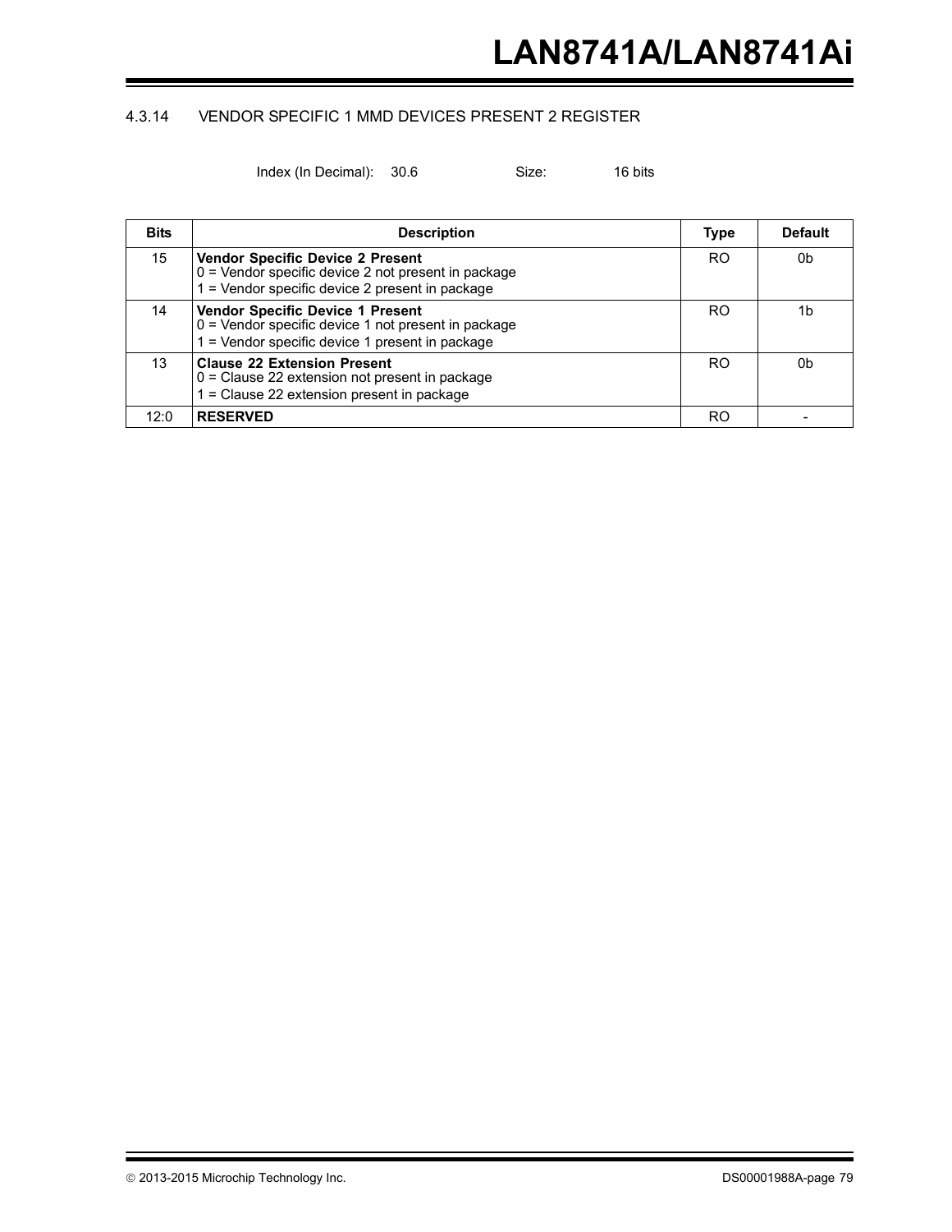### 4.3.14 VENDOR SPECIFIC 1 MMD DEVICES PRESENT 2 REGISTER

Index (In Decimal): 30.6 Size: 16 bits

| Bits | Description | Type | Default |
|---|---|---|---|
| 15 | **Vendor Specific Device 2 Present**<br>0 = Vendor specific device 2 not present in package<br>1 = Vendor specific device 2 present in package | RO | 0b |
| 14 | **Vendor Specific Device 1 Present**<br>0 = Vendor specific device 1 not present in package<br>1 = Vendor specific device 1 present in package | RO | 1b |
| 13 | **Clause 22 Extension Present**<br>0 = Clause 22 extension not present in package<br>1 = Clause 22 extension present in package | RO | 0b |
| 12:0 | **RESERVED** | RO | - |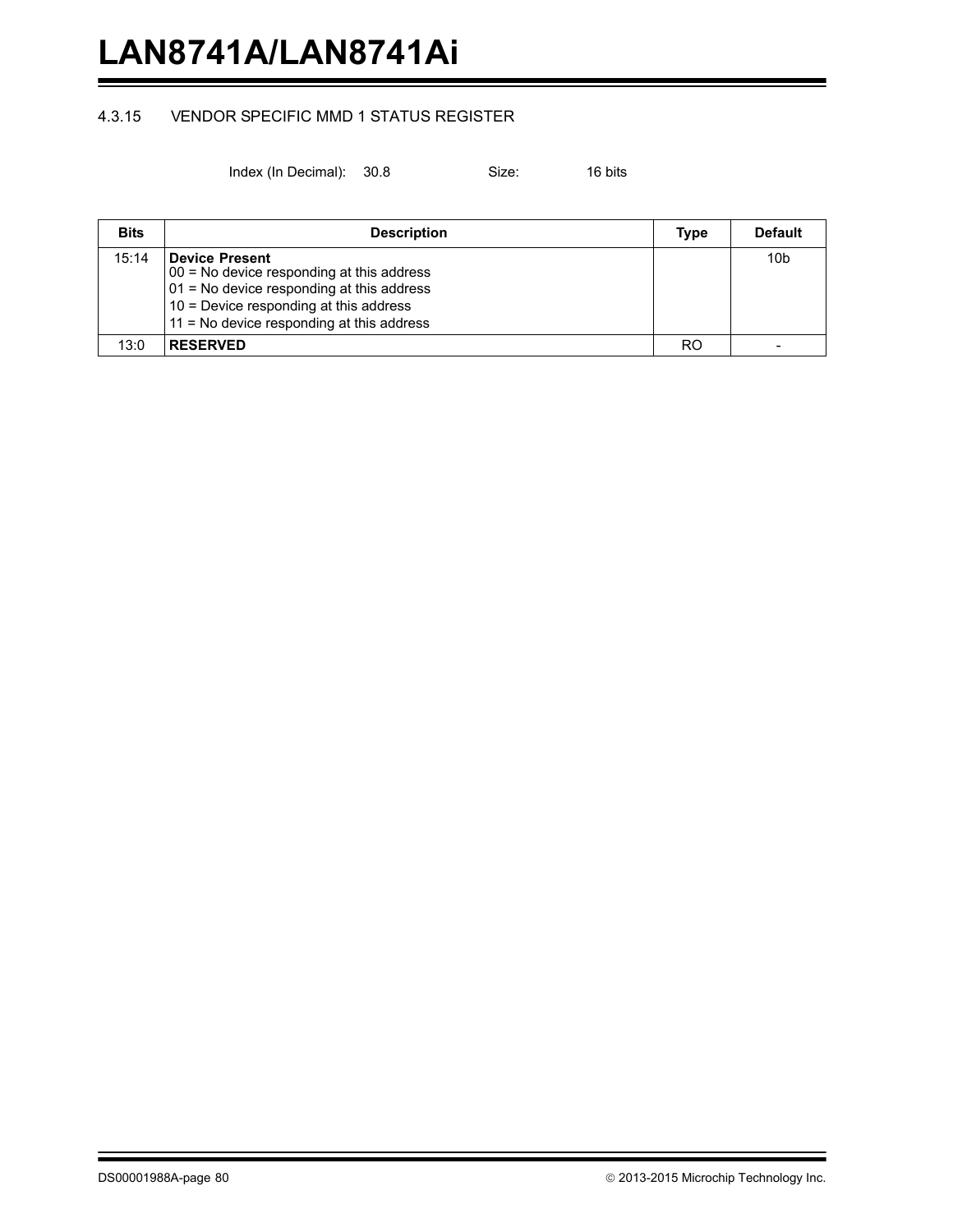#### 4.3.15 VENDOR SPECIFIC MMD 1 STATUS REGISTER

Index (In Decimal): 30.8 Size: 16 bits

| Bits | Description | Type | Default |
|---|---|---|---|
| 15:14 | **Device Present**<br>00 = No device responding at this address<br>01 = No device responding at this address<br>10 = Device responding at this address<br>11 = No device responding at this address | | 10b |
| 13:0 | **RESERVED** | RO | - |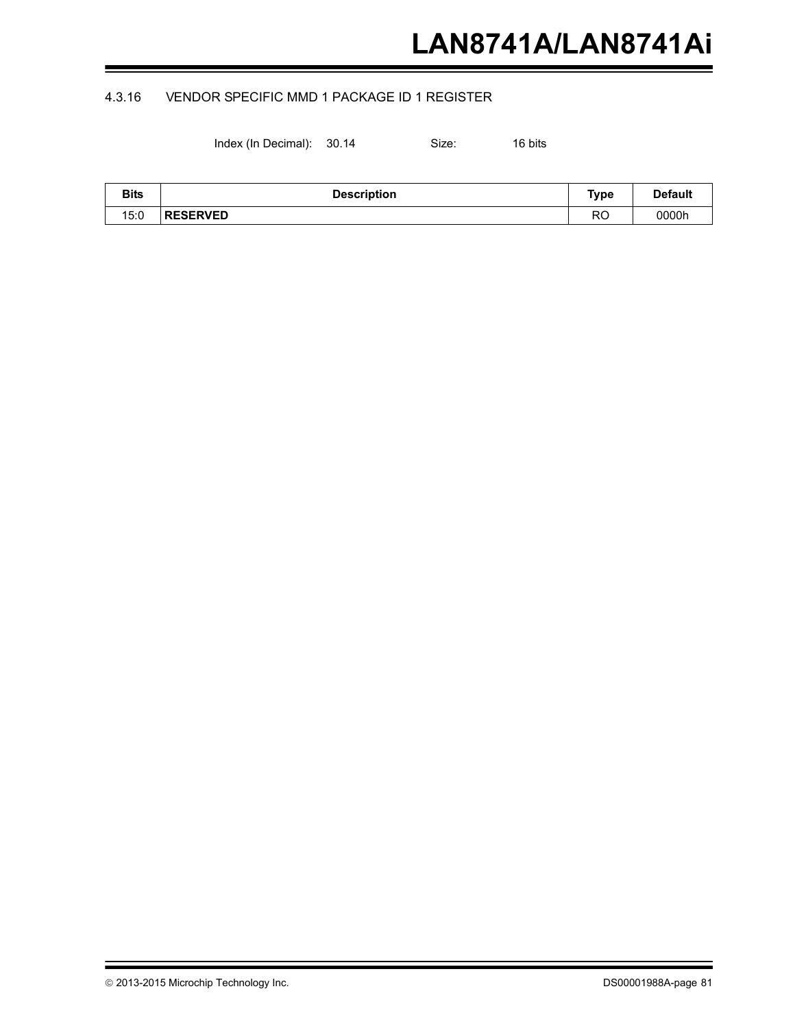### 4.3.16 VENDOR SPECIFIC MMD 1 PACKAGE ID 1 REGISTER

Index (In Decimal): 30.14 Size: 16 bits

| Bits | Description | Type | Default |
|---|---|---|---|
| 15:0 | **RESERVED** | RO | 0000h |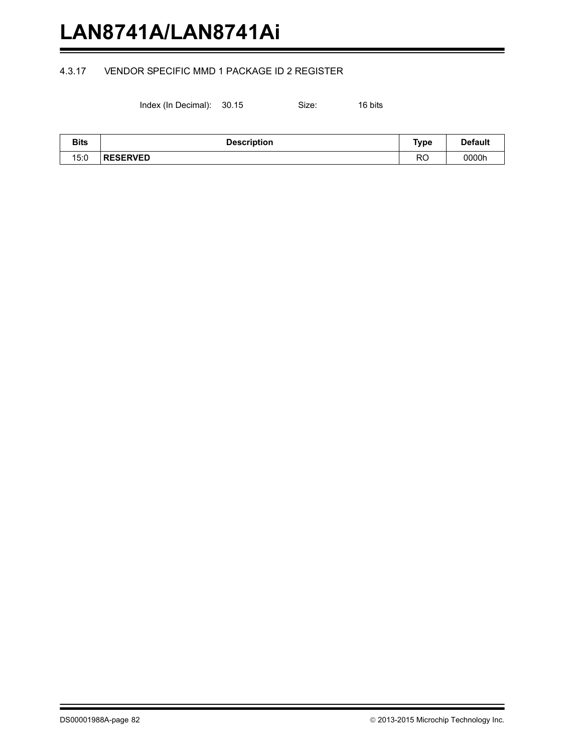### 4.3.17 VENDOR SPECIFIC MMD 1 PACKAGE ID 2 REGISTER

Index (In Decimal): 30.15 Size: 16 bits

| Bits | Description | Type | Default |
|---|---|---|---|
| 15:0 | **RESERVED** | RO | 0000h |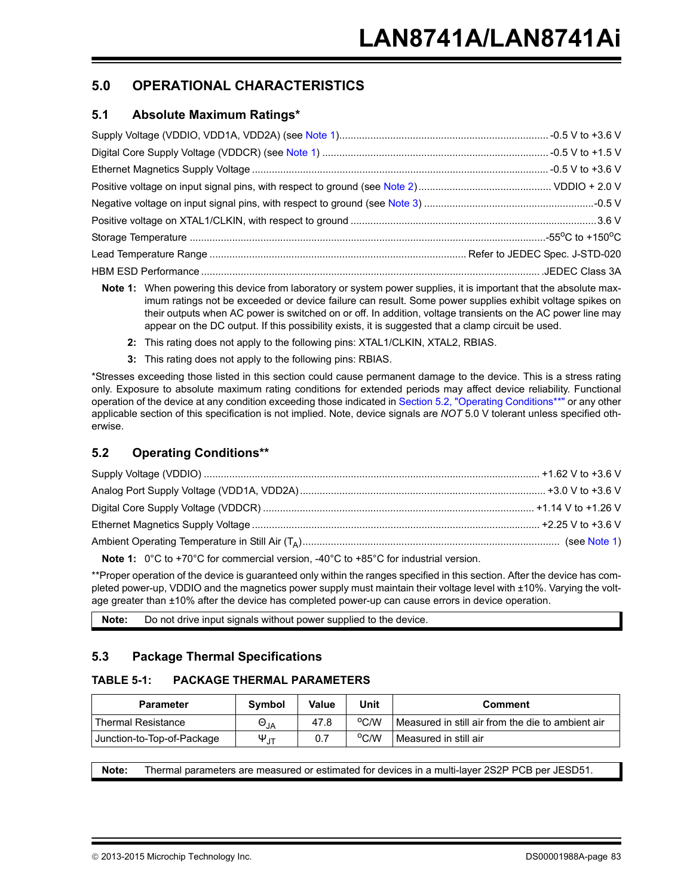## 5.0 OPERATIONAL CHARACTERISTICS

### 5.1 Absolute Maximum Ratings*

Supply Voltage (VDDIO, VDD1A, VDD2A) (see Note 1) ........ -0.5 V to +3.6 V

Digital Core Supply Voltage (VDDCR) (see Note 1) ........ -0.5 V to +1.5 V

Ethernet Magnetics Supply Voltage ........ -0.5 V to +3.6 V

Positive voltage on input signal pins, with respect to ground (see Note 2) ........ VDDIO + 2.0 V

Negative voltage on input signal pins, with respect to ground (see Note 3) ........ -0.5 V

Positive voltage on XTAL1/CLKIN, with respect to ground ........ 3.6 V

Storage Temperature ........ -55°C to +150°C

Lead Temperature Range ........ Refer to JEDEC Spec. J-STD-020

HBM ESD Performance ........ JEDEC Class 3A

**Note 1:** When powering this device from laboratory or system power supplies, it is important that the absolute maximum ratings not be exceeded or device failure can result. Some power supplies exhibit voltage spikes on their outputs when AC power is switched on or off. In addition, voltage transients on the AC power line may appear on the DC output. If this possibility exists, it is suggested that a clamp circuit be used.

**2:** This rating does not apply to the following pins: XTAL1/CLKIN, XTAL2, RBIAS.

**3:** This rating does not apply to the following pins: RBIAS.

*Stresses exceeding those listed in this section could cause permanent damage to the device. This is a stress rating only. Exposure to absolute maximum rating conditions for extended periods may affect device reliability. Functional operation of the device at any condition exceeding those indicated in Section 5.2, "Operating Conditions**" or any other applicable section of this specification is not implied. Note, device signals are *NOT* 5.0 V tolerant unless specified otherwise.

### 5.2 Operating Conditions**

Supply Voltage (VDDIO) ........ +1.62 V to +3.6 V

Analog Port Supply Voltage (VDD1A, VDD2A) ........ +3.0 V to +3.6 V

Digital Core Supply Voltage (VDDCR) ........ +1.14 V to +1.26 V

Ethernet Magnetics Supply Voltage ........ +2.25 V to +3.6 V

Ambient Operating Temperature in Still Air ($T_A$) ........ (see Note 1)

**Note 1:** 0°C to +70°C for commercial version, -40°C to +85°C for industrial version.

**Proper operation of the device is guaranteed only within the ranges specified in this section. After the device has completed power-up, VDDIO and the magnetics power supply must maintain their voltage level with ±10%. Varying the voltage greater than ±10% after the device has completed power-up can cause errors in device operation.

**Note:** Do not drive input signals without power supplied to the device.

### 5.3 Package Thermal Specifications

**TABLE 5-1: PACKAGE THERMAL PARAMETERS**

| Parameter | Symbol | Value | Unit | Comment |
|---|---|---|---|---|
| Thermal Resistance | $\Theta_{JA}$ | 47.8 | °C/W | Measured in still air from the die to ambient air |
| Junction-to-Top-of-Package | $\Psi_{JT}$ | 0.7 | °C/W | Measured in still air |

**Note:** Thermal parameters are measured or estimated for devices in a multi-layer 2S2P PCB per JESD51.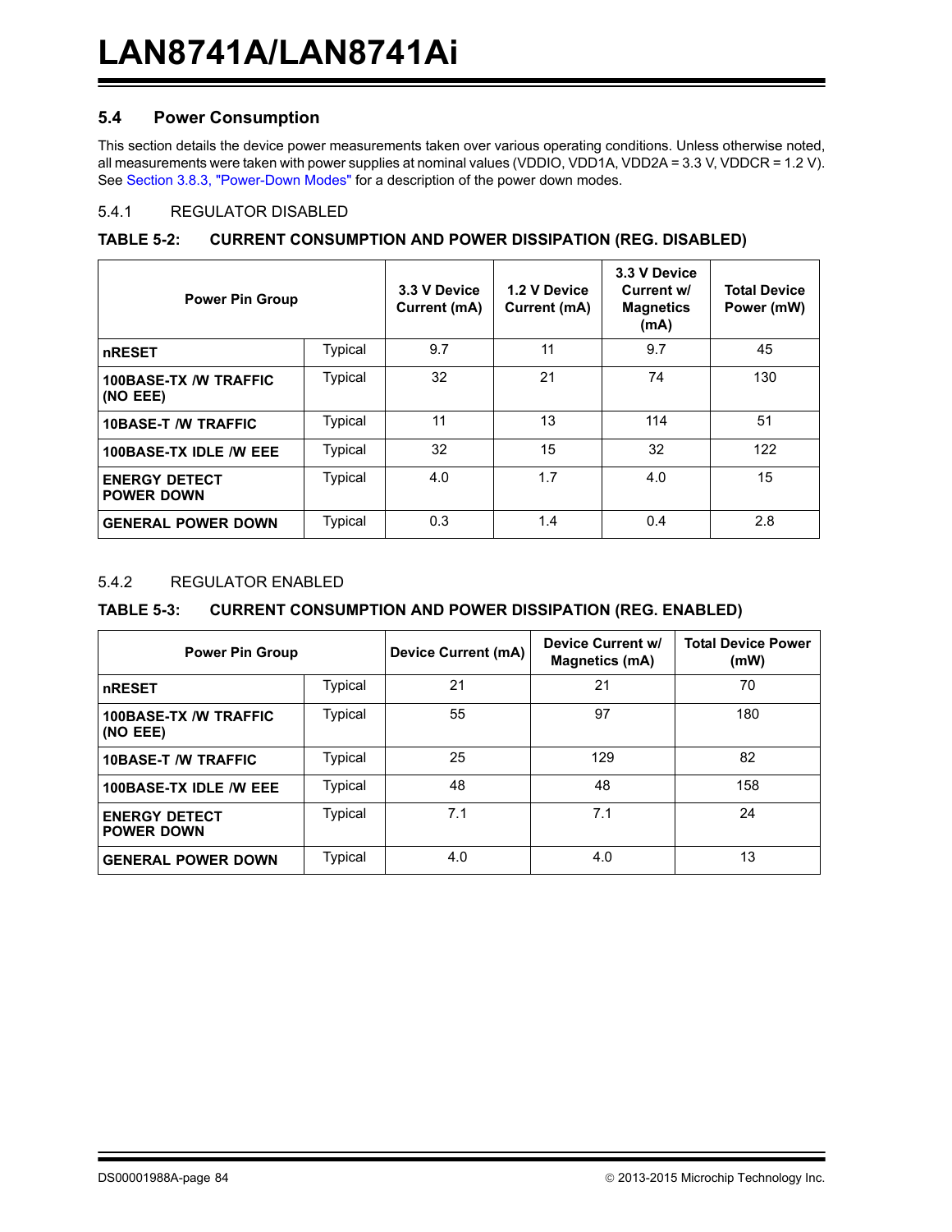## 5.4 Power Consumption

This section details the device power measurements taken over various operating conditions. Unless otherwise noted, all measurements were taken with power supplies at nominal values (VDDIO, VDD1A, VDD2A = 3.3 V, VDDCR = 1.2 V). See Section 3.8.3, "Power-Down Modes" for a description of the power down modes.

### 5.4.1 REGULATOR DISABLED

**TABLE 5-2: CURRENT CONSUMPTION AND POWER DISSIPATION (REG. DISABLED)**

| Power Pin Group | | 3.3 V Device Current (mA) | 1.2 V Device Current (mA) | 3.3 V Device Current w/ Magnetics (mA) | Total Device Power (mW) |
|---|---|---|---|---|---|
| **nRESET** | Typical | 9.7 | 11 | 9.7 | 45 |
| **100BASE-TX /W TRAFFIC (NO EEE)** | Typical | 32 | 21 | 74 | 130 |
| **10BASE-T /W TRAFFIC** | Typical | 11 | 13 | 114 | 51 |
| **100BASE-TX IDLE /W EEE** | Typical | 32 | 15 | 32 | 122 |
| **ENERGY DETECT POWER DOWN** | Typical | 4.0 | 1.7 | 4.0 | 15 |
| **GENERAL POWER DOWN** | Typical | 0.3 | 1.4 | 0.4 | 2.8 |

### 5.4.2 REGULATOR ENABLED

**TABLE 5-3: CURRENT CONSUMPTION AND POWER DISSIPATION (REG. ENABLED)**

| Power Pin Group | | Device Current (mA) | Device Current w/ Magnetics (mA) | Total Device Power (mW) |
|---|---|---|---|---|
| **nRESET** | Typical | 21 | 21 | 70 |
| **100BASE-TX /W TRAFFIC (NO EEE)** | Typical | 55 | 97 | 180 |
| **10BASE-T /W TRAFFIC** | Typical | 25 | 129 | 82 |
| **100BASE-TX IDLE /W EEE** | Typical | 48 | 48 | 158 |
| **ENERGY DETECT POWER DOWN** | Typical | 7.1 | 7.1 | 24 |
| **GENERAL POWER DOWN** | Typical | 4.0 | 4.0 | 13 |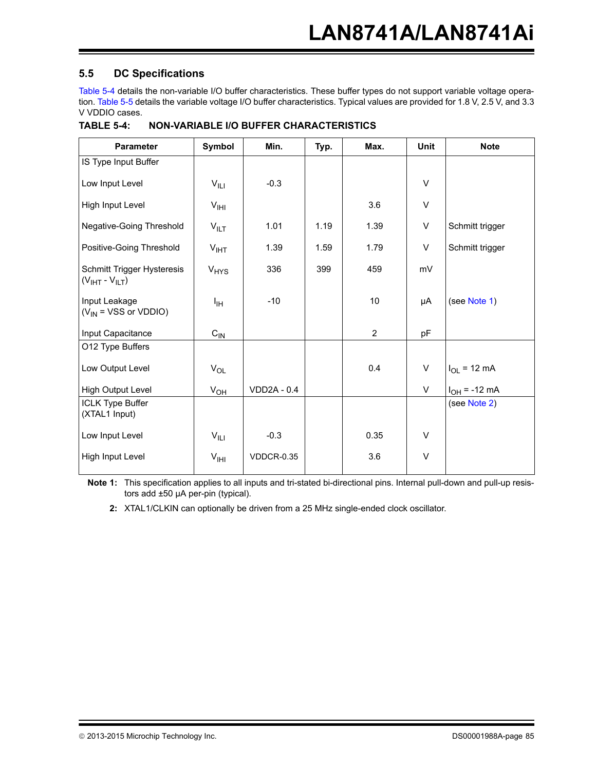## 5.5 DC Specifications

Table 5-4 details the non-variable I/O buffer characteristics. These buffer types do not support variable voltage operation. Table 5-5 details the variable voltage I/O buffer characteristics. Typical values are provided for 1.8 V, 2.5 V, and 3.3 V VDDIO cases.

**TABLE 5-4: NON-VARIABLE I/O BUFFER CHARACTERISTICS**

| Parameter | Symbol | Min. | Typ. | Max. | Unit | Note |
|---|---|---|---|---|---|---|
| IS Type Input Buffer | | | | | | |
| Low Input Level | $V_{ILI}$ | -0.3 | | | V | |
| High Input Level | $V_{IHI}$ | | | 3.6 | V | |
| Negative-Going Threshold | $V_{ILT}$ | 1.01 | 1.19 | 1.39 | V | Schmitt trigger |
| Positive-Going Threshold | $V_{IHT}$ | 1.39 | 1.59 | 1.79 | V | Schmitt trigger |
| Schmitt Trigger Hysteresis ($V_{IHT}$ - $V_{ILT}$) | $V_{HYS}$ | 336 | 399 | 459 | mV | |
| Input Leakage ($V_{IN}$ = VSS or VDDIO) | $I_{IH}$ | -10 | | 10 | µA | (see Note 1) |
| Input Capacitance | $C_{IN}$ | | | 2 | pF | |
| O12 Type Buffers | | | | | | |
| Low Output Level | $V_{OL}$ | | | 0.4 | V | $I_{OL}$ = 12 mA |
| High Output Level | $V_{OH}$ | VDD2A - 0.4 | | | V | $I_{OH}$ = -12 mA |
| ICLK Type Buffer (XTAL1 Input) | | | | | | (see Note 2) |
| Low Input Level | $V_{ILI}$ | -0.3 | | 0.35 | V | |
| High Input Level | $V_{IHI}$ | VDDCR-0.35 | | 3.6 | V | |

**Note 1:** This specification applies to all inputs and tri-stated bi-directional pins. Internal pull-down and pull-up resistors add ±50 µA per-pin (typical).

**2:** XTAL1/CLKIN can optionally be driven from a 25 MHz single-ended clock oscillator.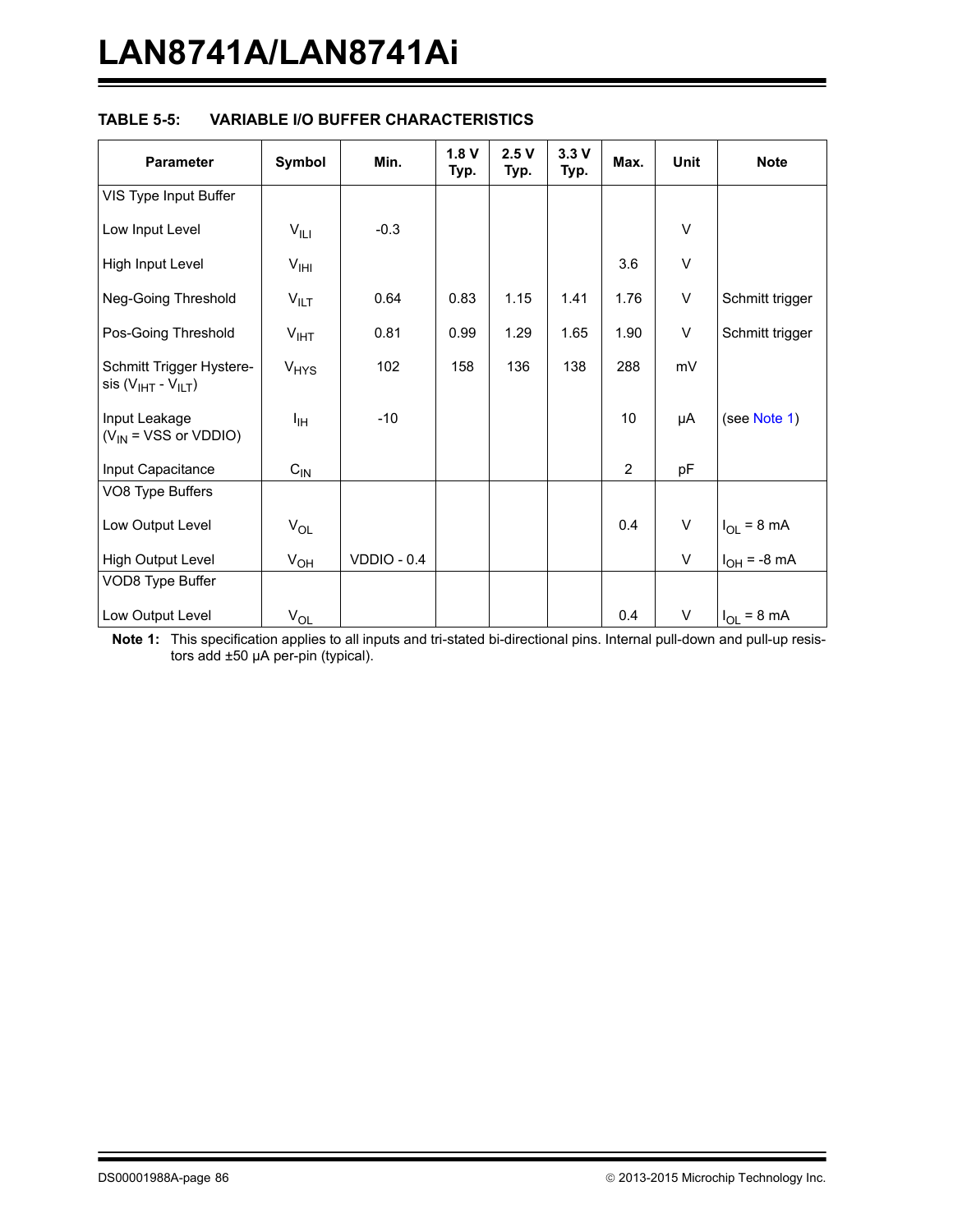**TABLE 5-5: VARIABLE I/O BUFFER CHARACTERISTICS**

| Parameter | Symbol | Min. | 1.8 V Typ. | 2.5 V Typ. | 3.3 V Typ. | Max. | Unit | Note |
|---|---|---|---|---|---|---|---|---|
| VIS Type Input Buffer | | | | | | | | |
| Low Input Level | $V_{ILI}$ | -0.3 | | | | | V | |
| High Input Level | $V_{IHI}$ | | | | | 3.6 | V | |
| Neg-Going Threshold | $V_{ILT}$ | 0.64 | 0.83 | 1.15 | 1.41 | 1.76 | V | Schmitt trigger |
| Pos-Going Threshold | $V_{IHT}$ | 0.81 | 0.99 | 1.29 | 1.65 | 1.90 | V | Schmitt trigger |
| Schmitt Trigger Hysteresis ($V_{IHT}$ - $V_{ILT}$) | $V_{HYS}$ | 102 | 158 | 136 | 138 | 288 | mV | |
| Input Leakage ($V_{IN}$ = VSS or VDDIO) | $I_{IH}$ | -10 | | | | 10 | µA | (see Note 1) |
| Input Capacitance | $C_{IN}$ | | | | | 2 | pF | |
| VO8 Type Buffers | | | | | | | | |
| Low Output Level | $V_{OL}$ | | | | | 0.4 | V | $I_{OL}$ = 8 mA |
| High Output Level | $V_{OH}$ | VDDIO - 0.4 | | | | | V | $I_{OH}$ = -8 mA |
| VOD8 Type Buffer | | | | | | | | |
| Low Output Level | $V_{OL}$ | | | | | 0.4 | V | $I_{OL}$ = 8 mA |

**Note 1:** This specification applies to all inputs and tri-stated bi-directional pins. Internal pull-down and pull-up resistors add ±50 µA per-pin (typical).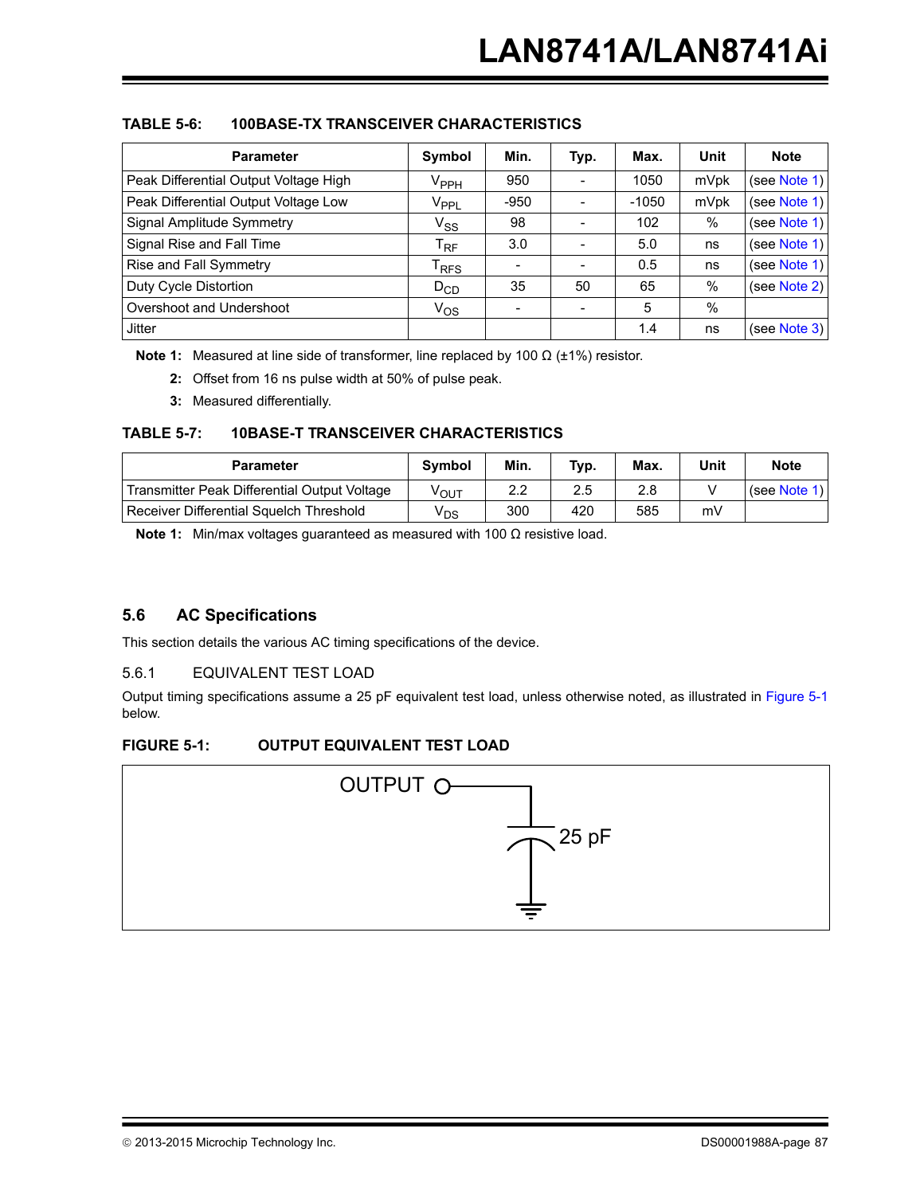**TABLE 5-6: 100BASE-TX TRANSCEIVER CHARACTERISTICS**

| Parameter | Symbol | Min. | Typ. | Max. | Unit | Note |
|---|---|---|---|---|---|---|
| Peak Differential Output Voltage High | $V_{PPH}$ | 950 | - | 1050 | mVpk | (see Note 1) |
| Peak Differential Output Voltage Low | $V_{PPL}$ | -950 | - | -1050 | mVpk | (see Note 1) |
| Signal Amplitude Symmetry | $V_{SS}$ | 98 | - | 102 | % | (see Note 1) |
| Signal Rise and Fall Time | $T_{RF}$ | 3.0 | - | 5.0 | ns | (see Note 1) |
| Rise and Fall Symmetry | $T_{RFS}$ | - | - | 0.5 | ns | (see Note 1) |
| Duty Cycle Distortion | $D_{CD}$ | 35 | 50 | 65 | % | (see Note 2) |
| Overshoot and Undershoot | $V_{OS}$ | - | - | 5 | % | |
| Jitter | | | | 1.4 | ns | (see Note 3) |

**Note 1:** Measured at line side of transformer, line replaced by 100 Ω (±1%) resistor.

**2:** Offset from 16 ns pulse width at 50% of pulse peak.

**3:** Measured differentially.

**TABLE 5-7: 10BASE-T TRANSCEIVER CHARACTERISTICS**

| Parameter | Symbol | Min. | Typ. | Max. | Unit | Note |
|---|---|---|---|---|---|---|
| Transmitter Peak Differential Output Voltage | $V_{OUT}$ | 2.2 | 2.5 | 2.8 | V | (see Note 1) |
| Receiver Differential Squelch Threshold | $V_{DS}$ | 300 | 420 | 585 | mV | |

**Note 1:** Min/max voltages guaranteed as measured with 100 Ω resistive load.

## 5.6 AC Specifications

This section details the various AC timing specifications of the device.

### 5.6.1 EQUIVALENT TEST LOAD

Output timing specifications assume a 25 pF equivalent test load, unless otherwise noted, as illustrated in Figure 5-1 below.

**FIGURE 5-1: OUTPUT EQUIVALENT TEST LOAD**

OUTPUT

25 pF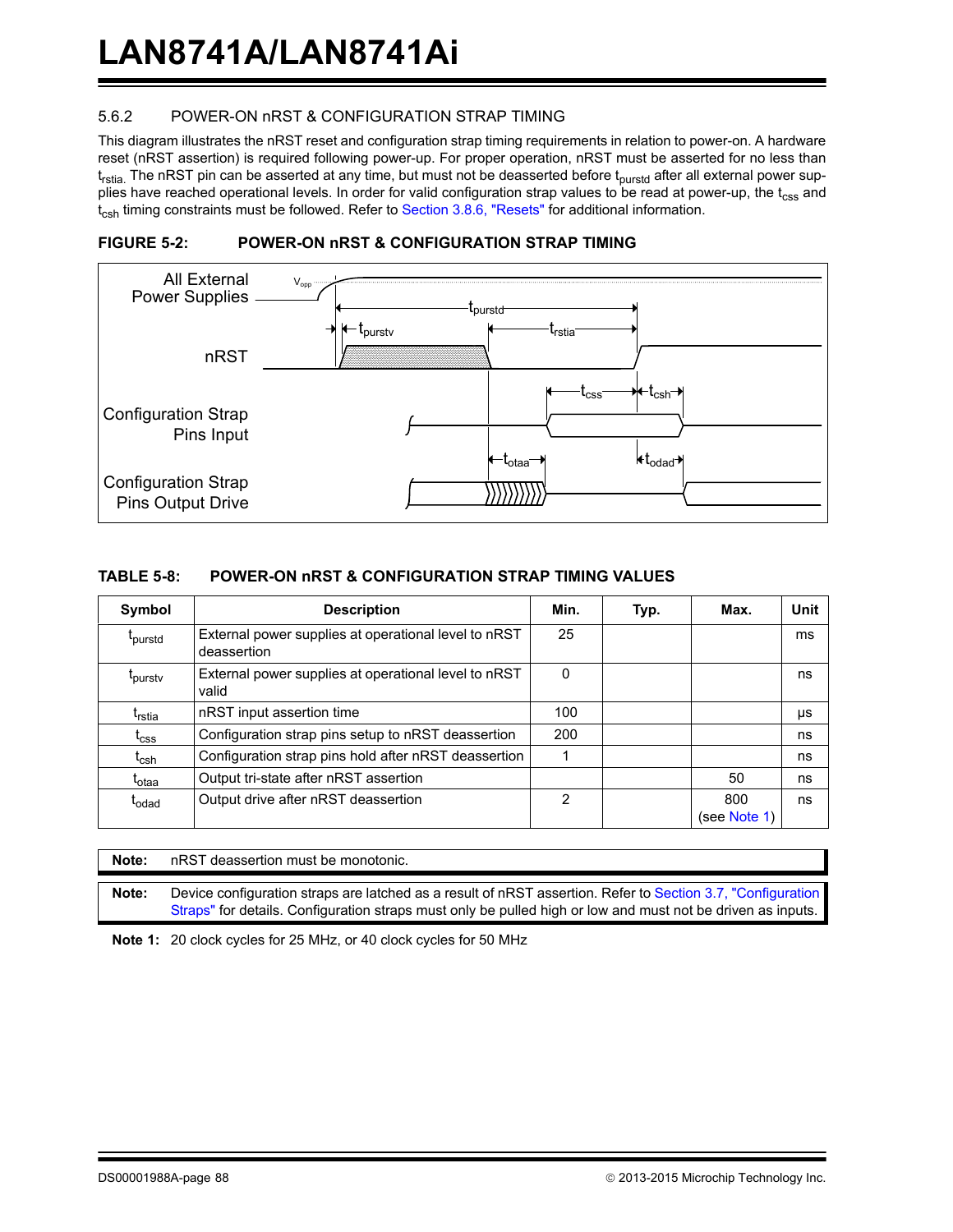### 5.6.2 POWER-ON nRST & CONFIGURATION STRAP TIMING

This diagram illustrates the nRST reset and configuration strap timing requirements in relation to power-on. A hardware reset (nRST assertion) is required following power-up. For proper operation, nRST must be asserted for no less than $t_{rstia}$. The nRST pin can be asserted at any time, but must not be deasserted before $t_{purstd}$ after all external power supplies have reached operational levels. In order for valid configuration strap values to be read at power-up, the $t_{css}$ and $t_{csh}$ timing constraints must be followed. Refer to Section 3.8.6, "Resets" for additional information.

**FIGURE 5-2: POWER-ON nRST & CONFIGURATION STRAP TIMING**

**TABLE 5-8: POWER-ON nRST & CONFIGURATION STRAP TIMING VALUES**

| Symbol | Description | Min. | Typ. | Max. | Unit |
|---|---|---|---|---|---|
| $t_{purstd}$ | External power supplies at operational level to nRST deassertion | 25 | | | ms |
| $t_{purstv}$ | External power supplies at operational level to nRST valid | 0 | | | ns |
| $t_{rstia}$ | nRST input assertion time | 100 | | | µs |
| $t_{css}$ | Configuration strap pins setup to nRST deassertion | 200 | | | ns |
| $t_{csh}$ | Configuration strap pins hold after nRST deassertion | 1 | | | ns |
| $t_{otaa}$ | Output tri-state after nRST assertion | | | 50 | ns |
| $t_{odad}$ | Output drive after nRST deassertion | 2 | | 800 (see Note 1) | ns |

**Note:** nRST deassertion must be monotonic.

**Note:** Device configuration straps are latched as a result of nRST assertion. Refer to Section 3.7, "Configuration Straps" for details. Configuration straps must only be pulled high or low and must not be driven as inputs.

**Note 1:** 20 clock cycles for 25 MHz, or 40 clock cycles for 50 MHz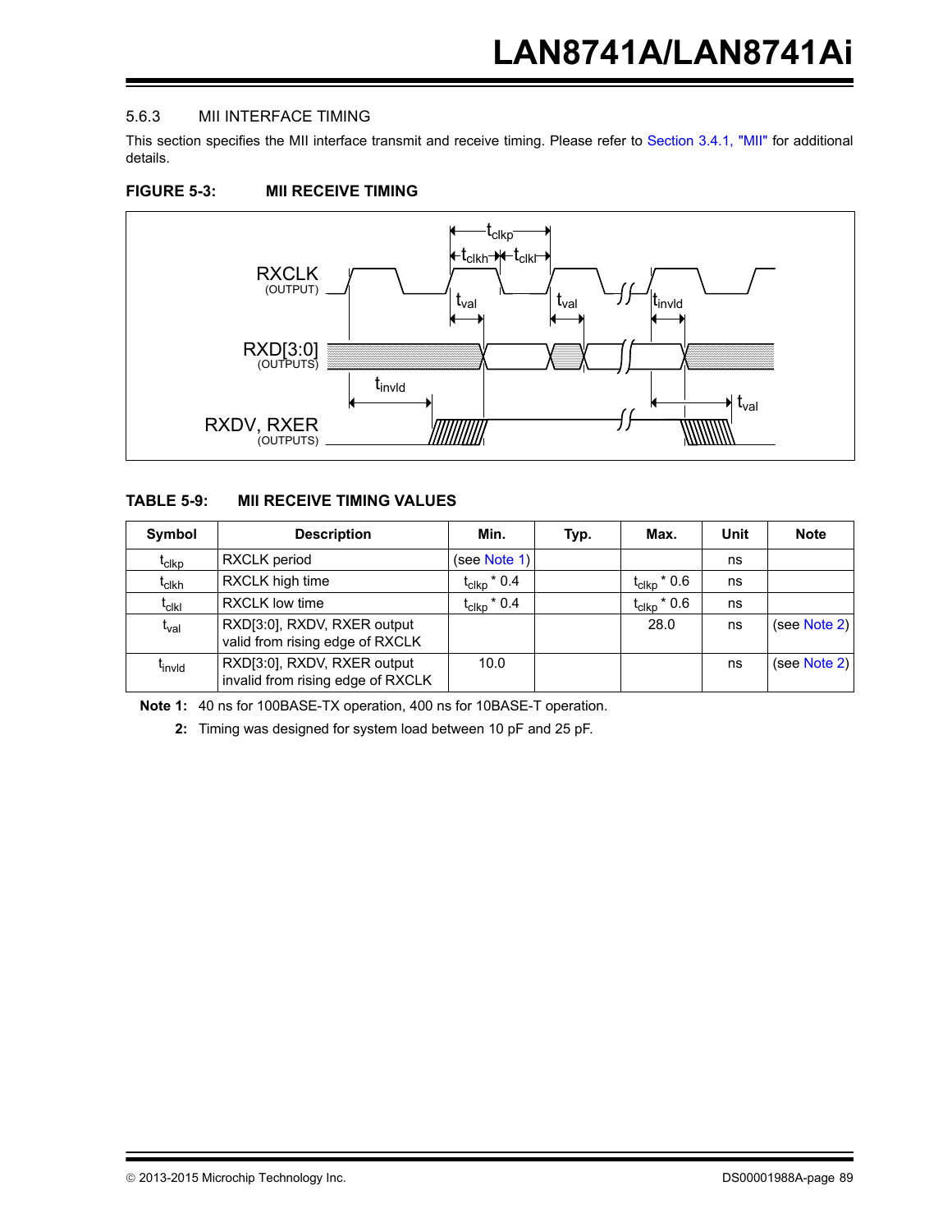### 5.6.3 MII INTERFACE TIMING

This section specifies the MII interface transmit and receive timing. Please refer to Section 3.4.1, "MII" for additional details.

**FIGURE 5-3: MII RECEIVE TIMING**

**TABLE 5-9: MII RECEIVE TIMING VALUES**

| Symbol | Description | Min. | Typ. | Max. | Unit | Note |
|---|---|---|---|---|---|---|
| $t_{clkp}$ | RXCLK period | (see Note 1) | | | ns | |
| $t_{clkh}$ | RXCLK high time | $t_{clkp}$ * 0.4 | | $t_{clkp}$ * 0.6 | ns | |
| $t_{clkl}$ | RXCLK low time | $t_{clkp}$ * 0.4 | | $t_{clkp}$ * 0.6 | ns | |
| $t_{val}$ | RXD[3:0], RXDV, RXER output valid from rising edge of RXCLK | | | 28.0 | ns | (see Note 2) |
| $t_{invld}$ | RXD[3:0], RXDV, RXER output invalid from rising edge of RXCLK | 10.0 | | | ns | (see Note 2) |

**Note 1:** 40 ns for 100BASE-TX operation, 400 ns for 10BASE-T operation.

**2:** Timing was designed for system load between 10 pF and 25 pF.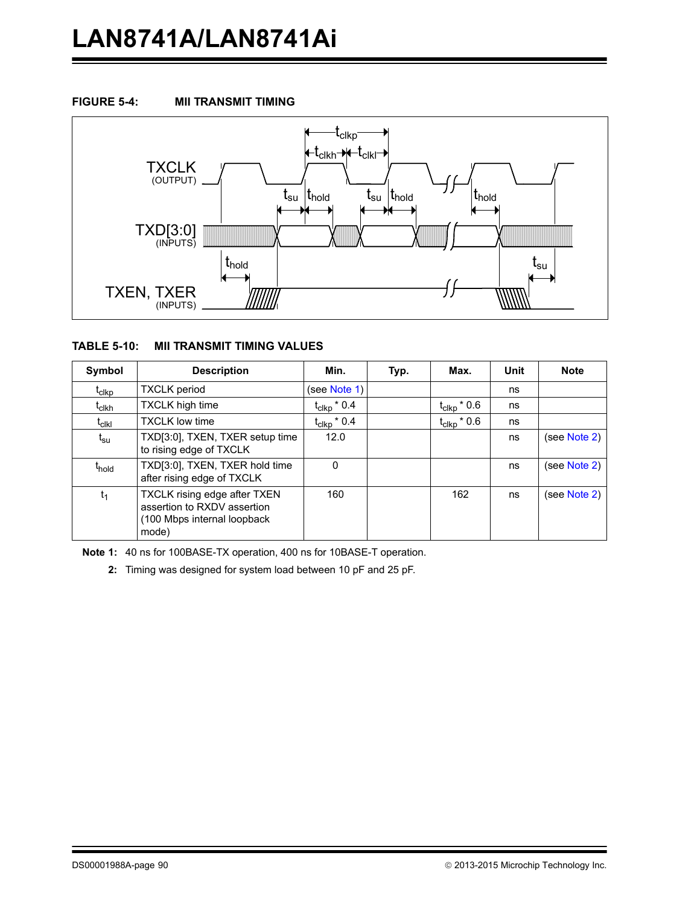**FIGURE 5-4: MII TRANSMIT TIMING**

**TABLE 5-10: MII TRANSMIT TIMING VALUES**

| Symbol | Description | Min. | Typ. | Max. | Unit | Note |
|---|---|---|---|---|---|---|
| $t_{clkp}$ | TXCLK period | (see Note 1) | | | ns | |
| $t_{clkh}$ | TXCLK high time | $t_{clkp}$ * 0.4 | | $t_{clkp}$ * 0.6 | ns | |
| $t_{clkl}$ | TXCLK low time | $t_{clkp}$ * 0.4 | | $t_{clkp}$ * 0.6 | ns | |
| $t_{su}$ | TXD[3:0], TXEN, TXER setup time to rising edge of TXCLK | 12.0 | | | ns | (see Note 2) |
| $t_{hold}$ | TXD[3:0], TXEN, TXER hold time after rising edge of TXCLK | 0 | | | ns | (see Note 2) |
| $t_1$ | TXCLK rising edge after TXEN assertion to RXDV assertion (100 Mbps internal loopback mode) | 160 | | 162 | ns | (see Note 2) |

**Note 1:** 40 ns for 100BASE-TX operation, 400 ns for 10BASE-T operation.

**2:** Timing was designed for system load between 10 pF and 25 pF.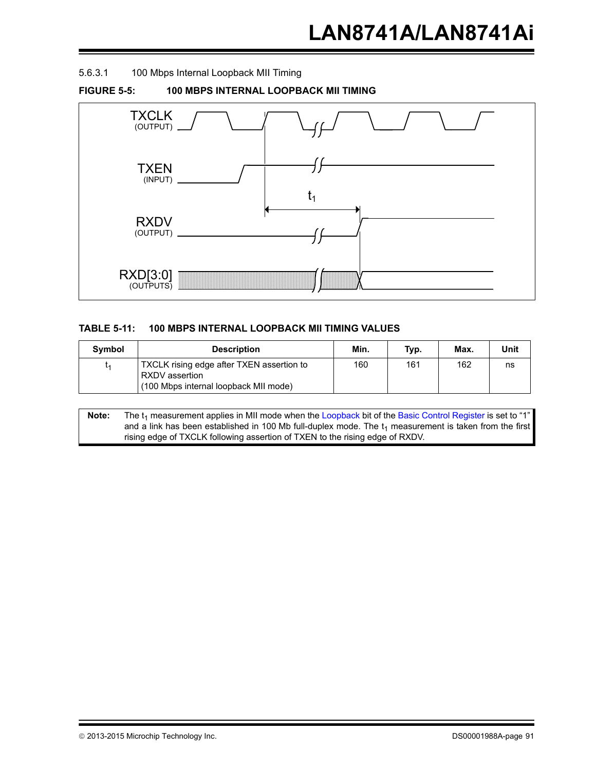#### 5.6.3.1 100 Mbps Internal Loopback MII Timing

**FIGURE 5-5: 100 MBPS INTERNAL LOOPBACK MII TIMING**

**TABLE 5-11: 100 MBPS INTERNAL LOOPBACK MII TIMING VALUES**

| Symbol | Description | Min. | Typ. | Max. | Unit |
|---|---|---|---|---|---|
| $t_1$ | TXCLK rising edge after TXEN assertion to RXDV assertion (100 Mbps internal loopback MII mode) | 160 | 161 | 162 | ns |

**Note:** The $t_1$ measurement applies in MII mode when the Loopback bit of the Basic Control Register is set to “1” and a link has been established in 100 Mb full-duplex mode. The $t_1$ measurement is taken from the first rising edge of TXCLK following assertion of TXEN to the rising edge of RXDV.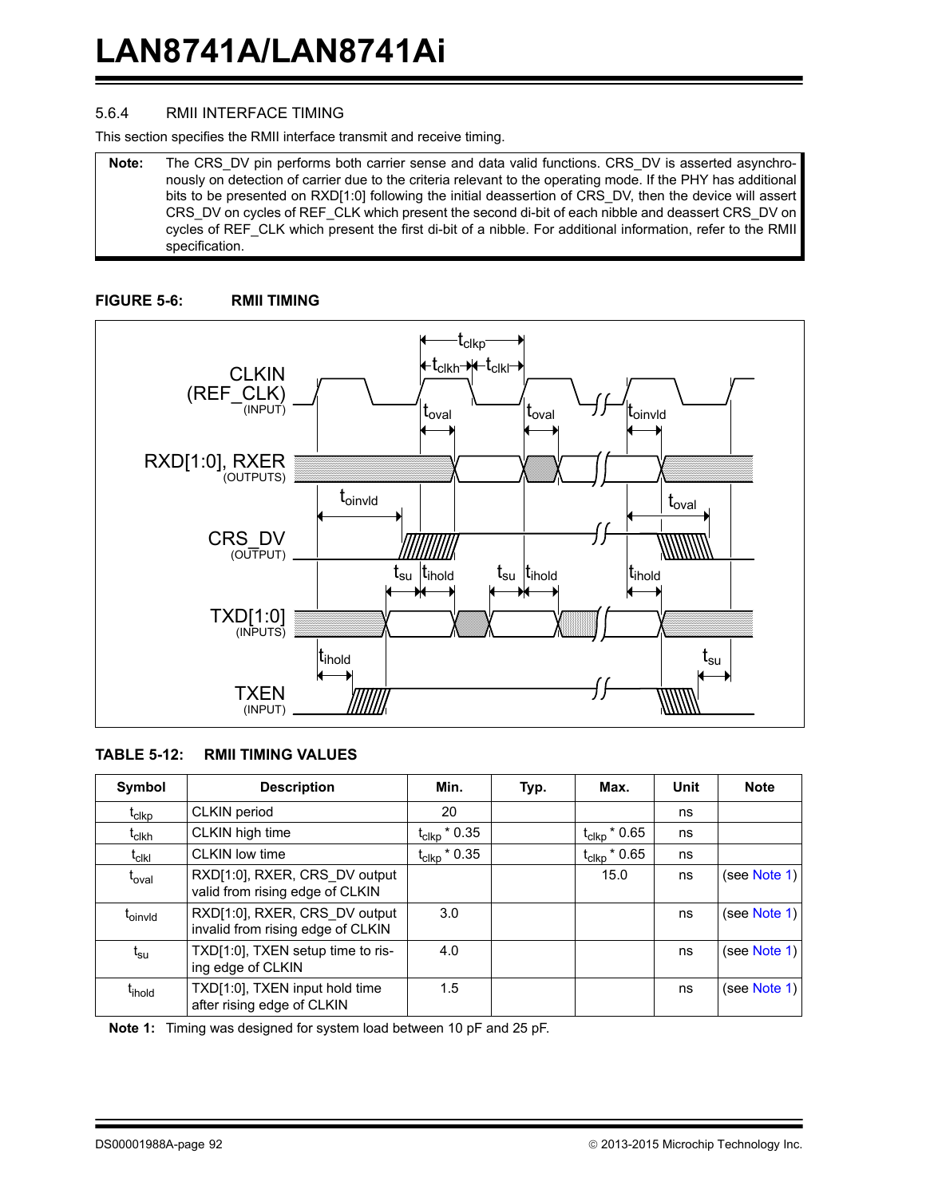### 5.6.4 RMII INTERFACE TIMING

This section specifies the RMII interface transmit and receive timing.

**Note:** The CRS_DV pin performs both carrier sense and data valid functions. CRS_DV is asserted asynchronously on detection of carrier due to the criteria relevant to the operating mode. If the PHY has additional bits to be presented on RXD[1:0] following the initial deassertion of CRS_DV, then the device will assert CRS_DV on cycles of REF_CLK which present the second di-bit of each nibble and deassert CRS_DV on cycles of REF_CLK which present the first di-bit of a nibble. For additional information, refer to the RMII specification.

**FIGURE 5-6: RMII TIMING**

**TABLE 5-12: RMII TIMING VALUES**

| Symbol | Description | Min. | Typ. | Max. | Unit | Note |
|---|---|---|---|---|---|---|
| $t_{clkp}$ | CLKIN period | 20 | | | ns | |
| $t_{clkh}$ | CLKIN high time | $t_{clkp}$ * 0.35 | | $t_{clkp}$ * 0.65 | ns | |
| $t_{clkl}$ | CLKIN low time | $t_{clkp}$ * 0.35 | | $t_{clkp}$ * 0.65 | ns | |
| $t_{oval}$ | RXD[1:0], RXER, CRS_DV output valid from rising edge of CLKIN | | | 15.0 | ns | (see Note 1) |
| $t_{oinvld}$ | RXD[1:0], RXER, CRS_DV output invalid from rising edge of CLKIN | 3.0 | | | ns | (see Note 1) |
| $t_{su}$ | TXD[1:0], TXEN setup time to rising edge of CLKIN | 4.0 | | | ns | (see Note 1) |
| $t_{ihold}$ | TXD[1:0], TXEN input hold time after rising edge of CLKIN | 1.5 | | | ns | (see Note 1) |

**Note 1:** Timing was designed for system load between 10 pF and 25 pF.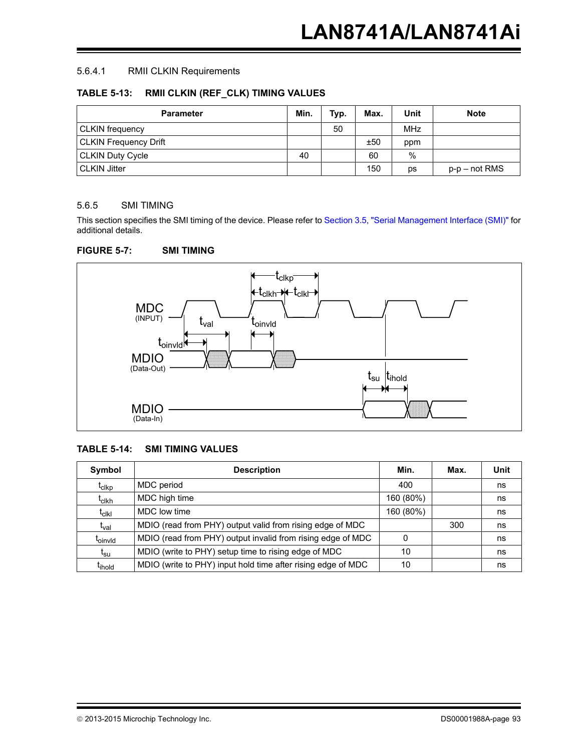### 5.6.4.1 RMII CLKIN Requirements

**TABLE 5-13: RMII CLKIN (REF_CLK) TIMING VALUES**

| Parameter | Min. | Typ. | Max. | Unit | Note |
|---|---|---|---|---|---|
| CLKIN frequency | | 50 | | MHz | |
| CLKIN Frequency Drift | | | ±50 | ppm | |
| CLKIN Duty Cycle | 40 | | 60 | % | |
| CLKIN Jitter | | | 150 | ps | p-p – not RMS |

## 5.6.5 SMI TIMING

This section specifies the SMI timing of the device. Please refer to Section 3.5, "Serial Management Interface (SMI)" for additional details.

**FIGURE 5-7: SMI TIMING**

**TABLE 5-14: SMI TIMING VALUES**

| Symbol | Description | Min. | Max. | Unit |
|---|---|---|---|---|
| $t_{clkp}$ | MDC period | 400 | | ns |
| $t_{clkh}$ | MDC high time | 160 (80%) | | ns |
| $t_{clkl}$ | MDC low time | 160 (80%) | | ns |
| $t_{val}$ | MDIO (read from PHY) output valid from rising edge of MDC | | 300 | ns |
| $t_{oinvld}$ | MDIO (read from PHY) output invalid from rising edge of MDC | 0 | | ns |
| $t_{su}$ | MDIO (write to PHY) setup time to rising edge of MDC | 10 | | ns |
| $t_{ihold}$ | MDIO (write to PHY) input hold time after rising edge of MDC | 10 | | ns |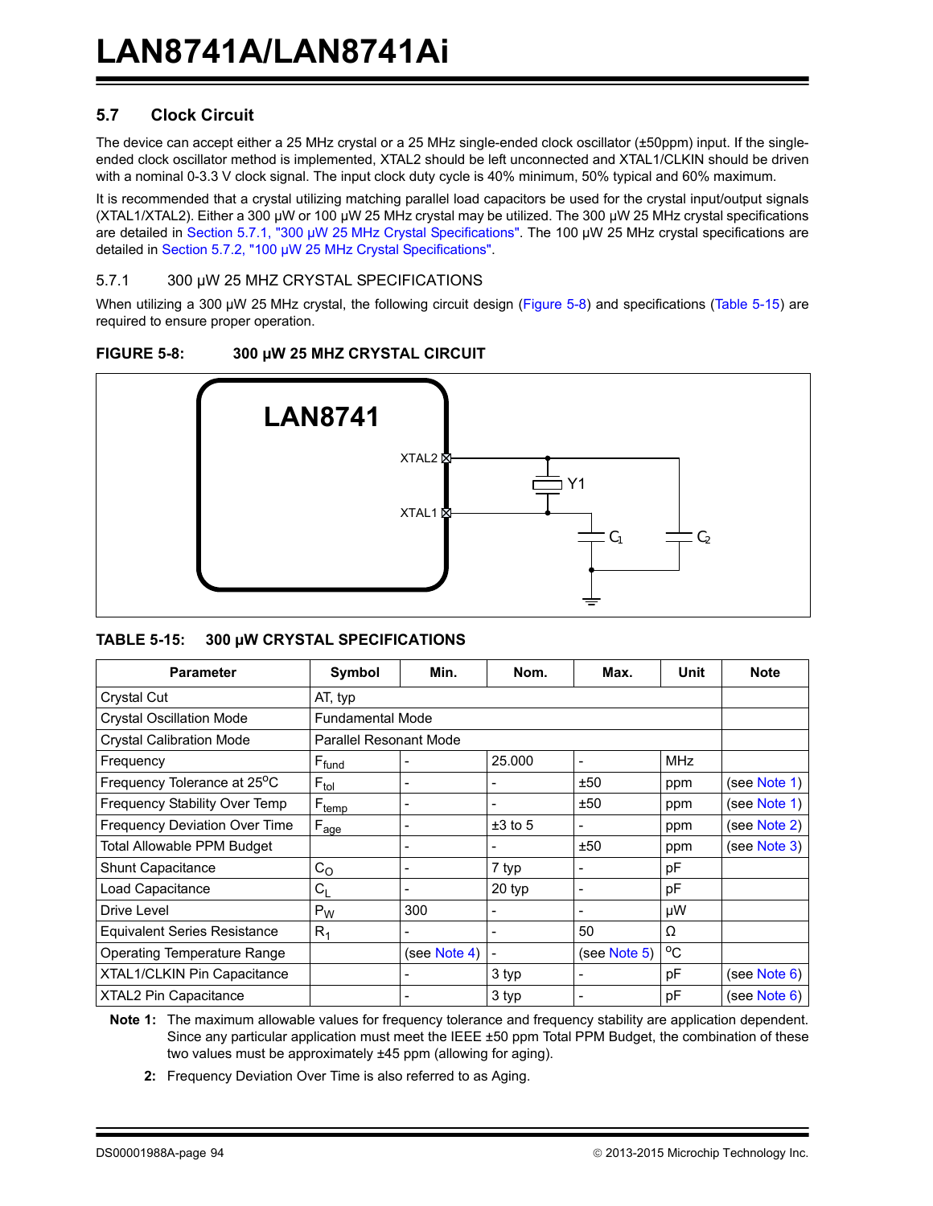## 5.7 Clock Circuit

The device can accept either a 25 MHz crystal or a 25 MHz single-ended clock oscillator (±50ppm) input. If the single-ended clock oscillator method is implemented, XTAL2 should be left unconnected and XTAL1/CLKIN should be driven with a nominal 0-3.3 V clock signal. The input clock duty cycle is 40% minimum, 50% typical and 60% maximum.

It is recommended that a crystal utilizing matching parallel load capacitors be used for the crystal input/output signals (XTAL1/XTAL2). Either a 300 µW or 100 µW 25 MHz crystal may be utilized. The 300 µW 25 MHz crystal specifications are detailed in Section 5.7.1, "300 µW 25 MHz Crystal Specifications". The 100 µW 25 MHz crystal specifications are detailed in Section 5.7.2, "100 µW 25 MHz Crystal Specifications".

### 5.7.1 300 µW 25 MHZ CRYSTAL SPECIFICATIONS

When utilizing a 300 µW 25 MHz crystal, the following circuit design (Figure 5-8) and specifications (Table 5-15) are required to ensure proper operation.

**FIGURE 5-8: 300 µW 25 MHZ CRYSTAL CIRCUIT**

LAN8741 — XTAL2, XTAL1, Y1, $C_1$, $C_2$

**TABLE 5-15: 300 µW CRYSTAL SPECIFICATIONS**

| Parameter | Symbol | Min. | Nom. | Max. | Unit | Note |
|---|---|---|---|---|---|---|
| Crystal Cut | AT, typ | | | | | |
| Crystal Oscillation Mode | Fundamental Mode | | | | | |
| Crystal Calibration Mode | Parallel Resonant Mode | | | | | |
| Frequency | $F_{fund}$ | - | 25.000 | - | MHz | |
| Frequency Tolerance at 25°C | $F_{tol}$ | - | - | ±50 | ppm | (see Note 1) |
| Frequency Stability Over Temp | $F_{temp}$ | - | - | ±50 | ppm | (see Note 1) |
| Frequency Deviation Over Time | $F_{age}$ | - | ±3 to 5 | - | ppm | (see Note 2) |
| Total Allowable PPM Budget | | - | - | ±50 | ppm | (see Note 3) |
| Shunt Capacitance | $C_O$ | - | 7 typ | - | pF | |
| Load Capacitance | $C_L$ | - | 20 typ | - | pF | |
| Drive Level | $P_W$ | 300 | - | - | µW | |
| Equivalent Series Resistance | $R_1$ | - | - | 50 | Ω | |
| Operating Temperature Range | | (see Note 4) | - | (see Note 5) | °C | |
| XTAL1/CLKIN Pin Capacitance | | - | 3 typ | - | pF | (see Note 6) |
| XTAL2 Pin Capacitance | | - | 3 typ | - | pF | (see Note 6) |

**Note 1:** The maximum allowable values for frequency tolerance and frequency stability are application dependent. Since any particular application must meet the IEEE ±50 ppm Total PPM Budget, the combination of these two values must be approximately ±45 ppm (allowing for aging).

**2:** Frequency Deviation Over Time is also referred to as Aging.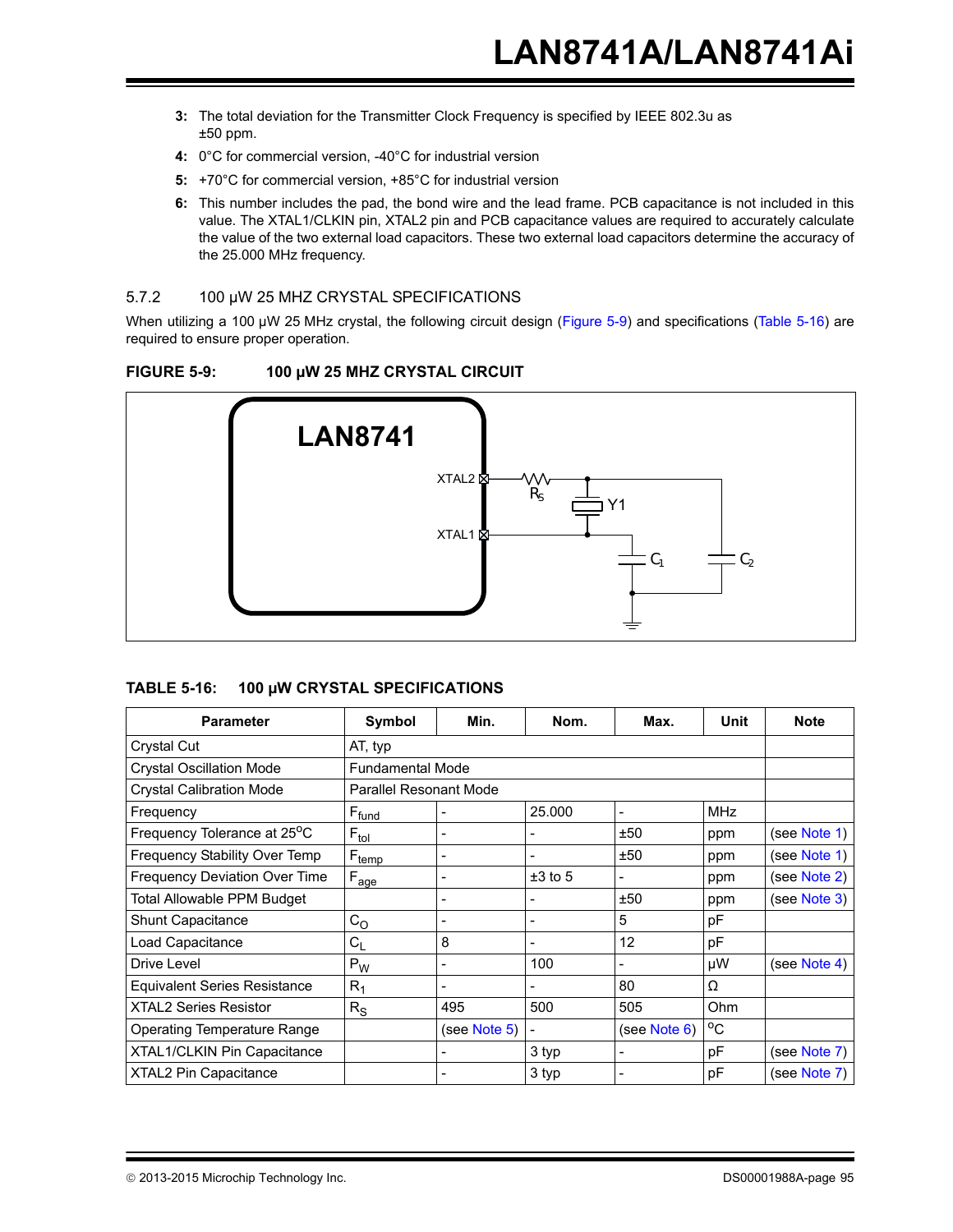3: The total deviation for the Transmitter Clock Frequency is specified by IEEE 802.3u as ±50 ppm.

4: 0°C for commercial version, -40°C for industrial version

5: +70°C for commercial version, +85°C for industrial version

6: This number includes the pad, the bond wire and the lead frame. PCB capacitance is not included in this value. The XTAL1/CLKIN pin, XTAL2 pin and PCB capacitance values are required to accurately calculate the value of the two external load capacitors. These two external load capacitors determine the accuracy of the 25.000 MHz frequency.

### 5.7.2 100 µW 25 MHZ CRYSTAL SPECIFICATIONS

When utilizing a 100 µW 25 MHz crystal, the following circuit design (Figure 5-9) and specifications (Table 5-16) are required to ensure proper operation.

**FIGURE 5-9: 100 µW 25 MHZ CRYSTAL CIRCUIT**

**TABLE 5-16: 100 µW CRYSTAL SPECIFICATIONS**

| Parameter | Symbol | Min. | Nom. | Max. | Unit | Note |
|---|---|---|---|---|---|---|
| Crystal Cut | AT, typ | | | | | |
| Crystal Oscillation Mode | Fundamental Mode | | | | | |
| Crystal Calibration Mode | Parallel Resonant Mode | | | | | |
| Frequency | $F_{fund}$ | - | 25.000 | - | MHz | |
| Frequency Tolerance at 25°C | $F_{tol}$ | - | - | ±50 | ppm | (see Note 1) |
| Frequency Stability Over Temp | $F_{temp}$ | - | - | ±50 | ppm | (see Note 1) |
| Frequency Deviation Over Time | $F_{age}$ | - | ±3 to 5 | - | ppm | (see Note 2) |
| Total Allowable PPM Budget | | - | - | ±50 | ppm | (see Note 3) |
| Shunt Capacitance | $C_O$ | - | - | 5 | pF | |
| Load Capacitance | $C_L$ | 8 | - | 12 | pF | |
| Drive Level | $P_W$ | - | 100 | - | µW | (see Note 4) |
| Equivalent Series Resistance | $R_1$ | - | - | 80 | Ω | |
| XTAL2 Series Resistor | $R_S$ | 495 | 500 | 505 | Ohm | |
| Operating Temperature Range | | (see Note 5) | - | (see Note 6) | °C | |
| XTAL1/CLKIN Pin Capacitance | | - | 3 typ | - | pF | (see Note 7) |
| XTAL2 Pin Capacitance | | - | 3 typ | - | pF | (see Note 7) |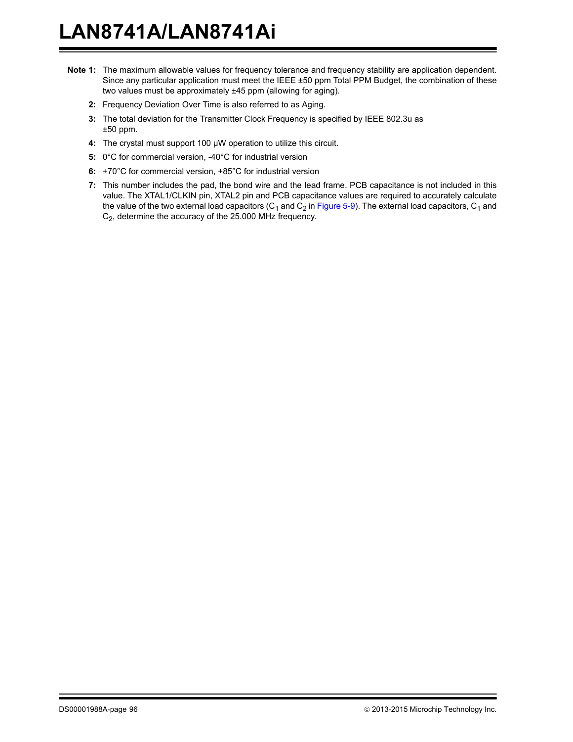**Note 1:** The maximum allowable values for frequency tolerance and frequency stability are application dependent. Since any particular application must meet the IEEE ±50 ppm Total PPM Budget, the combination of these two values must be approximately ±45 ppm (allowing for aging).

**2:** Frequency Deviation Over Time is also referred to as Aging.

**3:** The total deviation for the Transmitter Clock Frequency is specified by IEEE 802.3u as ±50 ppm.

**4:** The crystal must support 100 µW operation to utilize this circuit.

**5:** 0°C for commercial version, -40°C for industrial version

**6:** +70°C for commercial version, +85°C for industrial version

**7:** This number includes the pad, the bond wire and the lead frame. PCB capacitance is not included in this value. The XTAL1/CLKIN pin, XTAL2 pin and PCB capacitance values are required to accurately calculate the value of the two external load capacitors ($C_1$ and $C_2$ in Figure 5-9). The external load capacitors, $C_1$ and $C_2$, determine the accuracy of the 25.000 MHz frequency.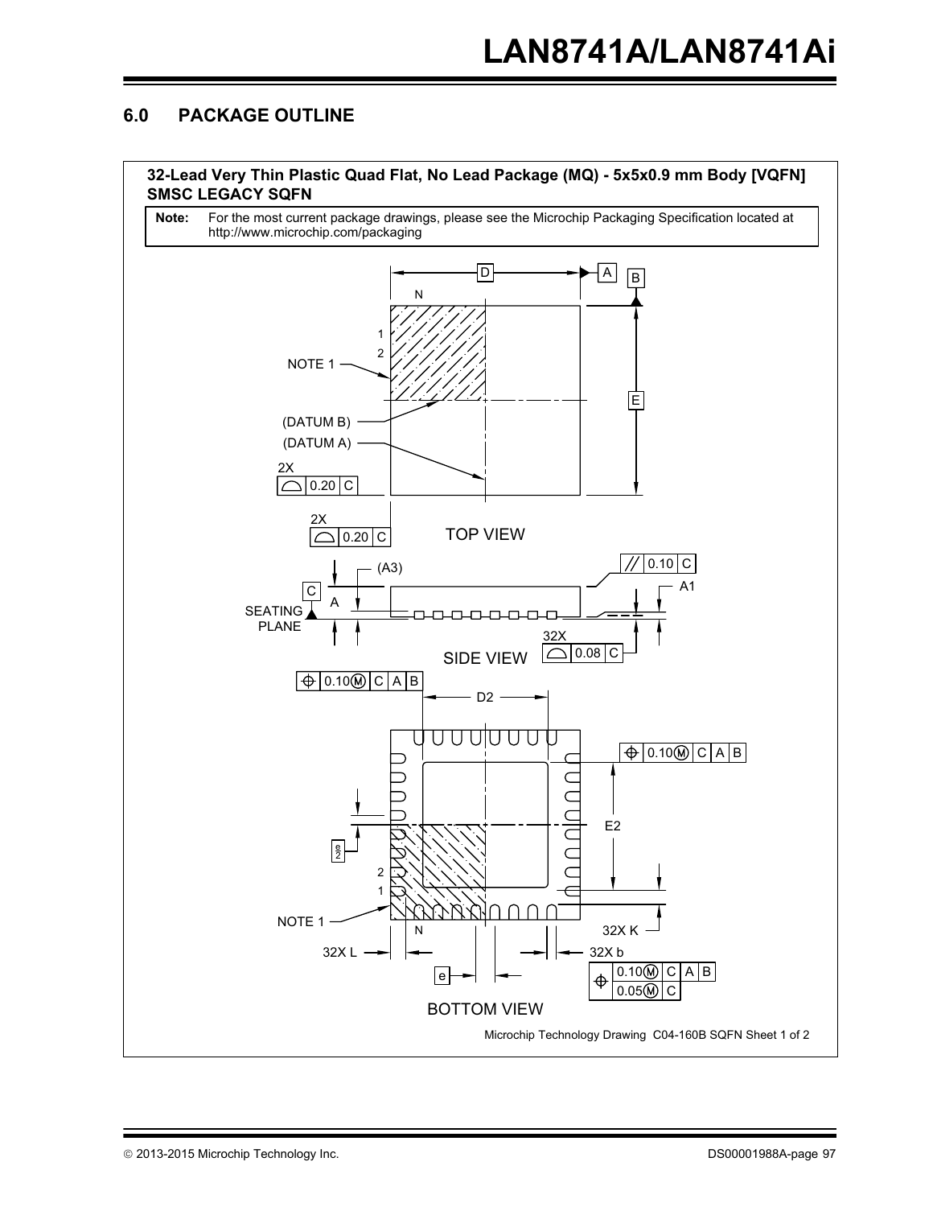## 6.0 PACKAGE OUTLINE

**32-Lead Very Thin Plastic Quad Flat, No Lead Package (MQ) - 5x5x0.9 mm Body [VQFN] SMSC LEGACY SQFN**

**Note:** For the most current package drawings, please see the Microchip Packaging Specification located at http://www.microchip.com/packaging

TOP VIEW

SIDE VIEW

BOTTOM VIEW

Microchip Technology Drawing C04-160B SQFN Sheet 1 of 2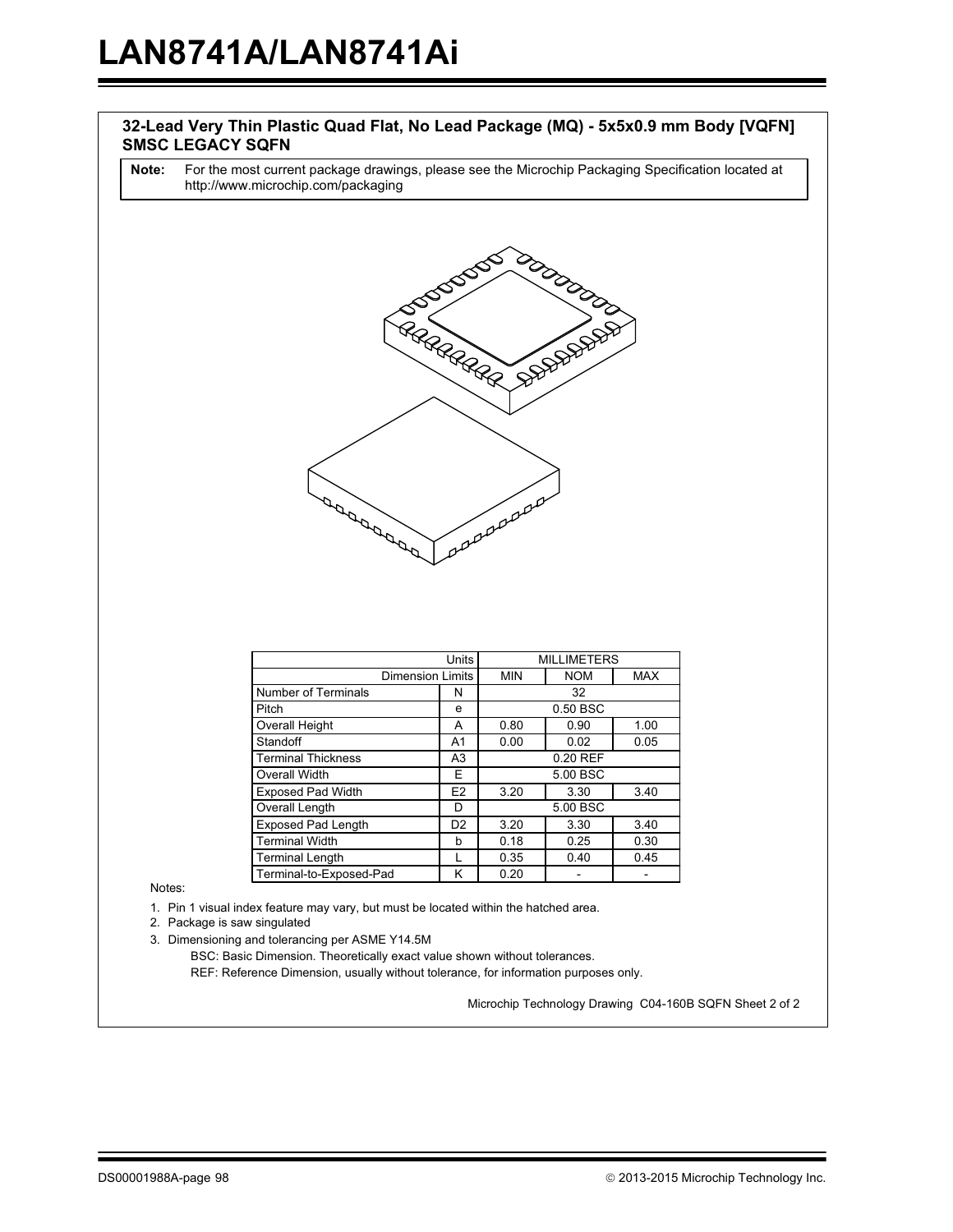## 32-Lead Very Thin Plastic Quad Flat, No Lead Package (MQ) - 5x5x0.9 mm Body [VQFN] SMSC LEGACY SQFN

**Note:** For the most current package drawings, please see the Microchip Packaging Specification located at http://www.microchip.com/packaging

| Units | | MILLIMETERS | | |
|---|---|---|---|---|
| Dimension Limits | | MIN | NOM | MAX |
| Number of Terminals | N | | 32 | |
| Pitch | e | | 0.50 BSC | |
| Overall Height | A | 0.80 | 0.90 | 1.00 |
| Standoff | A1 | 0.00 | 0.02 | 0.05 |
| Terminal Thickness | A3 | | 0.20 REF | |
| Overall Width | E | | 5.00 BSC | |
| Exposed Pad Width | E2 | 3.20 | 3.30 | 3.40 |
| Overall Length | D | | 5.00 BSC | |
| Exposed Pad Length | D2 | 3.20 | 3.30 | 3.40 |
| Terminal Width | b | 0.18 | 0.25 | 0.30 |
| Terminal Length | L | 0.35 | 0.40 | 0.45 |
| Terminal-to-Exposed-Pad | K | 0.20 | - | - |

Notes:

1. Pin 1 visual index feature may vary, but must be located within the hatched area.
2. Package is saw singulated
3. Dimensioning and tolerancing per ASME Y14.5M

   BSC: Basic Dimension. Theoretically exact value shown without tolerances.

   REF: Reference Dimension, usually without tolerance, for information purposes only.

Microchip Technology Drawing C04-160B SQFN Sheet 2 of 2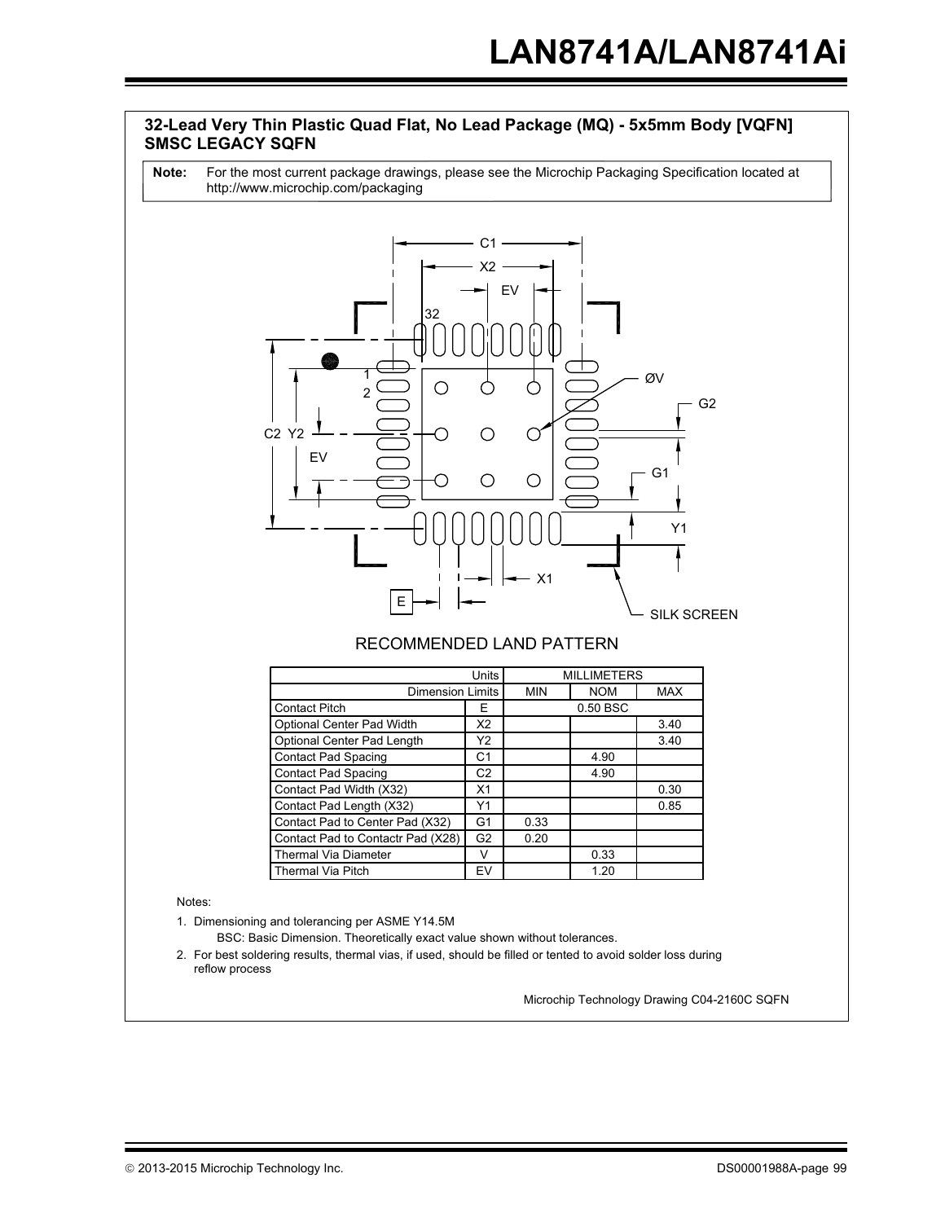### 32-Lead Very Thin Plastic Quad Flat, No Lead Package (MQ) - 5x5mm Body [VQFN] SMSC LEGACY SQFN

**Note:** For the most current package drawings, please see the Microchip Packaging Specification located at http://www.microchip.com/packaging

RECOMMENDED LAND PATTERN

| Units | | MILLIMETERS | | |
|---|---|---|---|---|
| Dimension Limits | | MIN | NOM | MAX |
| Contact Pitch | E | | 0.50 BSC | |
| Optional Center Pad Width | X2 | | | 3.40 |
| Optional Center Pad Length | Y2 | | | 3.40 |
| Contact Pad Spacing | C1 | | 4.90 | |
| Contact Pad Spacing | C2 | | 4.90 | |
| Contact Pad Width (X32) | X1 | | | 0.30 |
| Contact Pad Length (X32) | Y1 | | | 0.85 |
| Contact Pad to Center Pad (X32) | G1 | 0.33 | | |
| Contact Pad to Contactr Pad (X28) | G2 | 0.20 | | |
| Thermal Via Diameter | V | | 0.33 | |
| Thermal Via Pitch | EV | | 1.20 | |

Notes:

1. Dimensioning and tolerancing per ASME Y14.5M

   BSC: Basic Dimension. Theoretically exact value shown without tolerances.

2. For best soldering results, thermal vias, if used, should be filled or tented to avoid solder loss during reflow process

Microchip Technology Drawing C04-2160C SQFN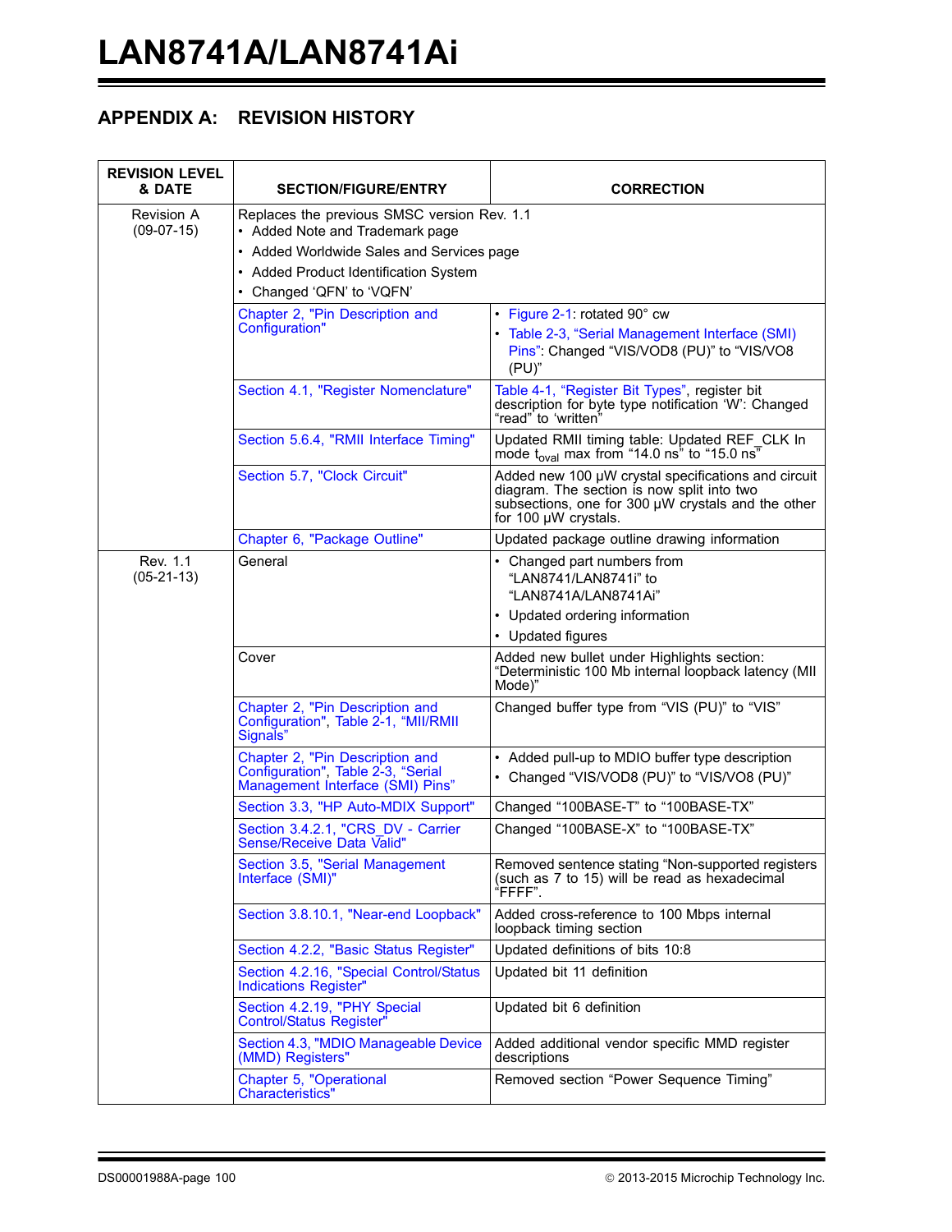## APPENDIX A: REVISION HISTORY

| REVISION LEVEL & DATE | SECTION/FIGURE/ENTRY | CORRECTION |
|---|---|---|
| Revision A (09-07-15) | Replaces the previous SMSC version Rev. 1.1 • Added Note and Trademark page • Added Worldwide Sales and Services page • Added Product Identification System • Changed ‘QFN’ to ‘VQFN’ | |
| | Chapter 2, "Pin Description and Configuration" | • Figure 2-1: rotated 90° cw • Table 2-3, “Serial Management Interface (SMI) Pins”: Changed “VIS/VOD8 (PU)” to “VIS/VO8 (PU)” |
| | Section 4.1, "Register Nomenclature" | Table 4-1, “Register Bit Types”, register bit description for byte type notification ‘W’: Changed “read” to ‘written” |
| | Section 5.6.4, "RMII Interface Timing" | Updated RMII timing table: Updated REF_CLK In mode $t_{oval}$ max from “14.0 ns” to “15.0 ns” |
| | Section 5.7, "Clock Circuit" | Added new 100 µW crystal specifications and circuit diagram. The section is now split into two subsections, one for 300 µW crystals and the other for 100 µW crystals. |
| | Chapter 6, "Package Outline" | Updated package outline drawing information |
| Rev. 1.1 (05-21-13) | General | • Changed part numbers from “LAN8741/LAN8741i” to “LAN8741A/LAN8741Ai” • Updated ordering information • Updated figures |
| | Cover | Added new bullet under Highlights section: “Deterministic 100 Mb internal loopback latency (MII Mode)” |
| | Chapter 2, "Pin Description and Configuration", Table 2-1, “MII/RMII Signals” | Changed buffer type from “VIS (PU)” to “VIS” |
| | Chapter 2, "Pin Description and Configuration", Table 2-3, “Serial Management Interface (SMI) Pins” | • Added pull-up to MDIO buffer type description • Changed “VIS/VOD8 (PU)” to “VIS/VO8 (PU)” |
| | Section 3.3, "HP Auto-MDIX Support" | Changed “100BASE-T” to “100BASE-TX” |
| | Section 3.4.2.1, "CRS_DV - Carrier Sense/Receive Data Valid" | Changed “100BASE-X” to “100BASE-TX” |
| | Section 3.5, "Serial Management Interface (SMI)" | Removed sentence stating “Non-supported registers (such as 7 to 15) will be read as hexadecimal “FFFF”. |
| | Section 3.8.10.1, "Near-end Loopback" | Added cross-reference to 100 Mbps internal loopback timing section |
| | Section 4.2.2, "Basic Status Register" | Updated definitions of bits 10:8 |
| | Section 4.2.16, "Special Control/Status Indications Register" | Updated bit 11 definition |
| | Section 4.2.19, "PHY Special Control/Status Register" | Updated bit 6 definition |
| | Section 4.3, "MDIO Manageable Device (MMD) Registers" | Added additional vendor specific MMD register descriptions |
| | Chapter 5, "Operational Characteristics" | Removed section “Power Sequence Timing” |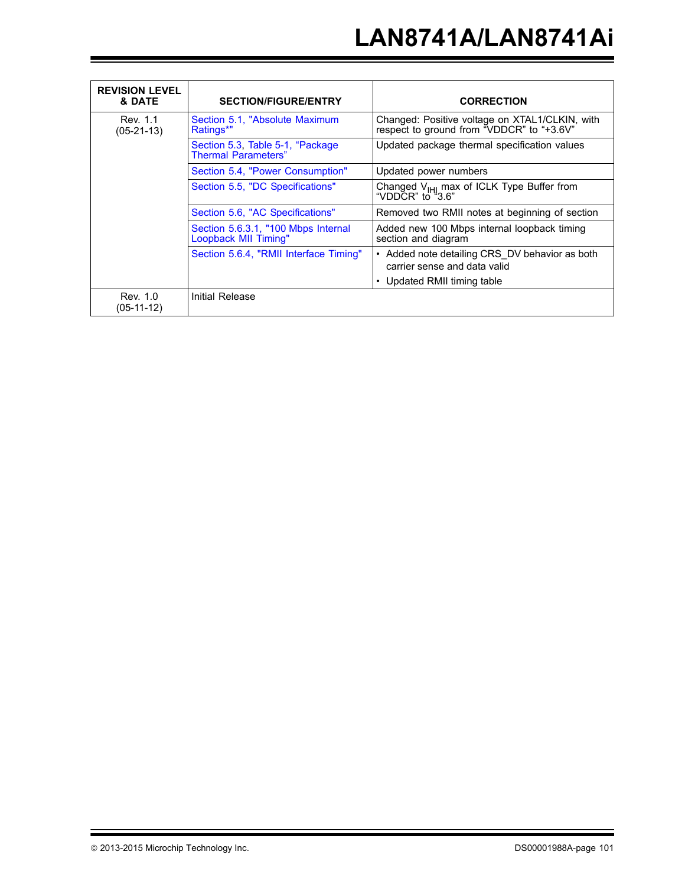| REVISION LEVEL & DATE | SECTION/FIGURE/ENTRY | CORRECTION |
|---|---|---|
| Rev. 1.1 (05-21-13) | Section 5.1, "Absolute Maximum Ratings*" | Changed: Positive voltage on XTAL1/CLKIN, with respect to ground from "VDDCR" to "+3.6V" |
| | Section 5.3, Table 5-1, "Package Thermal Parameters" | Updated package thermal specification values |
| | Section 5.4, "Power Consumption" | Updated power numbers |
| | Section 5.5, "DC Specifications" | Changed $V_{IHI}$ max of ICLK Type Buffer from "VDDCR" to "3.6" |
| | Section 5.6, "AC Specifications" | Removed two RMII notes at beginning of section |
| | Section 5.6.3.1, "100 Mbps Internal Loopback MII Timing" | Added new 100 Mbps internal loopback timing section and diagram |
| | Section 5.6.4, "RMII Interface Timing" | • Added note detailing CRS_DV behavior as both carrier sense and data valid<br>• Updated RMII timing table |
| Rev. 1.0 (05-11-12) | Initial Release | |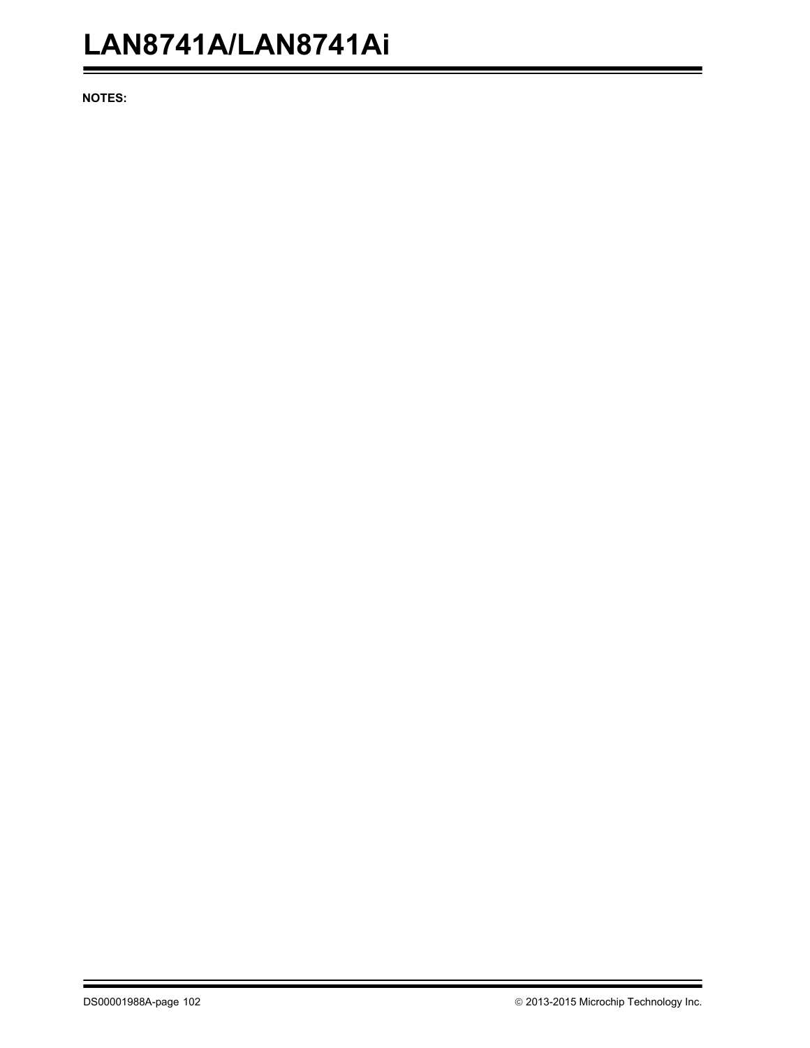**NOTES:**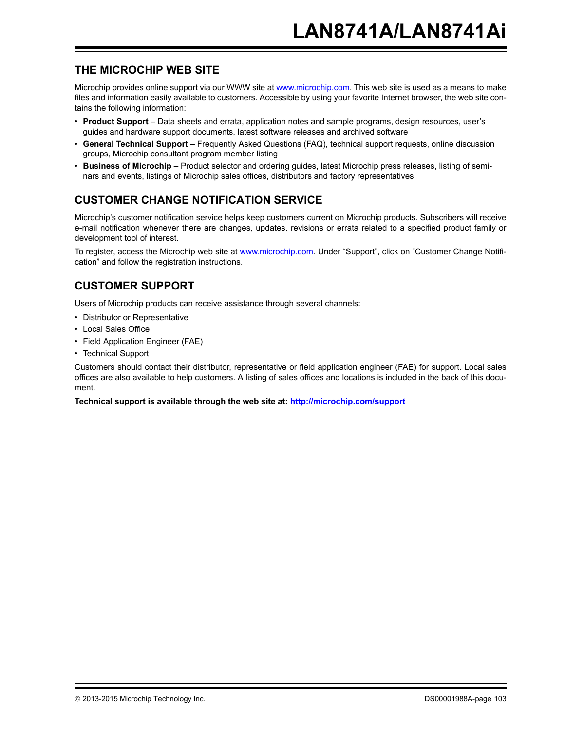## THE MICROCHIP WEB SITE

Microchip provides online support via our WWW site at www.microchip.com. This web site is used as a means to make files and information easily available to customers. Accessible by using your favorite Internet browser, the web site contains the following information:

- **Product Support** – Data sheets and errata, application notes and sample programs, design resources, user's guides and hardware support documents, latest software releases and archived software
- **General Technical Support** – Frequently Asked Questions (FAQ), technical support requests, online discussion groups, Microchip consultant program member listing
- **Business of Microchip** – Product selector and ordering guides, latest Microchip press releases, listing of seminars and events, listings of Microchip sales offices, distributors and factory representatives

## CUSTOMER CHANGE NOTIFICATION SERVICE

Microchip's customer notification service helps keep customers current on Microchip products. Subscribers will receive e-mail notification whenever there are changes, updates, revisions or errata related to a specified product family or development tool of interest.

To register, access the Microchip web site at www.microchip.com. Under "Support", click on "Customer Change Notification" and follow the registration instructions.

## CUSTOMER SUPPORT

Users of Microchip products can receive assistance through several channels:

- Distributor or Representative
- Local Sales Office
- Field Application Engineer (FAE)
- Technical Support

Customers should contact their distributor, representative or field application engineer (FAE) for support. Local sales offices are also available to help customers. A listing of sales offices and locations is included in the back of this document.

**Technical support is available through the web site at: http://microchip.com/support**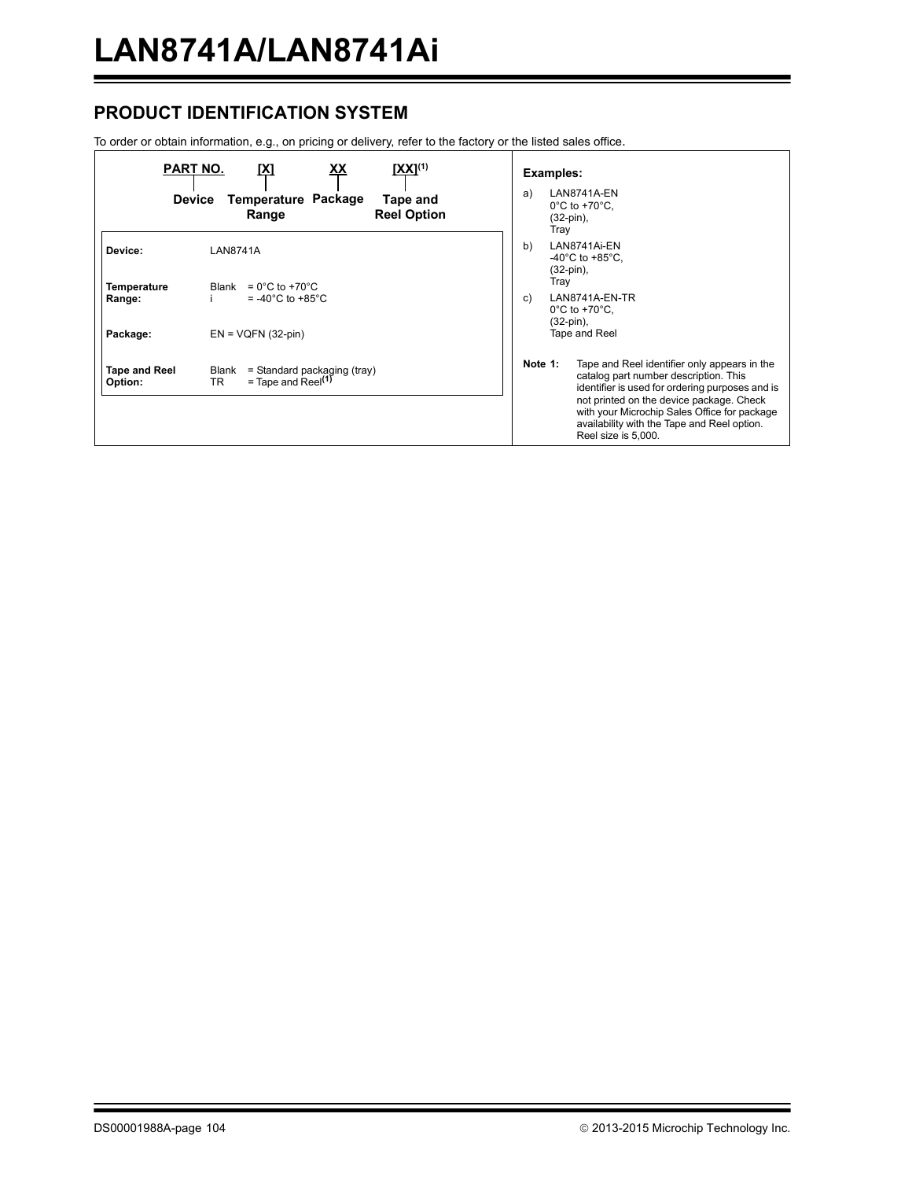## PRODUCT IDENTIFICATION SYSTEM

To order or obtain information, e.g., on pricing or delivery, refer to the factory or the listed sales office.

| PART NO. | [X] | XX | [XX][(1)] |
|---|---|---|---|
| Device | Temperature Range | Package | Tape and Reel Option |

| | |
|---|---|
| **Device:** | LAN8741A |
| **Temperature Range:** | Blank = 0°C to +70°C<br>i = -40°C to +85°C |
| **Package:** | EN = VQFN (32-pin) |
| **Tape and Reel Option:** | Blank = Standard packaging (tray)<br>TR = Tape and Reel[(1)] |

**Examples:**

a) LAN8741A-EN
0°C to +70°C,
(32-pin),
Tray

b) LAN8741Ai-EN
-40°C to +85°C,
(32-pin),
Tray

c) LAN8741A-EN-TR
0°C to +70°C,
(32-pin),
Tape and Reel

**Note 1:** Tape and Reel identifier only appears in the catalog part number description. This identifier is used for ordering purposes and is not printed on the device package. Check with your Microchip Sales Office for package availability with the Tape and Reel option. Reel size is 5,000.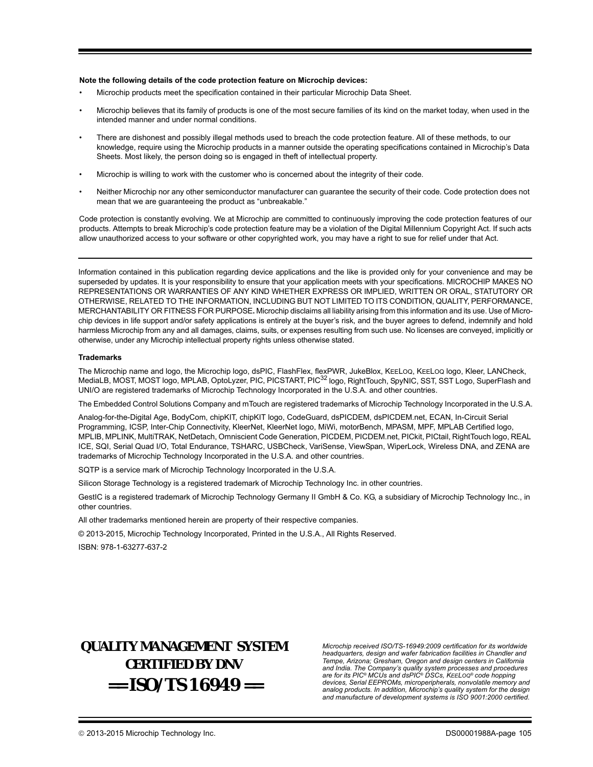**Note the following details of the code protection feature on Microchip devices:**

- Microchip products meet the specification contained in their particular Microchip Data Sheet.
- Microchip believes that its family of products is one of the most secure families of its kind on the market today, when used in the intended manner and under normal conditions.
- There are dishonest and possibly illegal methods used to breach the code protection feature. All of these methods, to our knowledge, require using the Microchip products in a manner outside the operating specifications contained in Microchip's Data Sheets. Most likely, the person doing so is engaged in theft of intellectual property.
- Microchip is willing to work with the customer who is concerned about the integrity of their code.
- Neither Microchip nor any other semiconductor manufacturer can guarantee the security of their code. Code protection does not mean that we are guaranteeing the product as "unbreakable."

Code protection is constantly evolving. We at Microchip are committed to continuously improving the code protection features of our products. Attempts to break Microchip's code protection feature may be a violation of the Digital Millennium Copyright Act. If such acts allow unauthorized access to your software or other copyrighted work, you may have a right to sue for relief under that Act.

---

Information contained in this publication regarding device applications and the like is provided only for your convenience and may be superseded by updates. It is your responsibility to ensure that your application meets with your specifications. MICROCHIP MAKES NO REPRESENTATIONS OR WARRANTIES OF ANY KIND WHETHER EXPRESS OR IMPLIED, WRITTEN OR ORAL, STATUTORY OR OTHERWISE, RELATED TO THE INFORMATION, INCLUDING BUT NOT LIMITED TO ITS CONDITION, QUALITY, PERFORMANCE, MERCHANTABILITY OR FITNESS FOR PURPOSE**.** Microchip disclaims all liability arising from this information and its use. Use of Microchip devices in life support and/or safety applications is entirely at the buyer's risk, and the buyer agrees to defend, indemnify and hold harmless Microchip from any and all damages, claims, suits, or expenses resulting from such use. No licenses are conveyed, implicitly or otherwise, under any Microchip intellectual property rights unless otherwise stated.

**Trademarks**

The Microchip name and logo, the Microchip logo, dsPIC, FlashFlex, flexPWR, JukeBlox, KEELOQ, KEELOQ logo, Kleer, LANCheck, MediaLB, MOST, MOST logo, MPLAB, OptoLyzer, PIC, PICSTART, PIC[32] logo, RightTouch, SpyNIC, SST, SST Logo, SuperFlash and UNI/O are registered trademarks of Microchip Technology Incorporated in the U.S.A. and other countries.

The Embedded Control Solutions Company and mTouch are registered trademarks of Microchip Technology Incorporated in the U.S.A.

Analog-for-the-Digital Age, BodyCom, chipKIT, chipKIT logo, CodeGuard, dsPICDEM, dsPICDEM.net, ECAN, In-Circuit Serial Programming, ICSP, Inter-Chip Connectivity, KleerNet, KleerNet logo, MiWi, motorBench, MPASM, MPF, MPLAB Certified logo, MPLIB, MPLINK, MultiTRAK, NetDetach, Omniscient Code Generation, PICDEM, PICDEM.net, PICkit, PICtail, RightTouch logo, REAL ICE, SQI, Serial Quad I/O, Total Endurance, TSHARC, USBCheck, VariSense, ViewSpan, WiperLock, Wireless DNA, and ZENA are trademarks of Microchip Technology Incorporated in the U.S.A. and other countries.

SQTP is a service mark of Microchip Technology Incorporated in the U.S.A.

Silicon Storage Technology is a registered trademark of Microchip Technology Inc. in other countries.

GestIC is a registered trademark of Microchip Technology Germany II GmbH & Co. KG, a subsidiary of Microchip Technology Inc., in other countries.

All other trademarks mentioned herein are property of their respective companies.

© 2013-2015, Microchip Technology Incorporated, Printed in the U.S.A., All Rights Reserved.

ISBN: 978-1-63277-637-2

**QUALITY MANAGEMENT SYSTEM CERTIFIED BY DNV**

**== ISO/TS 16949 ==**

*Microchip received ISO/TS-16949:2009 certification for its worldwide headquarters, design and wafer fabrication facilities in Chandler and Tempe, Arizona; Gresham, Oregon and design centers in California and India. The Company's quality system processes and procedures are for its PIC® MCUs and dsPIC® DSCs, KEELOQ® code hopping devices, Serial EEPROMs, microperipherals, nonvolatile memory and analog products. In addition, Microchip's quality system for the design and manufacture of development systems is ISO 9001:2000 certified.*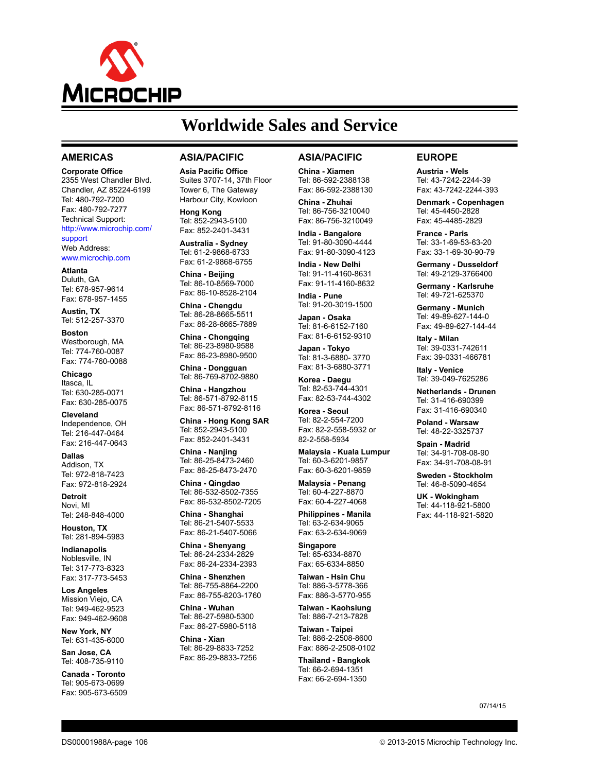MICROCHIP

# Worldwide Sales and Service

## AMERICAS

**Corporate Office**
2355 West Chandler Blvd.
Chandler, AZ 85224-6199
Tel: 480-792-7200
Fax: 480-792-7277
Technical Support:
http://www.microchip.com/support
Web Address:
www.microchip.com

**Atlanta**
Duluth, GA
Tel: 678-957-9614
Fax: 678-957-1455

**Austin, TX**
Tel: 512-257-3370

**Boston**
Westborough, MA
Tel: 774-760-0087
Fax: 774-760-0088

**Chicago**
Itasca, IL
Tel: 630-285-0071
Fax: 630-285-0075

**Cleveland**
Independence, OH
Tel: 216-447-0464
Fax: 216-447-0643

**Dallas**
Addison, TX
Tel: 972-818-7423
Fax: 972-818-2924

**Detroit**
Novi, MI
Tel: 248-848-4000

**Houston, TX**
Tel: 281-894-5983

**Indianapolis**
Noblesville, IN
Tel: 317-773-8323
Fax: 317-773-5453

**Los Angeles**
Mission Viejo, CA
Tel: 949-462-9523
Fax: 949-462-9608

**New York, NY**
Tel: 631-435-6000

**San Jose, CA**
Tel: 408-735-9110

**Canada - Toronto**
Tel: 905-673-0699
Fax: 905-673-6509

## ASIA/PACIFIC

**Asia Pacific Office**
Suites 3707-14, 37th Floor
Tower 6, The Gateway
Harbour City, Kowloon

**Hong Kong**
Tel: 852-2943-5100
Fax: 852-2401-3431

**Australia - Sydney**
Tel: 61-2-9868-6733
Fax: 61-2-9868-6755

**China - Beijing**
Tel: 86-10-8569-7000
Fax: 86-10-8528-2104

**China - Chengdu**
Tel: 86-28-8665-5511
Fax: 86-28-8665-7889

**China - Chongqing**
Tel: 86-23-8980-9588
Fax: 86-23-8980-9500

**China - Dongguan**
Tel: 86-769-8702-9880

**China - Hangzhou**
Tel: 86-571-8792-8115
Fax: 86-571-8792-8116

**China - Hong Kong SAR**
Tel: 852-2943-5100
Fax: 852-2401-3431

**China - Nanjing**
Tel: 86-25-8473-2460
Fax: 86-25-8473-2470

**China - Qingdao**
Tel: 86-532-8502-7355
Fax: 86-532-8502-7205

**China - Shanghai**
Tel: 86-21-5407-5533
Fax: 86-21-5407-5066

**China - Shenyang**
Tel: 86-24-2334-2829
Fax: 86-24-2334-2393

**China - Shenzhen**
Tel: 86-755-8864-2200
Fax: 86-755-8203-1760

**China - Wuhan**
Tel: 86-27-5980-5300
Fax: 86-27-5980-5118

**China - Xian**
Tel: 86-29-8833-7252
Fax: 86-29-8833-7256

## ASIA/PACIFIC

**China - Xiamen**
Tel: 86-592-2388138
Fax: 86-592-2388130

**China - Zhuhai**
Tel: 86-756-3210040
Fax: 86-756-3210049

**India - Bangalore**
Tel: 91-80-3090-4444
Fax: 91-80-3090-4123

**India - New Delhi**
Tel: 91-11-4160-8631
Fax: 91-11-4160-8632

**India - Pune**
Tel: 91-20-3019-1500

**Japan - Osaka**
Tel: 81-6-6152-7160
Fax: 81-6-6152-9310

**Japan - Tokyo**
Tel: 81-3-6880- 3770
Fax: 81-3-6880-3771

**Korea - Daegu**
Tel: 82-53-744-4301
Fax: 82-53-744-4302

**Korea - Seoul**
Tel: 82-2-554-7200
Fax: 82-2-558-5932 or
82-2-558-5934

**Malaysia - Kuala Lumpur**
Tel: 60-3-6201-9857
Fax: 60-3-6201-9859

**Malaysia - Penang**
Tel: 60-4-227-8870
Fax: 60-4-227-4068

**Philippines - Manila**
Tel: 63-2-634-9065
Fax: 63-2-634-9069

**Singapore**
Tel: 65-6334-8870
Fax: 65-6334-8850

**Taiwan - Hsin Chu**
Tel: 886-3-5778-366
Fax: 886-3-5770-955

**Taiwan - Kaohsiung**
Tel: 886-7-213-7828

**Taiwan - Taipei**
Tel: 886-2-2508-8600
Fax: 886-2-2508-0102

**Thailand - Bangkok**
Tel: 66-2-694-1351
Fax: 66-2-694-1350

## EUROPE

**Austria - Wels**
Tel: 43-7242-2244-39
Fax: 43-7242-2244-393

**Denmark - Copenhagen**
Tel: 45-4450-2828
Fax: 45-4485-2829

**France - Paris**
Tel: 33-1-69-53-63-20
Fax: 33-1-69-30-90-79

**Germany - Dusseldorf**
Tel: 49-2129-3766400

**Germany - Karlsruhe**
Tel: 49-721-625370

**Germany - Munich**
Tel: 49-89-627-144-0
Fax: 49-89-627-144-44

**Italy - Milan**
Tel: 39-0331-742611
Fax: 39-0331-466781

**Italy - Venice**
Tel: 39-049-7625286

**Netherlands - Drunen**
Tel: 31-416-690399
Fax: 31-416-690340

**Poland - Warsaw**
Tel: 48-22-3325737

**Spain - Madrid**
Tel: 34-91-708-08-90
Fax: 34-91-708-08-91

**Sweden - Stockholm**
Tel: 46-8-5090-4654

**UK - Wokingham**
Tel: 44-118-921-5800
Fax: 44-118-921-5820

07/14/15